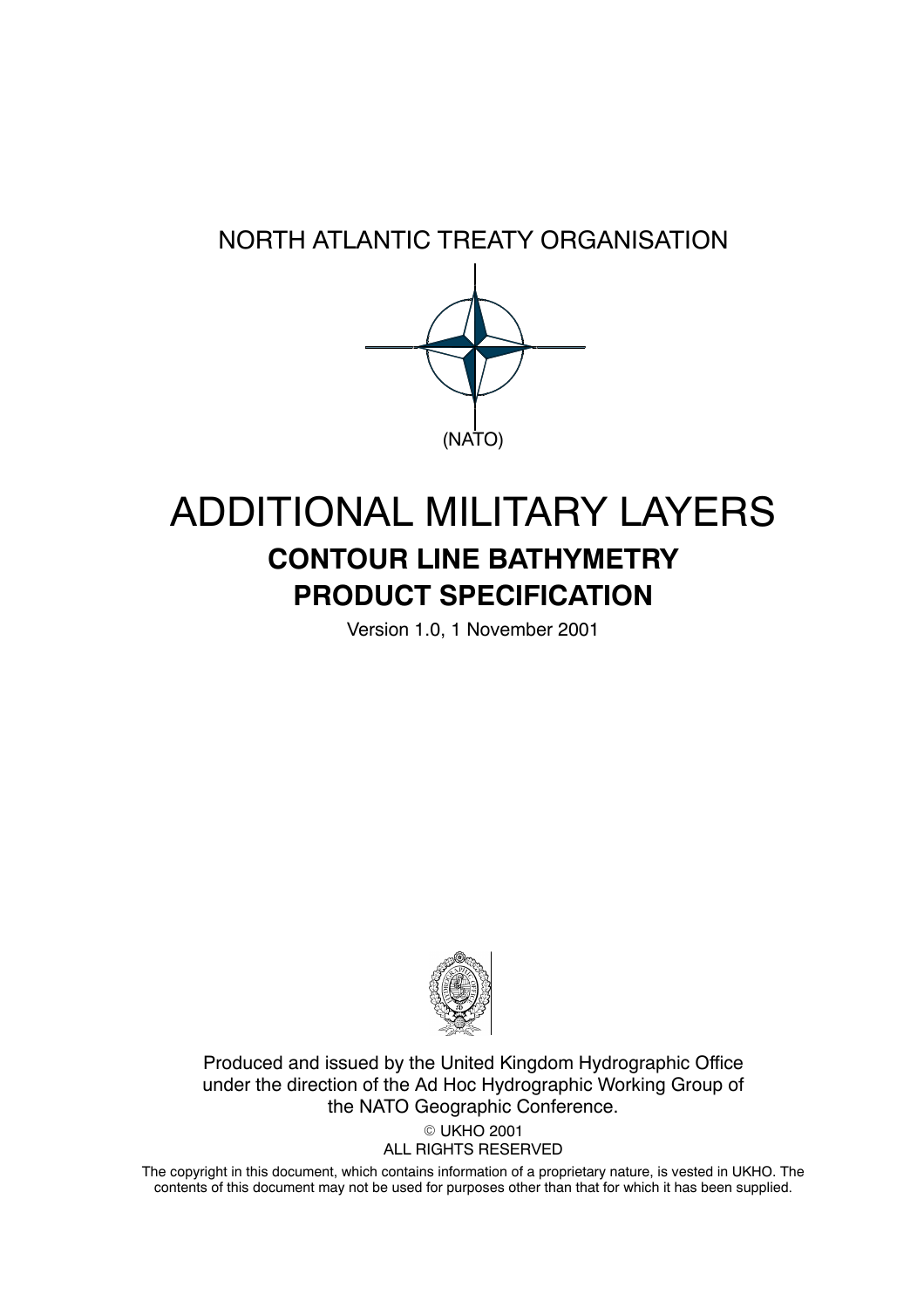NORTH ATLANTIC TREATY ORGANISATION

(NATO)

# ADDITIONAL MILITARY LAYERS

## CONTOUR LINE BATHYMETRY

## PRODUCT SPECIFICATION

Version 1.0, 1 November 2001

Produced and issued by the United Kingdom Hydrographic Office under the direction of the Ad Hoc Hydrographic Working Group of the NATO Geographic Conference.

© UKHO 2001
ALL RIGHTS RESERVED

The copyright in this document, which contains information of a proprietary nature, is vested in UKHO. The contents of this document may not be used for purposes other than that for which it has been supplied.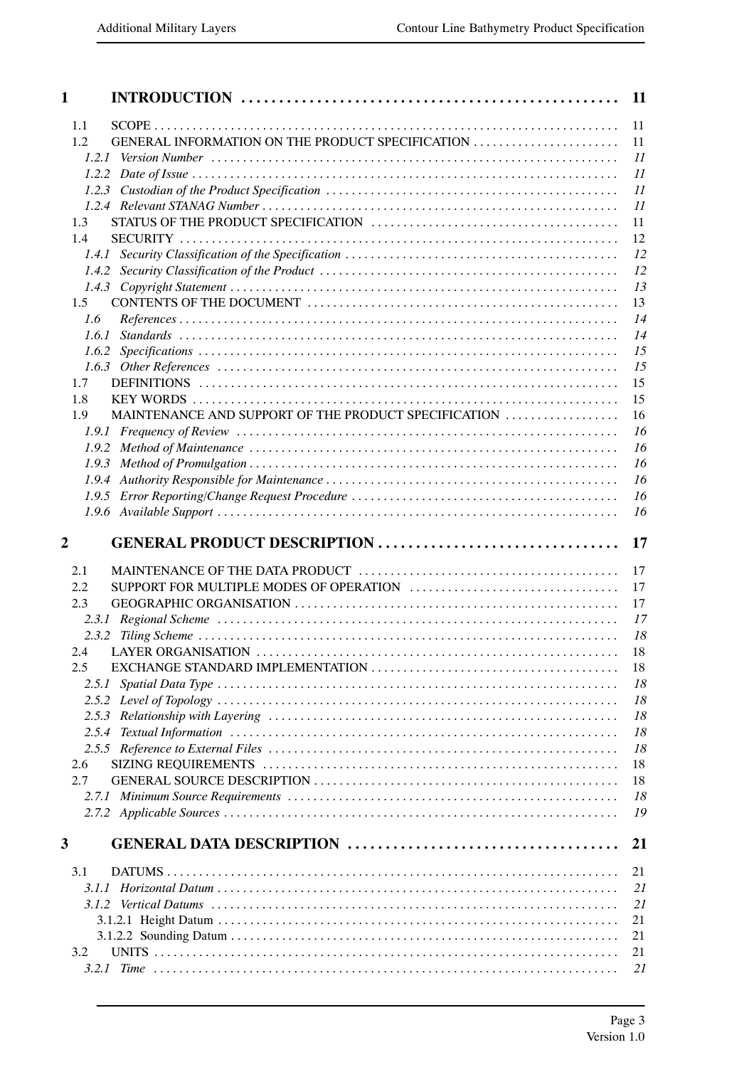**1 INTRODUCTION ..... 11**

1.1 SCOPE ..... 11
1.2 GENERAL INFORMATION ON THE PRODUCT SPECIFICATION ..... 11
*1.2.1 Version Number ..... 11*
*1.2.2 Date of Issue ..... 11*
*1.2.3 Custodian of the Product Specification ..... 11*
*1.2.4 Relevant STANAG Number ..... 11*
1.3 STATUS OF THE PRODUCT SPECIFICATION ..... 11
1.4 SECURITY ..... 12
*1.4.1 Security Classification of the Specification ..... 12*
*1.4.2 Security Classification of the Product ..... 12*
*1.4.3 Copyright Statement ..... 13*
1.5 CONTENTS OF THE DOCUMENT ..... 13
*1.6 References ..... 14*
*1.6.1 Standards ..... 14*
*1.6.2 Specifications ..... 15*
*1.6.3 Other References ..... 15*
1.7 DEFINITIONS ..... 15
1.8 KEY WORDS ..... 15
1.9 MAINTENANCE AND SUPPORT OF THE PRODUCT SPECIFICATION ..... 16
*1.9.1 Frequency of Review ..... 16*
*1.9.2 Method of Maintenance ..... 16*
*1.9.3 Method of Promulgation ..... 16*
*1.9.4 Authority Responsible for Maintenance ..... 16*
*1.9.5 Error Reporting/Change Request Procedure ..... 16*
*1.9.6 Available Support ..... 16*

**2 GENERAL PRODUCT DESCRIPTION ..... 17**

2.1 MAINTENANCE OF THE DATA PRODUCT ..... 17
2.2 SUPPORT FOR MULTIPLE MODES OF OPERATION ..... 17
2.3 GEOGRAPHIC ORGANISATION ..... 17
*2.3.1 Regional Scheme ..... 17*
*2.3.2 Tiling Scheme ..... 18*
2.4 LAYER ORGANISATION ..... 18
2.5 EXCHANGE STANDARD IMPLEMENTATION ..... 18
*2.5.1 Spatial Data Type ..... 18*
*2.5.2 Level of Topology ..... 18*
*2.5.3 Relationship with Layering ..... 18*
*2.5.4 Textual Information ..... 18*
*2.5.5 Reference to External Files ..... 18*
2.6 SIZING REQUIREMENTS ..... 18
2.7 GENERAL SOURCE DESCRIPTION ..... 18
*2.7.1 Minimum Source Requirements ..... 18*
*2.7.2 Applicable Sources ..... 19*

**3 GENERAL DATA DESCRIPTION ..... 21**

3.1 DATUMS ..... 21
*3.1.1 Horizontal Datum ..... 21*
*3.1.2 Vertical Datums ..... 21*
3.1.2.1 Height Datum ..... 21
3.1.2.2 Sounding Datum ..... 21
3.2 UNITS ..... 21
*3.2.1 Time ..... 21*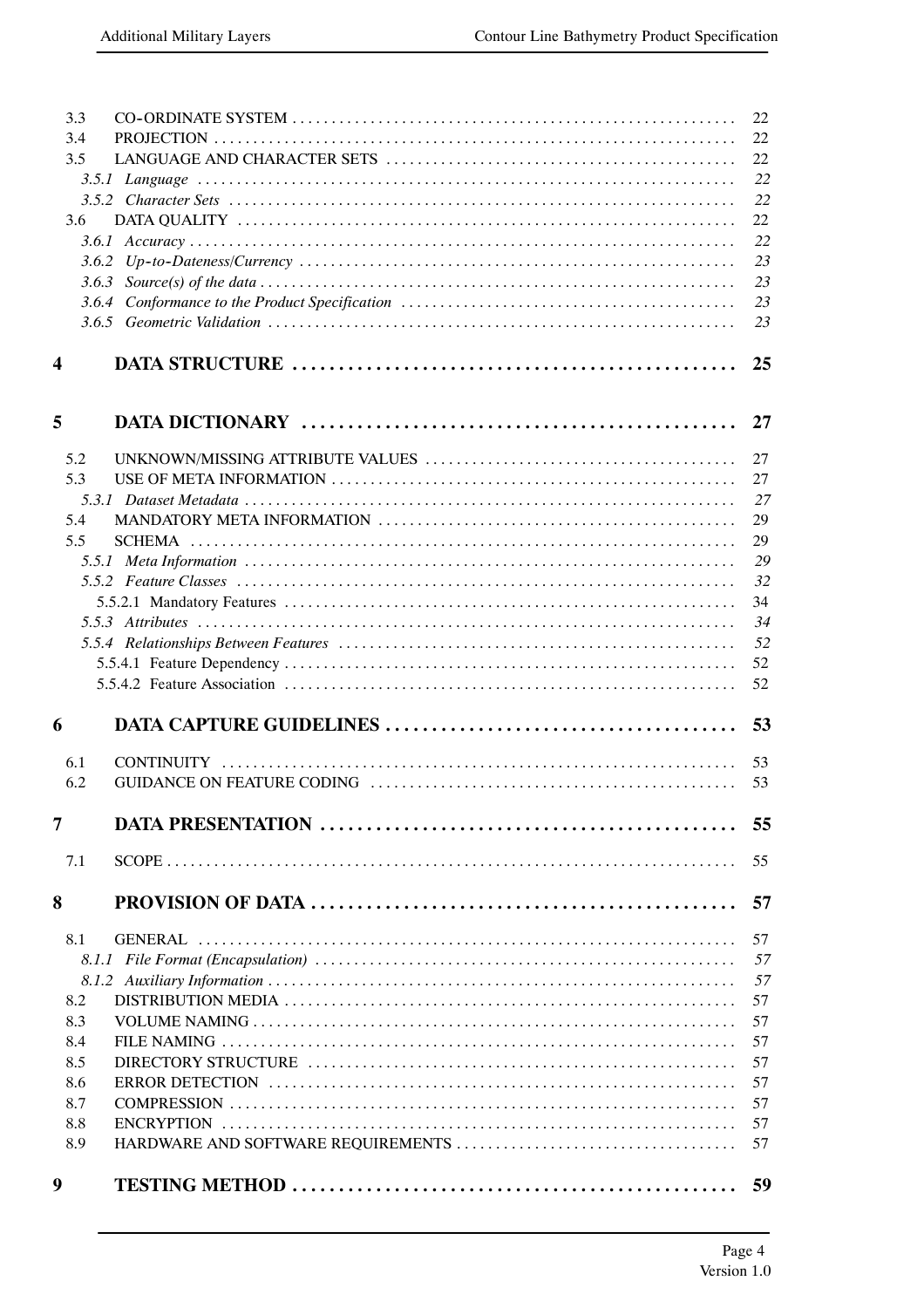3.3 CO-ORDINATE SYSTEM ........ 22
3.4 PROJECTION ........ 22
3.5 LANGUAGE AND CHARACTER SETS ........ 22
*3.5.1 Language ........ 22*
*3.5.2 Character Sets ........ 22*
3.6 DATA QUALITY ........ 22
*3.6.1 Accuracy ........ 22*
*3.6.2 Up-to-Dateness/Currency ........ 23*
*3.6.3 Source(s) of the data ........ 23*
*3.6.4 Conformance to the Product Specification ........ 23*
*3.6.5 Geometric Validation ........ 23*

**4 DATA STRUCTURE ........ 25**

**5 DATA DICTIONARY ........ 27**

5.2 UNKNOWN/MISSING ATTRIBUTE VALUES ........ 27
5.3 USE OF META INFORMATION ........ 27
*5.3.1 Dataset Metadata ........ 27*
5.4 MANDATORY META INFORMATION ........ 29
5.5 SCHEMA ........ 29
*5.5.1 Meta Information ........ 29*
*5.5.2 Feature Classes ........ 32*
5.5.2.1 Mandatory Features ........ 34
*5.5.3 Attributes ........ 34*
*5.5.4 Relationships Between Features ........ 52*
5.5.4.1 Feature Dependency ........ 52
5.5.4.2 Feature Association ........ 52

**6 DATA CAPTURE GUIDELINES ........ 53**

6.1 CONTINUITY ........ 53
6.2 GUIDANCE ON FEATURE CODING ........ 53

**7 DATA PRESENTATION ........ 55**

7.1 SCOPE ........ 55

**8 PROVISION OF DATA ........ 57**

8.1 GENERAL ........ 57
*8.1.1 File Format (Encapsulation) ........ 57*
*8.1.2 Auxiliary Information ........ 57*
8.2 DISTRIBUTION MEDIA ........ 57
8.3 VOLUME NAMING ........ 57
8.4 FILE NAMING ........ 57
8.5 DIRECTORY STRUCTURE ........ 57
8.6 ERROR DETECTION ........ 57
8.7 COMPRESSION ........ 57
8.8 ENCRYPTION ........ 57
8.9 HARDWARE AND SOFTWARE REQUIREMENTS ........ 57

**9 TESTING METHOD ........ 59**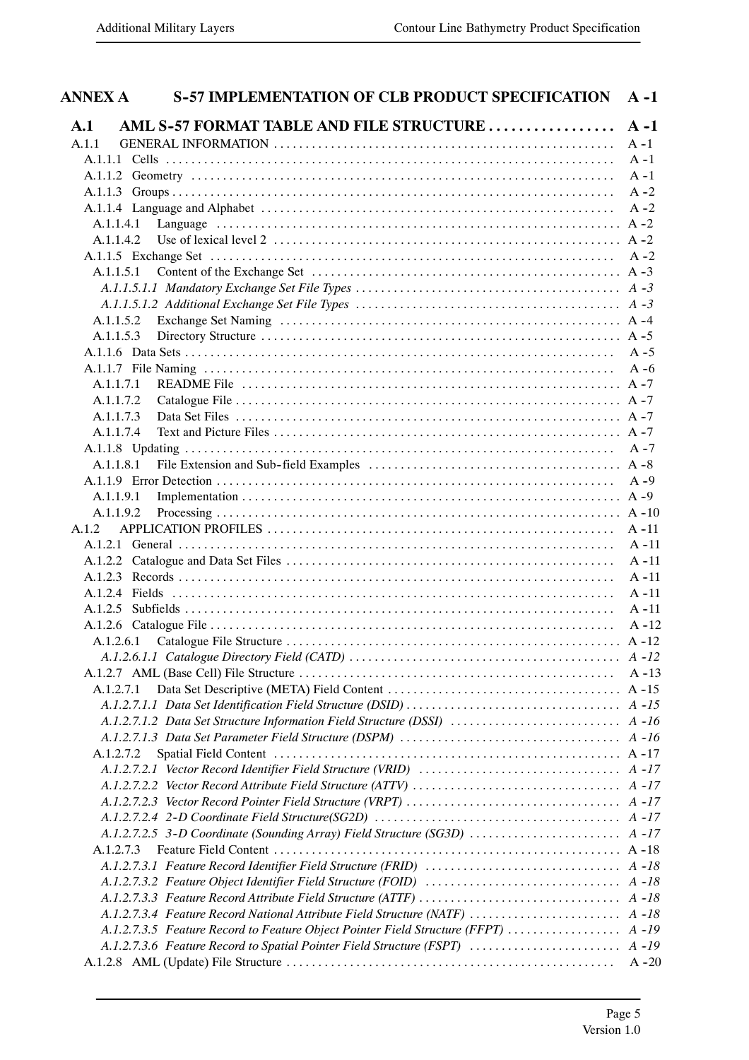**ANNEX A S-57 IMPLEMENTATION OF CLB PRODUCT SPECIFICATION A -1**

**A.1 AML S-57 FORMAT TABLE AND FILE STRUCTURE . . . . . . . . . . . . . . . . . A -1**

A.1.1 GENERAL INFORMATION . . . . . . . . . . . . . . . . . . . . . . . . . . . . . . . . . . . . . . . . . . . . . . . . . . . . . A -1
A.1.1.1 Cells . . . . . . . . . . . . . . . . . . . . . . . . . . . . . . . . . . . . . . . . . . . . . . . . . . . . . . . . . . . . . . . . . . . . . . . A -1
A.1.1.2 Geometry . . . . . . . . . . . . . . . . . . . . . . . . . . . . . . . . . . . . . . . . . . . . . . . . . . . . . . . . . . . . . . . . . . . A -1
A.1.1.3 Groups . . . . . . . . . . . . . . . . . . . . . . . . . . . . . . . . . . . . . . . . . . . . . . . . . . . . . . . . . . . . . . . . . . . . . A -2
A.1.1.4 Language and Alphabet . . . . . . . . . . . . . . . . . . . . . . . . . . . . . . . . . . . . . . . . . . . . . . . . . . . . . . A -2
A.1.1.4.1 Language . . . . . . . . . . . . . . . . . . . . . . . . . . . . . . . . . . . . . . . . . . . . . . . . . . . . . . . . . . . . . . . A -2
A.1.1.4.2 Use of lexical level 2 . . . . . . . . . . . . . . . . . . . . . . . . . . . . . . . . . . . . . . . . . . . . . . . . . . . . . A -2
A.1.1.5 Exchange Set . . . . . . . . . . . . . . . . . . . . . . . . . . . . . . . . . . . . . . . . . . . . . . . . . . . . . . . . . . . . . . . A -2
A.1.1.5.1 Content of the Exchange Set . . . . . . . . . . . . . . . . . . . . . . . . . . . . . . . . . . . . . . . . . . . . . . . A -3
*A.1.1.5.1.1 Mandatory Exchange Set File Types . . . . . . . . . . . . . . . . . . . . . . . . . . . . . . . . . . . . . . . . A -3*
*A.1.1.5.1.2 Additional Exchange Set File Types . . . . . . . . . . . . . . . . . . . . . . . . . . . . . . . . . . . . . . . . A -3*
A.1.1.5.2 Exchange Set Naming . . . . . . . . . . . . . . . . . . . . . . . . . . . . . . . . . . . . . . . . . . . . . . . . . . . . A -4
A.1.1.5.3 Directory Structure . . . . . . . . . . . . . . . . . . . . . . . . . . . . . . . . . . . . . . . . . . . . . . . . . . . . . . . A -5
A.1.1.6 Data Sets . . . . . . . . . . . . . . . . . . . . . . . . . . . . . . . . . . . . . . . . . . . . . . . . . . . . . . . . . . . . . . . . . . . A -5
A.1.1.7 File Naming . . . . . . . . . . . . . . . . . . . . . . . . . . . . . . . . . . . . . . . . . . . . . . . . . . . . . . . . . . . . . . . . A -6
A.1.1.7.1 README File . . . . . . . . . . . . . . . . . . . . . . . . . . . . . . . . . . . . . . . . . . . . . . . . . . . . . . . . . . . A -7
A.1.1.7.2 Catalogue File . . . . . . . . . . . . . . . . . . . . . . . . . . . . . . . . . . . . . . . . . . . . . . . . . . . . . . . . . . . A -7
A.1.1.7.3 Data Set Files . . . . . . . . . . . . . . . . . . . . . . . . . . . . . . . . . . . . . . . . . . . . . . . . . . . . . . . . . . . A -7
A.1.1.7.4 Text and Picture Files . . . . . . . . . . . . . . . . . . . . . . . . . . . . . . . . . . . . . . . . . . . . . . . . . . . . A -7
A.1.1.8 Updating . . . . . . . . . . . . . . . . . . . . . . . . . . . . . . . . . . . . . . . . . . . . . . . . . . . . . . . . . . . . . . . . . . . A -7
A.1.1.8.1 File Extension and Sub-field Examples . . . . . . . . . . . . . . . . . . . . . . . . . . . . . . . . . . . . . . A -8
A.1.1.9 Error Detection . . . . . . . . . . . . . . . . . . . . . . . . . . . . . . . . . . . . . . . . . . . . . . . . . . . . . . . . . . . . . A -9
A.1.1.9.1 Implementation . . . . . . . . . . . . . . . . . . . . . . . . . . . . . . . . . . . . . . . . . . . . . . . . . . . . . . . . . . A -9
A.1.1.9.2 Processing . . . . . . . . . . . . . . . . . . . . . . . . . . . . . . . . . . . . . . . . . . . . . . . . . . . . . . . . . . . . . . A -10
A.1.2 APPLICATION PROFILES . . . . . . . . . . . . . . . . . . . . . . . . . . . . . . . . . . . . . . . . . . . . . . . . . . . . . . A -11
A.1.2.1 General . . . . . . . . . . . . . . . . . . . . . . . . . . . . . . . . . . . . . . . . . . . . . . . . . . . . . . . . . . . . . . . . . . . . A -11
A.1.2.2 Catalogue and Data Set Files . . . . . . . . . . . . . . . . . . . . . . . . . . . . . . . . . . . . . . . . . . . . . . . . . . A -11
A.1.2.3 Records . . . . . . . . . . . . . . . . . . . . . . . . . . . . . . . . . . . . . . . . . . . . . . . . . . . . . . . . . . . . . . . . . . . A -11
A.1.2.4 Fields . . . . . . . . . . . . . . . . . . . . . . . . . . . . . . . . . . . . . . . . . . . . . . . . . . . . . . . . . . . . . . . . . . . . . A -11
A.1.2.5 Subfields . . . . . . . . . . . . . . . . . . . . . . . . . . . . . . . . . . . . . . . . . . . . . . . . . . . . . . . . . . . . . . . . . . A -11
A.1.2.6 Catalogue File . . . . . . . . . . . . . . . . . . . . . . . . . . . . . . . . . . . . . . . . . . . . . . . . . . . . . . . . . . . . . . A -12
A.1.2.6.1 Catalogue File Structure . . . . . . . . . . . . . . . . . . . . . . . . . . . . . . . . . . . . . . . . . . . . . . . . . . A -12
*A.1.2.6.1.1 Catalogue Directory Field (CATD) . . . . . . . . . . . . . . . . . . . . . . . . . . . . . . . . . . . . . . . . . A -12*
A.1.2.7 AML (Base Cell) File Structure . . . . . . . . . . . . . . . . . . . . . . . . . . . . . . . . . . . . . . . . . . . . . . . . A -13
A.1.2.7.1 Data Set Descriptive (META) Field Content . . . . . . . . . . . . . . . . . . . . . . . . . . . . . . . . . . A -15
*A.1.2.7.1.1 Data Set Identification Field Structure (DSID) . . . . . . . . . . . . . . . . . . . . . . . . . . . . . . . . A -15*
*A.1.2.7.1.2 Data Set Structure Information Field Structure (DSSI) . . . . . . . . . . . . . . . . . . . . . . . . . A -16*
*A.1.2.7.1.3 Data Set Parameter Field Structure (DSPM) . . . . . . . . . . . . . . . . . . . . . . . . . . . . . . . . . A -16*
A.1.2.7.2 Spatial Field Content . . . . . . . . . . . . . . . . . . . . . . . . . . . . . . . . . . . . . . . . . . . . . . . . . . . . . A -17
*A.1.2.7.2.1 Vector Record Identifier Field Structure (VRID) . . . . . . . . . . . . . . . . . . . . . . . . . . . . . . A -17*
*A.1.2.7.2.2 Vector Record Attribute Field Structure (ATTV) . . . . . . . . . . . . . . . . . . . . . . . . . . . . . . A -17*
*A.1.2.7.2.3 Vector Record Pointer Field Structure (VRPT) . . . . . . . . . . . . . . . . . . . . . . . . . . . . . . . . A -17*
*A.1.2.7.2.4 2-D Coordinate Field Structure(SG2D) . . . . . . . . . . . . . . . . . . . . . . . . . . . . . . . . . . . . . A -17*
*A.1.2.7.2.5 3-D Coordinate (Sounding Array) Field Structure (SG3D) . . . . . . . . . . . . . . . . . . . . . . A -17*
A.1.2.7.3 Feature Field Content . . . . . . . . . . . . . . . . . . . . . . . . . . . . . . . . . . . . . . . . . . . . . . . . . . . . A -18
*A.1.2.7.3.1 Feature Record Identifier Field Structure (FRID) . . . . . . . . . . . . . . . . . . . . . . . . . . . . . A -18*
*A.1.2.7.3.2 Feature Object Identifier Field Structure (FOID) . . . . . . . . . . . . . . . . . . . . . . . . . . . . . A -18*
*A.1.2.7.3.3 Feature Record Attribute Field Structure (ATTF) . . . . . . . . . . . . . . . . . . . . . . . . . . . . . A -18*
*A.1.2.7.3.4 Feature Record National Attribute Field Structure (NATF) . . . . . . . . . . . . . . . . . . . . . . A -18*
*A.1.2.7.3.5 Feature Record to Feature Object Pointer Field Structure (FFPT) . . . . . . . . . . . . . . . . A -19*
*A.1.2.7.3.6 Feature Record to Spatial Pointer Field Structure (FSPT) . . . . . . . . . . . . . . . . . . . . . . . A -19*
A.1.2.8 AML (Update) File Structure . . . . . . . . . . . . . . . . . . . . . . . . . . . . . . . . . . . . . . . . . . . . . . . . . A -20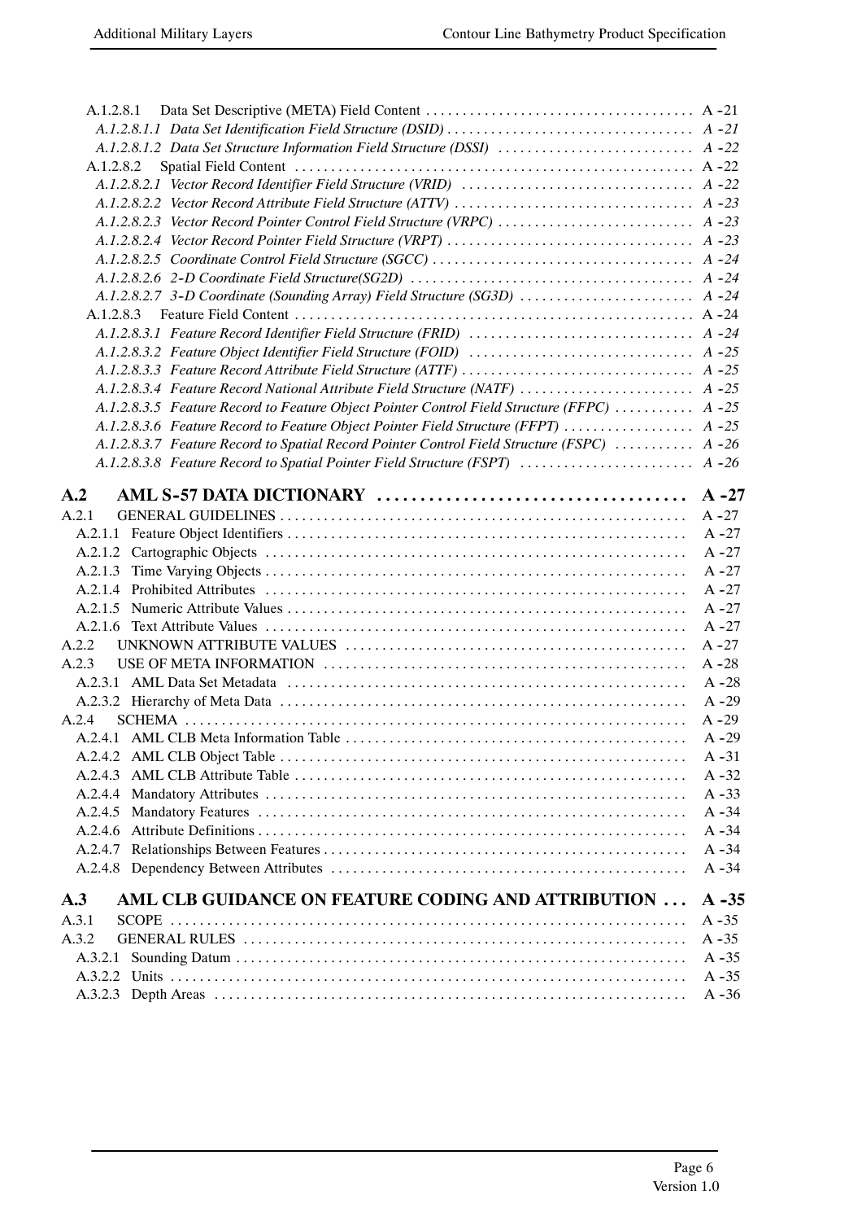A.1.2.8.1 Data Set Descriptive (META) Field Content . . . . . . . . . . . . . . . . . . . . . . . . . . . . . . . . . . . . . A -21

*A.1.2.8.1.1 Data Set Identification Field Structure (DSID) . . . . . . . . . . . . . . . . . . . . . . . . . . . . . . . . . . A -21*

*A.1.2.8.1.2 Data Set Structure Information Field Structure (DSSI) . . . . . . . . . . . . . . . . . . . . . . . . . . . A -22*

A.1.2.8.2 Spatial Field Content . . . . . . . . . . . . . . . . . . . . . . . . . . . . . . . . . . . . . . . . . . . . . . . . . . . . . . A -22

*A.1.2.8.2.1 Vector Record Identifier Field Structure (VRID) . . . . . . . . . . . . . . . . . . . . . . . . . . . . . . . . A -22*

*A.1.2.8.2.2 Vector Record Attribute Field Structure (ATTV) . . . . . . . . . . . . . . . . . . . . . . . . . . . . . . . . . A -23*

*A.1.2.8.2.3 Vector Record Pointer Control Field Structure (VRPC) . . . . . . . . . . . . . . . . . . . . . . . . . . . A -23*

*A.1.2.8.2.4 Vector Record Pointer Field Structure (VRPT) . . . . . . . . . . . . . . . . . . . . . . . . . . . . . . . . . . A -23*

*A.1.2.8.2.5 Coordinate Control Field Structure (SGCC) . . . . . . . . . . . . . . . . . . . . . . . . . . . . . . . . . . . . A -24*

*A.1.2.8.2.6 2-D Coordinate Field Structure(SG2D) . . . . . . . . . . . . . . . . . . . . . . . . . . . . . . . . . . . . . . . A -24*

*A.1.2.8.2.7 3-D Coordinate (Sounding Array) Field Structure (SG3D) . . . . . . . . . . . . . . . . . . . . . . . . A -24*

A.1.2.8.3 Feature Field Content . . . . . . . . . . . . . . . . . . . . . . . . . . . . . . . . . . . . . . . . . . . . . . . . . . . . . . A -24

*A.1.2.8.3.1 Feature Record Identifier Field Structure (FRID) . . . . . . . . . . . . . . . . . . . . . . . . . . . . . . . A -24*

*A.1.2.8.3.2 Feature Object Identifier Field Structure (FOID) . . . . . . . . . . . . . . . . . . . . . . . . . . . . . . . A -25*

*A.1.2.8.3.3 Feature Record Attribute Field Structure (ATTF) . . . . . . . . . . . . . . . . . . . . . . . . . . . . . . . . A -25*

*A.1.2.8.3.4 Feature Record National Attribute Field Structure (NATF) . . . . . . . . . . . . . . . . . . . . . . . . A -25*

*A.1.2.8.3.5 Feature Record to Feature Object Pointer Control Field Structure (FFPC) . . . . . . . . . . . A -25*

*A.1.2.8.3.6 Feature Record to Feature Object Pointer Field Structure (FFPT) . . . . . . . . . . . . . . . . . . A -25*

*A.1.2.8.3.7 Feature Record to Spatial Record Pointer Control Field Structure (FSPC) . . . . . . . . . . . A -26*

*A.1.2.8.3.8 Feature Record to Spatial Pointer Field Structure (FSPT) . . . . . . . . . . . . . . . . . . . . . . . . A -26*

**A.2 AML S-57 DATA DICTIONARY . . . . . . . . . . . . . . . . . . . . . . . . . . . . . . . . . . . A -27**

A.2.1 GENERAL GUIDELINES . . . . . . . . . . . . . . . . . . . . . . . . . . . . . . . . . . . . . . . . . . . . . . . . . . . . . . . A -27

A.2.1.1 Feature Object Identifiers . . . . . . . . . . . . . . . . . . . . . . . . . . . . . . . . . . . . . . . . . . . . . . . . . . . . . . A -27

A.2.1.2 Cartographic Objects . . . . . . . . . . . . . . . . . . . . . . . . . . . . . . . . . . . . . . . . . . . . . . . . . . . . . . . . . A -27

A.2.1.3 Time Varying Objects . . . . . . . . . . . . . . . . . . . . . . . . . . . . . . . . . . . . . . . . . . . . . . . . . . . . . . . . . A -27

A.2.1.4 Prohibited Attributes . . . . . . . . . . . . . . . . . . . . . . . . . . . . . . . . . . . . . . . . . . . . . . . . . . . . . . . . . A -27

A.2.1.5 Numeric Attribute Values . . . . . . . . . . . . . . . . . . . . . . . . . . . . . . . . . . . . . . . . . . . . . . . . . . . . . . A -27

A.2.1.6 Text Attribute Values . . . . . . . . . . . . . . . . . . . . . . . . . . . . . . . . . . . . . . . . . . . . . . . . . . . . . . . . . A -27

A.2.2 UNKNOWN ATTRIBUTE VALUES . . . . . . . . . . . . . . . . . . . . . . . . . . . . . . . . . . . . . . . . . . . . . . . A -27

A.2.3 USE OF META INFORMATION . . . . . . . . . . . . . . . . . . . . . . . . . . . . . . . . . . . . . . . . . . . . . . . . . A -28

A.2.3.1 AML Data Set Metadata . . . . . . . . . . . . . . . . . . . . . . . . . . . . . . . . . . . . . . . . . . . . . . . . . . . . . . A -28

A.2.3.2 Hierarchy of Meta Data . . . . . . . . . . . . . . . . . . . . . . . . . . . . . . . . . . . . . . . . . . . . . . . . . . . . . . . A -29

A.2.4 SCHEMA . . . . . . . . . . . . . . . . . . . . . . . . . . . . . . . . . . . . . . . . . . . . . . . . . . . . . . . . . . . . . . . . . . . . A -29

A.2.4.1 AML CLB Meta Information Table . . . . . . . . . . . . . . . . . . . . . . . . . . . . . . . . . . . . . . . . . . . . . . A -29

A.2.4.2 AML CLB Object Table . . . . . . . . . . . . . . . . . . . . . . . . . . . . . . . . . . . . . . . . . . . . . . . . . . . . . . . A -31

A.2.4.3 AML CLB Attribute Table . . . . . . . . . . . . . . . . . . . . . . . . . . . . . . . . . . . . . . . . . . . . . . . . . . . . . A -32

A.2.4.4 Mandatory Attributes . . . . . . . . . . . . . . . . . . . . . . . . . . . . . . . . . . . . . . . . . . . . . . . . . . . . . . . . . A -33

A.2.4.5 Mandatory Features . . . . . . . . . . . . . . . . . . . . . . . . . . . . . . . . . . . . . . . . . . . . . . . . . . . . . . . . . . A -34

A.2.4.6 Attribute Definitions . . . . . . . . . . . . . . . . . . . . . . . . . . . . . . . . . . . . . . . . . . . . . . . . . . . . . . . . . . A -34

A.2.4.7 Relationships Between Features . . . . . . . . . . . . . . . . . . . . . . . . . . . . . . . . . . . . . . . . . . . . . . . . . A -34

A.2.4.8 Dependency Between Attributes . . . . . . . . . . . . . . . . . . . . . . . . . . . . . . . . . . . . . . . . . . . . . . . . A -34

**A.3 AML CLB GUIDANCE ON FEATURE CODING AND ATTRIBUTION . . . A -35**

A.3.1 SCOPE . . . . . . . . . . . . . . . . . . . . . . . . . . . . . . . . . . . . . . . . . . . . . . . . . . . . . . . . . . . . . . . . . . . . . A -35

A.3.2 GENERAL RULES . . . . . . . . . . . . . . . . . . . . . . . . . . . . . . . . . . . . . . . . . . . . . . . . . . . . . . . . . . . . A -35

A.3.2.1 Sounding Datum . . . . . . . . . . . . . . . . . . . . . . . . . . . . . . . . . . . . . . . . . . . . . . . . . . . . . . . . . . . . . A -35

A.3.2.2 Units . . . . . . . . . . . . . . . . . . . . . . . . . . . . . . . . . . . . . . . . . . . . . . . . . . . . . . . . . . . . . . . . . . . . . . A -35

A.3.2.3 Depth Areas . . . . . . . . . . . . . . . . . . . . . . . . . . . . . . . . . . . . . . . . . . . . . . . . . . . . . . . . . . . . . . . . A -36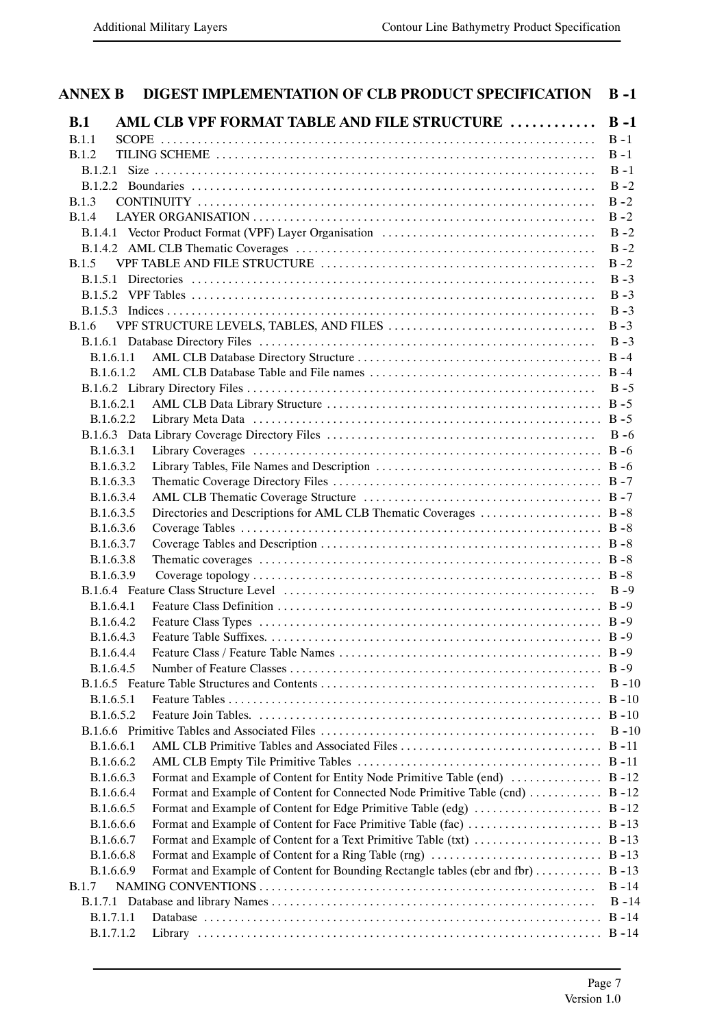**ANNEX B DIGEST IMPLEMENTATION OF CLB PRODUCT SPECIFICATION B -1**

**B.1 AML CLB VPF FORMAT TABLE AND FILE STRUCTURE . . . . . . . . . . . . B -1**

B.1.1 SCOPE . . . . . . . . . . . . . . . . . . . . . . . . . . . . . . . . . . . . . . . . . . . . . . . . . . . . . . . . . . . . . . . . . . . . . B -1
B.1.2 TILING SCHEME . . . . . . . . . . . . . . . . . . . . . . . . . . . . . . . . . . . . . . . . . . . . . . . . . . . . . . . . . . . . . . B -1
B.1.2.1 Size . . . . . . . . . . . . . . . . . . . . . . . . . . . . . . . . . . . . . . . . . . . . . . . . . . . . . . . . . . . . . . . . . . . . . . B -1
B.1.2.2 Boundaries . . . . . . . . . . . . . . . . . . . . . . . . . . . . . . . . . . . . . . . . . . . . . . . . . . . . . . . . . . . . . . . . . B -2
B.1.3 CONTINUITY . . . . . . . . . . . . . . . . . . . . . . . . . . . . . . . . . . . . . . . . . . . . . . . . . . . . . . . . . . . . . . . . . B -2
B.1.4 LAYER ORGANISATION . . . . . . . . . . . . . . . . . . . . . . . . . . . . . . . . . . . . . . . . . . . . . . . . . . . . . . . . B -2
B.1.4.1 Vector Product Format (VPF) Layer Organisation . . . . . . . . . . . . . . . . . . . . . . . . . . . . . . . . . . . B -2
B.1.4.2 AML CLB Thematic Coverages . . . . . . . . . . . . . . . . . . . . . . . . . . . . . . . . . . . . . . . . . . . . . . . . . B -2
B.1.5 VPF TABLE AND FILE STRUCTURE . . . . . . . . . . . . . . . . . . . . . . . . . . . . . . . . . . . . . . . . . . . . B -2
B.1.5.1 Directories . . . . . . . . . . . . . . . . . . . . . . . . . . . . . . . . . . . . . . . . . . . . . . . . . . . . . . . . . . . . . . . . . B -3
B.1.5.2 VPF Tables . . . . . . . . . . . . . . . . . . . . . . . . . . . . . . . . . . . . . . . . . . . . . . . . . . . . . . . . . . . . . . . . . B -3
B.1.5.3 Indices . . . . . . . . . . . . . . . . . . . . . . . . . . . . . . . . . . . . . . . . . . . . . . . . . . . . . . . . . . . . . . . . . . . . . B -3
B.1.6 VPF STRUCTURE LEVELS, TABLES, AND FILES . . . . . . . . . . . . . . . . . . . . . . . . . . . . . . . . . . B -3
B.1.6.1 Database Directory Files . . . . . . . . . . . . . . . . . . . . . . . . . . . . . . . . . . . . . . . . . . . . . . . . . . . . . . B -3
B.1.6.1.1 AML CLB Database Directory Structure . . . . . . . . . . . . . . . . . . . . . . . . . . . . . . . . . . . . . . . . B -4
B.1.6.1.2 AML CLB Database Table and File names . . . . . . . . . . . . . . . . . . . . . . . . . . . . . . . . . . . . . . B -4
B.1.6.2 Library Directory Files . . . . . . . . . . . . . . . . . . . . . . . . . . . . . . . . . . . . . . . . . . . . . . . . . . . . . . . . B -5
B.1.6.2.1 AML CLB Data Library Structure . . . . . . . . . . . . . . . . . . . . . . . . . . . . . . . . . . . . . . . . . . . . . B -5
B.1.6.2.2 Library Meta Data . . . . . . . . . . . . . . . . . . . . . . . . . . . . . . . . . . . . . . . . . . . . . . . . . . . . . . . . . B -5
B.1.6.3 Data Library Coverage Directory Files . . . . . . . . . . . . . . . . . . . . . . . . . . . . . . . . . . . . . . . . . . . . B -6
B.1.6.3.1 Library Coverages . . . . . . . . . . . . . . . . . . . . . . . . . . . . . . . . . . . . . . . . . . . . . . . . . . . . . . . . . B -6
B.1.6.3.2 Library Tables, File Names and Description . . . . . . . . . . . . . . . . . . . . . . . . . . . . . . . . . . . . . B -6
B.1.6.3.3 Thematic Coverage Directory Files . . . . . . . . . . . . . . . . . . . . . . . . . . . . . . . . . . . . . . . . . . . . B -7
B.1.6.3.4 AML CLB Thematic Coverage Structure . . . . . . . . . . . . . . . . . . . . . . . . . . . . . . . . . . . . . . . B -7
B.1.6.3.5 Directories and Descriptions for AML CLB Thematic Coverages . . . . . . . . . . . . . . . . . . . . B -8
B.1.6.3.6 Coverage Tables . . . . . . . . . . . . . . . . . . . . . . . . . . . . . . . . . . . . . . . . . . . . . . . . . . . . . . . . . . B -8
B.1.6.3.7 Coverage Tables and Description . . . . . . . . . . . . . . . . . . . . . . . . . . . . . . . . . . . . . . . . . . . . . . B -8
B.1.6.3.8 Thematic coverages . . . . . . . . . . . . . . . . . . . . . . . . . . . . . . . . . . . . . . . . . . . . . . . . . . . . . . . . B -8
B.1.6.3.9 Coverage topology . . . . . . . . . . . . . . . . . . . . . . . . . . . . . . . . . . . . . . . . . . . . . . . . . . . . . . . . . B -8
B.1.6.4 Feature Class Structure Level . . . . . . . . . . . . . . . . . . . . . . . . . . . . . . . . . . . . . . . . . . . . . . . . . . . B -9
B.1.6.4.1 Feature Class Definition . . . . . . . . . . . . . . . . . . . . . . . . . . . . . . . . . . . . . . . . . . . . . . . . . . . . . B -9
B.1.6.4.2 Feature Class Types . . . . . . . . . . . . . . . . . . . . . . . . . . . . . . . . . . . . . . . . . . . . . . . . . . . . . . . . B -9
B.1.6.4.3 Feature Table Suffixes. . . . . . . . . . . . . . . . . . . . . . . . . . . . . . . . . . . . . . . . . . . . . . . . . . . . . . . B -9
B.1.6.4.4 Feature Class / Feature Table Names . . . . . . . . . . . . . . . . . . . . . . . . . . . . . . . . . . . . . . . . . . B -9
B.1.6.4.5 Number of Feature Classes . . . . . . . . . . . . . . . . . . . . . . . . . . . . . . . . . . . . . . . . . . . . . . . . . . . B -9
B.1.6.5 Feature Table Structures and Contents . . . . . . . . . . . . . . . . . . . . . . . . . . . . . . . . . . . . . . . . . . . . B -10
B.1.6.5.1 Feature Tables . . . . . . . . . . . . . . . . . . . . . . . . . . . . . . . . . . . . . . . . . . . . . . . . . . . . . . . . . . . . B -10
B.1.6.5.2 Feature Join Tables. . . . . . . . . . . . . . . . . . . . . . . . . . . . . . . . . . . . . . . . . . . . . . . . . . . . . . . . . B -10
B.1.6.6 Primitive Tables and Associated Files . . . . . . . . . . . . . . . . . . . . . . . . . . . . . . . . . . . . . . . . . . . . B -10
B.1.6.6.1 AML CLB Primitive Tables and Associated Files . . . . . . . . . . . . . . . . . . . . . . . . . . . . . . . . . B -11
B.1.6.6.2 AML CLB Empty Tile Primitive Tables . . . . . . . . . . . . . . . . . . . . . . . . . . . . . . . . . . . . . . . . B -11
B.1.6.6.3 Format and Example of Content for Entity Node Primitive Table (end) . . . . . . . . . . . . . . . B -12
B.1.6.6.4 Format and Example of Content for Connected Node Primitive Table (cnd) . . . . . . . . . . . . B -12
B.1.6.6.5 Format and Example of Content for Edge Primitive Table (edg) . . . . . . . . . . . . . . . . . . . . . B -12
B.1.6.6.6 Format and Example of Content for Face Primitive Table (fac) . . . . . . . . . . . . . . . . . . . . . . B -13
B.1.6.6.7 Format and Example of Content for a Text Primitive Table (txt) . . . . . . . . . . . . . . . . . . . . . B -13
B.1.6.6.8 Format and Example of Content for a Ring Table (rng) . . . . . . . . . . . . . . . . . . . . . . . . . . . . B -13
B.1.6.6.9 Format and Example of Content for Bounding Rectangle tables (ebr and fbr) . . . . . . . . . . . B -13
B.1.7 NAMING CONVENTIONS . . . . . . . . . . . . . . . . . . . . . . . . . . . . . . . . . . . . . . . . . . . . . . . . . . . . . . B -14
B.1.7.1 Database and library Names . . . . . . . . . . . . . . . . . . . . . . . . . . . . . . . . . . . . . . . . . . . . . . . . . . . . B -14
B.1.7.1.1 Database . . . . . . . . . . . . . . . . . . . . . . . . . . . . . . . . . . . . . . . . . . . . . . . . . . . . . . . . . . . . . . . . . B -14
B.1.7.1.2 Library . . . . . . . . . . . . . . . . . . . . . . . . . . . . . . . . . . . . . . . . . . . . . . . . . . . . . . . . . . . . . . . . . . B -14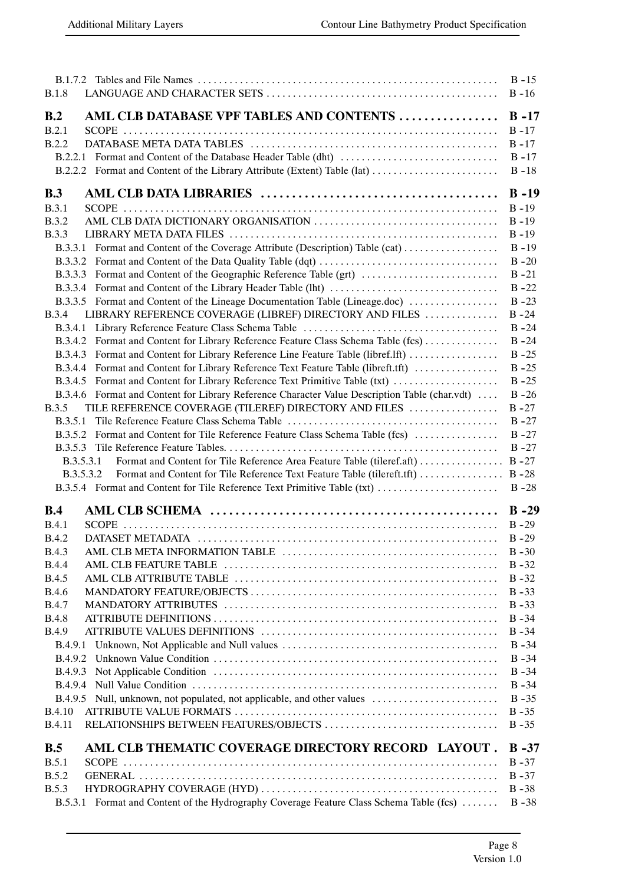B.1.7.2 Tables and File Names ..... B-15
B.1.8 LANGUAGE AND CHARACTER SETS ..... B-16

**B.2 AML CLB DATABASE VPF TABLES AND CONTENTS ..... B-17**

B.2.1 SCOPE ..... B-17
B.2.2 DATABASE META DATA TABLES ..... B-17
B.2.2.1 Format and Content of the Database Header Table (dht) ..... B-17
B.2.2.2 Format and Content of the Library Attribute (Extent) Table (lat) ..... B-18

**B.3 AML CLB DATA LIBRARIES ..... B-19**

B.3.1 SCOPE ..... B-19
B.3.2 AML CLB DATA DICTIONARY ORGANISATION ..... B-19
B.3.3 LIBRARY META DATA FILES ..... B-19
B.3.3.1 Format and Content of the Coverage Attribute (Description) Table (cat) ..... B-19
B.3.3.2 Format and Content of the Data Quality Table (dqt) ..... B-20
B.3.3.3 Format and Content of the Geographic Reference Table (grt) ..... B-21
B.3.3.4 Format and Content of the Library Header Table (lht) ..... B-22
B.3.3.5 Format and Content of the Lineage Documentation Table (Lineage.doc) ..... B-23
B.3.4 LIBRARY REFERENCE COVERAGE (LIBREF) DIRECTORY AND FILES ..... B-24
B.3.4.1 Library Reference Feature Class Schema Table ..... B-24
B.3.4.2 Format and Content for Library Reference Feature Class Schema Table (fcs) ..... B-24
B.3.4.3 Format and Content for Library Reference Line Feature Table (libref.lft) ..... B-25
B.3.4.4 Format and Content for Library Reference Text Feature Table (libreft.tft) ..... B-25
B.3.4.5 Format and Content for Library Reference Text Primitive Table (txt) ..... B-25
B.3.4.6 Format and Content for Library Reference Character Value Description Table (char.vdt) ..... B-26
B.3.5 TILE REFERENCE COVERAGE (TILEREF) DIRECTORY AND FILES ..... B-27
B.3.5.1 Tile Reference Feature Class Schema Table ..... B-27
B.3.5.2 Format and Content for Tile Reference Feature Class Schema Table (fcs) ..... B-27
B.3.5.3 Tile Reference Feature Tables. ..... B-27
B.3.5.3.1 Format and Content for Tile Reference Area Feature Table (tileref.aft) ..... B-27
B.3.5.3.2 Format and Content for Tile Reference Text Feature Table (tilereft.tft) ..... B-28
B.3.5.4 Format and Content for Tile Reference Text Primitive Table (txt) ..... B-28

**B.4 AML CLB SCHEMA ..... B-29**

B.4.1 SCOPE ..... B-29
B.4.2 DATASET METADATA ..... B-29
B.4.3 AML CLB META INFORMATION TABLE ..... B-30
B.4.4 AML CLB FEATURE TABLE ..... B-32
B.4.5 AML CLB ATTRIBUTE TABLE ..... B-32
B.4.6 MANDATORY FEATURE/OBJECTS ..... B-33
B.4.7 MANDATORY ATTRIBUTES ..... B-33
B.4.8 ATTRIBUTE DEFINITIONS ..... B-34
B.4.9 ATTRIBUTE VALUES DEFINITIONS ..... B-34
B.4.9.1 Unknown, Not Applicable and Null values ..... B-34
B.4.9.2 Unknown Value Condition ..... B-34
B.4.9.3 Not Applicable Condition ..... B-34
B.4.9.4 Null Value Condition ..... B-34
B.4.9.5 Null, unknown, not populated, not applicable, and other values ..... B-35
B.4.10 ATTRIBUTE VALUE FORMATS ..... B-35
B.4.11 RELATIONSHIPS BETWEEN FEATURES/OBJECTS ..... B-35

**B.5 AML CLB THEMATIC COVERAGE DIRECTORY RECORD LAYOUT . B-37**

B.5.1 SCOPE ..... B-37
B.5.2 GENERAL ..... B-37
B.5.3 HYDROGRAPHY COVERAGE (HYD) ..... B-38
B.5.3.1 Format and Content of the Hydrography Coverage Feature Class Schema Table (fcs) ..... B-38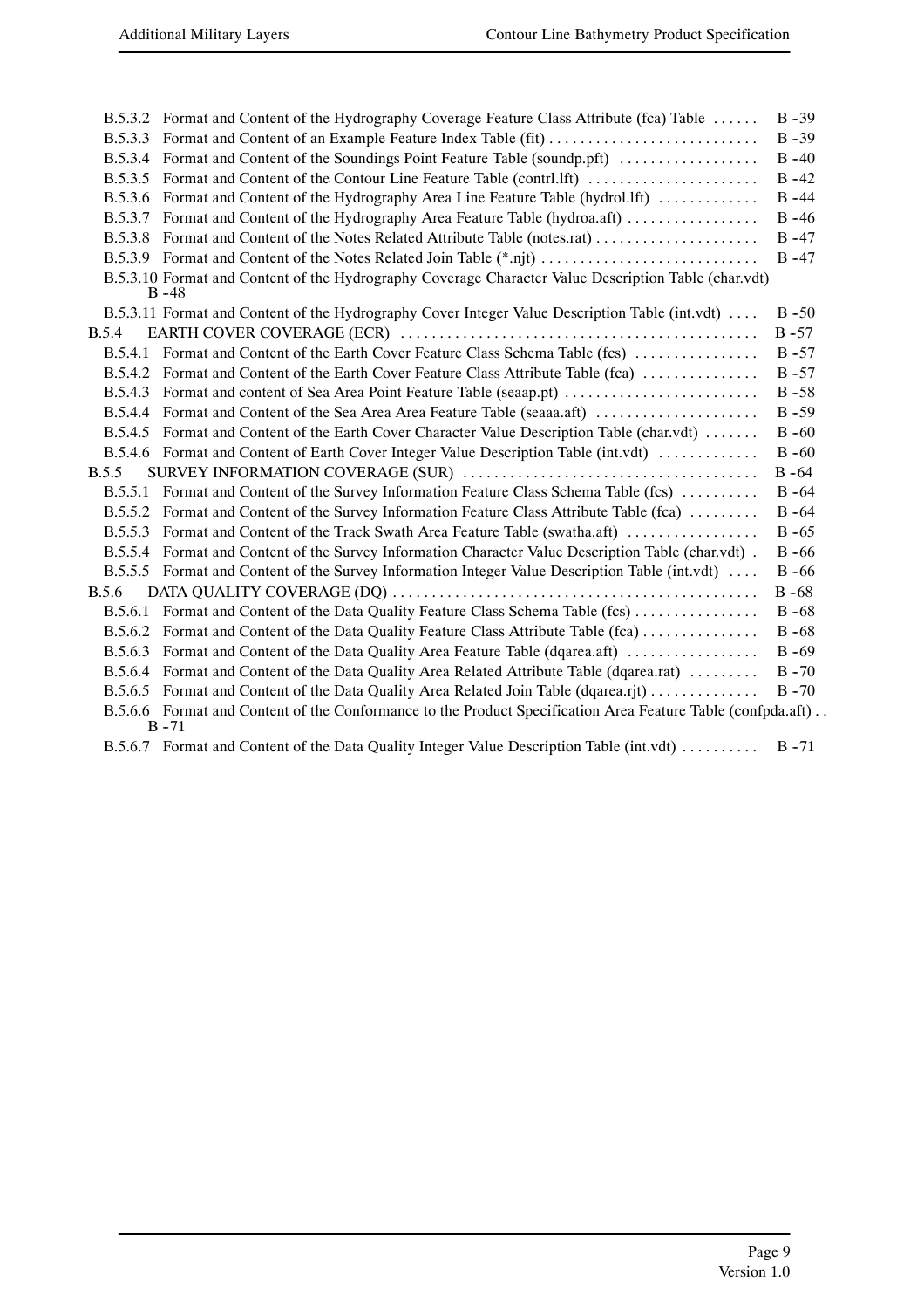B.5.3.2 Format and Content of the Hydrography Coverage Feature Class Attribute (fca) Table ...... B -39
B.5.3.3 Format and Content of an Example Feature Index Table (fit) ........................... B -39
B.5.3.4 Format and Content of the Soundings Point Feature Table (soundp.pft) .................. B -40
B.5.3.5 Format and Content of the Contour Line Feature Table (contrl.lft) ...................... B -42
B.5.3.6 Format and Content of the Hydrography Area Line Feature Table (hydrol.lft) ............ B -44
B.5.3.7 Format and Content of the Hydrography Area Feature Table (hydroa.aft) ................. B -46
B.5.3.8 Format and Content of the Notes Related Attribute Table (notes.rat) ..................... B -47
B.5.3.9 Format and Content of the Notes Related Join Table (*.njt) ............................ B -47
B.5.3.10 Format and Content of the Hydrography Coverage Character Value Description Table (char.vdt) B -48
B.5.3.11 Format and Content of the Hydrography Cover Integer Value Description Table (int.vdt) .... B -50
B.5.4 EARTH COVER COVERAGE (ECR) ............................................. B -57
B.5.4.1 Format and Content of the Earth Cover Feature Class Schema Table (fcs) ................ B -57
B.5.4.2 Format and Content of the Earth Cover Feature Class Attribute Table (fca) .............. B -57
B.5.4.3 Format and content of Sea Area Point Feature Table (seaap.pt) ......................... B -58
B.5.4.4 Format and Content of the Sea Area Area Feature Table (seaaa.aft) ..................... B -59
B.5.4.5 Format and Content of the Earth Cover Character Value Description Table (char.vdt) ....... B -60
B.5.4.6 Format and Content of Earth Cover Integer Value Description Table (int.vdt) ............ B -60
B.5.5 SURVEY INFORMATION COVERAGE (SUR) ...................................... B -64
B.5.5.1 Format and Content of the Survey Information Feature Class Schema Table (fcs) .......... B -64
B.5.5.2 Format and Content of the Survey Information Feature Class Attribute Table (fca) ......... B -64
B.5.5.3 Format and Content of the Track Swath Area Feature Table (swatha.aft) ................. B -65
B.5.5.4 Format and Content of the Survey Information Character Value Description Table (char.vdt) . B -66
B.5.5.5 Format and Content of the Survey Information Integer Value Description Table (int.vdt) .... B -66
B.5.6 DATA QUALITY COVERAGE (DQ) ............................................. B -68
B.5.6.1 Format and Content of the Data Quality Feature Class Schema Table (fcs) ................ B -68
B.5.6.2 Format and Content of the Data Quality Feature Class Attribute Table (fca) .............. B -68
B.5.6.3 Format and Content of the Data Quality Area Feature Table (dqarea.aft) ................. B -69
B.5.6.4 Format and Content of the Data Quality Area Related Attribute Table (dqarea.rat) ......... B -70
B.5.6.5 Format and Content of the Data Quality Area Related Join Table (dqarea.rjt) ............. B -70
B.5.6.6 Format and Content of the Conformance to the Product Specification Area Feature Table (confpda.aft) . . B -71
B.5.6.7 Format and Content of the Data Quality Integer Value Description Table (int.vdt) .......... B -71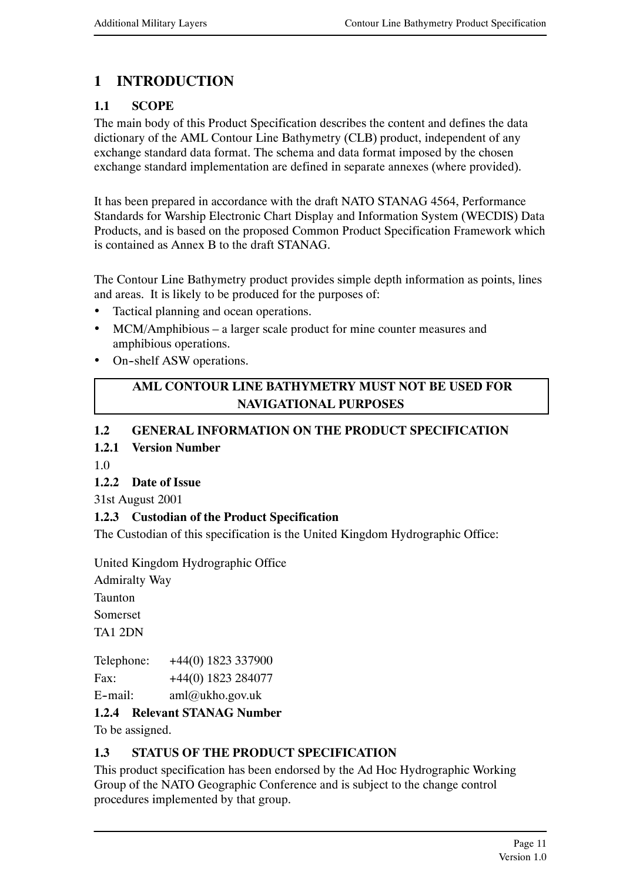# 1 INTRODUCTION

## 1.1 SCOPE

The main body of this Product Specification describes the content and defines the data dictionary of the AML Contour Line Bathymetry (CLB) product, independent of any exchange standard data format. The schema and data format imposed by the chosen exchange standard implementation are defined in separate annexes (where provided).

It has been prepared in accordance with the draft NATO STANAG 4564, Performance Standards for Warship Electronic Chart Display and Information System (WECDIS) Data Products, and is based on the proposed Common Product Specification Framework which is contained as Annex B to the draft STANAG.

The Contour Line Bathymetry product provides simple depth information as points, lines and areas. It is likely to be produced for the purposes of:

- Tactical planning and ocean operations.
- MCM/Amphibious – a larger scale product for mine counter measures and amphibious operations.
- On-shelf ASW operations.

| **AML CONTOUR LINE BATHYMETRY MUST NOT BE USED FOR NAVIGATIONAL PURPOSES** |
|---|

## 1.2 GENERAL INFORMATION ON THE PRODUCT SPECIFICATION

### 1.2.1 Version Number

1.0

### 1.2.2 Date of Issue

31st August 2001

### 1.2.3 Custodian of the Product Specification

The Custodian of this specification is the United Kingdom Hydrographic Office:

United Kingdom Hydrographic Office
Admiralty Way
Taunton
Somerset
TA1 2DN

Telephone: +44(0) 1823 337900
Fax: +44(0) 1823 284077
E-mail: aml@ukho.gov.uk

### 1.2.4 Relevant STANAG Number

To be assigned.

## 1.3 STATUS OF THE PRODUCT SPECIFICATION

This product specification has been endorsed by the Ad Hoc Hydrographic Working Group of the NATO Geographic Conference and is subject to the change control procedures implemented by that group.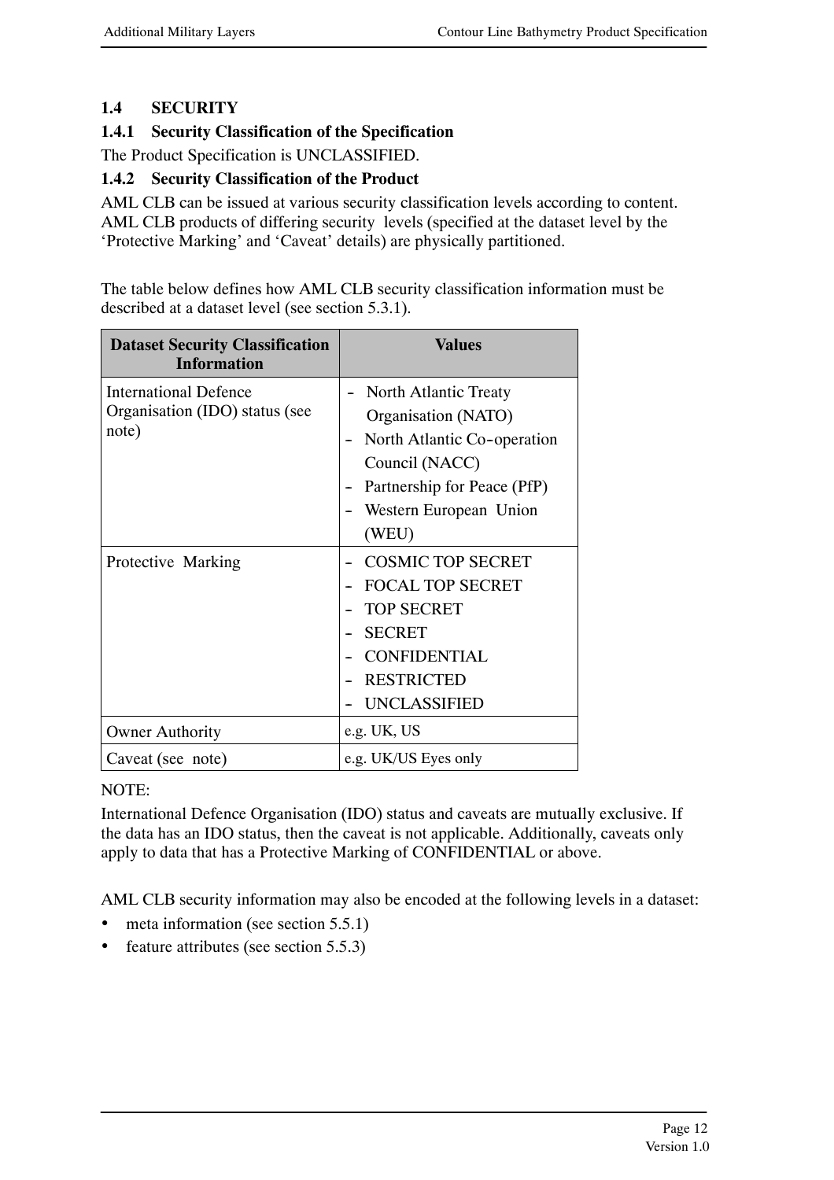## 1.4 SECURITY

### 1.4.1 Security Classification of the Specification

The Product Specification is UNCLASSIFIED.

### 1.4.2 Security Classification of the Product

AML CLB can be issued at various security classification levels according to content. AML CLB products of differing security levels (specified at the dataset level by the 'Protective Marking' and 'Caveat' details) are physically partitioned.

The table below defines how AML CLB security classification information must be described at a dataset level (see section 5.3.1).

| Dataset Security Classification Information | Values |
|---|---|
| International Defence Organisation (IDO) status (see note) | - North Atlantic Treaty Organisation (NATO)<br>- North Atlantic Co-operation Council (NACC)<br>- Partnership for Peace (PfP)<br>- Western European Union (WEU) |
| Protective Marking | - COSMIC TOP SECRET<br>- FOCAL TOP SECRET<br>- TOP SECRET<br>- SECRET<br>- CONFIDENTIAL<br>- RESTRICTED<br>- UNCLASSIFIED |
| Owner Authority | e.g. UK, US |
| Caveat (see note) | e.g. UK/US Eyes only |

NOTE:

International Defence Organisation (IDO) status and caveats are mutually exclusive. If the data has an IDO status, then the caveat is not applicable. Additionally, caveats only apply to data that has a Protective Marking of CONFIDENTIAL or above.

AML CLB security information may also be encoded at the following levels in a dataset:

- meta information (see section 5.5.1)
- feature attributes (see section 5.5.3)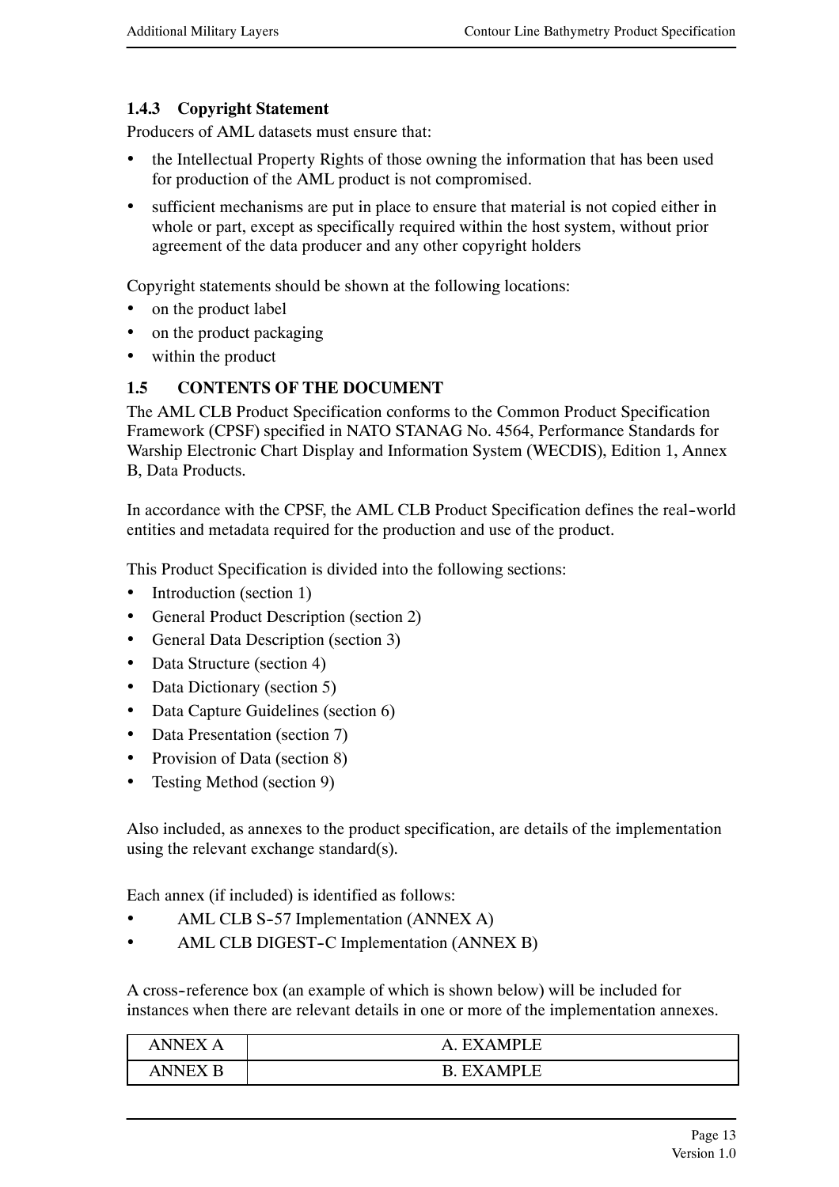### 1.4.3 Copyright Statement

Producers of AML datasets must ensure that:

- the Intellectual Property Rights of those owning the information that has been used for production of the AML product is not compromised.
- sufficient mechanisms are put in place to ensure that material is not copied either in whole or part, except as specifically required within the host system, without prior agreement of the data producer and any other copyright holders

Copyright statements should be shown at the following locations:

- on the product label
- on the product packaging
- within the product

## 1.5 CONTENTS OF THE DOCUMENT

The AML CLB Product Specification conforms to the Common Product Specification Framework (CPSF) specified in NATO STANAG No. 4564, Performance Standards for Warship Electronic Chart Display and Information System (WECDIS), Edition 1, Annex B, Data Products.

In accordance with the CPSF, the AML CLB Product Specification defines the real-world entities and metadata required for the production and use of the product.

This Product Specification is divided into the following sections:

- Introduction (section 1)
- General Product Description (section 2)
- General Data Description (section 3)
- Data Structure (section 4)
- Data Dictionary (section 5)
- Data Capture Guidelines (section 6)
- Data Presentation (section 7)
- Provision of Data (section 8)
- Testing Method (section 9)

Also included, as annexes to the product specification, are details of the implementation using the relevant exchange standard(s).

Each annex (if included) is identified as follows:

- AML CLB S-57 Implementation (ANNEX A)
- AML CLB DIGEST-C Implementation (ANNEX B)

A cross-reference box (an example of which is shown below) will be included for instances when there are relevant details in one or more of the implementation annexes.

| ANNEX A | A. EXAMPLE |
|---|---|
| ANNEX B | B. EXAMPLE |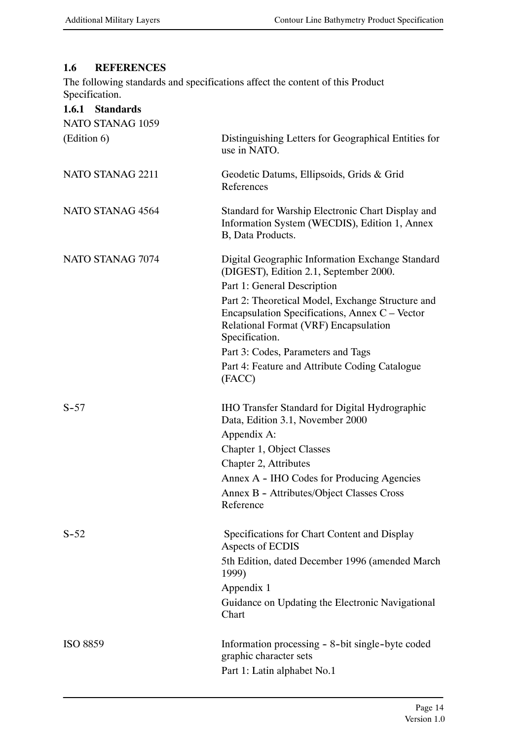## 1.6 REFERENCES

The following standards and specifications affect the content of this Product Specification.

### 1.6.1 Standards

| | |
|---|---|
| NATO STANAG 1059 (Edition 6) | Distinguishing Letters for Geographical Entities for use in NATO. |
| NATO STANAG 2211 | Geodetic Datums, Ellipsoids, Grids & Grid References |
| NATO STANAG 4564 | Standard for Warship Electronic Chart Display and Information System (WECDIS), Edition 1, Annex B, Data Products. |
| NATO STANAG 7074 | Digital Geographic Information Exchange Standard (DIGEST), Edition 2.1, September 2000.<br>Part 1: General Description<br>Part 2: Theoretical Model, Exchange Structure and Encapsulation Specifications, Annex C – Vector Relational Format (VRF) Encapsulation Specification.<br>Part 3: Codes, Parameters and Tags<br>Part 4: Feature and Attribute Coding Catalogue (FACC) |
| S-57 | IHO Transfer Standard for Digital Hydrographic Data, Edition 3.1, November 2000<br>Appendix A:<br>Chapter 1, Object Classes<br>Chapter 2, Attributes<br>Annex A - IHO Codes for Producing Agencies<br>Annex B - Attributes/Object Classes Cross Reference |
| S-52 | Specifications for Chart Content and Display Aspects of ECDIS<br>5th Edition, dated December 1996 (amended March 1999)<br>Appendix 1<br>Guidance on Updating the Electronic Navigational Chart |
| ISO 8859 | Information processing - 8-bit single-byte coded graphic character sets<br>Part 1: Latin alphabet No.1 |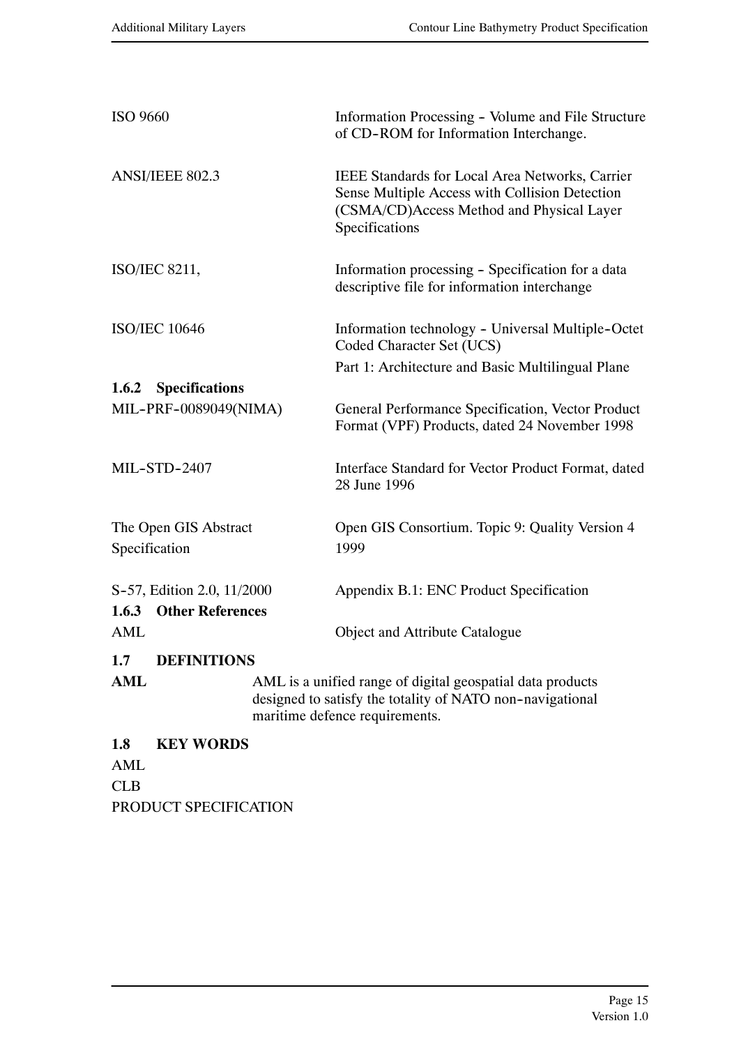| | |
|---|---|
| ISO 9660 | Information Processing - Volume and File Structure of CD-ROM for Information Interchange. |
| ANSI/IEEE 802.3 | IEEE Standards for Local Area Networks, Carrier Sense Multiple Access with Collision Detection (CSMA/CD)Access Method and Physical Layer Specifications |
| ISO/IEC 8211, | Information processing - Specification for a data descriptive file for information interchange |
| ISO/IEC 10646 | Information technology - Universal Multiple-Octet Coded Character Set (UCS) Part 1: Architecture and Basic Multilingual Plane |

### 1.6.2 Specifications

| | |
|---|---|
| MIL-PRF-0089049(NIMA) | General Performance Specification, Vector Product Format (VPF) Products, dated 24 November 1998 |
| MIL-STD-2407 | Interface Standard for Vector Product Format, dated 28 June 1996 |
| The Open GIS Abstract Specification | Open GIS Consortium. Topic 9: Quality Version 4 1999 |
| S-57, Edition 2.0, 11/2000 | Appendix B.1: ENC Product Specification |

### 1.6.3 Other References

| | |
|---|---|
| AML | Object and Attribute Catalogue |

## 1.7 DEFINITIONS

**AML** AML is a unified range of digital geospatial data products designed to satisfy the totality of NATO non-navigational maritime defence requirements.

## 1.8 KEY WORDS

AML

CLB

PRODUCT SPECIFICATION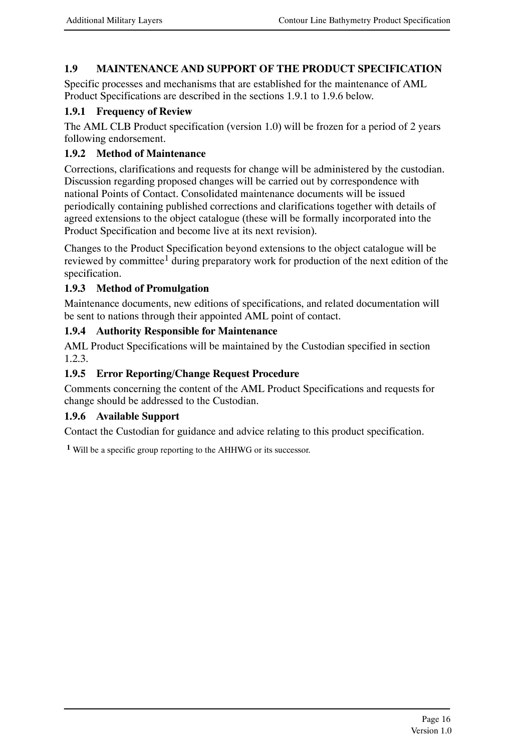## 1.9 MAINTENANCE AND SUPPORT OF THE PRODUCT SPECIFICATION

Specific processes and mechanisms that are established for the maintenance of AML Product Specifications are described in the sections 1.9.1 to 1.9.6 below.

### 1.9.1 Frequency of Review

The AML CLB Product specification (version 1.0) will be frozen for a period of 2 years following endorsement.

### 1.9.2 Method of Maintenance

Corrections, clarifications and requests for change will be administered by the custodian. Discussion regarding proposed changes will be carried out by correspondence with national Points of Contact. Consolidated maintenance documents will be issued periodically containing published corrections and clarifications together with details of agreed extensions to the object catalogue (these will be formally incorporated into the Product Specification and become live at its next revision).

Changes to the Product Specification beyond extensions to the object catalogue will be reviewed by committee[1] during preparatory work for production of the next edition of the specification.

### 1.9.3 Method of Promulgation

Maintenance documents, new editions of specifications, and related documentation will be sent to nations through their appointed AML point of contact.

### 1.9.4 Authority Responsible for Maintenance

AML Product Specifications will be maintained by the Custodian specified in section 1.2.3.

### 1.9.5 Error Reporting/Change Request Procedure

Comments concerning the content of the AML Product Specifications and requests for change should be addressed to the Custodian.

### 1.9.6 Available Support

Contact the Custodian for guidance and advice relating to this product specification.

[1] Will be a specific group reporting to the AHHWG or its successor.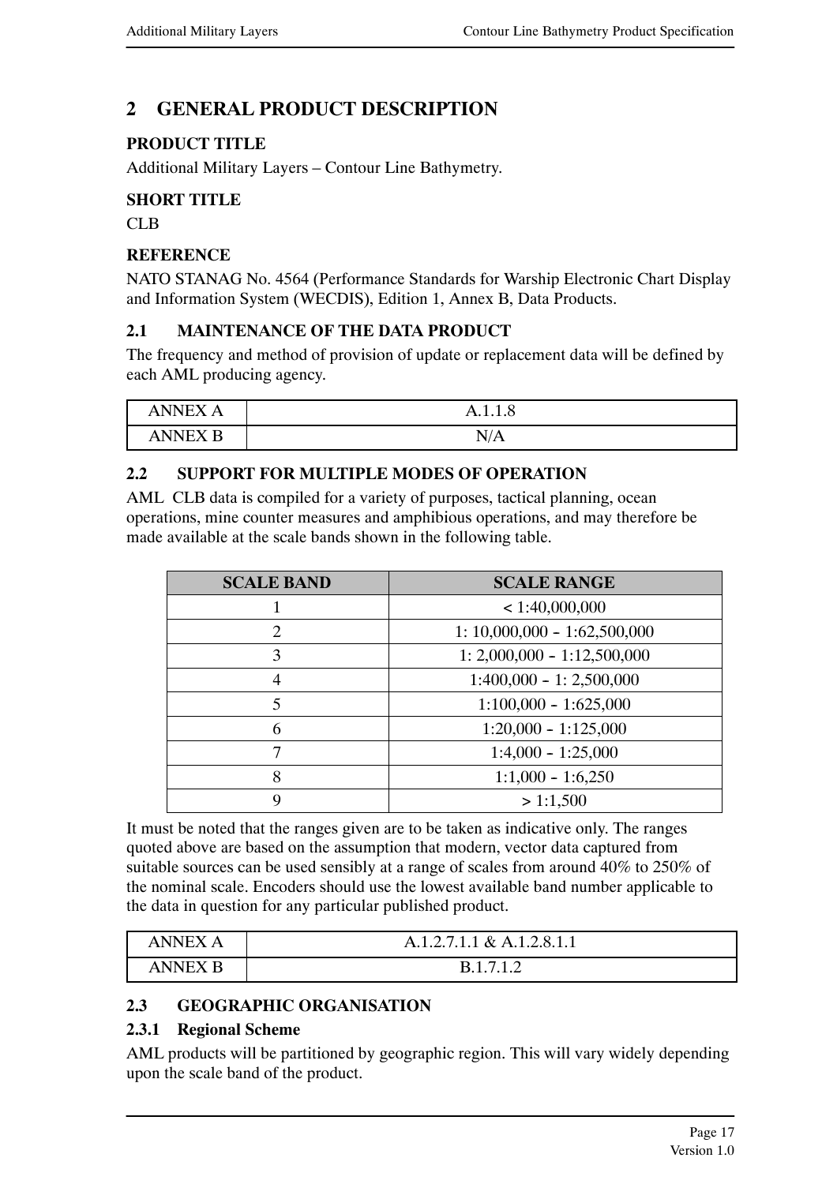# 2 GENERAL PRODUCT DESCRIPTION

**PRODUCT TITLE**

Additional Military Layers – Contour Line Bathymetry.

**SHORT TITLE**

CLB

**REFERENCE**

NATO STANAG No. 4564 (Performance Standards for Warship Electronic Chart Display and Information System (WECDIS), Edition 1, Annex B, Data Products.

## 2.1 MAINTENANCE OF THE DATA PRODUCT

The frequency and method of provision of update or replacement data will be defined by each AML producing agency.

| ANNEX A | A.1.1.8 |
|---|---|
| ANNEX B | N/A |

## 2.2 SUPPORT FOR MULTIPLE MODES OF OPERATION

AML CLB data is compiled for a variety of purposes, tactical planning, ocean operations, mine counter measures and amphibious operations, and may therefore be made available at the scale bands shown in the following table.

| SCALE BAND | SCALE RANGE |
|---|---|
| 1 | < 1:40,000,000 |
| 2 | 1: 10,000,000 - 1:62,500,000 |
| 3 | 1: 2,000,000 - 1:12,500,000 |
| 4 | 1:400,000 - 1: 2,500,000 |
| 5 | 1:100,000 - 1:625,000 |
| 6 | 1:20,000 - 1:125,000 |
| 7 | 1:4,000 - 1:25,000 |
| 8 | 1:1,000 - 1:6,250 |
| 9 | > 1:1,500 |

It must be noted that the ranges given are to be taken as indicative only. The ranges quoted above are based on the assumption that modern, vector data captured from suitable sources can be used sensibly at a range of scales from around 40% to 250% of the nominal scale. Encoders should use the lowest available band number applicable to the data in question for any particular published product.

| ANNEX A | A.1.2.7.1.1 & A.1.2.8.1.1 |
|---|---|
| ANNEX B | B.1.7.1.2 |

## 2.3 GEOGRAPHIC ORGANISATION

### 2.3.1 Regional Scheme

AML products will be partitioned by geographic region. This will vary widely depending upon the scale band of the product.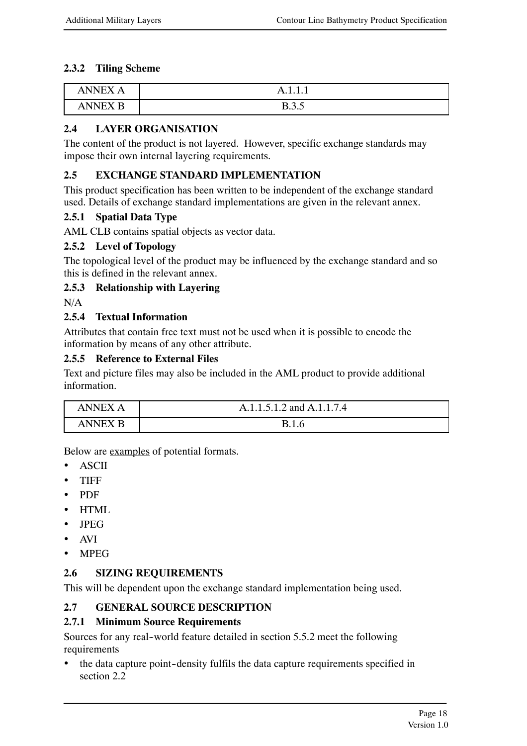### 2.3.2 Tiling Scheme

| ANNEX A | A.1.1.1 |
|---|---|
| ANNEX B | B.3.5 |

## 2.4 LAYER ORGANISATION

The content of the product is not layered. However, specific exchange standards may impose their own internal layering requirements.

## 2.5 EXCHANGE STANDARD IMPLEMENTATION

This product specification has been written to be independent of the exchange standard used. Details of exchange standard implementations are given in the relevant annex.

### 2.5.1 Spatial Data Type

AML CLB contains spatial objects as vector data.

### 2.5.2 Level of Topology

The topological level of the product may be influenced by the exchange standard and so this is defined in the relevant annex.

### 2.5.3 Relationship with Layering

N/A

### 2.5.4 Textual Information

Attributes that contain free text must not be used when it is possible to encode the information by means of any other attribute.

### 2.5.5 Reference to External Files

Text and picture files may also be included in the AML product to provide additional information.

| ANNEX A | A.1.1.5.1.2 and A.1.1.7.4 |
|---|---|
| ANNEX B | B.1.6 |

Below are <u>examples</u> of potential formats.

- ASCII
- TIFF
- PDF
- HTML
- JPEG
- AVI
- MPEG

## 2.6 SIZING REQUIREMENTS

This will be dependent upon the exchange standard implementation being used.

## 2.7 GENERAL SOURCE DESCRIPTION

### 2.7.1 Minimum Source Requirements

Sources for any real-world feature detailed in section 5.5.2 meet the following requirements

- the data capture point-density fulfils the data capture requirements specified in section 2.2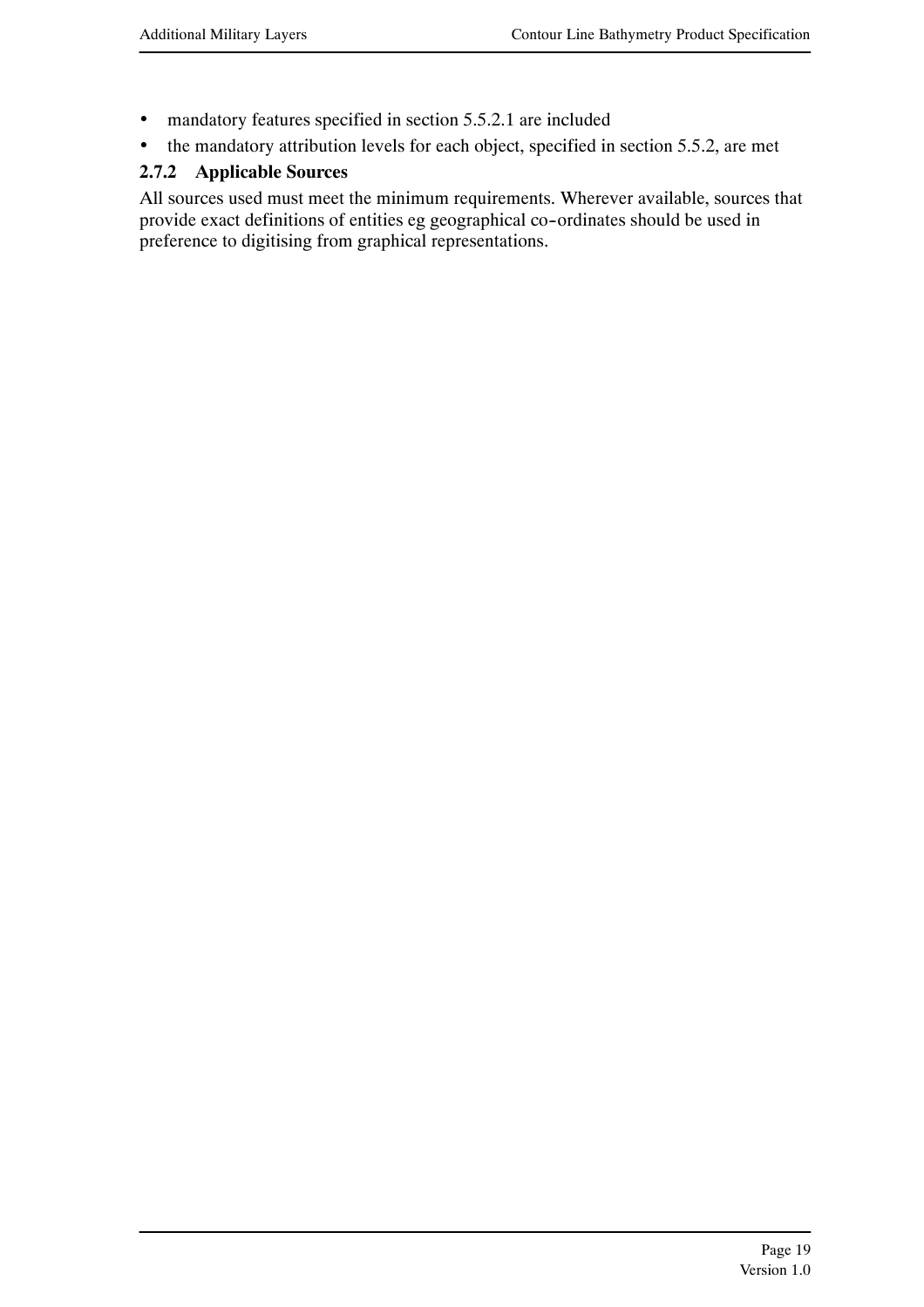- mandatory features specified in section 5.5.2.1 are included
- the mandatory attribution levels for each object, specified in section 5.5.2, are met

### 2.7.2 Applicable Sources

All sources used must meet the minimum requirements. Wherever available, sources that provide exact definitions of entities eg geographical co-ordinates should be used in preference to digitising from graphical representations.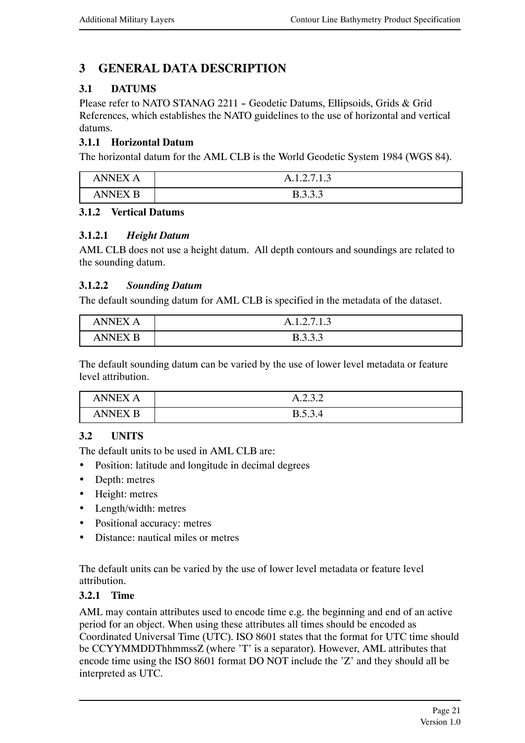# 3 GENERAL DATA DESCRIPTION

## 3.1 DATUMS

Please refer to NATO STANAG 2211 – Geodetic Datums, Ellipsoids, Grids & Grid References, which establishes the NATO guidelines to the use of horizontal and vertical datums.

### 3.1.1 Horizontal Datum

The horizontal datum for the AML CLB is the World Geodetic System 1984 (WGS 84).

| ANNEX A | A.1.2.7.1.3 |
|---|---|
| ANNEX B | B.3.3.3 |

### 3.1.2 Vertical Datums

#### 3.1.2.1 *Height Datum*

AML CLB does not use a height datum. All depth contours and soundings are related to the sounding datum.

#### 3.1.2.2 *Sounding Datum*

The default sounding datum for AML CLB is specified in the metadata of the dataset.

| ANNEX A | A.1.2.7.1.3 |
|---|---|
| ANNEX B | B.3.3.3 |

The default sounding datum can be varied by the use of lower level metadata or feature level attribution.

| ANNEX A | A.2.3.2 |
|---|---|
| ANNEX B | B.5.3.4 |

## 3.2 UNITS

The default units to be used in AML CLB are:

- Position: latitude and longitude in decimal degrees
- Depth: metres
- Height: metres
- Length/width: metres
- Positional accuracy: metres
- Distance: nautical miles or metres

The default units can be varied by the use of lower level metadata or feature level attribution.

### 3.2.1 Time

AML may contain attributes used to encode time e.g. the beginning and end of an active period for an object. When using these attributes all times should be encoded as Coordinated Universal Time (UTC). ISO 8601 states that the format for UTC time should be CCYYMMDDThhmmssZ (where 'T' is a separator). However, AML attributes that encode time using the ISO 8601 format DO NOT include the 'Z' and they should all be interpreted as UTC.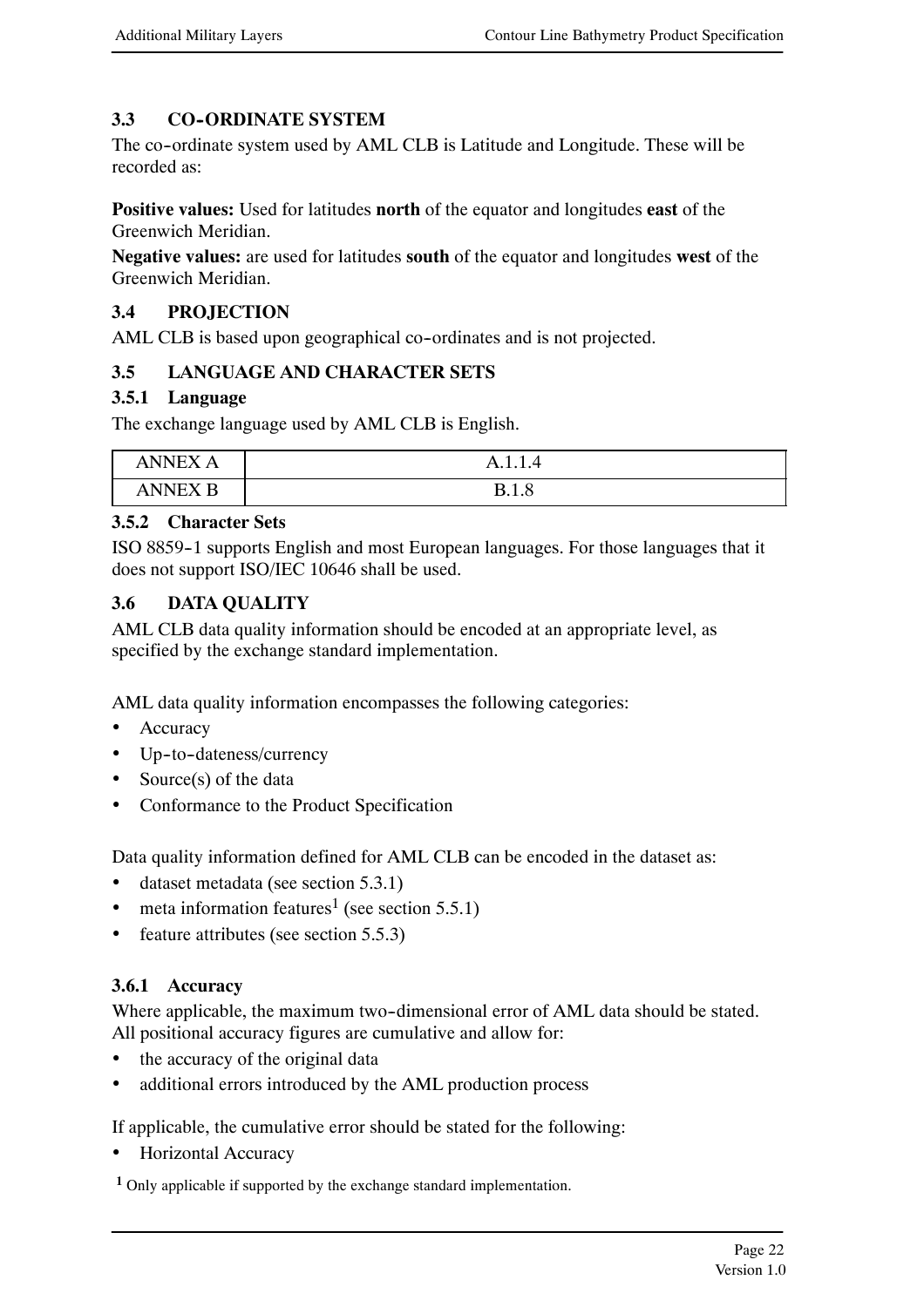### 3.3 CO-ORDINATE SYSTEM

The co-ordinate system used by AML CLB is Latitude and Longitude. These will be recorded as:

**Positive values:** Used for latitudes **north** of the equator and longitudes **east** of the Greenwich Meridian.

**Negative values:** are used for latitudes **south** of the equator and longitudes **west** of the Greenwich Meridian.

### 3.4 PROJECTION

AML CLB is based upon geographical co-ordinates and is not projected.

### 3.5 LANGUAGE AND CHARACTER SETS

#### 3.5.1 Language

The exchange language used by AML CLB is English.

| ANNEX A | A.1.1.4 |
|---|---|
| ANNEX B | B.1.8 |

#### 3.5.2 Character Sets

ISO 8859-1 supports English and most European languages. For those languages that it does not support ISO/IEC 10646 shall be used.

### 3.6 DATA QUALITY

AML CLB data quality information should be encoded at an appropriate level, as specified by the exchange standard implementation.

AML data quality information encompasses the following categories:

- Accuracy
- Up-to-dateness/currency
- Source(s) of the data
- Conformance to the Product Specification

Data quality information defined for AML CLB can be encoded in the dataset as:

- dataset metadata (see section 5.3.1)
- meta information features[1] (see section 5.5.1)
- feature attributes (see section 5.5.3)

#### 3.6.1 Accuracy

Where applicable, the maximum two-dimensional error of AML data should be stated. All positional accuracy figures are cumulative and allow for:

- the accuracy of the original data
- additional errors introduced by the AML production process

If applicable, the cumulative error should be stated for the following:

- Horizontal Accuracy

[1] Only applicable if supported by the exchange standard implementation.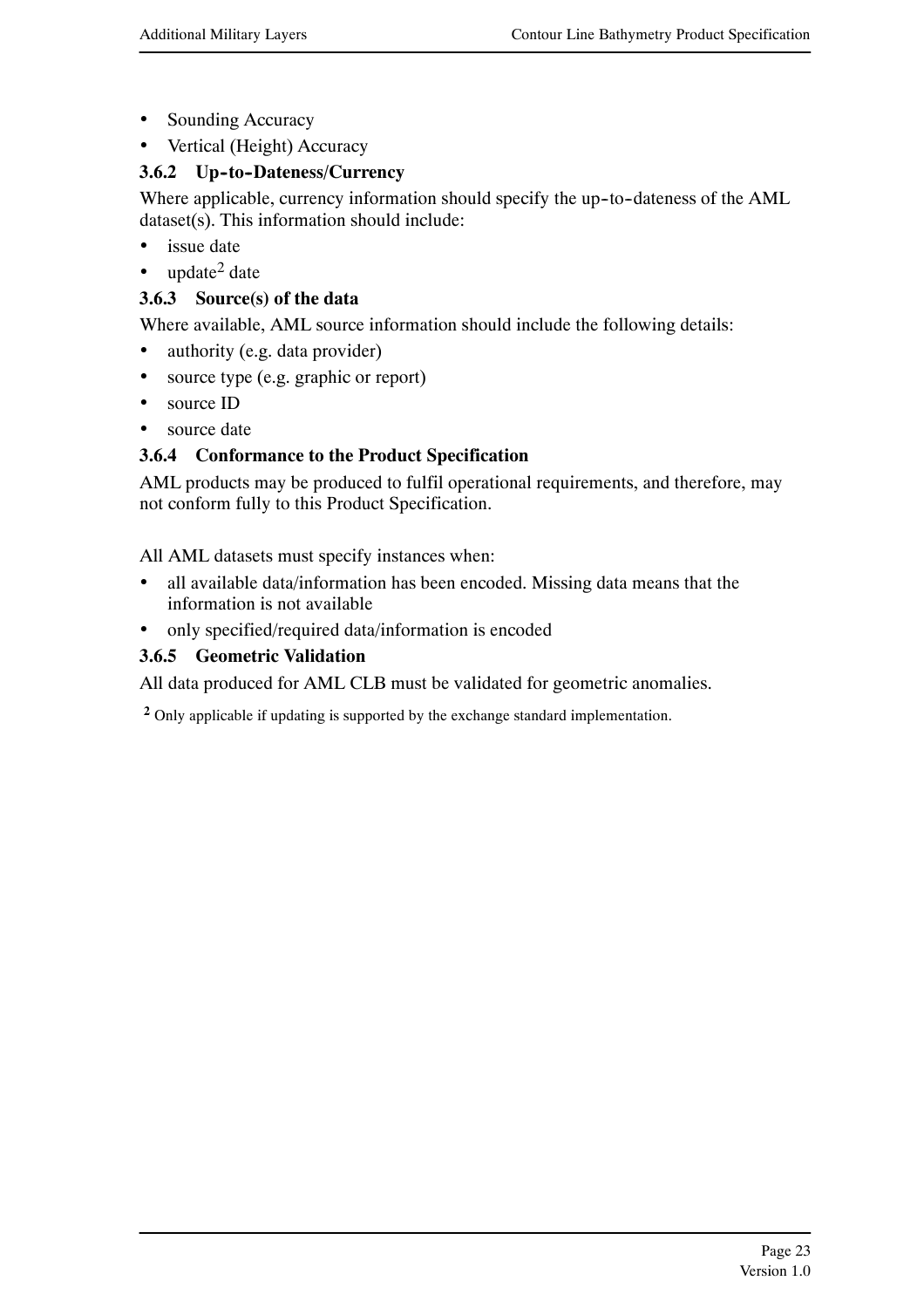- Sounding Accuracy
- Vertical (Height) Accuracy

### 3.6.2 Up-to-Dateness/Currency

Where applicable, currency information should specify the up-to-dateness of the AML dataset(s). This information should include:

- issue date
- update[2] date

### 3.6.3 Source(s) of the data

Where available, AML source information should include the following details:

- authority (e.g. data provider)
- source type (e.g. graphic or report)
- source ID
- source date

### 3.6.4 Conformance to the Product Specification

AML products may be produced to fulfil operational requirements, and therefore, may not conform fully to this Product Specification.

All AML datasets must specify instances when:

- all available data/information has been encoded. Missing data means that the information is not available
- only specified/required data/information is encoded

### 3.6.5 Geometric Validation

All data produced for AML CLB must be validated for geometric anomalies.

[2] Only applicable if updating is supported by the exchange standard implementation.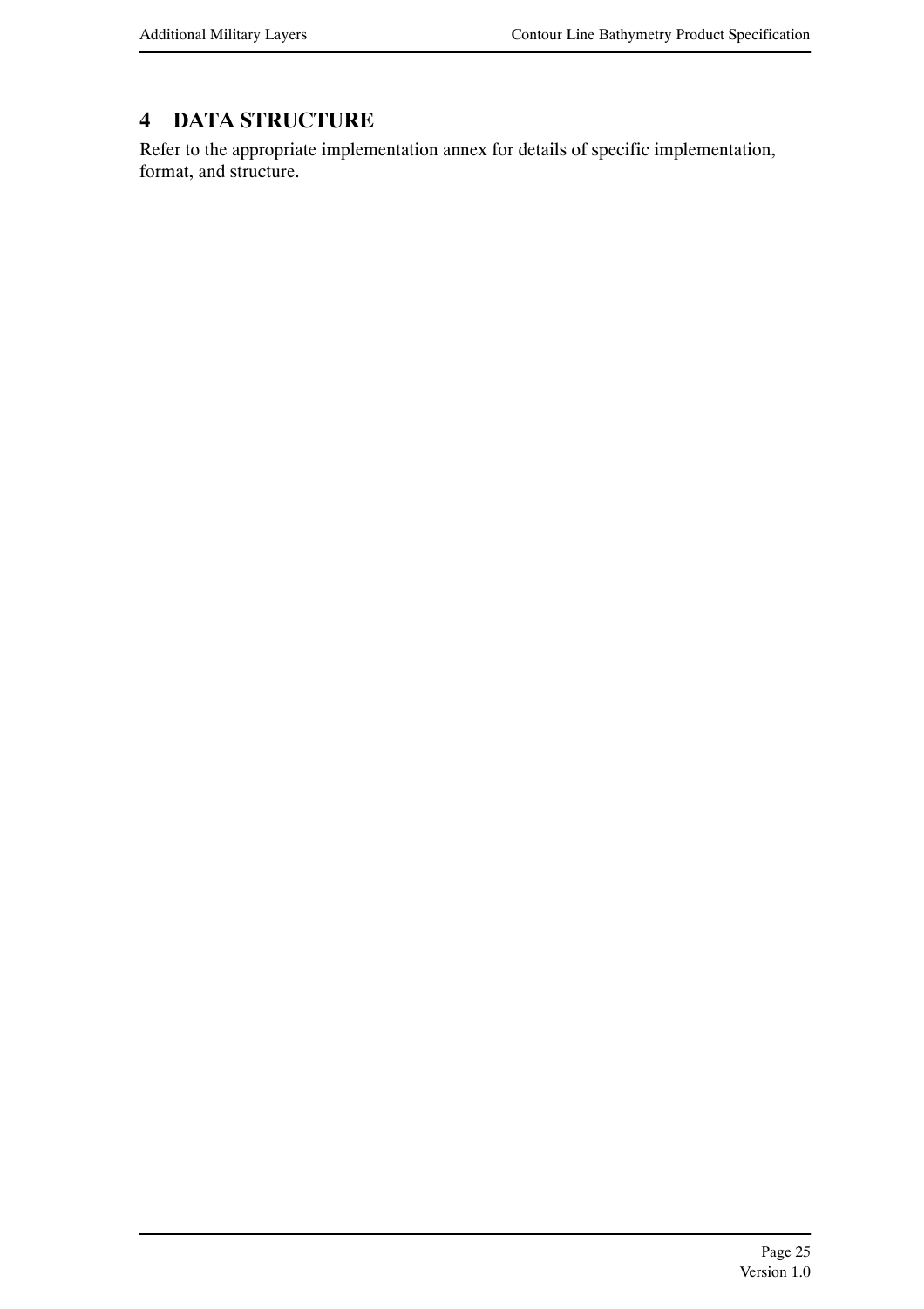# 4 DATA STRUCTURE

Refer to the appropriate implementation annex for details of specific implementation, format, and structure.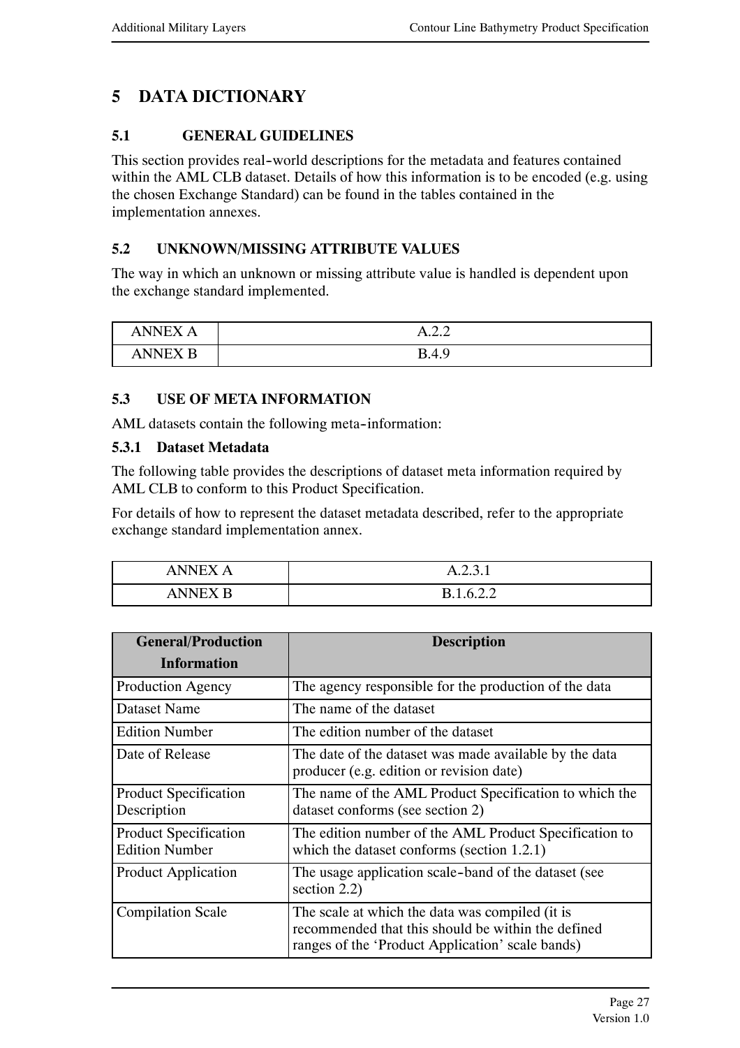# 5 DATA DICTIONARY

## 5.1 GENERAL GUIDELINES

This section provides real-world descriptions for the metadata and features contained within the AML CLB dataset. Details of how this information is to be encoded (e.g. using the chosen Exchange Standard) can be found in the tables contained in the implementation annexes.

## 5.2 UNKNOWN/MISSING ATTRIBUTE VALUES

The way in which an unknown or missing attribute value is handled is dependent upon the exchange standard implemented.

| ANNEX A | A.2.2 |
|---|---|
| ANNEX B | B.4.9 |

## 5.3 USE OF META INFORMATION

AML datasets contain the following meta-information:

### 5.3.1 Dataset Metadata

The following table provides the descriptions of dataset meta information required by AML CLB to conform to this Product Specification.

For details of how to represent the dataset metadata described, refer to the appropriate exchange standard implementation annex.

| ANNEX A | A.2.3.1 |
|---|---|
| ANNEX B | B.1.6.2.2 |

| General/Production Information | Description |
|---|---|
| Production Agency | The agency responsible for the production of the data |
| Dataset Name | The name of the dataset |
| Edition Number | The edition number of the dataset |
| Date of Release | The date of the dataset was made available by the data producer (e.g. edition or revision date) |
| Product Specification Description | The name of the AML Product Specification to which the dataset conforms (see section 2) |
| Product Specification Edition Number | The edition number of the AML Product Specification to which the dataset conforms (section 1.2.1) |
| Product Application | The usage application scale-band of the dataset (see section 2.2) |
| Compilation Scale | The scale at which the data was compiled (it is recommended that this should be within the defined ranges of the 'Product Application' scale bands) |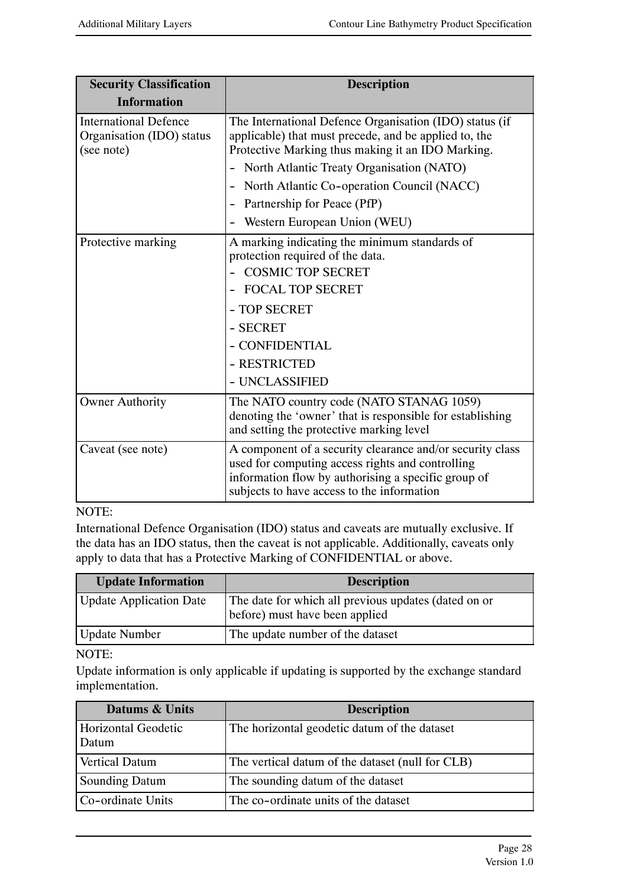| Security Classification Information | Description |
|---|---|
| International Defence Organisation (IDO) status (see note) | The International Defence Organisation (IDO) status (if applicable) that must precede, and be applied to, the Protective Marking thus making it an IDO Marking.<br>- North Atlantic Treaty Organisation (NATO)<br>- North Atlantic Co-operation Council (NACC)<br>- Partnership for Peace (PfP)<br>- Western European Union (WEU) |
| Protective marking | A marking indicating the minimum standards of protection required of the data.<br>- COSMIC TOP SECRET<br>- FOCAL TOP SECRET<br>- TOP SECRET<br>- SECRET<br>- CONFIDENTIAL<br>- RESTRICTED<br>- UNCLASSIFIED |
| Owner Authority | The NATO country code (NATO STANAG 1059) denoting the 'owner' that is responsible for establishing and setting the protective marking level |
| Caveat (see note) | A component of a security clearance and/or security class used for computing access rights and controlling information flow by authorising a specific group of subjects to have access to the information |

NOTE:

International Defence Organisation (IDO) status and caveats are mutually exclusive. If the data has an IDO status, then the caveat is not applicable. Additionally, caveats only apply to data that has a Protective Marking of CONFIDENTIAL or above.

| Update Information | Description |
|---|---|
| Update Application Date | The date for which all previous updates (dated on or before) must have been applied |
| Update Number | The update number of the dataset |

NOTE:

Update information is only applicable if updating is supported by the exchange standard implementation.

| Datums & Units | Description |
|---|---|
| Horizontal Geodetic Datum | The horizontal geodetic datum of the dataset |
| Vertical Datum | The vertical datum of the dataset (null for CLB) |
| Sounding Datum | The sounding datum of the dataset |
| Co-ordinate Units | The co-ordinate units of the dataset |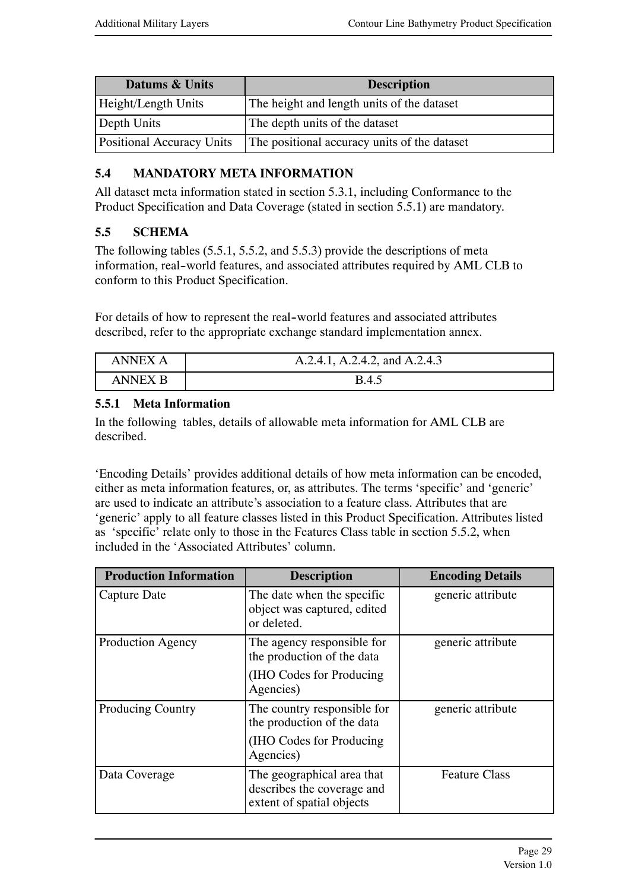| Datums & Units | Description |
|---|---|
| Height/Length Units | The height and length units of the dataset |
| Depth Units | The depth units of the dataset |
| Positional Accuracy Units | The positional accuracy units of the dataset |

## 5.4 MANDATORY META INFORMATION

All dataset meta information stated in section 5.3.1, including Conformance to the Product Specification and Data Coverage (stated in section 5.5.1) are mandatory.

## 5.5 SCHEMA

The following tables (5.5.1, 5.5.2, and 5.5.3) provide the descriptions of meta information, real-world features, and associated attributes required by AML CLB to conform to this Product Specification.

For details of how to represent the real-world features and associated attributes described, refer to the appropriate exchange standard implementation annex.

| ANNEX A | A.2.4.1, A.2.4.2, and A.2.4.3 |
|---|---|
| ANNEX B | B.4.5 |

### 5.5.1 Meta Information

In the following tables, details of allowable meta information for AML CLB are described.

'Encoding Details' provides additional details of how meta information can be encoded, either as meta information features, or, as attributes. The terms 'specific' and 'generic' are used to indicate an attribute's association to a feature class. Attributes that are 'generic' apply to all feature classes listed in this Product Specification. Attributes listed as 'specific' relate only to those in the Features Class table in section 5.5.2, when included in the 'Associated Attributes' column.

| Production Information | Description | Encoding Details |
|---|---|---|
| Capture Date | The date when the specific object was captured, edited or deleted. | generic attribute |
| Production Agency | The agency responsible for the production of the data<br><br>(IHO Codes for Producing Agencies) | generic attribute |
| Producing Country | The country responsible for the production of the data<br><br>(IHO Codes for Producing Agencies) | generic attribute |
| Data Coverage | The geographical area that describes the coverage and extent of spatial objects | Feature Class |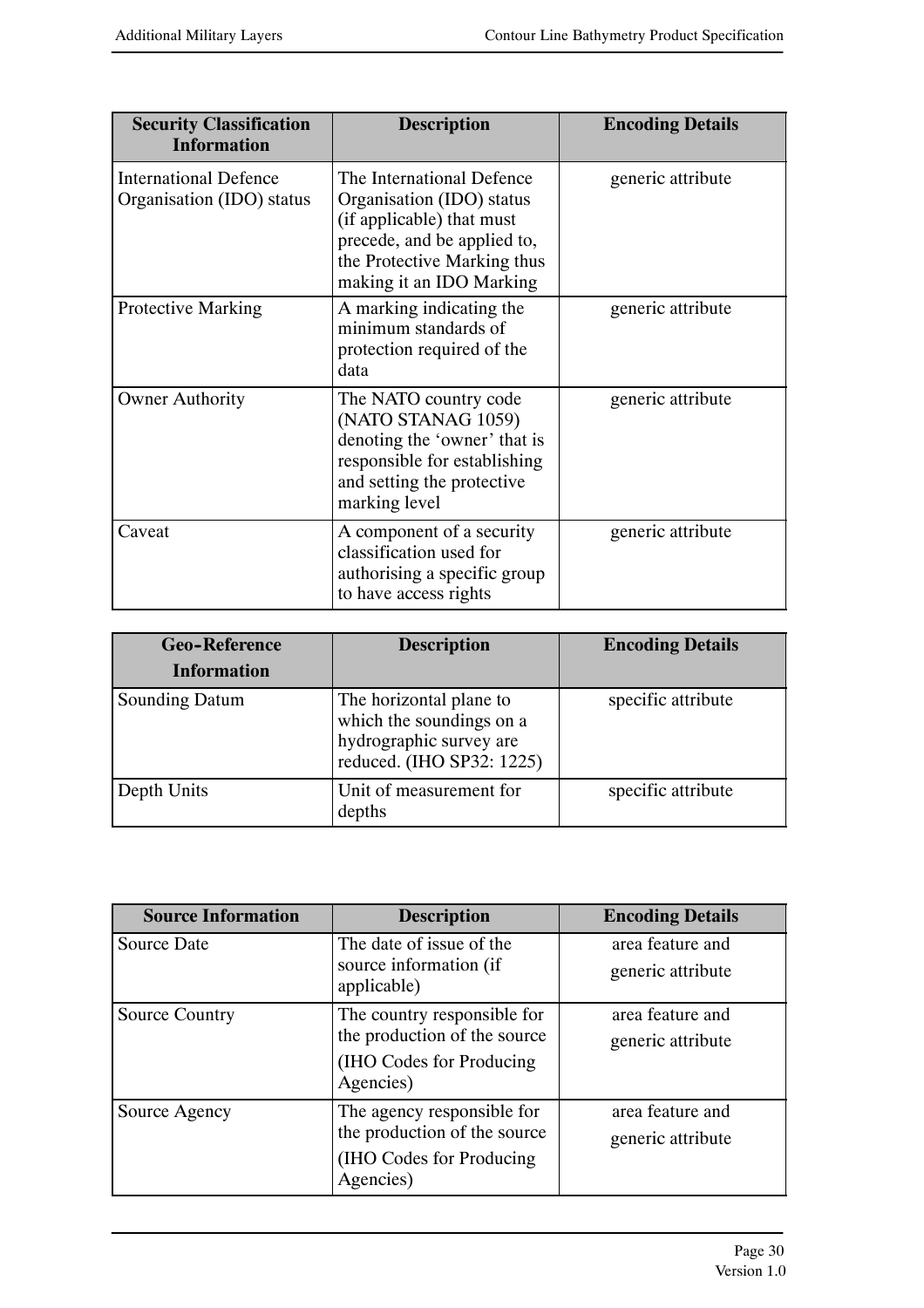| Security Classification Information | Description | Encoding Details |
|---|---|---|
| International Defence Organisation (IDO) status | The International Defence Organisation (IDO) status (if applicable) that must precede, and be applied to, the Protective Marking thus making it an IDO Marking | generic attribute |
| Protective Marking | A marking indicating the minimum standards of protection required of the data | generic attribute |
| Owner Authority | The NATO country code (NATO STANAG 1059) denoting the 'owner' that is responsible for establishing and setting the protective marking level | generic attribute |
| Caveat | A component of a security classification used for authorising a specific group to have access rights | generic attribute |

| Geo-Reference Information | Description | Encoding Details |
|---|---|---|
| Sounding Datum | The horizontal plane to which the soundings on a hydrographic survey are reduced. (IHO SP32: 1225) | specific attribute |
| Depth Units | Unit of measurement for depths | specific attribute |

| Source Information | Description | Encoding Details |
|---|---|---|
| Source Date | The date of issue of the source information (if applicable) | area feature and generic attribute |
| Source Country | The country responsible for the production of the source (IHO Codes for Producing Agencies) | area feature and generic attribute |
| Source Agency | The agency responsible for the production of the source (IHO Codes for Producing Agencies) | area feature and generic attribute |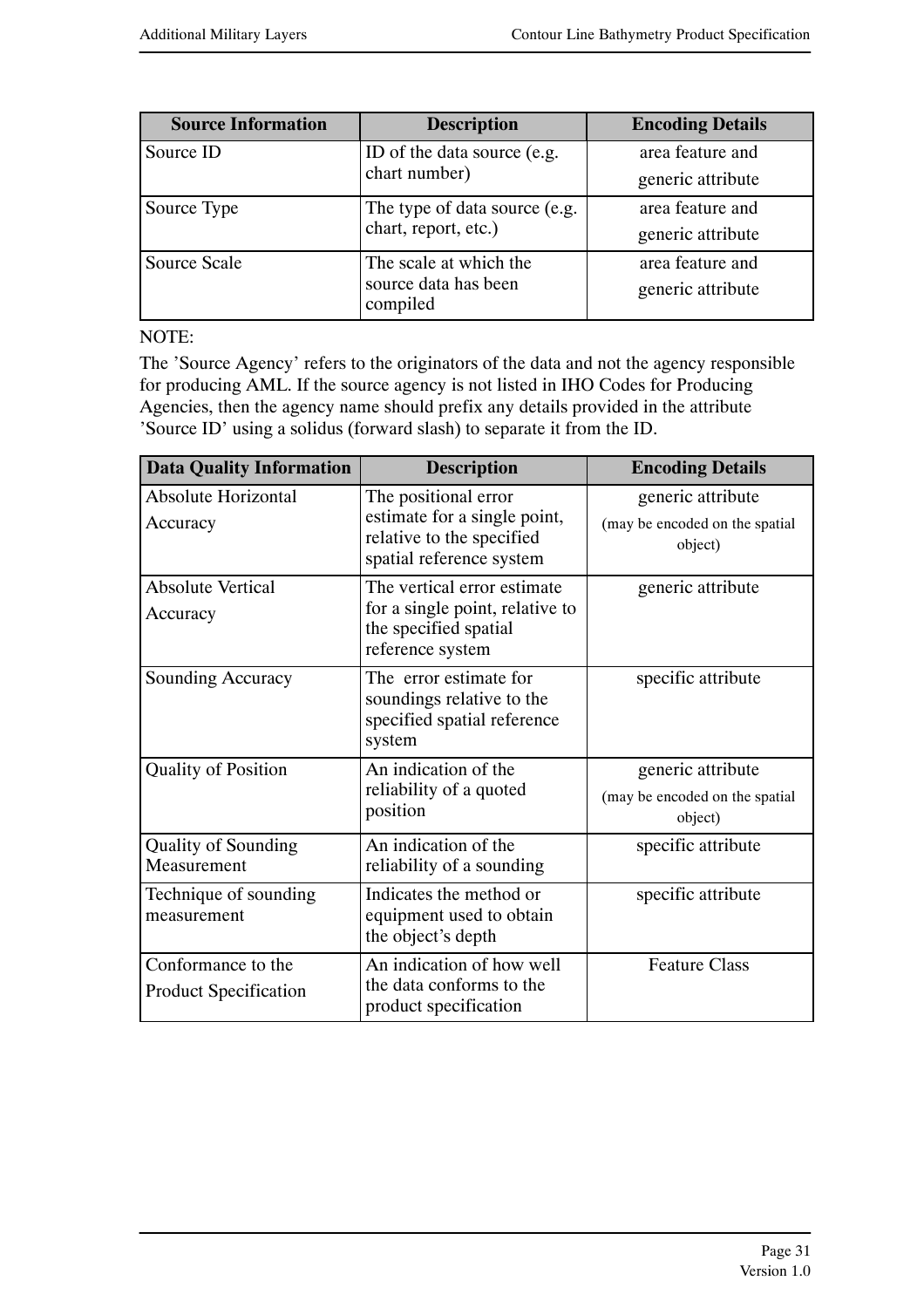| Source Information | Description | Encoding Details |
|---|---|---|
| Source ID | ID of the data source (e.g. chart number) | area feature and generic attribute |
| Source Type | The type of data source (e.g. chart, report, etc.) | area feature and generic attribute |
| Source Scale | The scale at which the source data has been compiled | area feature and generic attribute |

NOTE:

The ’Source Agency’ refers to the originators of the data and not the agency responsible for producing AML. If the source agency is not listed in IHO Codes for Producing Agencies, then the agency name should prefix any details provided in the attribute ’Source ID’ using a solidus (forward slash) to separate it from the ID.

| Data Quality Information | Description | Encoding Details |
|---|---|---|
| Absolute Horizontal Accuracy | The positional error estimate for a single point, relative to the specified spatial reference system | generic attribute (may be encoded on the spatial object) |
| Absolute Vertical Accuracy | The vertical error estimate for a single point, relative to the specified spatial reference system | generic attribute |
| Sounding Accuracy | The error estimate for soundings relative to the specified spatial reference system | specific attribute |
| Quality of Position | An indication of the reliability of a quoted position | generic attribute (may be encoded on the spatial object) |
| Quality of Sounding Measurement | An indication of the reliability of a sounding | specific attribute |
| Technique of sounding measurement | Indicates the method or equipment used to obtain the object’s depth | specific attribute |
| Conformance to the Product Specification | An indication of how well the data conforms to the product specification | Feature Class |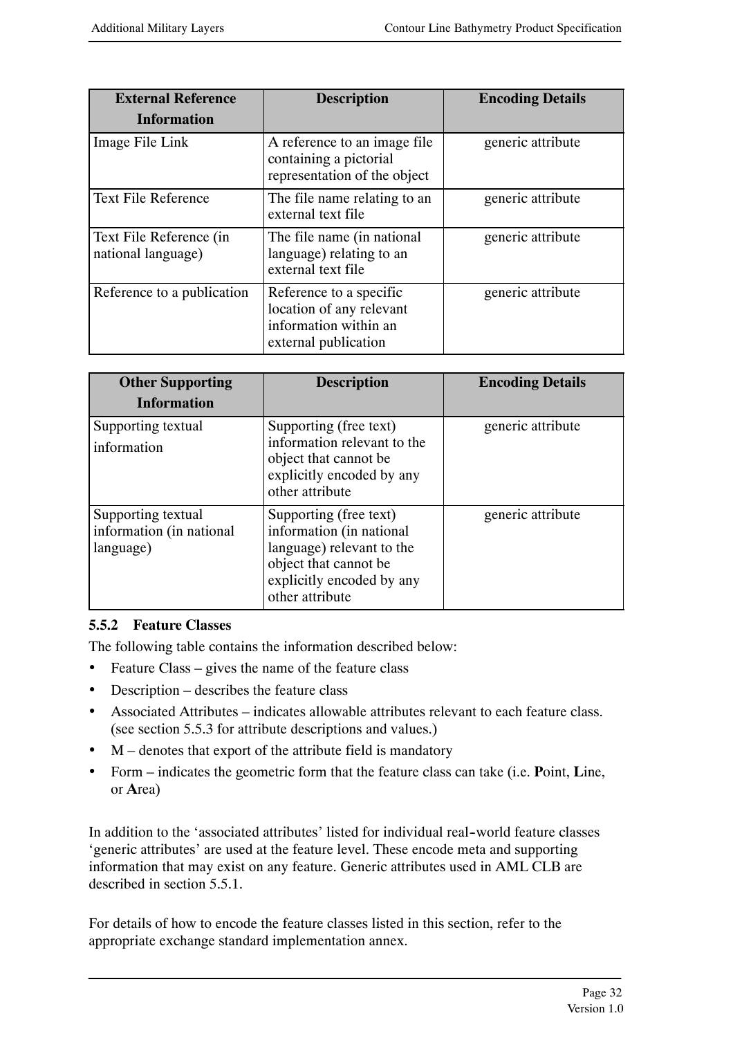| External Reference Information | Description | Encoding Details |
|---|---|---|
| Image File Link | A reference to an image file containing a pictorial representation of the object | generic attribute |
| Text File Reference | The file name relating to an external text file | generic attribute |
| Text File Reference (in national language) | The file name (in national language) relating to an external text file | generic attribute |
| Reference to a publication | Reference to a specific location of any relevant information within an external publication | generic attribute |

| Other Supporting Information | Description | Encoding Details |
|---|---|---|
| Supporting textual information | Supporting (free text) information relevant to the object that cannot be explicitly encoded by any other attribute | generic attribute |
| Supporting textual information (in national language) | Supporting (free text) information (in national language) relevant to the object that cannot be explicitly encoded by any other attribute | generic attribute |

### 5.5.2 Feature Classes

The following table contains the information described below:

- Feature Class – gives the name of the feature class
- Description – describes the feature class
- Associated Attributes – indicates allowable attributes relevant to each feature class. (see section 5.5.3 for attribute descriptions and values.)
- M – denotes that export of the attribute field is mandatory
- Form – indicates the geometric form that the feature class can take (i.e. **P**oint, **L**ine, or **A**rea)

In addition to the 'associated attributes' listed for individual real-world feature classes 'generic attributes' are used at the feature level. These encode meta and supporting information that may exist on any feature. Generic attributes used in AML CLB are described in section 5.5.1.

For details of how to encode the feature classes listed in this section, refer to the appropriate exchange standard implementation annex.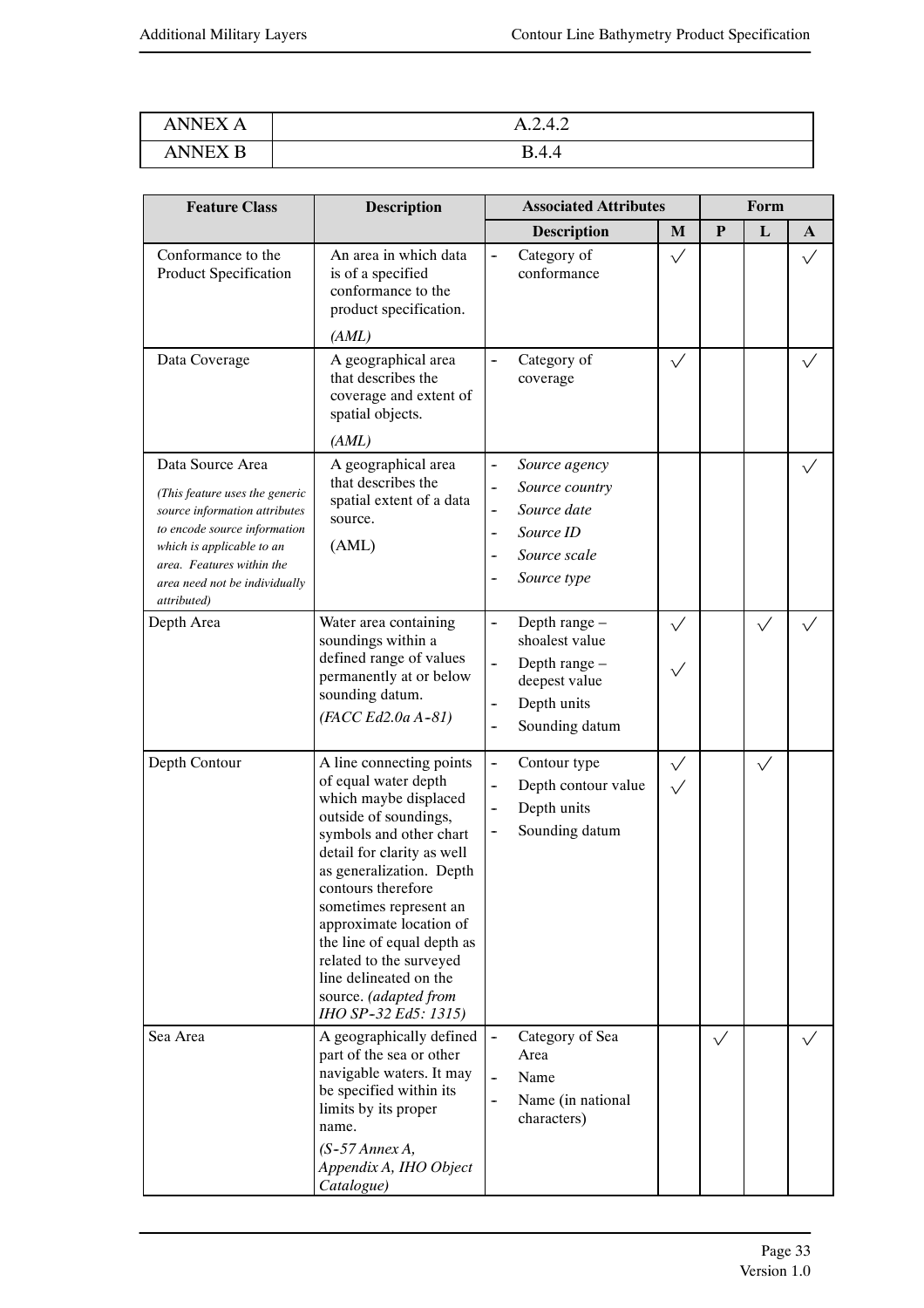| ANNEX A | A.2.4.2 |
|---|---|
| ANNEX B | B.4.4 |

| Feature Class | Description | Associated Attributes | | Form | | |
|---|---|---|---|---|---|---|
| | | Description | M | P | L | A |
| Conformance to the Product Specification | An area in which data is of a specified conformance to the product specification. *(AML)* | - Category of conformance | ✓ | | | ✓ |
| Data Coverage | A geographical area that describes the coverage and extent of spatial objects. *(AML)* | - Category of coverage | ✓ | | | ✓ |
| Data Source Area *(This feature uses the generic source information attributes to encode source information which is applicable to an area. Features within the area need not be individually attributed)* | A geographical area that describes the spatial extent of a data source. (AML) | - *Source agency* <br> - *Source country* <br> - *Source date* <br> - *Source ID* <br> - *Source scale* <br> - *Source type* | | | | ✓ |
| Depth Area | Water area containing soundings within a defined range of values permanently at or below sounding datum. *(FACC Ed2.0a A-81)* | - Depth range – shoalest value <br> - Depth range – deepest value <br> - Depth units <br> - Sounding datum | ✓ <br> ✓ | | ✓ | ✓ |
| Depth Contour | A line connecting points of equal water depth which maybe displaced outside of soundings, symbols and other chart detail for clarity as well as generalization. Depth contours therefore sometimes represent an approximate location of the line of equal depth as related to the surveyed line delineated on the source. *(adapted from IHO SP-32 Ed5: 1315)* | - Contour type <br> - Depth contour value <br> - Depth units <br> - Sounding datum | ✓ <br> ✓ | | ✓ | |
| Sea Area | A geographically defined part of the sea or other navigable waters. It may be specified within its limits by its proper name. *(S-57 Annex A, Appendix A, IHO Object Catalogue)* | - Category of Sea Area <br> - Name <br> - Name (in national characters) | | ✓ | | ✓ |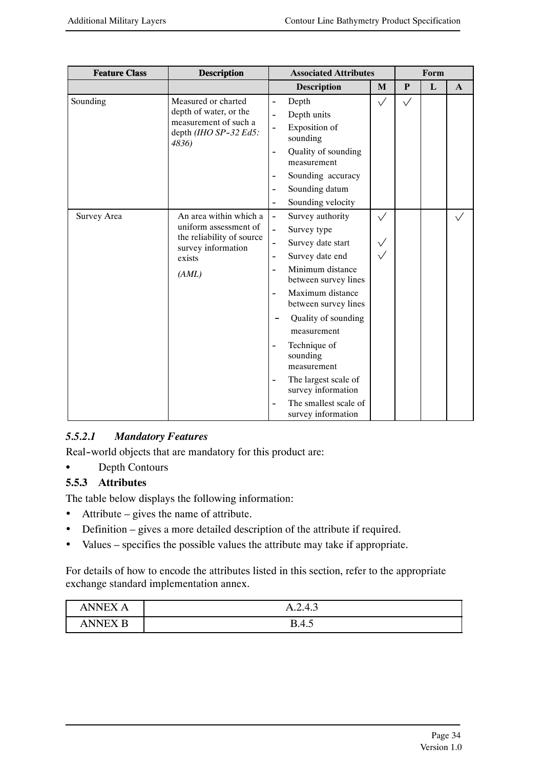| Feature Class | Description | Associated Attributes | Form | | | |
|---|---|---|---|---|---|---|
| | | Description | M | P | L | A |
| Sounding | Measured or charted depth of water, or the measurement of such a depth *(IHO SP-32 Ed5: 4836)* | - Depth<br>- Depth units<br>- Exposition of sounding<br>- Quality of sounding measurement<br>- Sounding accuracy<br>- Sounding datum<br>- Sounding velocity | ✓ | ✓ | | |
| Survey Area | An area within which a uniform assessment of the reliability of source survey information exists<br><br>*(AML)* | - Survey authority ✓<br>- Survey type<br>- Survey date start ✓<br>- Survey date end ✓<br>- Minimum distance between survey lines<br>- Maximum distance between survey lines<br>- Quality of sounding measurement<br>- Technique of sounding measurement<br>- The largest scale of survey information<br>- The smallest scale of survey information | ✓ | | | ✓ |

#### *5.5.2.1 Mandatory Features*

Real-world objects that are mandatory for this product are:

- Depth Contours

### 5.5.3 Attributes

The table below displays the following information:

- Attribute – gives the name of attribute.
- Definition – gives a more detailed description of the attribute if required.
- Values – specifies the possible values the attribute may take if appropriate.

For details of how to encode the attributes listed in this section, refer to the appropriate exchange standard implementation annex.

| ANNEX A | A.2.4.3 |
|---|---|
| ANNEX B | B.4.5 |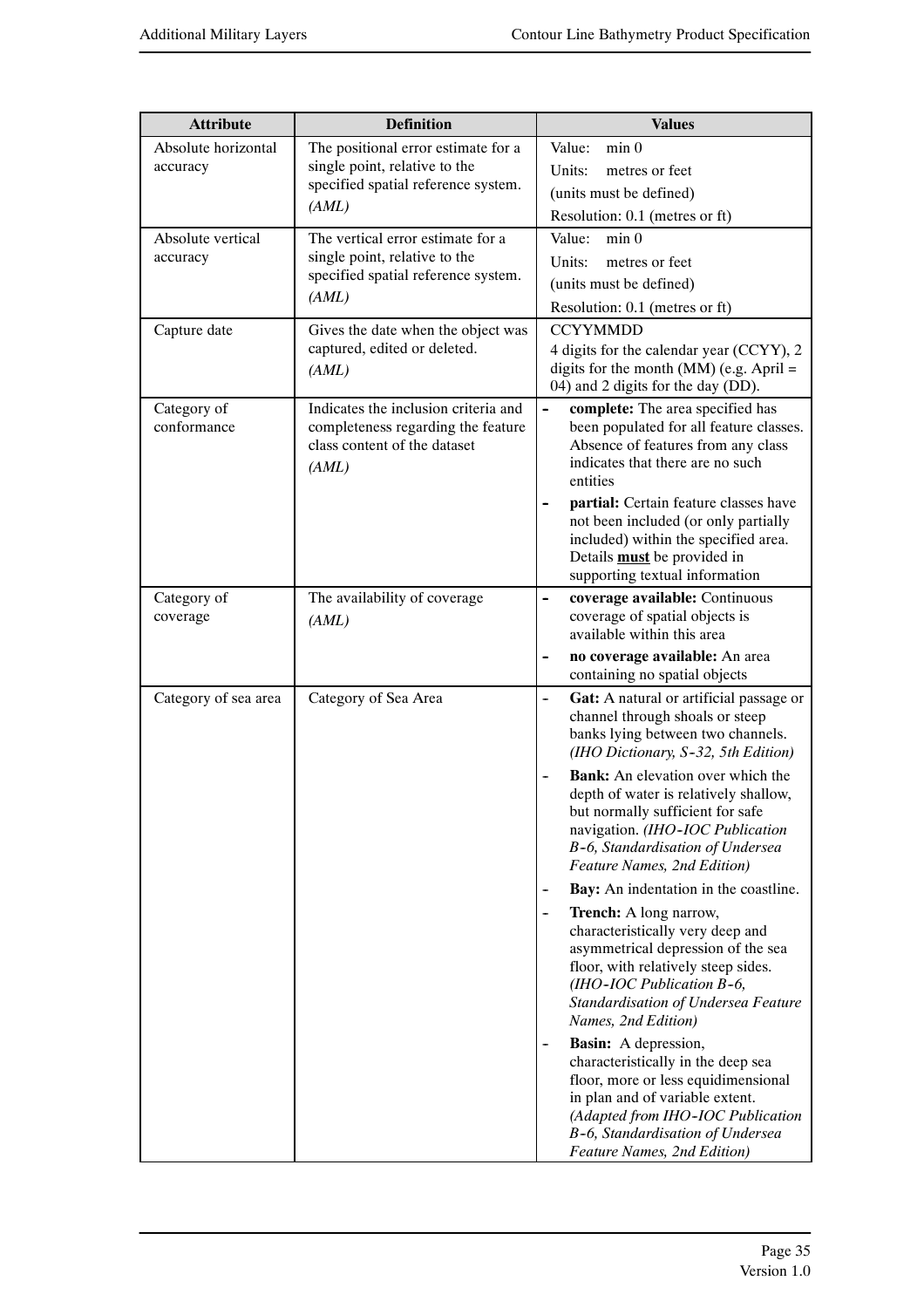| Attribute | Definition | Values |
|---|---|---|
| Absolute horizontal accuracy | The positional error estimate for a single point, relative to the specified spatial reference system. *(AML)* | Value: min 0<br>Units: metres or feet<br>(units must be defined)<br>Resolution: 0.1 (metres or ft) |
| Absolute vertical accuracy | The vertical error estimate for a single point, relative to the specified spatial reference system. *(AML)* | Value: min 0<br>Units: metres or feet<br>(units must be defined)<br>Resolution: 0.1 (metres or ft) |
| Capture date | Gives the date when the object was captured, edited or deleted. *(AML)* | CCYYMMDD<br>4 digits for the calendar year (CCYY), 2 digits for the month (MM) (e.g. April = 04) and 2 digits for the day (DD). |
| Category of conformance | Indicates the inclusion criteria and completeness regarding the feature class content of the dataset *(AML)* | - **complete:** The area specified has been populated for all feature classes. Absence of features from any class indicates that there are no such entities<br>- **partial:** Certain feature classes have not been included (or only partially included) within the specified area. Details **must** be provided in supporting textual information |
| Category of coverage | The availability of coverage *(AML)* | - **coverage available:** Continuous coverage of spatial objects is available within this area<br>- **no coverage available:** An area containing no spatial objects |
| Category of sea area | Category of Sea Area | - **Gat:** A natural or artificial passage or channel through shoals or steep banks lying between two channels. *(IHO Dictionary, S-32, 5th Edition)*<br>- **Bank:** An elevation over which the depth of water is relatively shallow, but normally sufficient for safe navigation. *(IHO-IOC Publication B-6, Standardisation of Undersea Feature Names, 2nd Edition)*<br>- **Bay:** An indentation in the coastline.<br>- **Trench:** A long narrow, characteristically very deep and asymmetrical depression of the sea floor, with relatively steep sides. *(IHO-IOC Publication B-6, Standardisation of Undersea Feature Names, 2nd Edition)*<br>- **Basin:** A depression, characteristically in the deep sea floor, more or less equidimensional in plan and of variable extent. *(Adapted from IHO-IOC Publication B-6, Standardisation of Undersea Feature Names, 2nd Edition)* |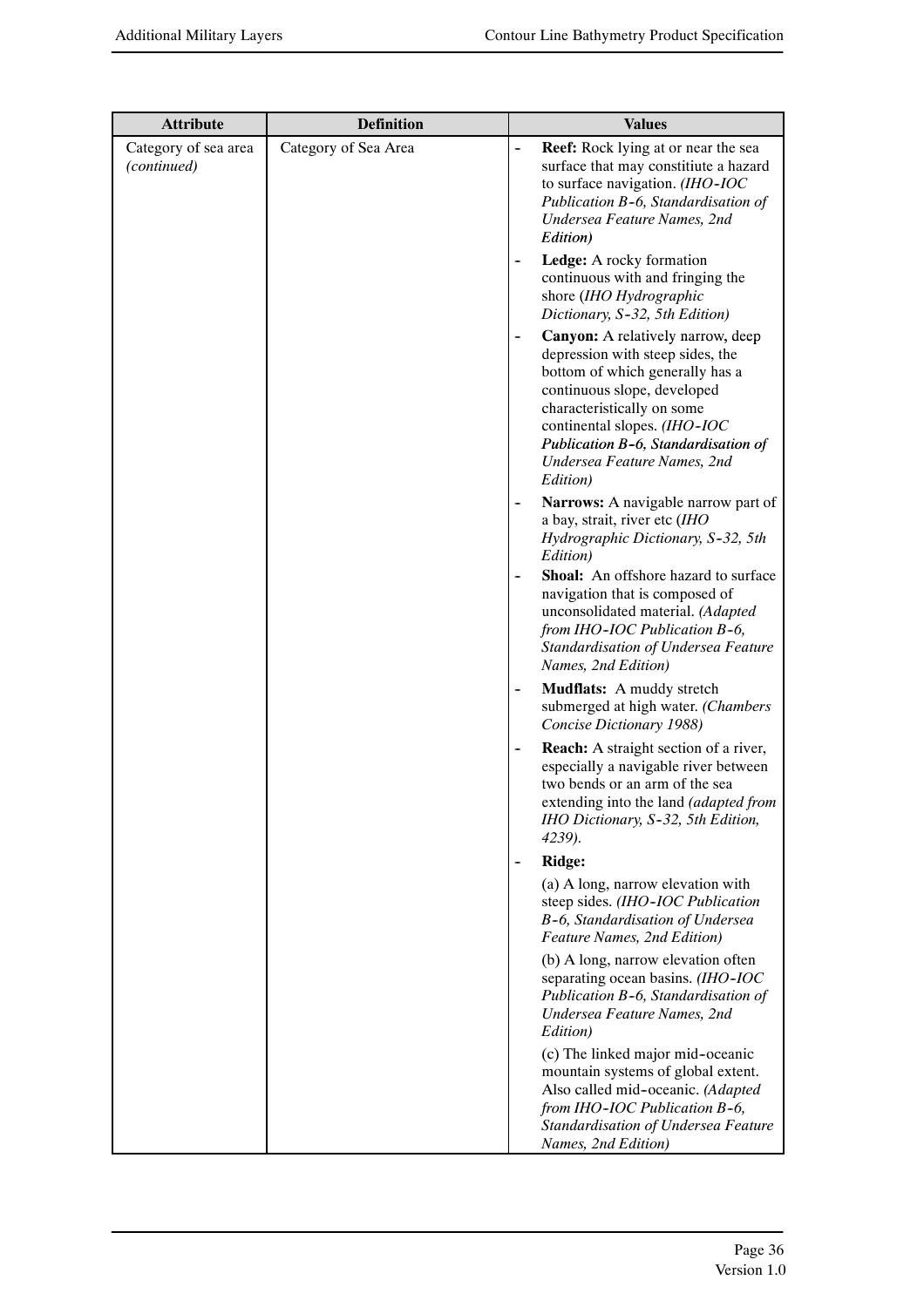| Attribute | Definition | Values |
|---|---|---|
| Category of sea area *(continued)* | Category of Sea Area | - **Reef:** Rock lying at or near the sea surface that may constitute a hazard to surface navigation. *(IHO-IOC Publication B-6, Standardisation of Undersea Feature Names, 2nd Edition)*<br>- **Ledge:** A rocky formation continuous with and fringing the shore (*IHO Hydrographic Dictionary, S-32, 5th Edition)*<br>- **Canyon:** A relatively narrow, deep depression with steep sides, the bottom of which generally has a continuous slope, developed characteristically on some continental slopes. *(IHO-IOC Publication B-6, Standardisation of Undersea Feature Names, 2nd Edition)*<br>- **Narrows:** A navigable narrow part of a bay, strait, river etc (*IHO Hydrographic Dictionary, S-32, 5th Edition)*<br>- **Shoal:** An offshore hazard to surface navigation that is composed of unconsolidated material. *(Adapted from IHO-IOC Publication B-6, Standardisation of Undersea Feature Names, 2nd Edition)*<br>- **Mudflats:** A muddy stretch submerged at high water. *(Chambers Concise Dictionary 1988)*<br>- **Reach:** A straight section of a river, especially a navigable river between two bends or an arm of the sea extending into the land *(adapted from IHO Dictionary, S-32, 5th Edition, 4239).*<br>- **Ridge:**<br>(a) A long, narrow elevation with steep sides. *(IHO-IOC Publication B-6, Standardisation of Undersea Feature Names, 2nd Edition)*<br>(b) A long, narrow elevation often separating ocean basins. *(IHO-IOC Publication B-6, Standardisation of Undersea Feature Names, 2nd Edition)*<br>(c) The linked major mid-oceanic mountain systems of global extent. Also called mid-oceanic. *(Adapted from IHO-IOC Publication B-6, Standardisation of Undersea Feature Names, 2nd Edition)* |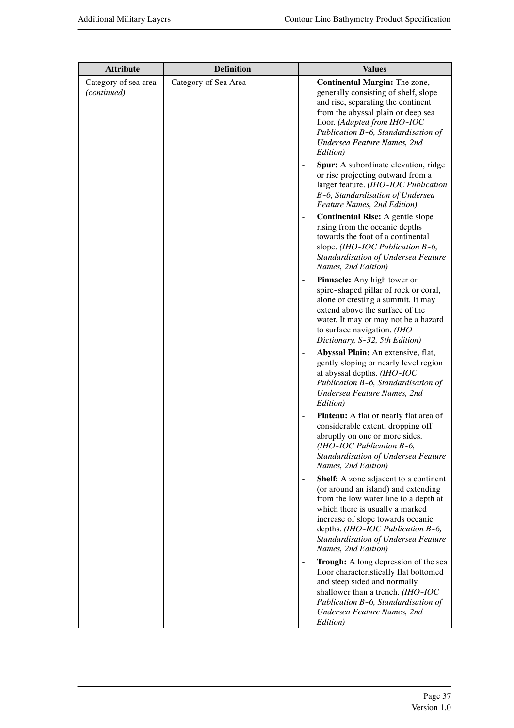| Attribute | Definition | Values |
|---|---|---|
| Category of sea area *(continued)* | Category of Sea Area | - **Continental Margin:** The zone, generally consisting of shelf, slope and rise, separating the continent from the abyssal plain or deep sea floor. *(Adapted from IHO-IOC Publication B-6, Standardisation of Undersea Feature Names, 2nd Edition)*<br>- **Spur:** A subordinate elevation, ridge or rise projecting outward from a larger feature. *(IHO-IOC Publication B-6, Standardisation of Undersea Feature Names, 2nd Edition)*<br>- **Continental Rise:** A gentle slope rising from the oceanic depths towards the foot of a continental slope. *(IHO-IOC Publication B-6, Standardisation of Undersea Feature Names, 2nd Edition)*<br>- **Pinnacle:** Any high tower or spire-shaped pillar of rock or coral, alone or cresting a summit. It may extend above the surface of the water. It may or may not be a hazard to surface navigation. *(IHO Dictionary, S-32, 5th Edition)*<br>- **Abyssal Plain:** An extensive, flat, gently sloping or nearly level region at abyssal depths. *(IHO-IOC Publication B-6, Standardisation of Undersea Feature Names, 2nd Edition)*<br>- **Plateau:** A flat or nearly flat area of considerable extent, dropping off abruptly on one or more sides. *(IHO-IOC Publication B-6, Standardisation of Undersea Feature Names, 2nd Edition)*<br>- **Shelf:** A zone adjacent to a continent (or around an island) and extending from the low water line to a depth at which there is usually a marked increase of slope towards oceanic depths. *(IHO-IOC Publication B-6, Standardisation of Undersea Feature Names, 2nd Edition)*<br>- **Trough:** A long depression of the sea floor characteristically flat bottomed and steep sided and normally shallower than a trench. *(IHO-IOC Publication B-6, Standardisation of Undersea Feature Names, 2nd Edition)* |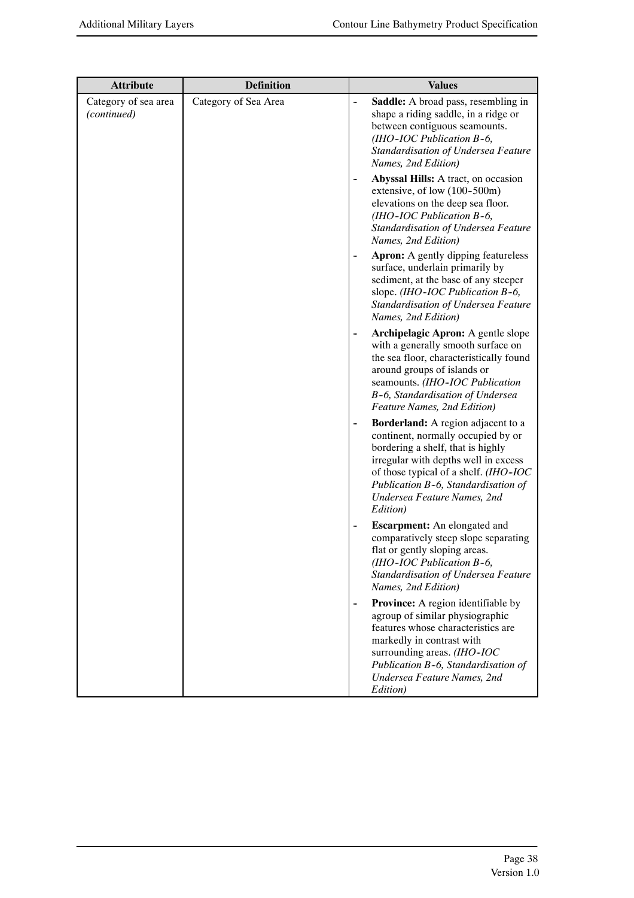| Attribute | Definition | Values |
|---|---|---|
| Category of sea area *(continued)* | Category of Sea Area | - **Saddle:** A broad pass, resembling in shape a riding saddle, in a ridge or between contiguous seamounts. *(IHO-IOC Publication B-6, Standardisation of Undersea Feature Names, 2nd Edition)*<br>- **Abyssal Hills:** A tract, on occasion extensive, of low (100-500m) elevations on the deep sea floor. *(IHO-IOC Publication B-6, Standardisation of Undersea Feature Names, 2nd Edition)*<br>- **Apron:** A gently dipping featureless surface, underlain primarily by sediment, at the base of any steeper slope. *(IHO-IOC Publication B-6, Standardisation of Undersea Feature Names, 2nd Edition)*<br>- **Archipelagic Apron:** A gentle slope with a generally smooth surface on the sea floor, characteristically found around groups of islands or seamounts. *(IHO-IOC Publication B-6, Standardisation of Undersea Feature Names, 2nd Edition)*<br>- **Borderland:** A region adjacent to a continent, normally occupied by or bordering a shelf, that is highly irregular with depths well in excess of those typical of a shelf. *(IHO-IOC Publication B-6, Standardisation of Undersea Feature Names, 2nd Edition)*<br>- **Escarpment:** An elongated and comparatively steep slope separating flat or gently sloping areas. *(IHO-IOC Publication B-6, Standardisation of Undersea Feature Names, 2nd Edition)*<br>- **Province:** A region identifiable by agroup of similar physiographic features whose characteristics are markedly in contrast with surrounding areas. *(IHO-IOC Publication B-6, Standardisation of Undersea Feature Names, 2nd Edition)* |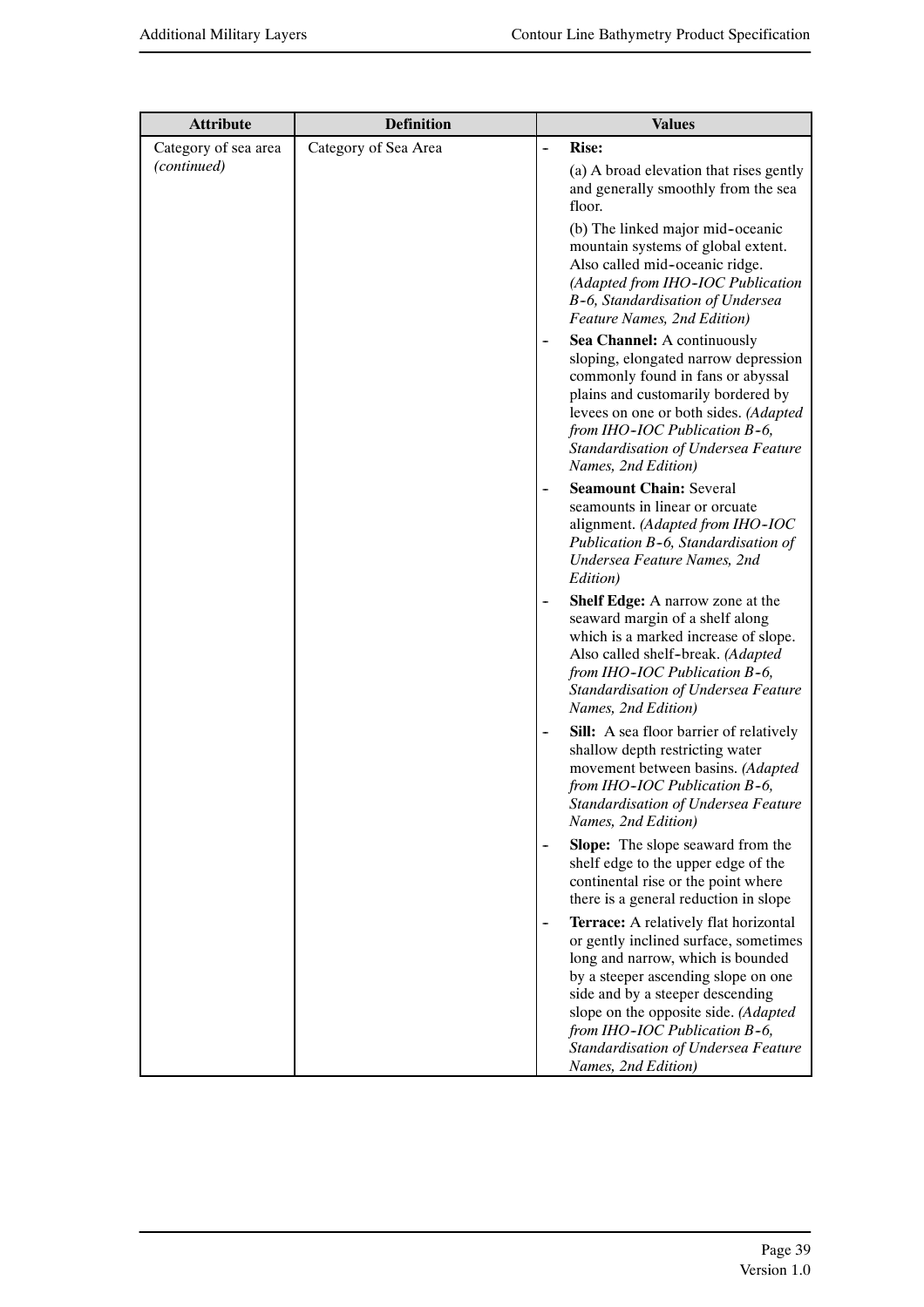| Attribute | Definition | Values |
|---|---|---|
| Category of sea area *(continued)* | Category of Sea Area | - **Rise:** (a) A broad elevation that rises gently and generally smoothly from the sea floor. (b) The linked major mid-oceanic mountain systems of global extent. Also called mid-oceanic ridge. *(Adapted from IHO-IOC Publication B-6, Standardisation of Undersea Feature Names, 2nd Edition)* <br> - **Sea Channel:** A continuously sloping, elongated narrow depression commonly found in fans or abyssal plains and customarily bordered by levees on one or both sides. *(Adapted from IHO-IOC Publication B-6, Standardisation of Undersea Feature Names, 2nd Edition)* <br> - **Seamount Chain:** Several seamounts in linear or orcuate alignment. *(Adapted from IHO-IOC Publication B-6, Standardisation of Undersea Feature Names, 2nd Edition)* <br> - **Shelf Edge:** A narrow zone at the seaward margin of a shelf along which is a marked increase of slope. Also called shelf-break. *(Adapted from IHO-IOC Publication B-6, Standardisation of Undersea Feature Names, 2nd Edition)* <br> - **Sill:** A sea floor barrier of relatively shallow depth restricting water movement between basins. *(Adapted from IHO-IOC Publication B-6, Standardisation of Undersea Feature Names, 2nd Edition)* <br> - **Slope:** The slope seaward from the shelf edge to the upper edge of the continental rise or the point where there is a general reduction in slope <br> - **Terrace:** A relatively flat horizontal or gently inclined surface, sometimes long and narrow, which is bounded by a steeper ascending slope on one side and by a steeper descending slope on the opposite side. *(Adapted from IHO-IOC Publication B-6, Standardisation of Undersea Feature Names, 2nd Edition)* |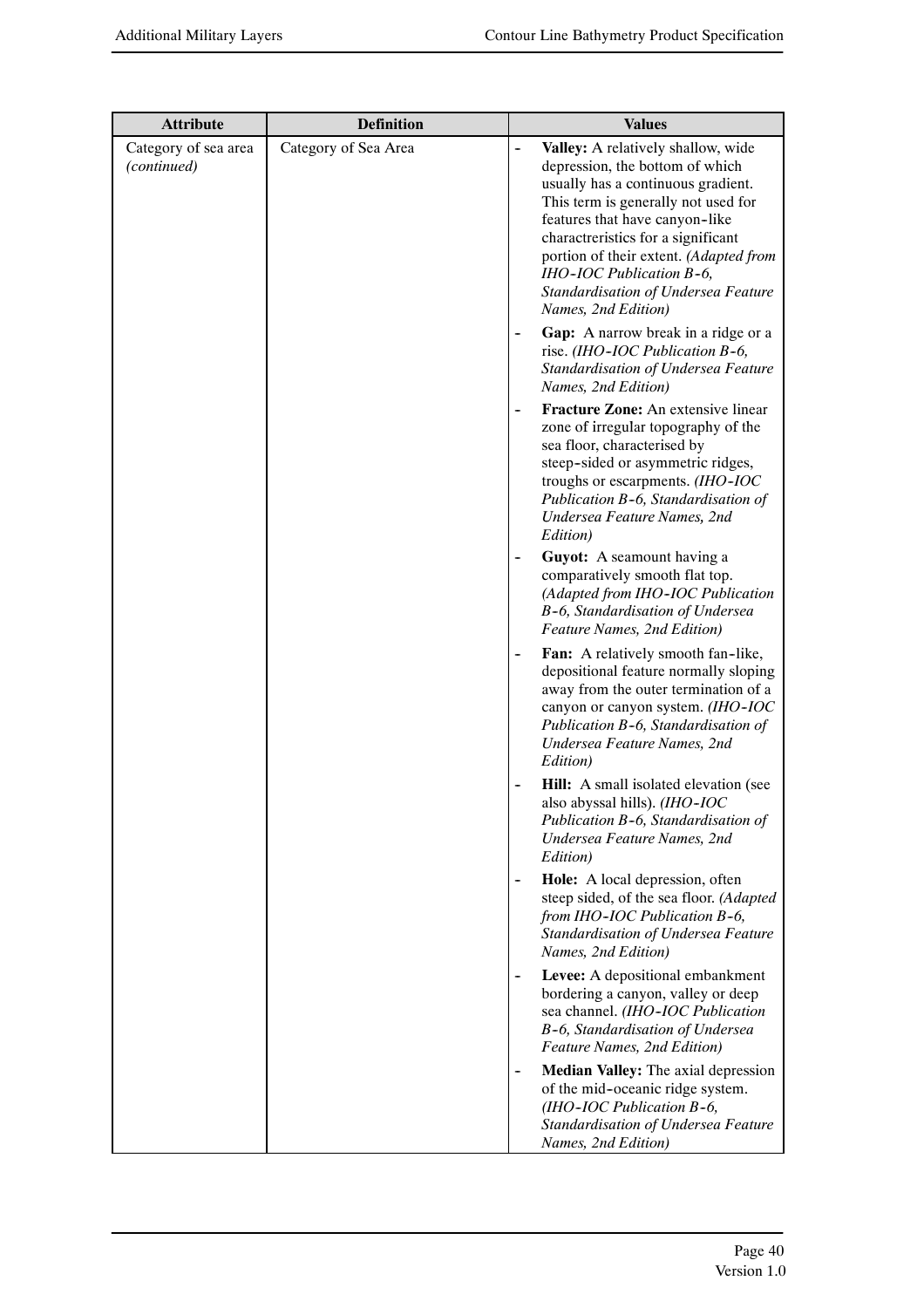| Attribute | Definition | Values |
|---|---|---|
| Category of sea area *(continued)* | Category of Sea Area | - **Valley:** A relatively shallow, wide depression, the bottom of which usually has a continuous gradient. This term is generally not used for features that have canyon-like charactreristics for a significant portion of their extent. *(Adapted from IHO-IOC Publication B-6, Standardisation of Undersea Feature Names, 2nd Edition)*<br>- **Gap:** A narrow break in a ridge or a rise. *(IHO-IOC Publication B-6, Standardisation of Undersea Feature Names, 2nd Edition)*<br>- **Fracture Zone:** An extensive linear zone of irregular topography of the sea floor, characterised by steep-sided or asymmetric ridges, troughs or escarpments. *(IHO-IOC Publication B-6, Standardisation of Undersea Feature Names, 2nd Edition)*<br>- **Guyot:** A seamount having a comparatively smooth flat top. *(Adapted from IHO-IOC Publication B-6, Standardisation of Undersea Feature Names, 2nd Edition)*<br>- **Fan:** A relatively smooth fan-like, depositional feature normally sloping away from the outer termination of a canyon or canyon system. *(IHO-IOC Publication B-6, Standardisation of Undersea Feature Names, 2nd Edition)*<br>- **Hill:** A small isolated elevation (see also abyssal hills). *(IHO-IOC Publication B-6, Standardisation of Undersea Feature Names, 2nd Edition)*<br>- **Hole:** A local depression, often steep sided, of the sea floor. *(Adapted from IHO-IOC Publication B-6, Standardisation of Undersea Feature Names, 2nd Edition)*<br>- **Levee:** A depositional embankment bordering a canyon, valley or deep sea channel. *(IHO-IOC Publication B-6, Standardisation of Undersea Feature Names, 2nd Edition)*<br>- **Median Valley:** The axial depression of the mid-oceanic ridge system. *(IHO-IOC Publication B-6, Standardisation of Undersea Feature Names, 2nd Edition)* |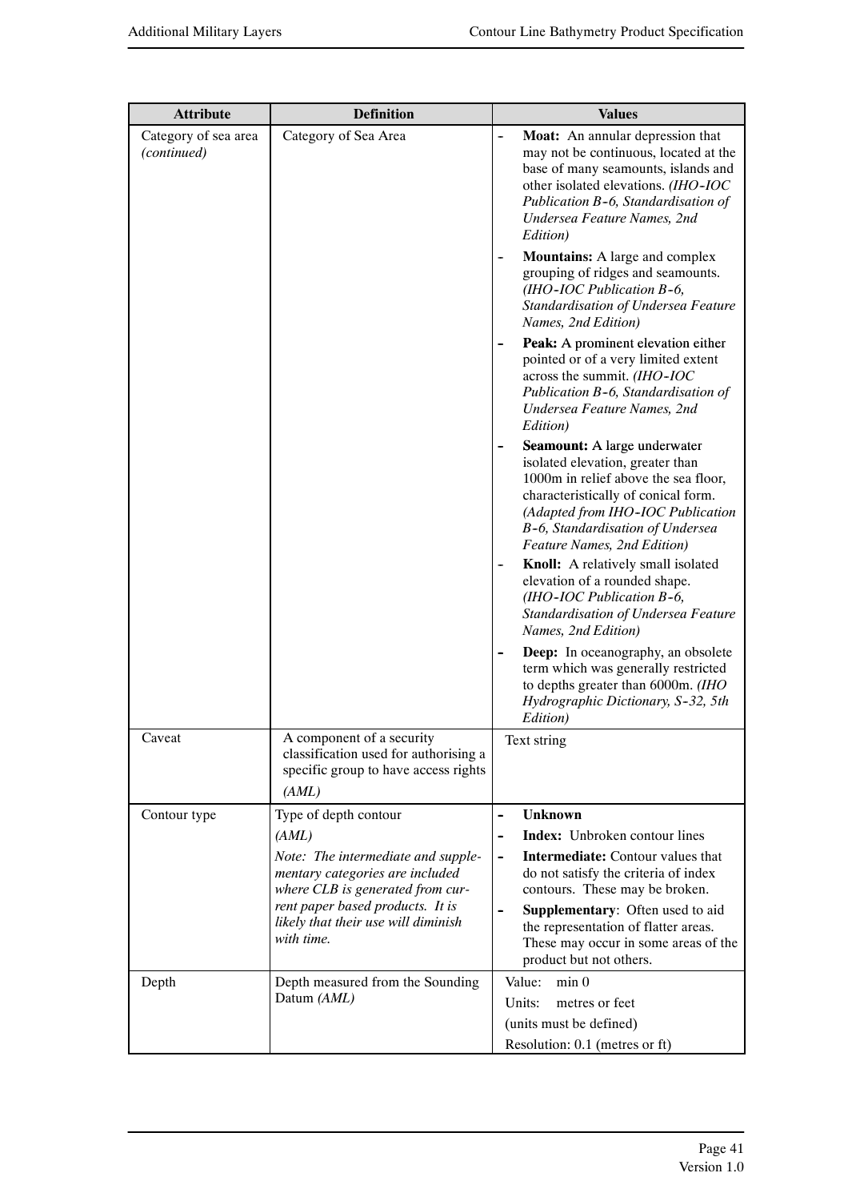| Attribute | Definition | Values |
|---|---|---|
| Category of sea area *(continued)* | Category of Sea Area | - **Moat:** An annular depression that may not be continuous, located at the base of many seamounts, islands and other isolated elevations. *(IHO-IOC Publication B-6, Standardisation of Undersea Feature Names, 2nd Edition)*<br>- **Mountains:** A large and complex grouping of ridges and seamounts. *(IHO-IOC Publication B-6, Standardisation of Undersea Feature Names, 2nd Edition)*<br>- **Peak:** A prominent elevation either pointed or of a very limited extent across the summit. *(IHO-IOC Publication B-6, Standardisation of Undersea Feature Names, 2nd Edition)*<br>- **Seamount:** A large underwater isolated elevation, greater than 1000m in relief above the sea floor, characteristically of conical form. *(Adapted from IHO-IOC Publication B-6, Standardisation of Undersea Feature Names, 2nd Edition)*<br>- **Knoll:** A relatively small isolated elevation of a rounded shape. *(IHO-IOC Publication B-6, Standardisation of Undersea Feature Names, 2nd Edition)*<br>- **Deep:** In oceanography, an obsolete term which was generally restricted to depths greater than 6000m. *(IHO Hydrographic Dictionary, S-32, 5th Edition)* |
| Caveat | A component of a security classification used for authorising a specific group to have access rights<br>*(AML)* | Text string |
| Contour type | Type of depth contour<br>*(AML)*<br>*Note: The intermediate and supplementary categories are included where CLB is generated from current paper based products. It is likely that their use will diminish with time.* | - **Unknown**<br>- **Index:** Unbroken contour lines<br>- **Intermediate:** Contour values that do not satisfy the criteria of index contours. These may be broken.<br>- **Supplementary**: Often used to aid the representation of flatter areas. These may occur in some areas of the product but not others. |
| Depth | Depth measured from the Sounding Datum *(AML)* | Value: min 0<br>Units: metres or feet<br>(units must be defined)<br>Resolution: 0.1 (metres or ft) |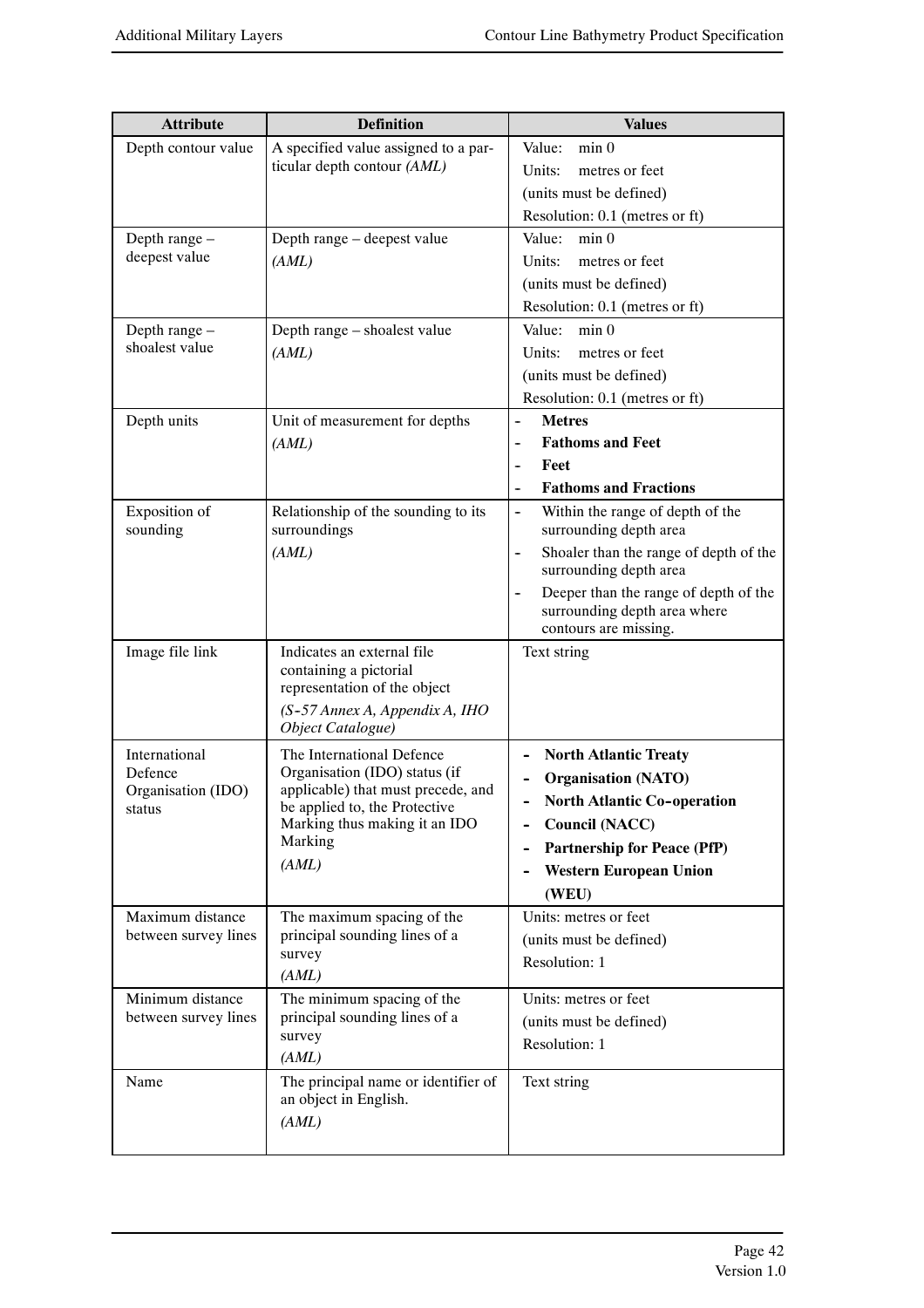| Attribute | Definition | Values |
|---|---|---|
| Depth contour value | A specified value assigned to a particular depth contour *(AML)* | Value: min 0<br>Units: metres or feet<br>(units must be defined)<br>Resolution: 0.1 (metres or ft) |
| Depth range – deepest value | Depth range – deepest value<br>*(AML)* | Value: min 0<br>Units: metres or feet<br>(units must be defined)<br>Resolution: 0.1 (metres or ft) |
| Depth range – shoalest value | Depth range – shoalest value<br>*(AML)* | Value: min 0<br>Units: metres or feet<br>(units must be defined)<br>Resolution: 0.1 (metres or ft) |
| Depth units | Unit of measurement for depths<br>*(AML)* | - **Metres**<br>- **Fathoms and Feet**<br>- **Feet**<br>- **Fathoms and Fractions** |
| Exposition of sounding | Relationship of the sounding to its surroundings<br>*(AML)* | - Within the range of depth of the surrounding depth area<br>- Shoaler than the range of depth of the surrounding depth area<br>- Deeper than the range of depth of the surrounding depth area where contours are missing. |
| Image file link | Indicates an external file containing a pictorial representation of the object<br>*(S-57 Annex A, Appendix A, IHO Object Catalogue)* | Text string |
| International Defence Organisation (IDO) status | The International Defence Organisation (IDO) status (if applicable) that must precede, and be applied to, the Protective Marking thus making it an IDO Marking<br>*(AML)* | - **North Atlantic Treaty**<br>- **Organisation (NATO)**<br>- **North Atlantic Co-operation**<br>- **Council (NACC)**<br>- **Partnership for Peace (PfP)**<br>- **Western European Union (WEU)** |
| Maximum distance between survey lines | The maximum spacing of the principal sounding lines of a survey<br>*(AML)* | Units: metres or feet<br>(units must be defined)<br>Resolution: 1 |
| Minimum distance between survey lines | The minimum spacing of the principal sounding lines of a survey<br>*(AML)* | Units: metres or feet<br>(units must be defined)<br>Resolution: 1 |
| Name | The principal name or identifier of an object in English.<br>*(AML)* | Text string |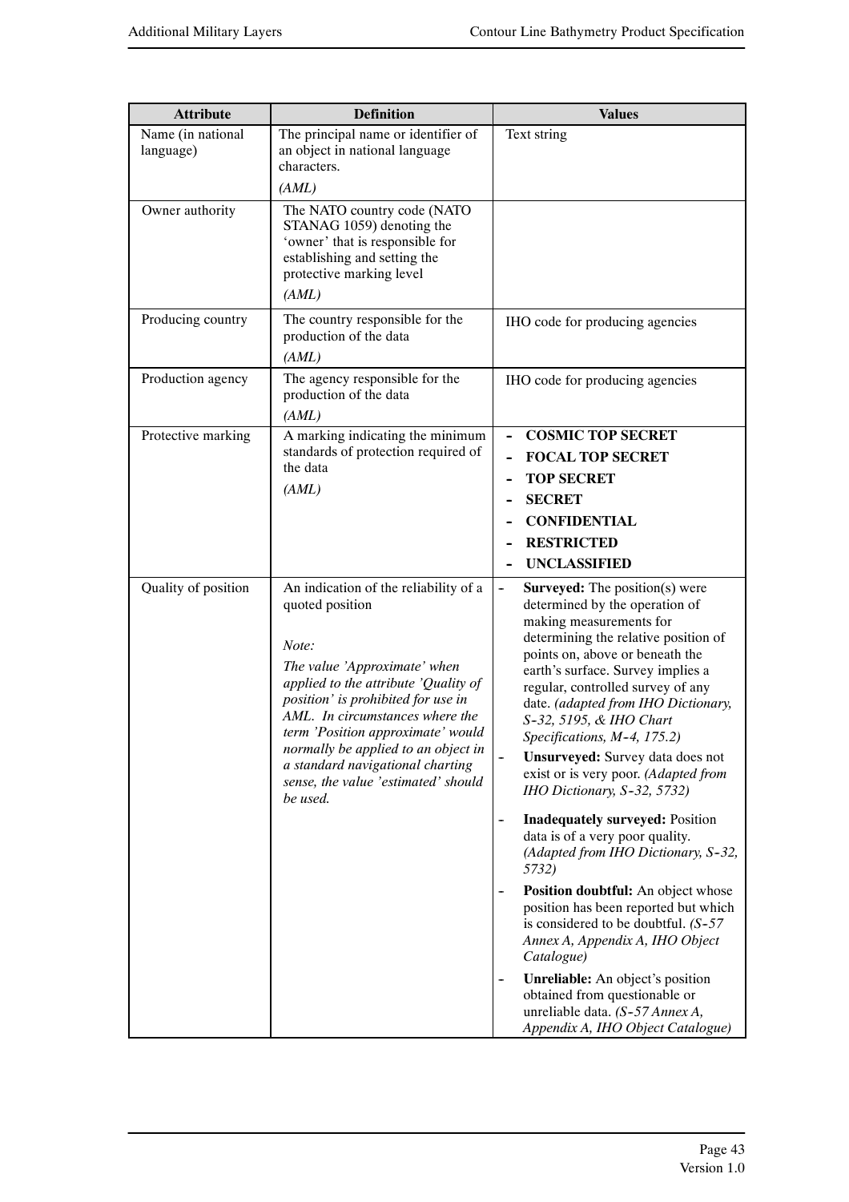| Attribute | Definition | Values |
| --- | --- | --- |
| Name (in national language) | The principal name or identifier of an object in national language characters.<br>*(AML)* | Text string |
| Owner authority | The NATO country code (NATO STANAG 1059) denoting the 'owner' that is responsible for establishing and setting the protective marking level<br>*(AML)* | |
| Producing country | The country responsible for the production of the data<br>*(AML)* | IHO code for producing agencies |
| Production agency | The agency responsible for the production of the data<br>*(AML)* | IHO code for producing agencies |
| Protective marking | A marking indicating the minimum standards of protection required of the data<br>*(AML)* | - **COSMIC TOP SECRET**<br>- **FOCAL TOP SECRET**<br>- **TOP SECRET**<br>- **SECRET**<br>- **CONFIDENTIAL**<br>- **RESTRICTED**<br>- **UNCLASSIFIED** |
| Quality of position | An indication of the reliability of a quoted position<br><br>*Note:*<br>*The value 'Approximate' when applied to the attribute 'Quality of position' is prohibited for use in AML. In circumstances where the term 'Position approximate' would normally be applied to an object in a standard navigational charting sense, the value 'estimated' should be used.* | - **Surveyed:** The position(s) were determined by the operation of making measurements for determining the relative position of points on, above or beneath the earth's surface. Survey implies a regular, controlled survey of any date. *(adapted from IHO Dictionary, S-32, 5195, & IHO Chart Specifications, M-4, 175.2)*<br>- **Unsurveyed:** Survey data does not exist or is very poor. *(Adapted from IHO Dictionary, S-32, 5732)*<br>- **Inadequately surveyed:** Position data is of a very poor quality. *(Adapted from IHO Dictionary, S-32, 5732)*<br>- **Position doubtful:** An object whose position has been reported but which is considered to be doubtful. *(S-57 Annex A, Appendix A, IHO Object Catalogue)*<br>- **Unreliable:** An object's position obtained from questionable or unreliable data. *(S-57 Annex A, Appendix A, IHO Object Catalogue)* |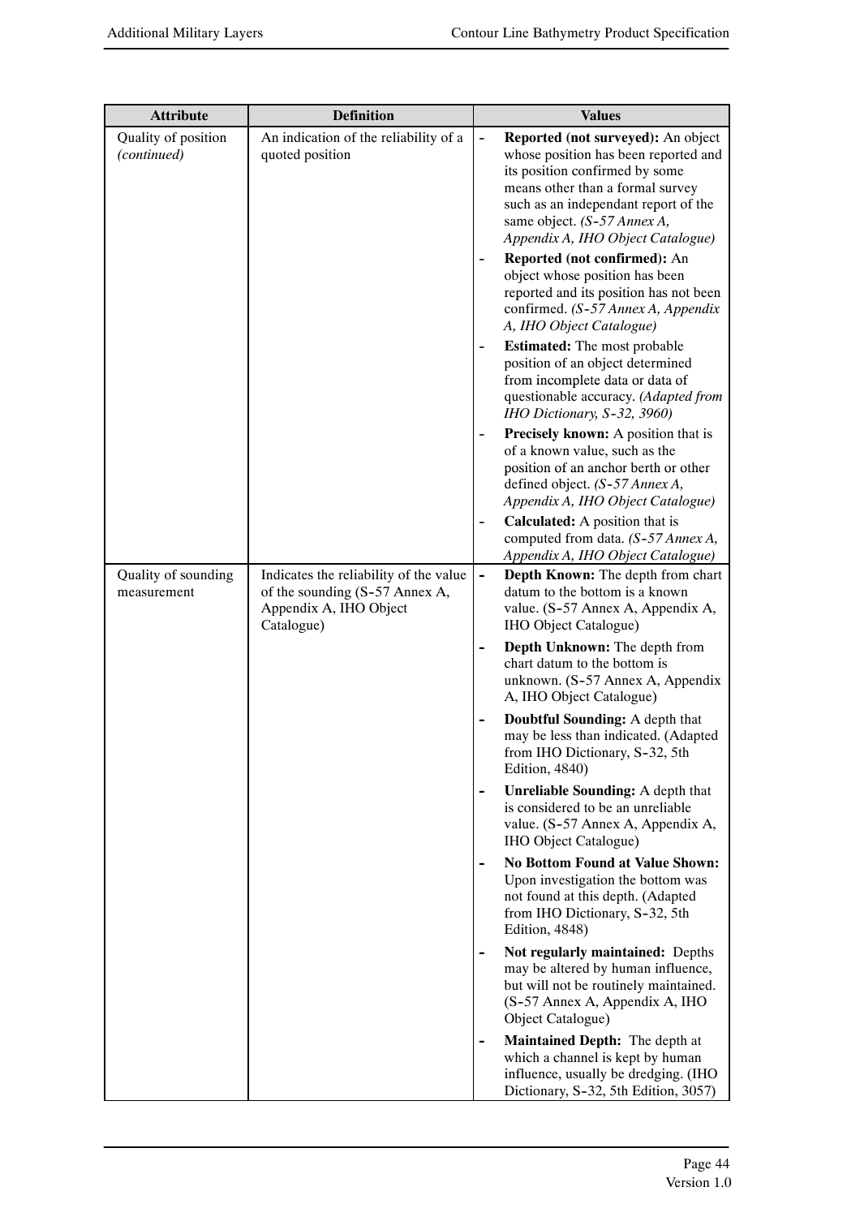| Attribute | Definition | Values |
|---|---|---|
| Quality of position *(continued)* | An indication of the reliability of a quoted position | - **Reported (not surveyed):** An object whose position has been reported and its position confirmed by some means other than a formal survey such as an independant report of the same object. *(S-57 Annex A, Appendix A, IHO Object Catalogue)*<br>- **Reported (not confirmed):** An object whose position has been reported and its position has not been confirmed. *(S-57 Annex A, Appendix A, IHO Object Catalogue)*<br>- **Estimated:** The most probable position of an object determined from incomplete data or data of questionable accuracy. *(Adapted from IHO Dictionary, S-32, 3960)*<br>- **Precisely known:** A position that is of a known value, such as the position of an anchor berth or other defined object. *(S-57 Annex A, Appendix A, IHO Object Catalogue)*<br>- **Calculated:** A position that is computed from data. *(S-57 Annex A, Appendix A, IHO Object Catalogue)* |
| Quality of sounding measurement | Indicates the reliability of the value of the sounding (S-57 Annex A, Appendix A, IHO Object Catalogue) | - **Depth Known:** The depth from chart datum to the bottom is a known value. (S-57 Annex A, Appendix A, IHO Object Catalogue)<br>- **Depth Unknown:** The depth from chart datum to the bottom is unknown. (S-57 Annex A, Appendix A, IHO Object Catalogue)<br>- **Doubtful Sounding:** A depth that may be less than indicated. (Adapted from IHO Dictionary, S-32, 5th Edition, 4840)<br>- **Unreliable Sounding:** A depth that is considered to be an unreliable value. (S-57 Annex A, Appendix A, IHO Object Catalogue)<br>- **No Bottom Found at Value Shown:** Upon investigation the bottom was not found at this depth. (Adapted from IHO Dictionary, S-32, 5th Edition, 4848)<br>- **Not regularly maintained:** Depths may be altered by human influence, but will not be routinely maintained. (S-57 Annex A, Appendix A, IHO Object Catalogue)<br>- **Maintained Depth:** The depth at which a channel is kept by human influence, usually be dredging. (IHO Dictionary, S-32, 5th Edition, 3057) |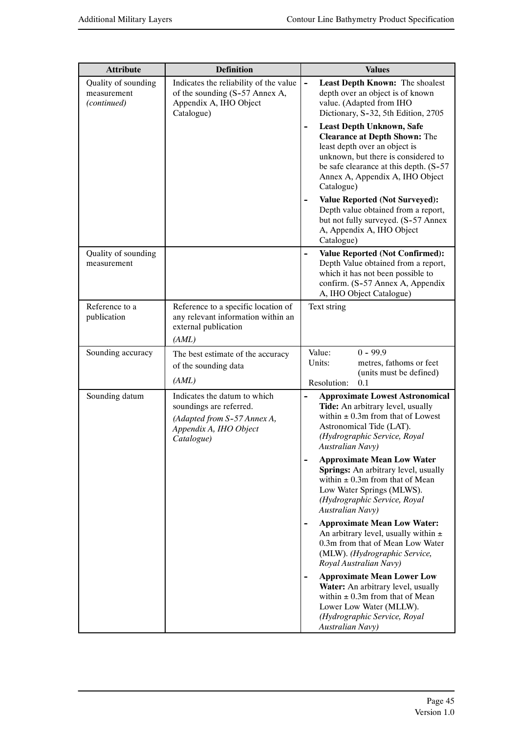| Attribute | Definition | Values |
|---|---|---|
| Quality of sounding measurement *(continued)* | Indicates the reliability of the value of the sounding (S-57 Annex A, Appendix A, IHO Object Catalogue) | - **Least Depth Known:** The shoalest depth over an object is of known value. (Adapted from IHO Dictionary, S-32, 5th Edition, 2705<br>- **Least Depth Unknown, Safe Clearance at Depth Shown:** The least depth over an object is unknown, but there is considered to be safe clearance at this depth. (S-57 Annex A, Appendix A, IHO Object Catalogue)<br>- **Value Reported (Not Surveyed):** Depth value obtained from a report, but not fully surveyed. (S-57 Annex A, Appendix A, IHO Object Catalogue) |
| Quality of sounding measurement | | - **Value Reported (Not Confirmed):** Depth Value obtained from a report, which it has not been possible to confirm. (S-57 Annex A, Appendix A, IHO Object Catalogue) |
| Reference to a publication | Reference to a specific location of any relevant information within an external publication<br>*(AML)* | Text string |
| Sounding accuracy | The best estimate of the accuracy of the sounding data<br>*(AML)* | Value: 0 - 99.9<br>Units: metres, fathoms or feet (units must be defined)<br>Resolution: 0.1 |
| Sounding datum | Indicates the datum to which soundings are referred.<br>*(Adapted from S-57 Annex A, Appendix A, IHO Object Catalogue)* | - **Approximate Lowest Astronomical Tide:** An arbitrary level, usually within ± 0.3m from that of Lowest Astronomical Tide (LAT). *(Hydrographic Service, Royal Australian Navy)*<br>- **Approximate Mean Low Water Springs:** An arbitrary level, usually within ± 0.3m from that of Mean Low Water Springs (MLWS). *(Hydrographic Service, Royal Australian Navy)*<br>- **Approximate Mean Low Water:** An arbitrary level, usually within ± 0.3m from that of Mean Low Water (MLW). *(Hydrographic Service, Royal Australian Navy)*<br>- **Approximate Mean Lower Low Water:** An arbitrary level, usually within ± 0.3m from that of Mean Lower Low Water (MLLW). *(Hydrographic Service, Royal Australian Navy)* |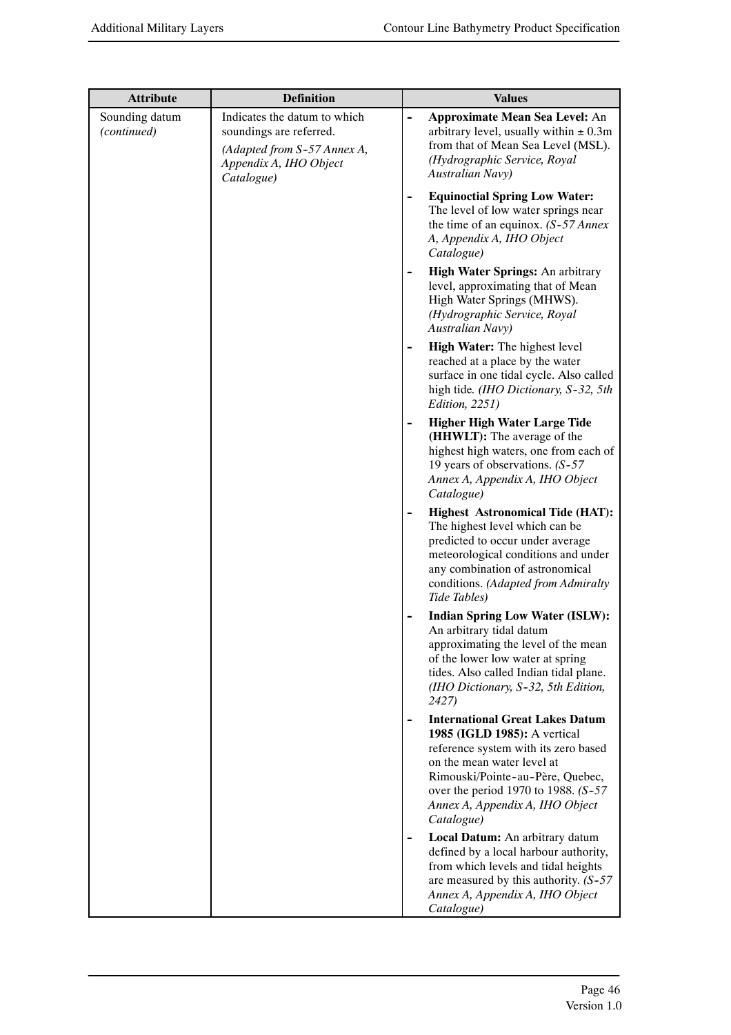| Attribute | Definition | Values |
|---|---|---|
| Sounding datum *(continued)* | Indicates the datum to which soundings are referred. *(Adapted from S-57 Annex A, Appendix A, IHO Object Catalogue)* | - **Approximate Mean Sea Level:** An arbitrary level, usually within ± 0.3m from that of Mean Sea Level (MSL). *(Hydrographic Service, Royal Australian Navy)*<br>- **Equinoctial Spring Low Water:** The level of low water springs near the time of an equinox. *(S-57 Annex A, Appendix A, IHO Object Catalogue)*<br>- **High Water Springs:** An arbitrary level, approximating that of Mean High Water Springs (MHWS). *(Hydrographic Service, Royal Australian Navy)*<br>- **High Water:** The highest level reached at a place by the water surface in one tidal cycle. Also called high tide. *(IHO Dictionary, S-32, 5th Edition, 2251)*<br>- **Higher High Water Large Tide (HHWLT):** The average of the highest high waters, one from each of 19 years of observations. *(S-57 Annex A, Appendix A, IHO Object Catalogue)*<br>- **Highest Astronomical Tide (HAT):** The highest level which can be predicted to occur under average meteorological conditions and under any combination of astronomical conditions. *(Adapted from Admiralty Tide Tables)*<br>- **Indian Spring Low Water (ISLW):** An arbitrary tidal datum approximating the level of the mean of the lower low water at spring tides. Also called Indian tidal plane. *(IHO Dictionary, S-32, 5th Edition, 2427)*<br>- **International Great Lakes Datum 1985 (IGLD 1985):** A vertical reference system with its zero based on the mean water level at Rimouski/Pointe-au-Père, Quebec, over the period 1970 to 1988. *(S-57 Annex A, Appendix A, IHO Object Catalogue)*<br>- **Local Datum:** An arbitrary datum defined by a local harbour authority, from which levels and tidal heights are measured by this authority. *(S-57 Annex A, Appendix A, IHO Object Catalogue)* |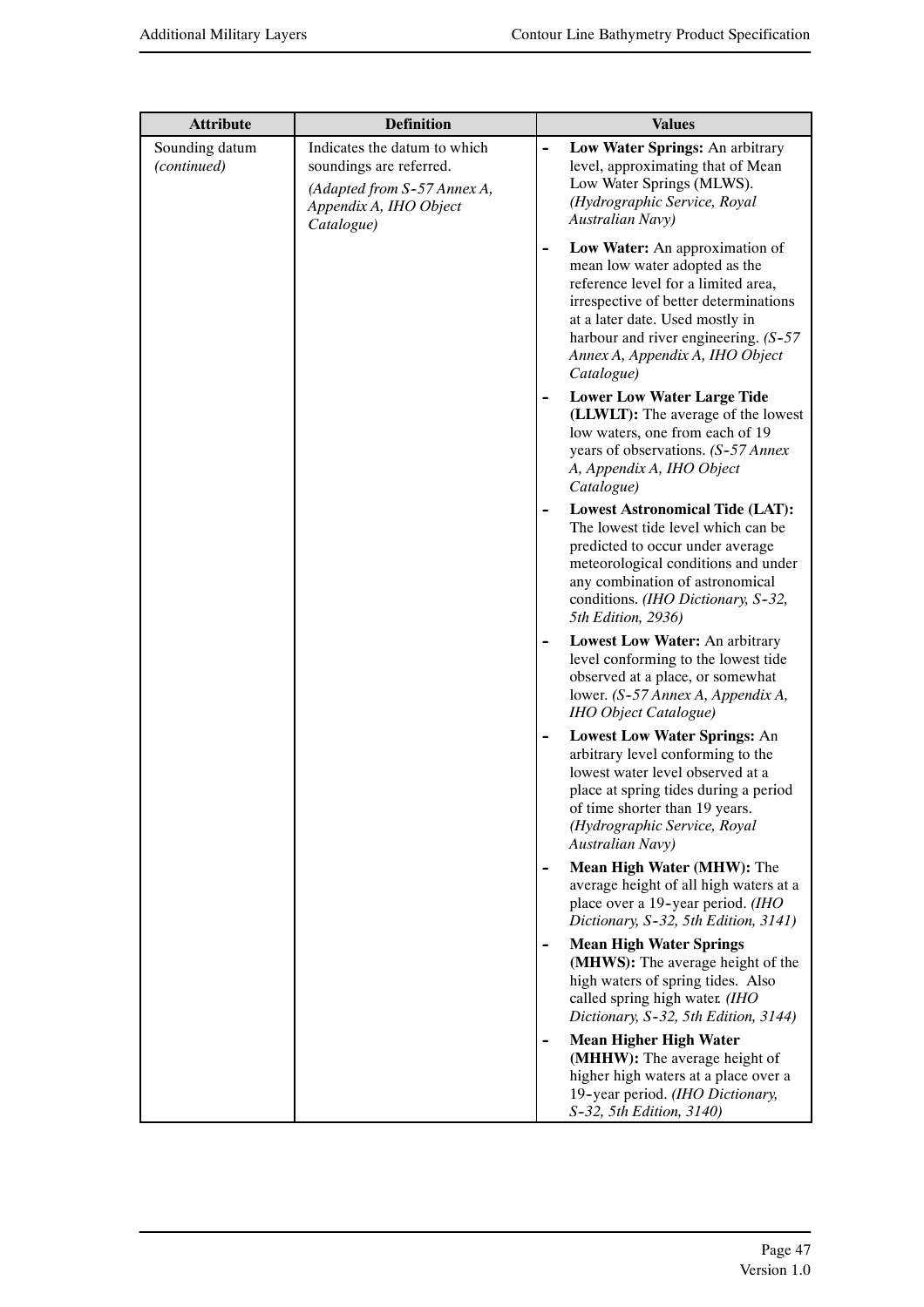| Attribute | Definition | Values |
|---|---|---|
| Sounding datum *(continued)* | Indicates the datum to which soundings are referred. *(Adapted from S-57 Annex A, Appendix A, IHO Object Catalogue)* | - **Low Water Springs:** An arbitrary level, approximating that of Mean Low Water Springs (MLWS). *(Hydrographic Service, Royal Australian Navy)*<br>- **Low Water:** An approximation of mean low water adopted as the reference level for a limited area, irrespective of better determinations at a later date. Used mostly in harbour and river engineering. *(S-57 Annex A, Appendix A, IHO Object Catalogue)*<br>- **Lower Low Water Large Tide (LLWLT):** The average of the lowest low waters, one from each of 19 years of observations. *(S-57 Annex A, Appendix A, IHO Object Catalogue)*<br>- **Lowest Astronomical Tide (LAT):** The lowest tide level which can be predicted to occur under average meteorological conditions and under any combination of astronomical conditions. *(IHO Dictionary, S-32, 5th Edition, 2936)*<br>- **Lowest Low Water:** An arbitrary level conforming to the lowest tide observed at a place, or somewhat lower. *(S-57 Annex A, Appendix A, IHO Object Catalogue)*<br>- **Lowest Low Water Springs:** An arbitrary level conforming to the lowest water level observed at a place at spring tides during a period of time shorter than 19 years. *(Hydrographic Service, Royal Australian Navy)*<br>- **Mean High Water (MHW):** The average height of all high waters at a place over a 19-year period. *(IHO Dictionary, S-32, 5th Edition, 3141)*<br>- **Mean High Water Springs (MHWS):** The average height of the high waters of spring tides. Also called spring high water. *(IHO Dictionary, S-32, 5th Edition, 3144)*<br>- **Mean Higher High Water (MHHW):** The average height of higher high waters at a place over a 19-year period. *(IHO Dictionary, S-32, 5th Edition, 3140)* |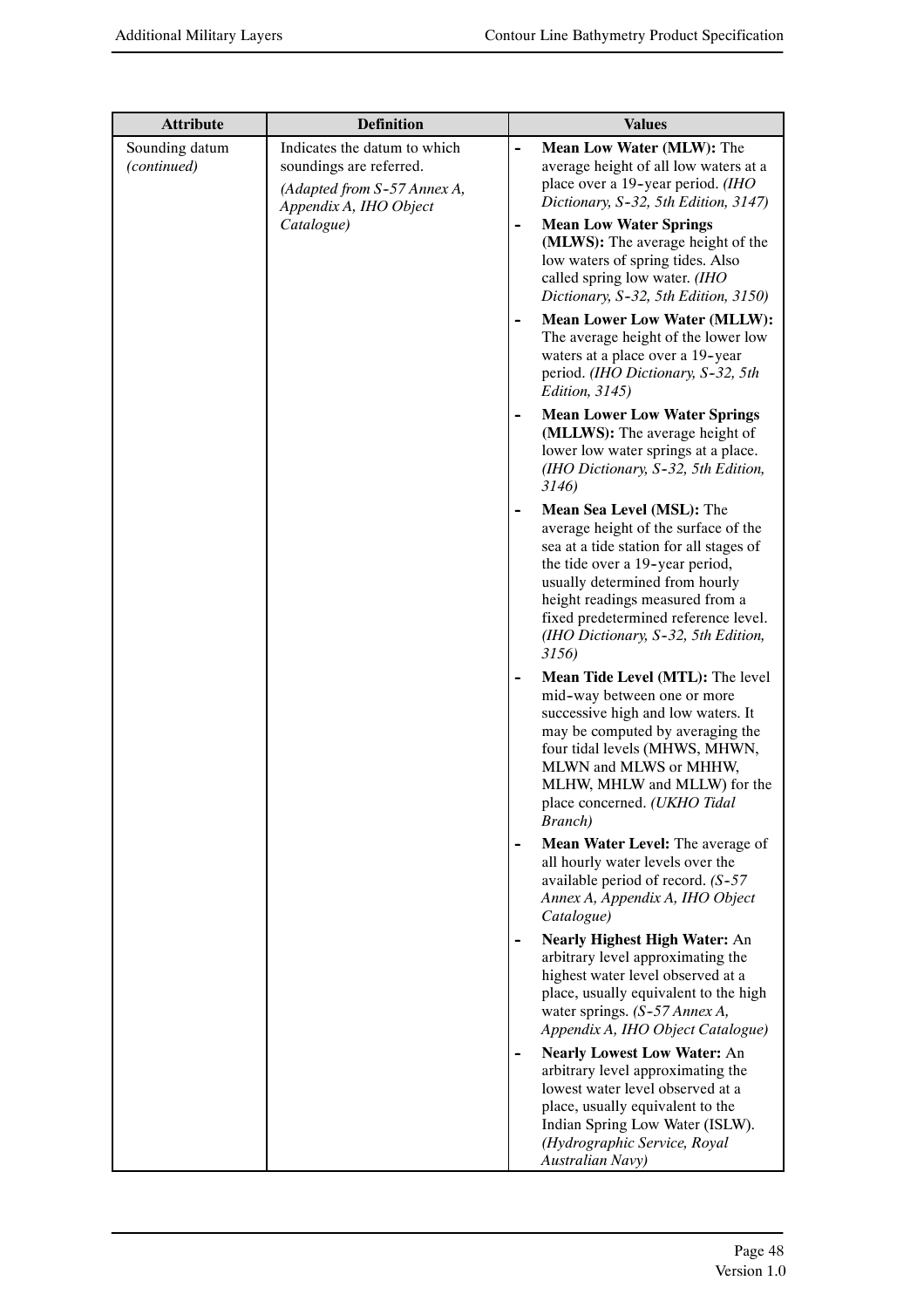| Attribute | Definition | Values |
|---|---|---|
| Sounding datum *(continued)* | Indicates the datum to which soundings are referred. *(Adapted from S-57 Annex A, Appendix A, IHO Object Catalogue)* | - **Mean Low Water (MLW):** The average height of all low waters at a place over a 19-year period. *(IHO Dictionary, S-32, 5th Edition, 3147)* <br> - **Mean Low Water Springs (MLWS):** The average height of the low waters of spring tides. Also called spring low water. *(IHO Dictionary, S-32, 5th Edition, 3150)* <br> - **Mean Lower Low Water (MLLW):** The average height of the lower low waters at a place over a 19-year period. *(IHO Dictionary, S-32, 5th Edition, 3145)* <br> - **Mean Lower Low Water Springs (MLLWS):** The average height of lower low water springs at a place. *(IHO Dictionary, S-32, 5th Edition, 3146)* <br> - **Mean Sea Level (MSL):** The average height of the surface of the sea at a tide station for all stages of the tide over a 19-year period, usually determined from hourly height readings measured from a fixed predetermined reference level. *(IHO Dictionary, S-32, 5th Edition, 3156)* <br> - **Mean Tide Level (MTL):** The level mid-way between one or more successive high and low waters. It may be computed by averaging the four tidal levels (MHWS, MHWN, MLWN and MLWS or MHHW, MLHW, MHLW and MLLW) for the place concerned. *(UKHO Tidal Branch)* <br> - **Mean Water Level:** The average of all hourly water levels over the available period of record. *(S-57 Annex A, Appendix A, IHO Object Catalogue)* <br> - **Nearly Highest High Water:** An arbitrary level approximating the highest water level observed at a place, usually equivalent to the high water springs. *(S-57 Annex A, Appendix A, IHO Object Catalogue)* <br> - **Nearly Lowest Low Water:** An arbitrary level approximating the lowest water level observed at a place, usually equivalent to the Indian Spring Low Water (ISLW). *(Hydrographic Service, Royal Australian Navy)* |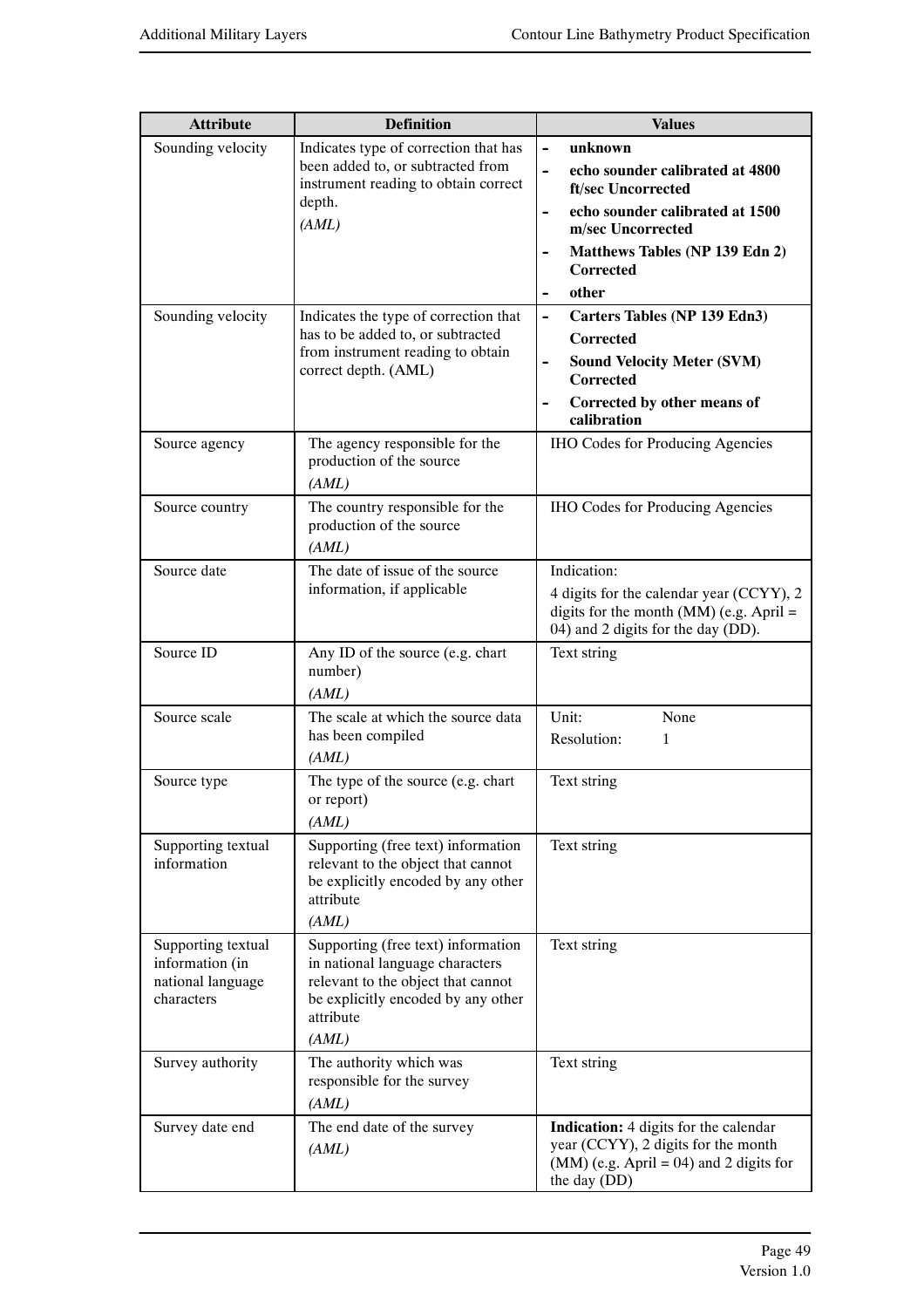| Attribute | Definition | Values |
|---|---|---|
| Sounding velocity | Indicates type of correction that has been added to, or subtracted from instrument reading to obtain correct depth.<br>*(AML)* | - **unknown**<br>- **echo sounder calibrated at 4800 ft/sec Uncorrected**<br>- **echo sounder calibrated at 1500 m/sec Uncorrected**<br>- **Matthews Tables (NP 139 Edn 2) Corrected**<br>- **other** |
| Sounding velocity | Indicates the type of correction that has to be added to, or subtracted from instrument reading to obtain correct depth. (AML) | - **Carters Tables (NP 139 Edn3) Corrected**<br>- **Sound Velocity Meter (SVM) Corrected**<br>- **Corrected by other means of calibration** |
| Source agency | The agency responsible for the production of the source<br>*(AML)* | IHO Codes for Producing Agencies |
| Source country | The country responsible for the production of the source<br>*(AML)* | IHO Codes for Producing Agencies |
| Source date | The date of issue of the source information, if applicable | Indication:<br>4 digits for the calendar year (CCYY), 2 digits for the month (MM) (e.g. April = 04) and 2 digits for the day (DD). |
| Source ID | Any ID of the source (e.g. chart number)<br>*(AML)* | Text string |
| Source scale | The scale at which the source data has been compiled<br>*(AML)* | Unit: None<br>Resolution: 1 |
| Source type | The type of the source (e.g. chart or report)<br>*(AML)* | Text string |
| Supporting textual information | Supporting (free text) information relevant to the object that cannot be explicitly encoded by any other attribute<br>*(AML)* | Text string |
| Supporting textual information (in national language characters | Supporting (free text) information in national language characters relevant to the object that cannot be explicitly encoded by any other attribute<br>*(AML)* | Text string |
| Survey authority | The authority which was responsible for the survey<br>*(AML)* | Text string |
| Survey date end | The end date of the survey<br>*(AML)* | **Indication:** 4 digits for the calendar year (CCYY), 2 digits for the month (MM) (e.g. April = 04) and 2 digits for the day (DD) |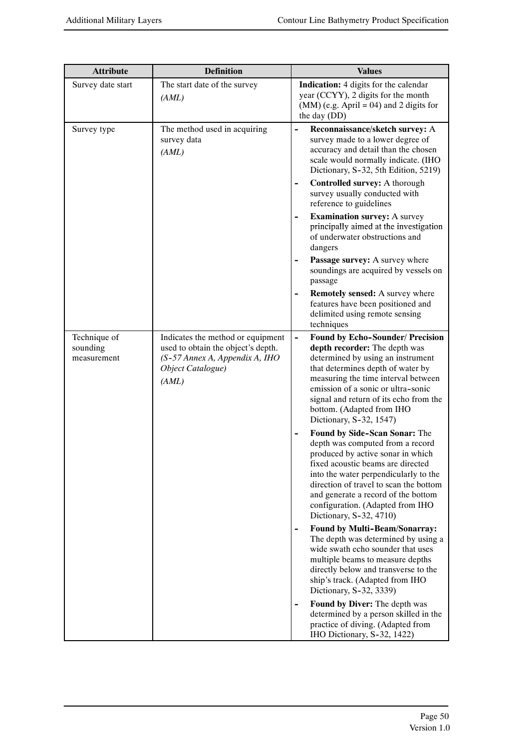| Attribute | Definition | Values |
|---|---|---|
| Survey date start | The start date of the survey *(AML)* | **Indication:** 4 digits for the calendar year (CCYY), 2 digits for the month (MM) (e.g. April = 04) and 2 digits for the day (DD) |
| Survey type | The method used in acquiring survey data *(AML)* | - **Reconnaissance/sketch survey:** A survey made to a lower degree of accuracy and detail than the chosen scale would normally indicate. (IHO Dictionary, S-32, 5th Edition, 5219)<br>- **Controlled survey:** A thorough survey usually conducted with reference to guidelines<br>- **Examination survey:** A survey principally aimed at the investigation of underwater obstructions and dangers<br>- **Passage survey:** A survey where soundings are acquired by vessels on passage<br>- **Remotely sensed:** A survey where features have been positioned and delimited using remote sensing techniques |
| Technique of sounding measurement | Indicates the method or equipment used to obtain the object's depth. *(S-57 Annex A, Appendix A, IHO Object Catalogue)* *(AML)* | - **Found by Echo-Sounder/ Precision depth recorder:** The depth was determined by using an instrument that determines depth of water by measuring the time interval between emission of a sonic or ultra-sonic signal and return of its echo from the bottom. (Adapted from IHO Dictionary, S-32, 1547)<br>- **Found by Side-Scan Sonar:** The depth was computed from a record produced by active sonar in which fixed acoustic beams are directed into the water perpendicularly to the direction of travel to scan the bottom and generate a record of the bottom configuration. (Adapted from IHO Dictionary, S-32, 4710)<br>- **Found by Multi-Beam/Sonarray:** The depth was determined by using a wide swath echo sounder that uses multiple beams to measure depths directly below and transverse to the ship's track. (Adapted from IHO Dictionary, S-32, 3339)<br>- **Found by Diver:** The depth was determined by a person skilled in the practice of diving. (Adapted from IHO Dictionary, S-32, 1422) |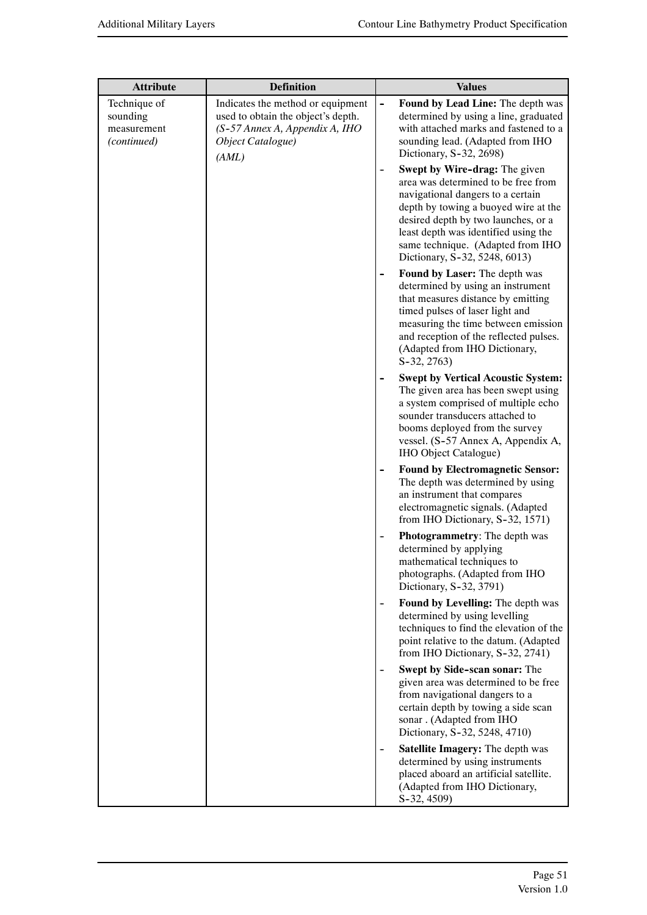| Attribute | Definition | Values |
|---|---|---|
| Technique of sounding measurement *(continued)* | Indicates the method or equipment used to obtain the object's depth. *(S-57 Annex A, Appendix A, IHO Object Catalogue)* *(AML)* | - **Found by Lead Line:** The depth was determined by using a line, graduated with attached marks and fastened to a sounding lead. (Adapted from IHO Dictionary, S-32, 2698)<br>- **Swept by Wire-drag:** The given area was determined to be free from navigational dangers to a certain depth by towing a buoyed wire at the desired depth by two launches, or a least depth was identified using the same technique. (Adapted from IHO Dictionary, S-32, 5248, 6013)<br>- **Found by Laser:** The depth was determined by using an instrument that measures distance by emitting timed pulses of laser light and measuring the time between emission and reception of the reflected pulses. (Adapted from IHO Dictionary, S-32, 2763)<br>- **Swept by Vertical Acoustic System:** The given area has been swept using a system comprised of multiple echo sounder transducers attached to booms deployed from the survey vessel. (S-57 Annex A, Appendix A, IHO Object Catalogue)<br>- **Found by Electromagnetic Sensor:** The depth was determined by using an instrument that compares electromagnetic signals. (Adapted from IHO Dictionary, S-32, 1571)<br>- **Photogrammetry**: The depth was determined by applying mathematical techniques to photographs. (Adapted from IHO Dictionary, S-32, 3791)<br>- **Found by Levelling:** The depth was determined by using levelling techniques to find the elevation of the point relative to the datum. (Adapted from IHO Dictionary, S-32, 2741)<br>- **Swept by Side-scan sonar:** The given area was determined to be free from navigational dangers to a certain depth by towing a side scan sonar . (Adapted from IHO Dictionary, S-32, 5248, 4710)<br>- **Satellite Imagery:** The depth was determined by using instruments placed aboard an artificial satellite. (Adapted from IHO Dictionary, S-32, 4509) |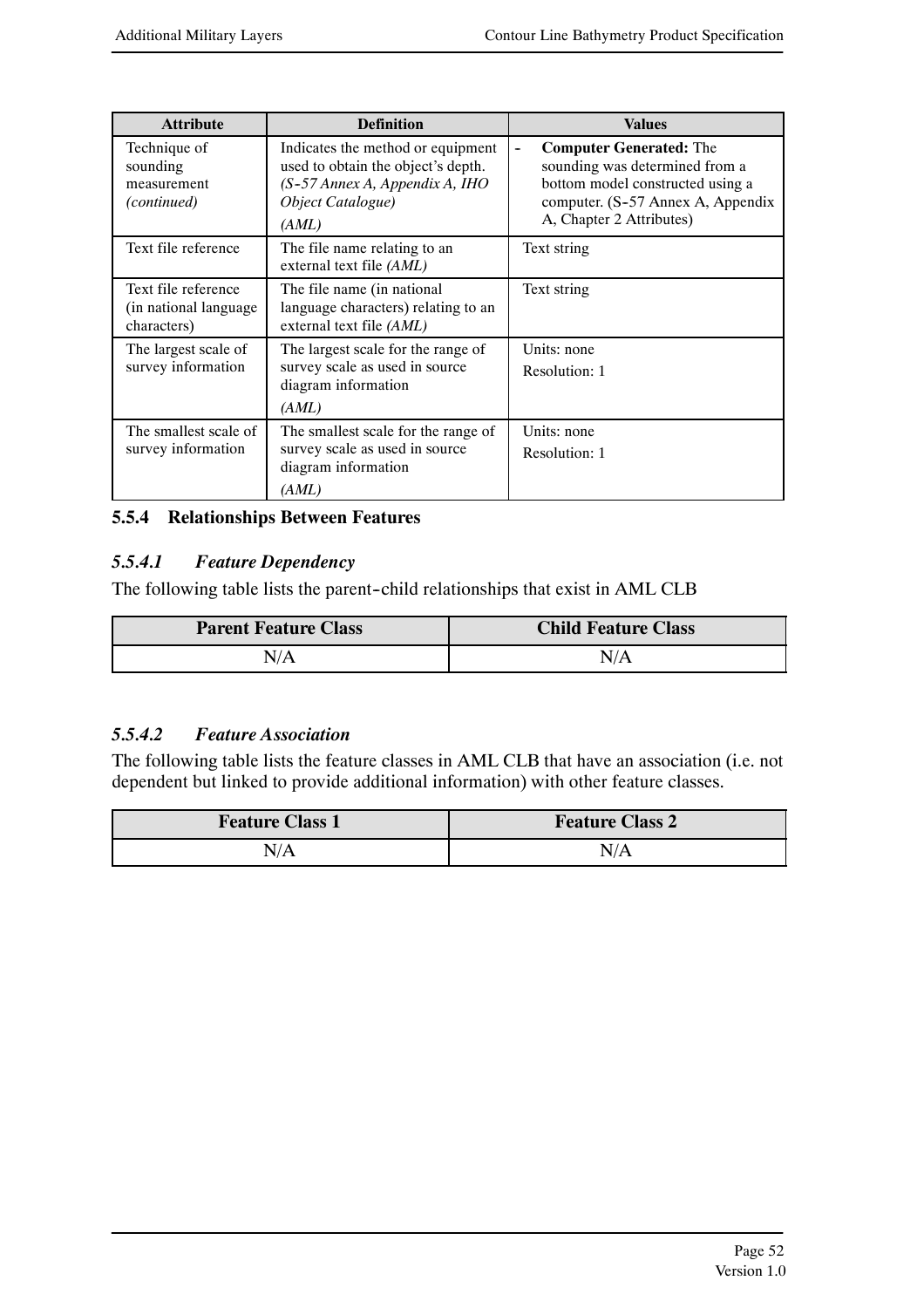| Attribute | Definition | Values |
|---|---|---|
| Technique of sounding measurement *(continued)* | Indicates the method or equipment used to obtain the object's depth. *(S-57 Annex A, Appendix A, IHO Object Catalogue)* *(AML)* | - **Computer Generated:** The sounding was determined from a bottom model constructed using a computer. (S-57 Annex A, Appendix A, Chapter 2 Attributes) |
| Text file reference | The file name relating to an external text file *(AML)* | Text string |
| Text file reference (in national language characters) | The file name (in national language characters) relating to an external text file *(AML)* | Text string |
| The largest scale of survey information | The largest scale for the range of survey scale as used in source diagram information *(AML)* | Units: none Resolution: 1 |
| The smallest scale of survey information | The smallest scale for the range of survey scale as used in source diagram information *(AML)* | Units: none Resolution: 1 |

### 5.5.4 Relationships Between Features

#### *5.5.4.1 Feature Dependency*

The following table lists the parent-child relationships that exist in AML CLB

| Parent Feature Class | Child Feature Class |
|---|---|
| N/A | N/A |

#### *5.5.4.2 Feature Association*

The following table lists the feature classes in AML CLB that have an association (i.e. not dependent but linked to provide additional information) with other feature classes.

| Feature Class 1 | Feature Class 2 |
|---|---|
| N/A | N/A |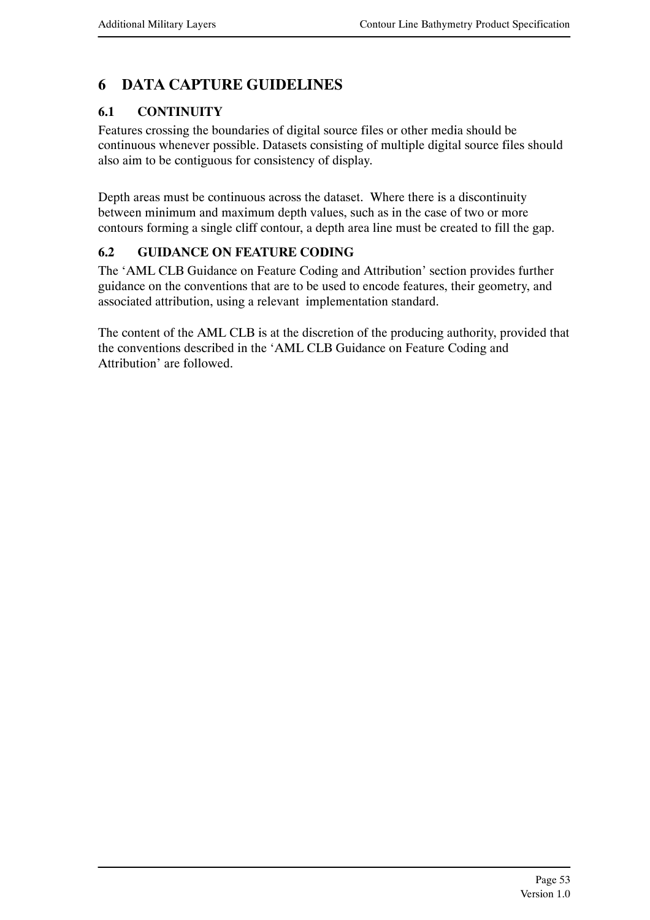# 6 DATA CAPTURE GUIDELINES

## 6.1 CONTINUITY

Features crossing the boundaries of digital source files or other media should be continuous whenever possible. Datasets consisting of multiple digital source files should also aim to be contiguous for consistency of display.

Depth areas must be continuous across the dataset. Where there is a discontinuity between minimum and maximum depth values, such as in the case of two or more contours forming a single cliff contour, a depth area line must be created to fill the gap.

## 6.2 GUIDANCE ON FEATURE CODING

The ‘AML CLB Guidance on Feature Coding and Attribution’ section provides further guidance on the conventions that are to be used to encode features, their geometry, and associated attribution, using a relevant implementation standard.

The content of the AML CLB is at the discretion of the producing authority, provided that the conventions described in the ‘AML CLB Guidance on Feature Coding and Attribution’ are followed.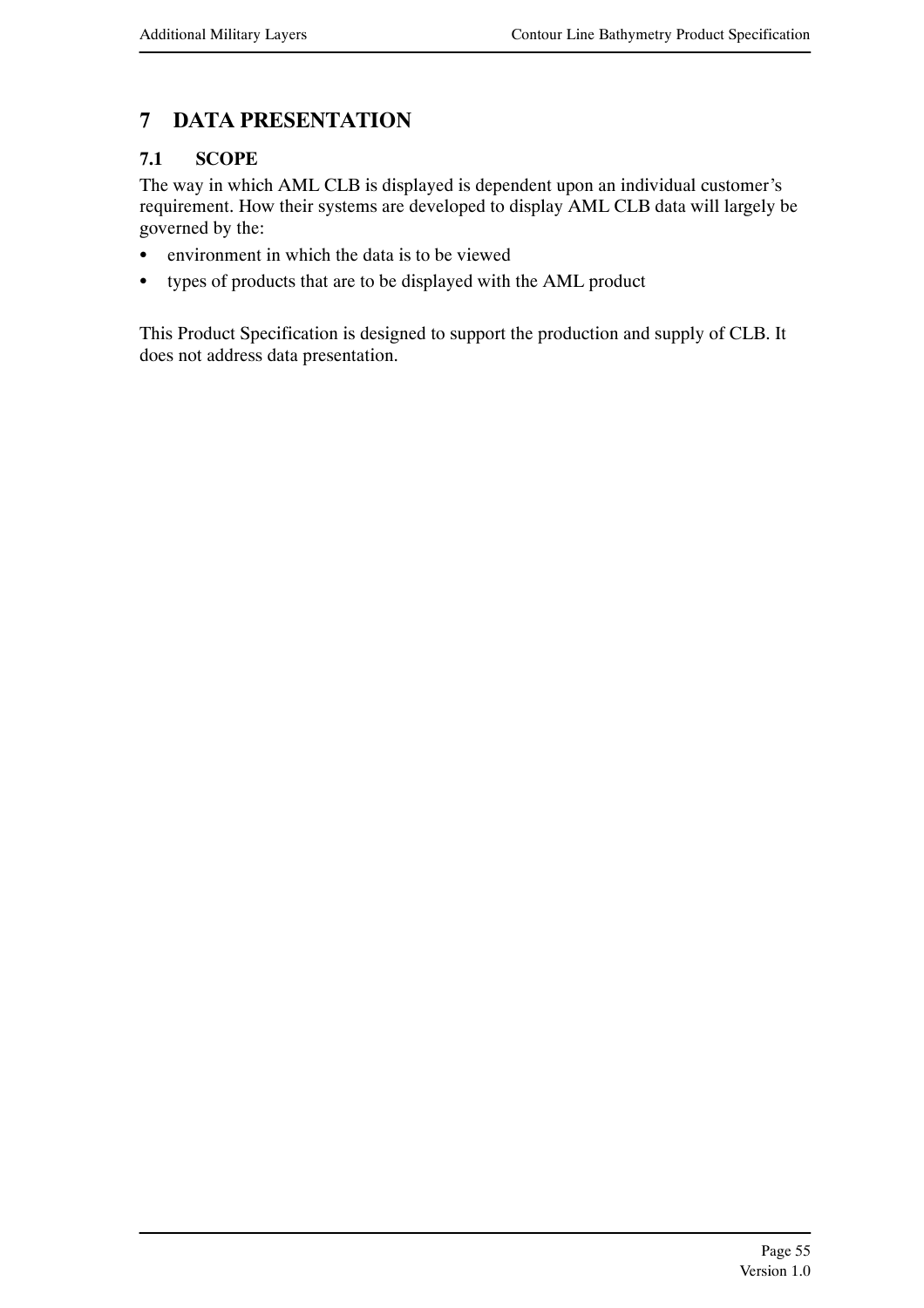# 7 DATA PRESENTATION

## 7.1 SCOPE

The way in which AML CLB is displayed is dependent upon an individual customer's requirement. How their systems are developed to display AML CLB data will largely be governed by the:

- environment in which the data is to be viewed
- types of products that are to be displayed with the AML product

This Product Specification is designed to support the production and supply of CLB. It does not address data presentation.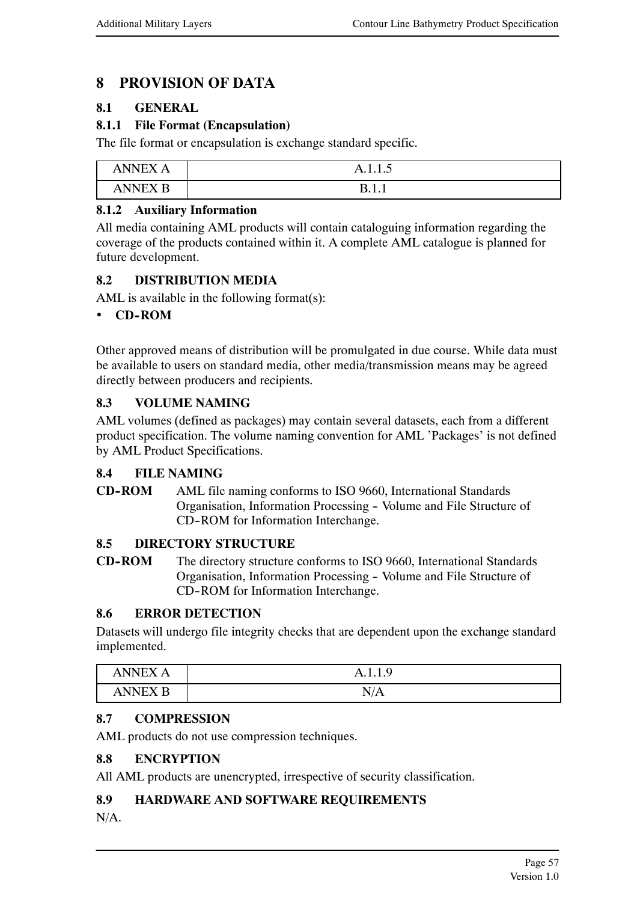# 8 PROVISION OF DATA

## 8.1 GENERAL

### 8.1.1 File Format (Encapsulation)

The file format or encapsulation is exchange standard specific.

| ANNEX A | A.1.1.5 |
|---|---|
| ANNEX B | B.1.1 |

### 8.1.2 Auxiliary Information

All media containing AML products will contain cataloguing information regarding the coverage of the products contained within it. A complete AML catalogue is planned for future development.

## 8.2 DISTRIBUTION MEDIA

AML is available in the following format(s):

- **CD-ROM**

Other approved means of distribution will be promulgated in due course. While data must be available to users on standard media, other media/transmission means may be agreed directly between producers and recipients.

## 8.3 VOLUME NAMING

AML volumes (defined as packages) may contain several datasets, each from a different product specification. The volume naming convention for AML 'Packages' is not defined by AML Product Specifications.

## 8.4 FILE NAMING

**CD-ROM** AML file naming conforms to ISO 9660, International Standards Organisation, Information Processing - Volume and File Structure of CD-ROM for Information Interchange.

## 8.5 DIRECTORY STRUCTURE

**CD-ROM** The directory structure conforms to ISO 9660, International Standards Organisation, Information Processing - Volume and File Structure of CD-ROM for Information Interchange.

## 8.6 ERROR DETECTION

Datasets will undergo file integrity checks that are dependent upon the exchange standard implemented.

| ANNEX A | A.1.1.9 |
|---|---|
| ANNEX B | N/A |

## 8.7 COMPRESSION

AML products do not use compression techniques.

## 8.8 ENCRYPTION

All AML products are unencrypted, irrespective of security classification.

## 8.9 HARDWARE AND SOFTWARE REQUIREMENTS

N/A.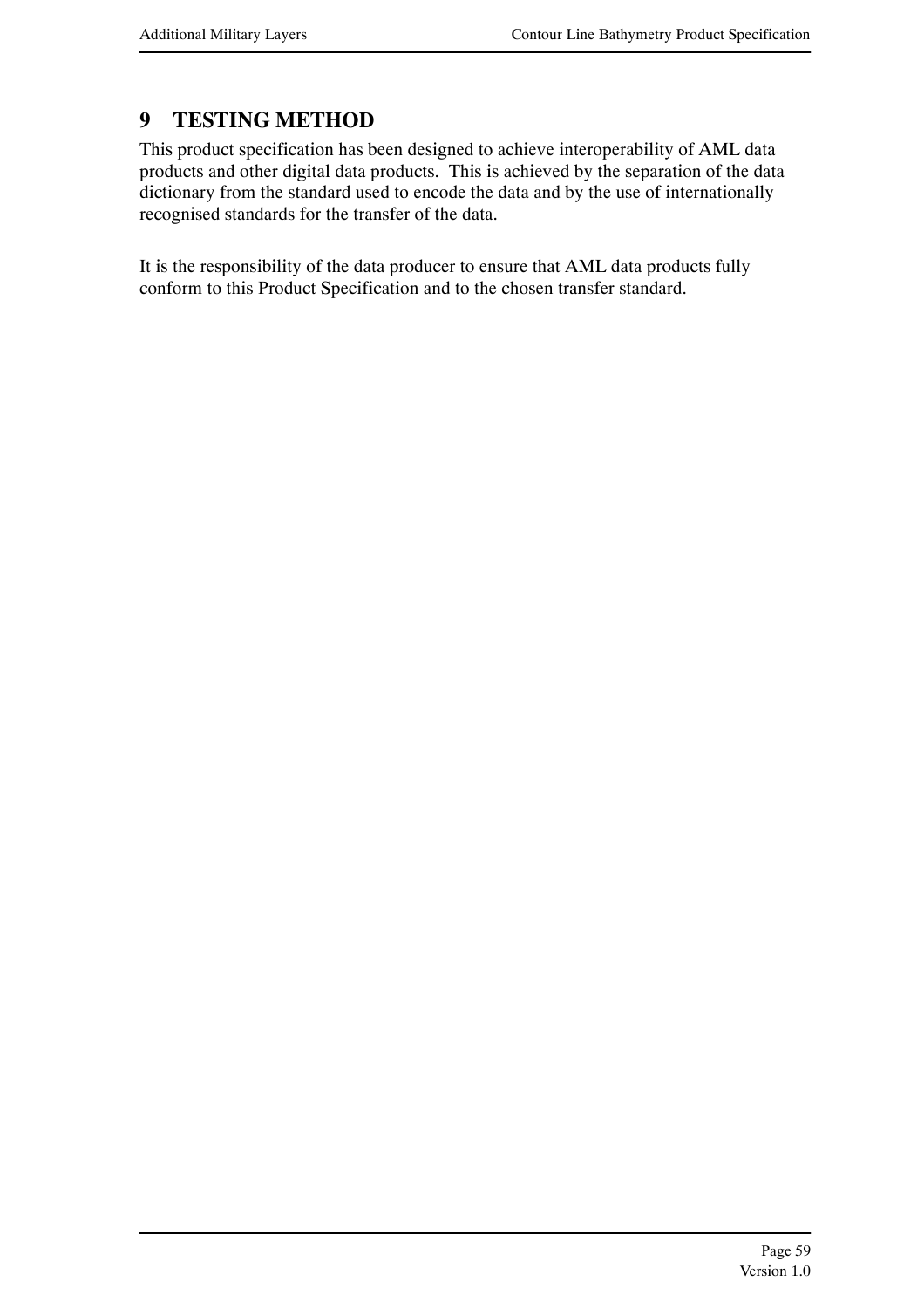# 9 TESTING METHOD

This product specification has been designed to achieve interoperability of AML data products and other digital data products. This is achieved by the separation of the data dictionary from the standard used to encode the data and by the use of internationally recognised standards for the transfer of the data.

It is the responsibility of the data producer to ensure that AML data products fully conform to this Product Specification and to the chosen transfer standard.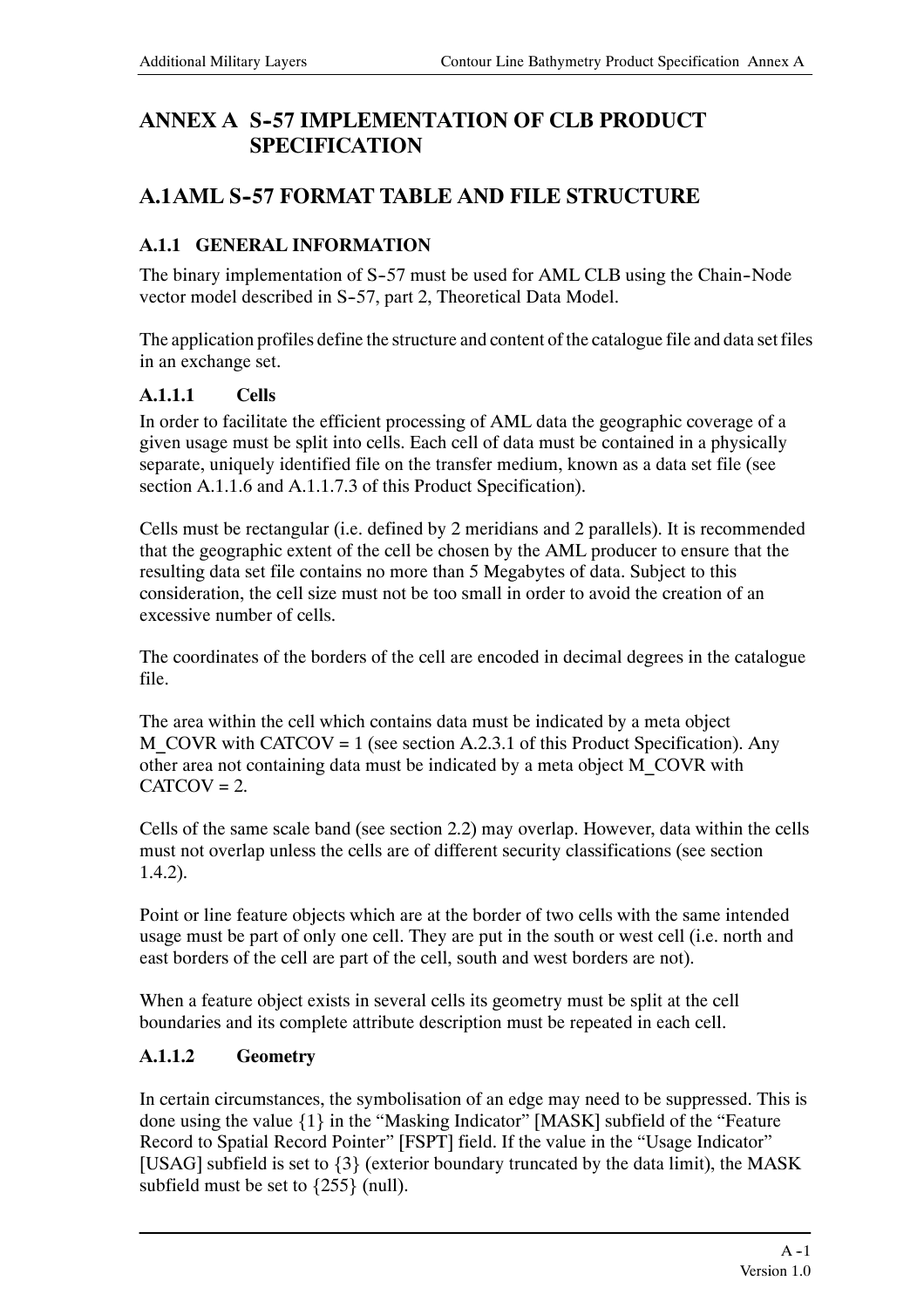# ANNEX A S-57 IMPLEMENTATION OF CLB PRODUCT SPECIFICATION

## A.1 AML S-57 FORMAT TABLE AND FILE STRUCTURE

### A.1.1 GENERAL INFORMATION

The binary implementation of S-57 must be used for AML CLB using the Chain-Node vector model described in S-57, part 2, Theoretical Data Model.

The application profiles define the structure and content of the catalogue file and data set files in an exchange set.

#### A.1.1.1 Cells

In order to facilitate the efficient processing of AML data the geographic coverage of a given usage must be split into cells. Each cell of data must be contained in a physically separate, uniquely identified file on the transfer medium, known as a data set file (see section A.1.1.6 and A.1.1.7.3 of this Product Specification).

Cells must be rectangular (i.e. defined by 2 meridians and 2 parallels). It is recommended that the geographic extent of the cell be chosen by the AML producer to ensure that the resulting data set file contains no more than 5 Megabytes of data. Subject to this consideration, the cell size must not be too small in order to avoid the creation of an excessive number of cells.

The coordinates of the borders of the cell are encoded in decimal degrees in the catalogue file.

The area within the cell which contains data must be indicated by a meta object M_COVR with CATCOV = 1 (see section A.2.3.1 of this Product Specification). Any other area not containing data must be indicated by a meta object M_COVR with CATCOV = 2.

Cells of the same scale band (see section 2.2) may overlap. However, data within the cells must not overlap unless the cells are of different security classifications (see section 1.4.2).

Point or line feature objects which are at the border of two cells with the same intended usage must be part of only one cell. They are put in the south or west cell (i.e. north and east borders of the cell are part of the cell, south and west borders are not).

When a feature object exists in several cells its geometry must be split at the cell boundaries and its complete attribute description must be repeated in each cell.

#### A.1.1.2 Geometry

In certain circumstances, the symbolisation of an edge may need to be suppressed. This is done using the value {1} in the "Masking Indicator" [MASK] subfield of the "Feature Record to Spatial Record Pointer" [FSPT] field. If the value in the "Usage Indicator" [USAG] subfield is set to {3} (exterior boundary truncated by the data limit), the MASK subfield must be set to {255} (null).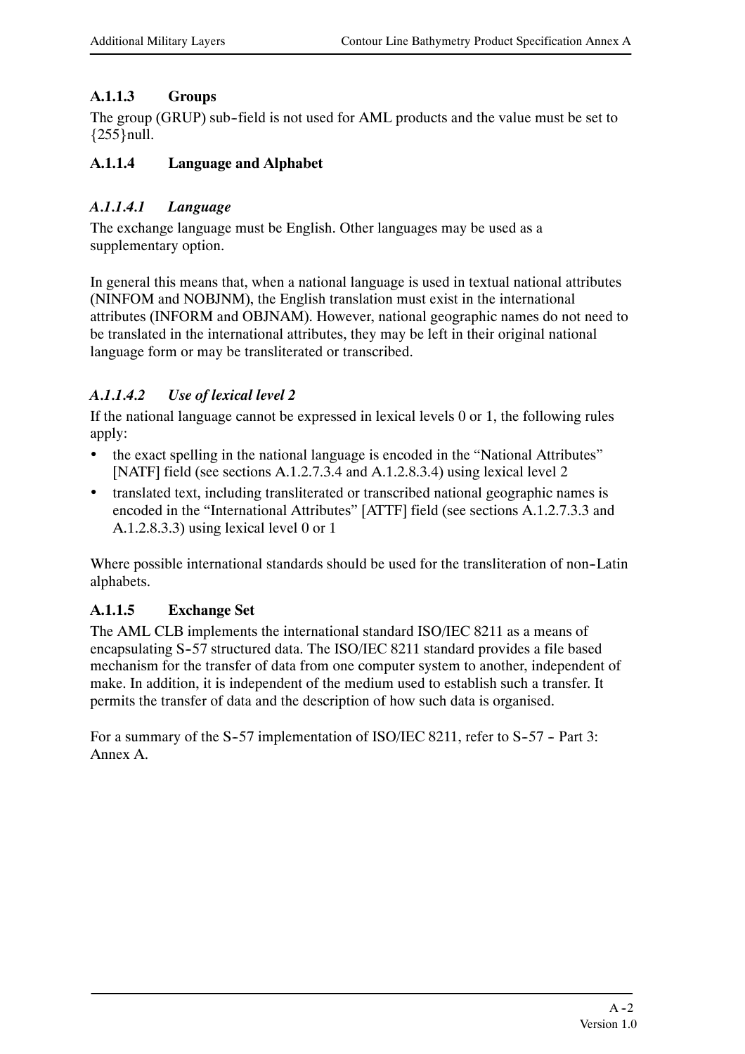### A.1.1.3 Groups

The group (GRUP) sub-field is not used for AML products and the value must be set to {255}null.

### A.1.1.4 Language and Alphabet

#### *A.1.1.4.1 Language*

The exchange language must be English. Other languages may be used as a supplementary option.

In general this means that, when a national language is used in textual national attributes (NINFOM and NOBJNM), the English translation must exist in the international attributes (INFORM and OBJNAM). However, national geographic names do not need to be translated in the international attributes, they may be left in their original national language form or may be transliterated or transcribed.

#### *A.1.1.4.2 Use of lexical level 2*

If the national language cannot be expressed in lexical levels 0 or 1, the following rules apply:

- the exact spelling in the national language is encoded in the "National Attributes" [NATF] field (see sections A.1.2.7.3.4 and A.1.2.8.3.4) using lexical level 2
- translated text, including transliterated or transcribed national geographic names is encoded in the "International Attributes" [ATTF] field (see sections A.1.2.7.3.3 and A.1.2.8.3.3) using lexical level 0 or 1

Where possible international standards should be used for the transliteration of non-Latin alphabets.

### A.1.1.5 Exchange Set

The AML CLB implements the international standard ISO/IEC 8211 as a means of encapsulating S-57 structured data. The ISO/IEC 8211 standard provides a file based mechanism for the transfer of data from one computer system to another, independent of make. In addition, it is independent of the medium used to establish such a transfer. It permits the transfer of data and the description of how such data is organised.

For a summary of the S-57 implementation of ISO/IEC 8211, refer to S-57 - Part 3: Annex A.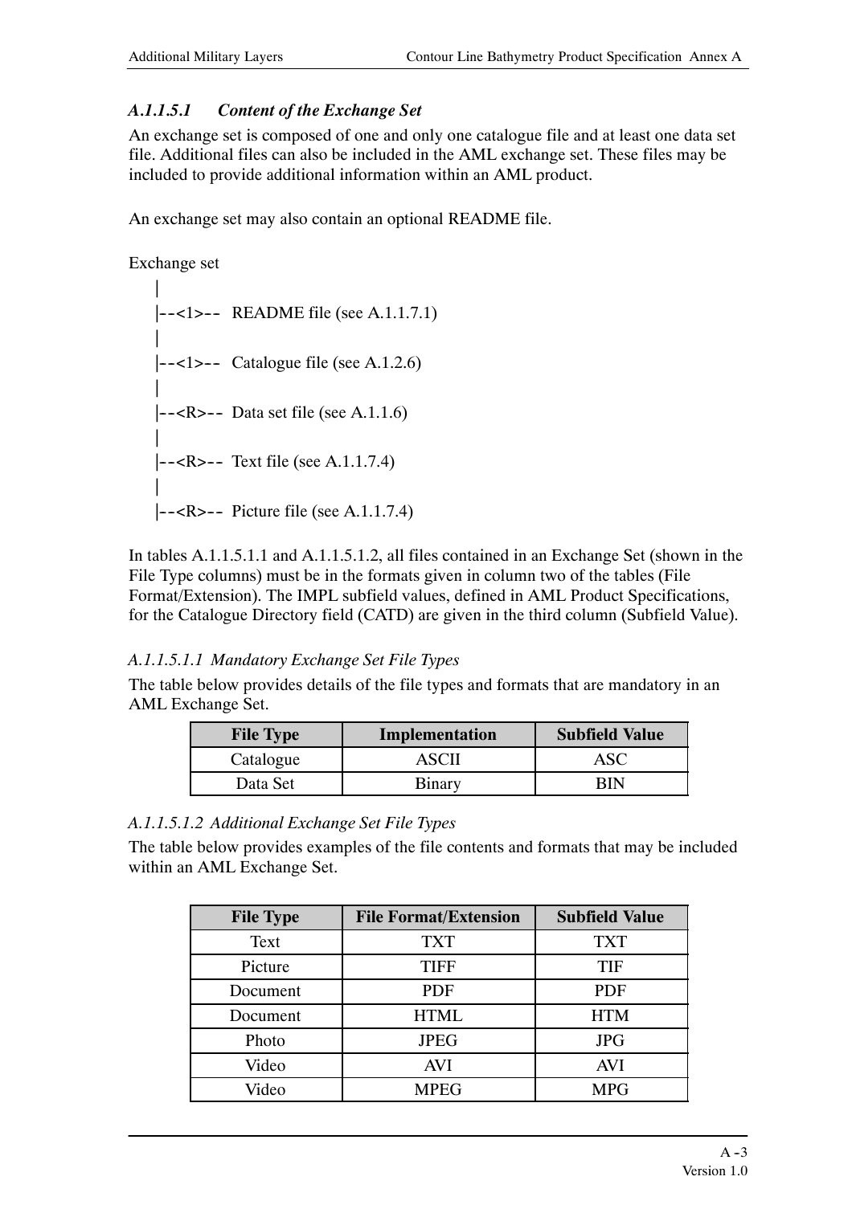### *A.1.1.5.1 Content of the Exchange Set*

An exchange set is composed of one and only one catalogue file and at least one data set file. Additional files can also be included in the AML exchange set. These files may be included to provide additional information within an AML product.

An exchange set may also contain an optional README file.

```
Exchange set
   |
   |--<1>--  README file (see A.1.1.7.1)
   |
   |--<1>--  Catalogue file (see A.1.2.6)
   |
   |--<R>--  Data set file (see A.1.1.6)
   |
   |--<R>--  Text file (see A.1.1.7.4)
   |
   |--<R>--  Picture file (see A.1.1.7.4)
```

In tables A.1.1.5.1.1 and A.1.1.5.1.2, all files contained in an Exchange Set (shown in the File Type columns) must be in the formats given in column two of the tables (File Format/Extension). The IMPL subfield values, defined in AML Product Specifications, for the Catalogue Directory field (CATD) are given in the third column (Subfield Value).

#### *A.1.1.5.1.1 Mandatory Exchange Set File Types*

The table below provides details of the file types and formats that are mandatory in an AML Exchange Set.

| File Type | Implementation | Subfield Value |
|---|---|---|
| Catalogue | ASCII | ASC |
| Data Set | Binary | BIN |

#### *A.1.1.5.1.2 Additional Exchange Set File Types*

The table below provides examples of the file contents and formats that may be included within an AML Exchange Set.

| File Type | File Format/Extension | Subfield Value |
|---|---|---|
| Text | TXT | TXT |
| Picture | TIFF | TIF |
| Document | PDF | PDF |
| Document | HTML | HTM |
| Photo | JPEG | JPG |
| Video | AVI | AVI |
| Video | MPEG | MPG |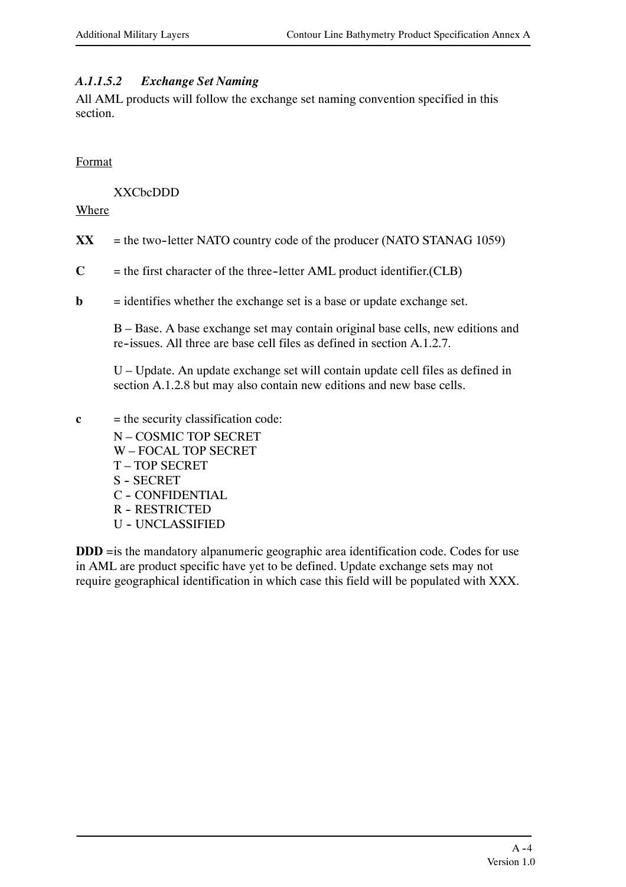#### *A.1.1.5.2 Exchange Set Naming*

All AML products will follow the exchange set naming convention specified in this section.

Format

XXCbcDDD

Where

**XX** = the two-letter NATO country code of the producer (NATO STANAG 1059)

**C** = the first character of the three-letter AML product identifier.(CLB)

**b** = identifies whether the exchange set is a base or update exchange set.

B – Base. A base exchange set may contain original base cells, new editions and re-issues. All three are base cell files as defined in section A.1.2.7.

U – Update. An update exchange set will contain update cell files as defined in section A.1.2.8 but may also contain new editions and new base cells.

**c** = the security classification code:

N – COSMIC TOP SECRET
W – FOCAL TOP SECRET
T – TOP SECRET
S - SECRET
C - CONFIDENTIAL
R - RESTRICTED
U - UNCLASSIFIED

**DDD** =is the mandatory alpanumeric geographic area identification code. Codes for use in AML are product specific have yet to be defined. Update exchange sets may not require geographical identification in which case this field will be populated with XXX.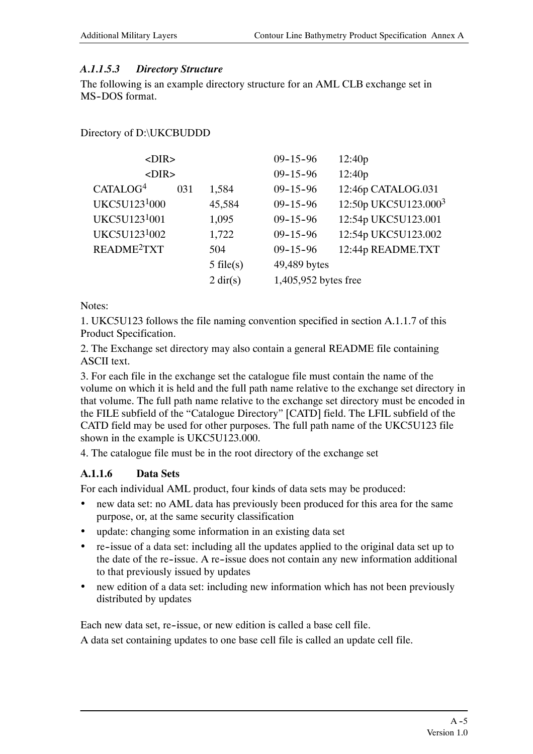#### *A.1.1.5.3 Directory Structure*

The following is an example directory structure for an AML CLB exchange set in MS-DOS format.

Directory of D:\UKCBUDDD

| | | | | |
|---|---|---|---|---|
| <DIR> | | | 09-15-96 | 12:40p |
| <DIR> | | | 09-15-96 | 12:40p |
| CATALOG[4] | 031 | 1,584 | 09-15-96 | 12:46p CATALOG.031 |
| UKC5U123[1]000 | | 45,584 | 09-15-96 | 12:50p UKC5U123.000[3] |
| UKC5U123[1]001 | | 1,095 | 09-15-96 | 12:54p UKC5U123.001 |
| UKC5U123[1]002 | | 1,722 | 09-15-96 | 12:54p UKC5U123.002 |
| README[2]TXT | | 504 | 09-15-96 | 12:44p README.TXT |
| | | 5 file(s) | 49,489 bytes | |
| | | 2 dir(s) | 1,405,952 bytes free | |

Notes:

1. UKC5U123 follows the file naming convention specified in section A.1.1.7 of this Product Specification.
2. The Exchange set directory may also contain a general README file containing ASCII text.
3. For each file in the exchange set the catalogue file must contain the name of the volume on which it is held and the full path name relative to the exchange set directory in that volume. The full path name relative to the exchange set directory must be encoded in the FILE subfield of the "Catalogue Directory" [CATD] field. The LFIL subfield of the CATD field may be used for other purposes. The full path name of the UKC5U123 file shown in the example is UKC5U123.000.
4. The catalogue file must be in the root directory of the exchange set

### A.1.1.6 Data Sets

For each individual AML product, four kinds of data sets may be produced:

- new data set: no AML data has previously been produced for this area for the same purpose, or, at the same security classification
- update: changing some information in an existing data set
- re-issue of a data set: including all the updates applied to the original data set up to the date of the re-issue. A re-issue does not contain any new information additional to that previously issued by updates
- new edition of a data set: including new information which has not been previously distributed by updates

Each new data set, re-issue, or new edition is called a base cell file.

A data set containing updates to one base cell file is called an update cell file.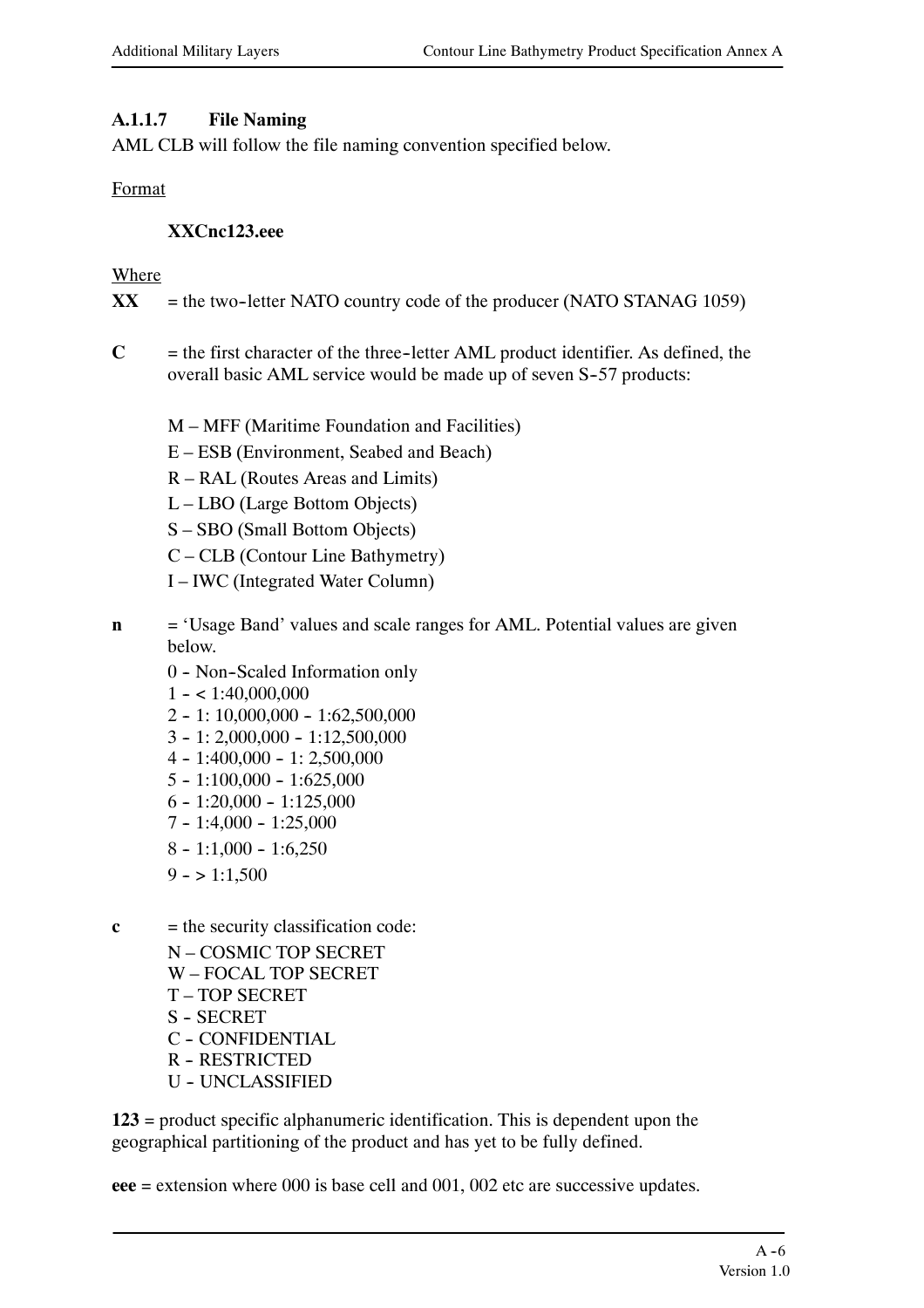#### A.1.1.7 File Naming

AML CLB will follow the file naming convention specified below.

Format

**XXCnc123.eee**

Where

**XX** = the two-letter NATO country code of the producer (NATO STANAG 1059)

**C** = the first character of the three-letter AML product identifier. As defined, the overall basic AML service would be made up of seven S-57 products:

M – MFF (Maritime Foundation and Facilities)
E – ESB (Environment, Seabed and Beach)
R – RAL (Routes Areas and Limits)
L – LBO (Large Bottom Objects)
S – SBO (Small Bottom Objects)
C – CLB (Contour Line Bathymetry)
I – IWC (Integrated Water Column)

**n** = 'Usage Band' values and scale ranges for AML. Potential values are given below.

0 - Non-Scaled Information only
1 - < 1:40,000,000
2 - 1: 10,000,000 - 1:62,500,000
3 - 1: 2,000,000 - 1:12,500,000
4 - 1:400,000 - 1: 2,500,000
5 - 1:100,000 - 1:625,000
6 - 1:20,000 - 1:125,000
7 - 1:4,000 - 1:25,000
8 - 1:1,000 - 1:6,250
9 - > 1:1,500

**c** = the security classification code:

N – COSMIC TOP SECRET
W – FOCAL TOP SECRET
T – TOP SECRET
S - SECRET
C - CONFIDENTIAL
R - RESTRICTED
U - UNCLASSIFIED

**123** = product specific alphanumeric identification. This is dependent upon the geographical partitioning of the product and has yet to be fully defined.

**eee** = extension where 000 is base cell and 001, 002 etc are successive updates.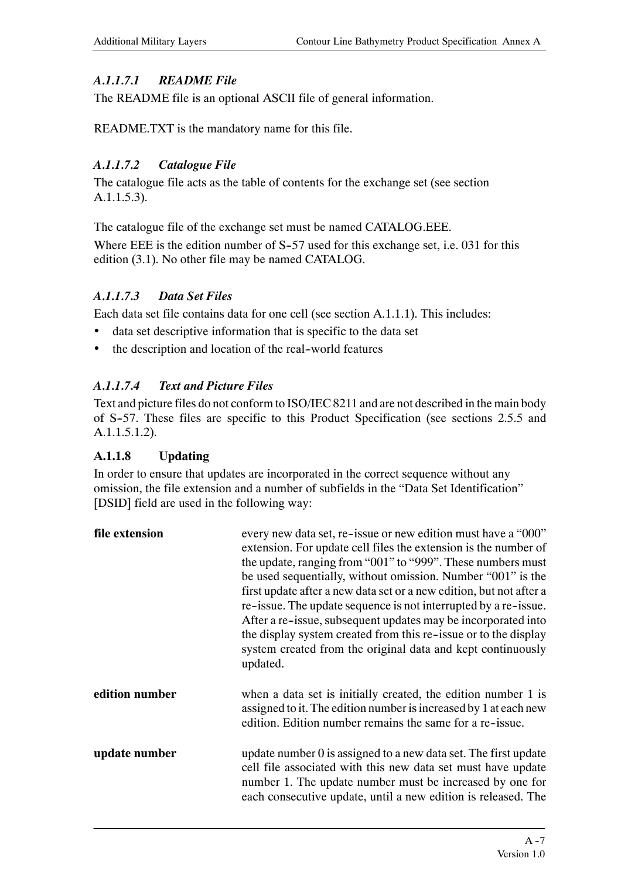#### *A.1.1.7.1 README File*

The README file is an optional ASCII file of general information.

README.TXT is the mandatory name for this file.

#### *A.1.1.7.2 Catalogue File*

The catalogue file acts as the table of contents for the exchange set (see section A.1.1.5.3).

The catalogue file of the exchange set must be named CATALOG.EEE.

Where EEE is the edition number of S-57 used for this exchange set, i.e. 031 for this edition (3.1). No other file may be named CATALOG.

#### *A.1.1.7.3 Data Set Files*

Each data set file contains data for one cell (see section A.1.1.1). This includes:

- data set descriptive information that is specific to the data set
- the description and location of the real-world features

#### *A.1.1.7.4 Text and Picture Files*

Text and picture files do not conform to ISO/IEC 8211 and are not described in the main body of S-57. These files are specific to this Product Specification (see sections 2.5.5 and A.1.1.5.1.2).

### A.1.1.8 Updating

In order to ensure that updates are incorporated in the correct sequence without any omission, the file extension and a number of subfields in the "Data Set Identification" [DSID] field are used in the following way:

**file extension** — every new data set, re-issue or new edition must have a "000" extension. For update cell files the extension is the number of the update, ranging from "001" to "999". These numbers must be used sequentially, without omission. Number "001" is the first update after a new data set or a new edition, but not after a re-issue. The update sequence is not interrupted by a re-issue. After a re-issue, subsequent updates may be incorporated into the display system created from this re-issue or to the display system created from the original data and kept continuously updated.

**edition number** — when a data set is initially created, the edition number 1 is assigned to it. The edition number is increased by 1 at each new edition. Edition number remains the same for a re-issue.

**update number** — update number 0 is assigned to a new data set. The first update cell file associated with this new data set must have update number 1. The update number must be increased by one for each consecutive update, until a new edition is released. The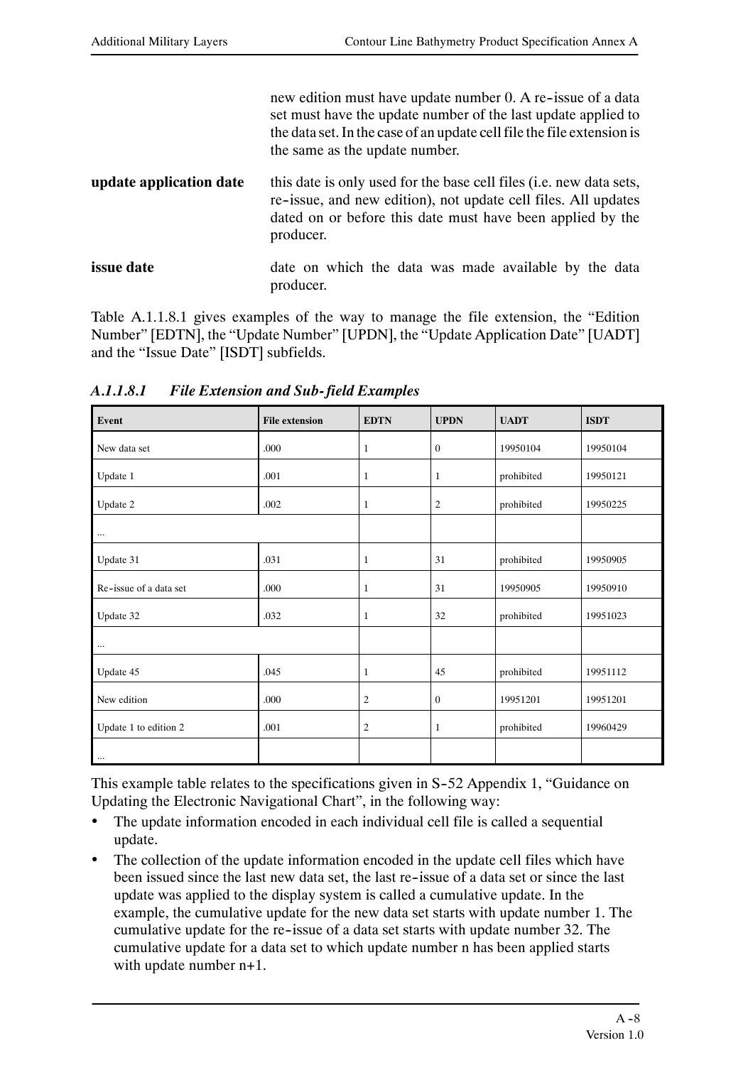new edition must have update number 0. A re-issue of a data set must have the update number of the last update applied to the data set. In the case of an update cell file the file extension is the same as the update number.

**update application date** — this date is only used for the base cell files (i.e. new data sets, re-issue, and new edition), not update cell files. All updates dated on or before this date must have been applied by the producer.

**issue date** — date on which the data was made available by the data producer.

Table A.1.1.8.1 gives examples of the way to manage the file extension, the "Edition Number" [EDTN], the "Update Number" [UPDN], the "Update Application Date" [UADT] and the "Issue Date" [ISDT] subfields.

### *A.1.1.8.1 File Extension and Sub-field Examples*

| Event | File extension | EDTN | UPDN | UADT | ISDT |
|---|---|---|---|---|---|
| New data set | .000 | 1 | 0 | 19950104 | 19950104 |
| Update 1 | .001 | 1 | 1 | prohibited | 19950121 |
| Update 2 | .002 | 1 | 2 | prohibited | 19950225 |
| ... | | | | | |
| Update 31 | .031 | 1 | 31 | prohibited | 19950905 |
| Re-issue of a data set | .000 | 1 | 31 | 19950905 | 19950910 |
| Update 32 | .032 | 1 | 32 | prohibited | 19951023 |
| ... | | | | | |
| Update 45 | .045 | 1 | 45 | prohibited | 19951112 |
| New edition | .000 | 2 | 0 | 19951201 | 19951201 |
| Update 1 to edition 2 | .001 | 2 | 1 | prohibited | 19960429 |
| ... | | | | | |

This example table relates to the specifications given in S-52 Appendix 1, "Guidance on Updating the Electronic Navigational Chart", in the following way:

- The update information encoded in each individual cell file is called a sequential update.
- The collection of the update information encoded in the update cell files which have been issued since the last new data set, the last re-issue of a data set or since the last update was applied to the display system is called a cumulative update. In the example, the cumulative update for the new data set starts with update number 1. The cumulative update for the re-issue of a data set starts with update number 32. The cumulative update for a data set to which update number n has been applied starts with update number n+1.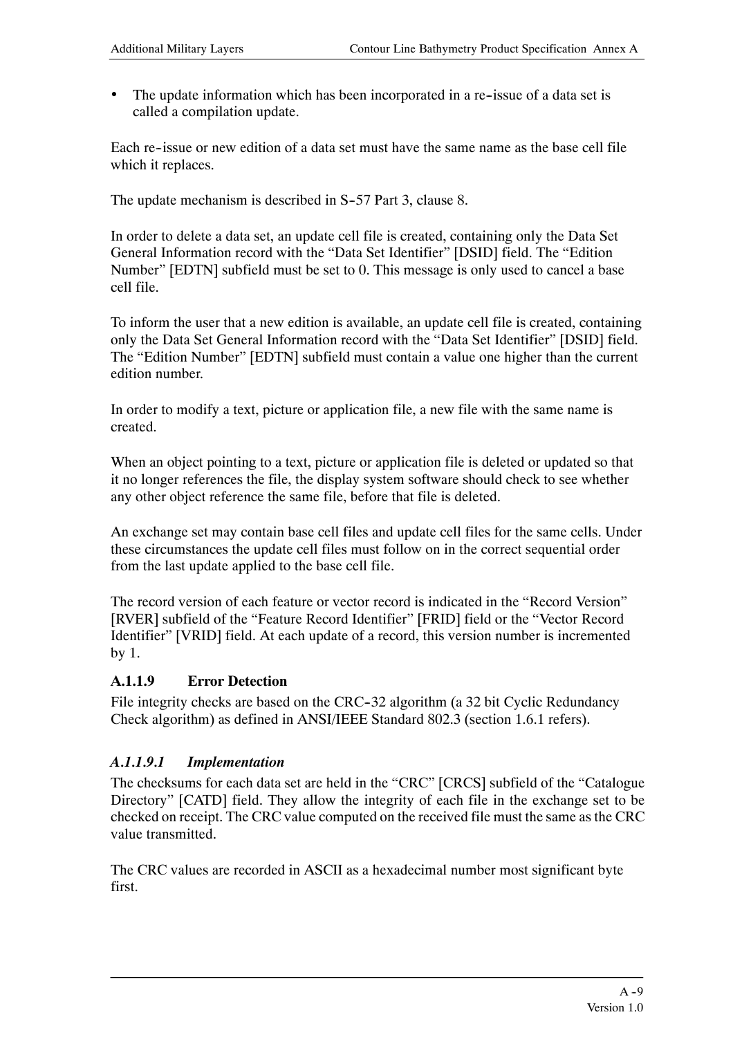- The update information which has been incorporated in a re-issue of a data set is called a compilation update.

Each re-issue or new edition of a data set must have the same name as the base cell file which it replaces.

The update mechanism is described in S-57 Part 3, clause 8.

In order to delete a data set, an update cell file is created, containing only the Data Set General Information record with the “Data Set Identifier” [DSID] field. The “Edition Number” [EDTN] subfield must be set to 0. This message is only used to cancel a base cell file.

To inform the user that a new edition is available, an update cell file is created, containing only the Data Set General Information record with the “Data Set Identifier” [DSID] field. The “Edition Number” [EDTN] subfield must contain a value one higher than the current edition number.

In order to modify a text, picture or application file, a new file with the same name is created.

When an object pointing to a text, picture or application file is deleted or updated so that it no longer references the file, the display system software should check to see whether any other object reference the same file, before that file is deleted.

An exchange set may contain base cell files and update cell files for the same cells. Under these circumstances the update cell files must follow on in the correct sequential order from the last update applied to the base cell file.

The record version of each feature or vector record is indicated in the “Record Version” [RVER] subfield of the “Feature Record Identifier” [FRID] field or the “Vector Record Identifier” [VRID] field. At each update of a record, this version number is incremented by 1.

### A.1.1.9 Error Detection

File integrity checks are based on the CRC-32 algorithm (a 32 bit Cyclic Redundancy Check algorithm) as defined in ANSI/IEEE Standard 802.3 (section 1.6.1 refers).

#### *A.1.1.9.1 Implementation*

The checksums for each data set are held in the “CRC” [CRCS] subfield of the “Catalogue Directory” [CATD] field. They allow the integrity of each file in the exchange set to be checked on receipt. The CRC value computed on the received file must the same as the CRC value transmitted.

The CRC values are recorded in ASCII as a hexadecimal number most significant byte first.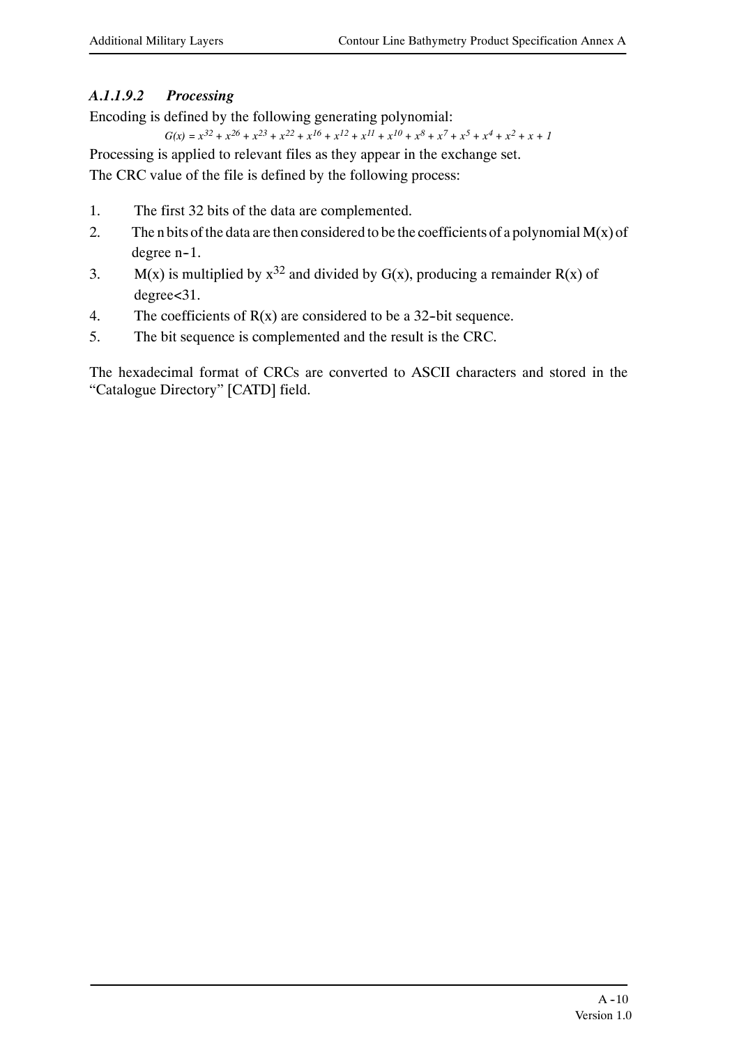#### *A.1.1.9.2 Processing*

Encoding is defined by the following generating polynomial:

$$G(x) = x^{32} + x^{26} + x^{23} + x^{22} + x^{16} + x^{12} + x^{11} + x^{10} + x^{8} + x^{7} + x^{5} + x^{4} + x^{2} + x + 1$$

Processing is applied to relevant files as they appear in the exchange set.

The CRC value of the file is defined by the following process:

1. The first 32 bits of the data are complemented.
2. The n bits of the data are then considered to be the coefficients of a polynomial M(x) of degree n-1.
3. M(x) is multiplied by $x^{32}$ and divided by G(x), producing a remainder R(x) of degree<31.
4. The coefficients of R(x) are considered to be a 32-bit sequence.
5. The bit sequence is complemented and the result is the CRC.

The hexadecimal format of CRCs are converted to ASCII characters and stored in the "Catalogue Directory" [CATD] field.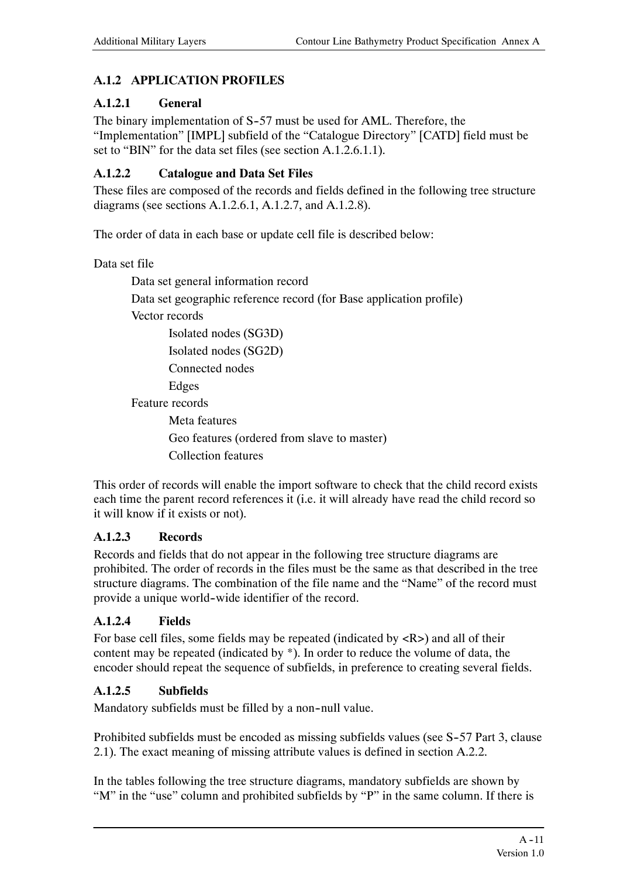## A.1.2 APPLICATION PROFILES

### A.1.2.1 General

The binary implementation of S-57 must be used for AML. Therefore, the "Implementation" [IMPL] subfield of the "Catalogue Directory" [CATD] field must be set to "BIN" for the data set files (see section A.1.2.6.1.1).

### A.1.2.2 Catalogue and Data Set Files

These files are composed of the records and fields defined in the following tree structure diagrams (see sections A.1.2.6.1, A.1.2.7, and A.1.2.8).

The order of data in each base or update cell file is described below:

Data set file

- Data set general information record
- Data set geographic reference record (for Base application profile)
- Vector records
  - Isolated nodes (SG3D)
  - Isolated nodes (SG2D)
  - Connected nodes
  - Edges
- Feature records
  - Meta features
  - Geo features (ordered from slave to master)
  - Collection features

This order of records will enable the import software to check that the child record exists each time the parent record references it (i.e. it will already have read the child record so it will know if it exists or not).

### A.1.2.3 Records

Records and fields that do not appear in the following tree structure diagrams are prohibited. The order of records in the files must be the same as that described in the tree structure diagrams. The combination of the file name and the "Name" of the record must provide a unique world-wide identifier of the record.

### A.1.2.4 Fields

For base cell files, some fields may be repeated (indicated by <R>) and all of their content may be repeated (indicated by *). In order to reduce the volume of data, the encoder should repeat the sequence of subfields, in preference to creating several fields.

### A.1.2.5 Subfields

Mandatory subfields must be filled by a non-null value.

Prohibited subfields must be encoded as missing subfields values (see S-57 Part 3, clause 2.1). The exact meaning of missing attribute values is defined in section A.2.2.

In the tables following the tree structure diagrams, mandatory subfields are shown by "M" in the "use" column and prohibited subfields by "P" in the same column. If there is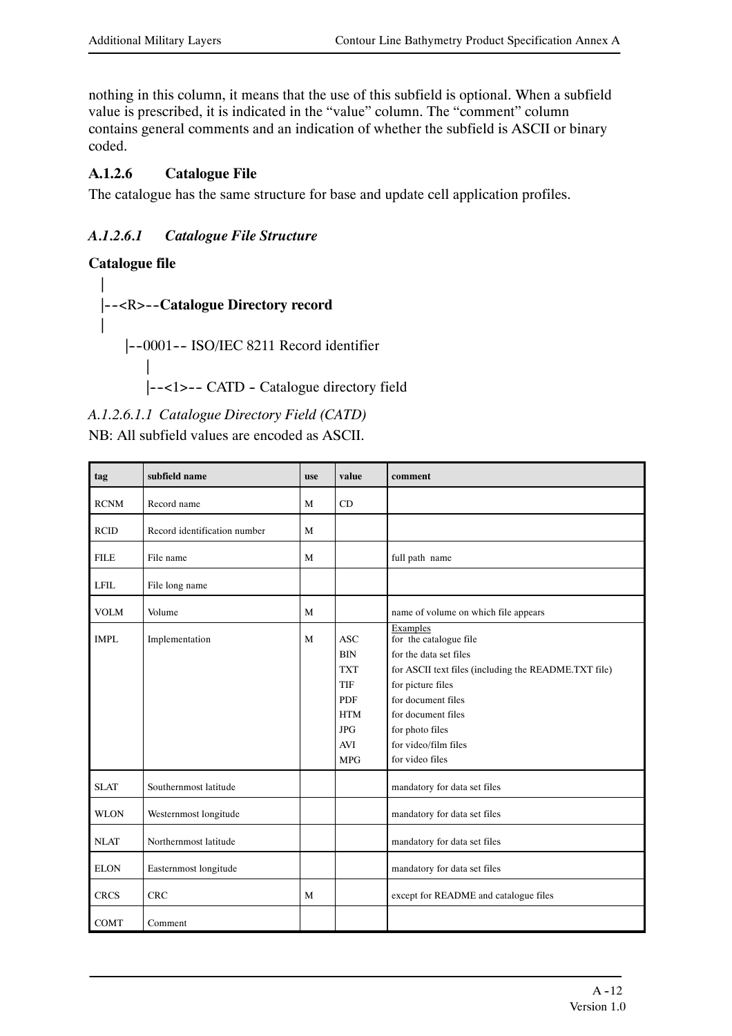nothing in this column, it means that the use of this subfield is optional. When a subfield value is prescribed, it is indicated in the "value" column. The "comment" column contains general comments and an indication of whether the subfield is ASCII or binary coded.

### A.1.2.6 Catalogue File

The catalogue has the same structure for base and update cell application profiles.

#### *A.1.2.6.1 Catalogue File Structure*

**Catalogue file**

```
|
|--<R>--Catalogue Directory record
|
     |--0001-- ISO/IEC 8211 Record identifier
          |
          |--<1>-- CATD - Catalogue directory field
```

*A.1.2.6.1.1 Catalogue Directory Field (CATD)*

NB: All subfield values are encoded as ASCII.

| tag | subfield name | use | value | comment |
|---|---|---|---|---|
| RCNM | Record name | M | CD | |
| RCID | Record identification number | M | | |
| FILE | File name | M | | full path name |
| LFIL | File long name | | | |
| VOLM | Volume | M | | name of volume on which file appears |
| IMPL | Implementation | M | ASC<br>BIN<br>TXT<br>TIF<br>PDF<br>HTM<br>JPG<br>AVI<br>MPG | Examples<br>for the catalogue file<br>for the data set files<br>for ASCII text files (including the README.TXT file)<br>for picture files<br>for document files<br>for document files<br>for photo files<br>for video/film files<br>for video files |
| SLAT | Southernmost latitude | | | mandatory for data set files |
| WLON | Westernmost longitude | | | mandatory for data set files |
| NLAT | Northernmost latitude | | | mandatory for data set files |
| ELON | Easternmost longitude | | | mandatory for data set files |
| CRCS | CRC | M | | except for README and catalogue files |
| COMT | Comment | | | |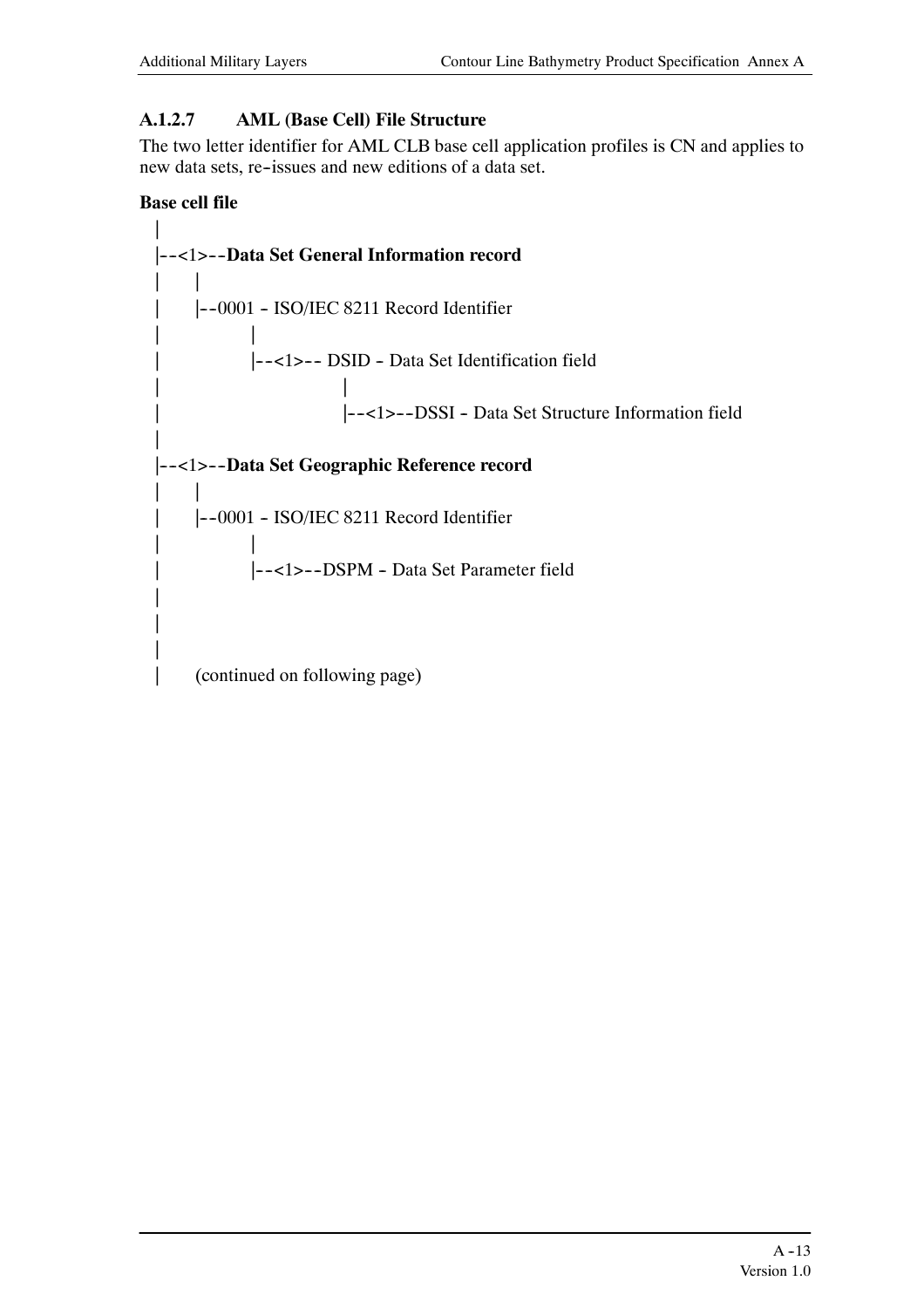### A.1.2.7 AML (Base Cell) File Structure

The two letter identifier for AML CLB base cell application profiles is CN and applies to new data sets, re-issues and new editions of a data set.

**Base cell file**

```
   |
   |--<1>--Data Set General Information record
   |      |
   |      |--0001 - ISO/IEC 8211 Record Identifier
   |              |
   |              |--<1>-- DSID - Data Set Identification field
   |                           |
   |                           |--<1>--DSSI - Data Set Structure Information field
   |
   |--<1>--Data Set Geographic Reference record
   |      |
   |      |--0001 - ISO/IEC 8211 Record Identifier
   |              |
   |              |--<1>--DSPM - Data Set Parameter field
   |
   |
   |
   |      (continued on following page)
```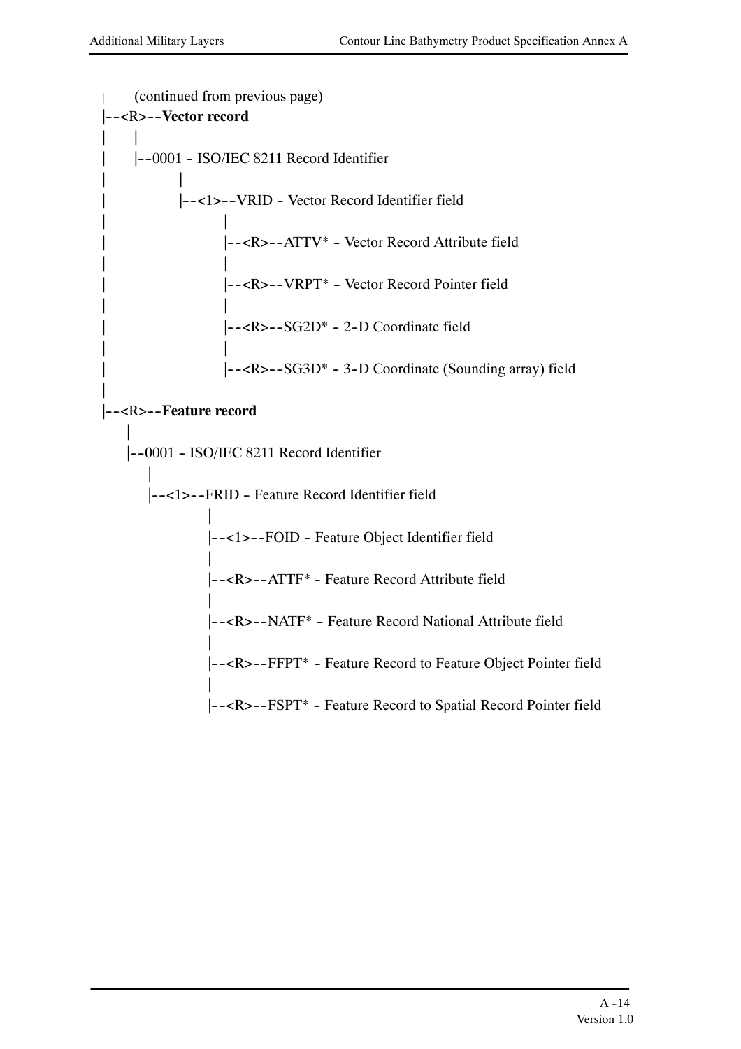```
|    (continued from previous page)
|--<R>--Vector record
|    |
|    |--0001 - ISO/IEC 8211 Record Identifier
|          |
|          |--<1>--VRID - Vector Record Identifier field
|                 |
|                 |--<R>--ATTV* - Vector Record Attribute field
|                 |
|                 |--<R>--VRPT* - Vector Record Pointer field
|                 |
|                 |--<R>--SG2D* - 2-D Coordinate field
|                 |
|                 |--<R>--SG3D* - 3-D Coordinate (Sounding array) field
|
|--<R>--Feature record
    |
    |--0001 - ISO/IEC 8211 Record Identifier
       |
       |--<1>--FRID - Feature Record Identifier field
              |
              |--<1>--FOID - Feature Object Identifier field
              |
              |--<R>--ATTF* - Feature Record Attribute field
              |
              |--<R>--NATF* - Feature Record National Attribute field
              |
              |--<R>--FFPT* - Feature Record to Feature Object Pointer field
              |
              |--<R>--FSPT* - Feature Record to Spatial Record Pointer field
```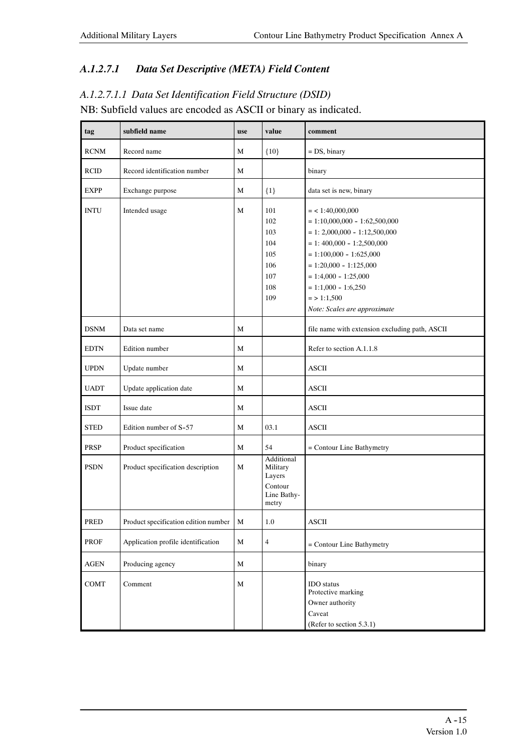### *A.1.2.7.1 Data Set Descriptive (META) Field Content*

*A.1.2.7.1.1 Data Set Identification Field Structure (DSID)*

NB: Subfield values are encoded as ASCII or binary as indicated.

| tag | subfield name | use | value | comment |
|---|---|---|---|---|
| RCNM | Record name | M | {10} | = DS, binary |
| RCID | Record identification number | M | | binary |
| EXPP | Exchange purpose | M | {1} | data set is new, binary |
| INTU | Intended usage | M | 101<br>102<br>103<br>104<br>105<br>106<br>107<br>108<br>109 | = < 1:40,000,000<br>= 1:10,000,000 - 1:62,500,000<br>= 1: 2,000,000 - 1:12,500,000<br>= 1: 400,000 - 1:2,500,000<br>= 1:100,000 - 1:625,000<br>= 1:20,000 - 1:125,000<br>= 1:4,000 - 1:25,000<br>= 1:1,000 - 1:6,250<br>= > 1:1,500<br>*Note: Scales are approximate* |
| DSNM | Data set name | M | | file name with extension excluding path, ASCII |
| EDTN | Edition number | M | | Refer to section A.1.1.8 |
| UPDN | Update number | M | | ASCII |
| UADT | Update application date | M | | ASCII |
| ISDT | Issue date | M | | ASCII |
| STED | Edition number of S-57 | M | 03.1 | ASCII |
| PRSP | Product specification | M | 54 | = Contour Line Bathymetry |
| PSDN | Product specification description | M | Additional Military Layers<br>Contour Line Bathymetry | |
| PRED | Product specification edition number | M | 1.0 | ASCII |
| PROF | Application profile identification | M | 4 | = Contour Line Bathymetry |
| AGEN | Producing agency | M | | binary |
| COMT | Comment | M | | IDO status<br>Protective marking<br>Owner authority<br>Caveat<br>(Refer to section 5.3.1) |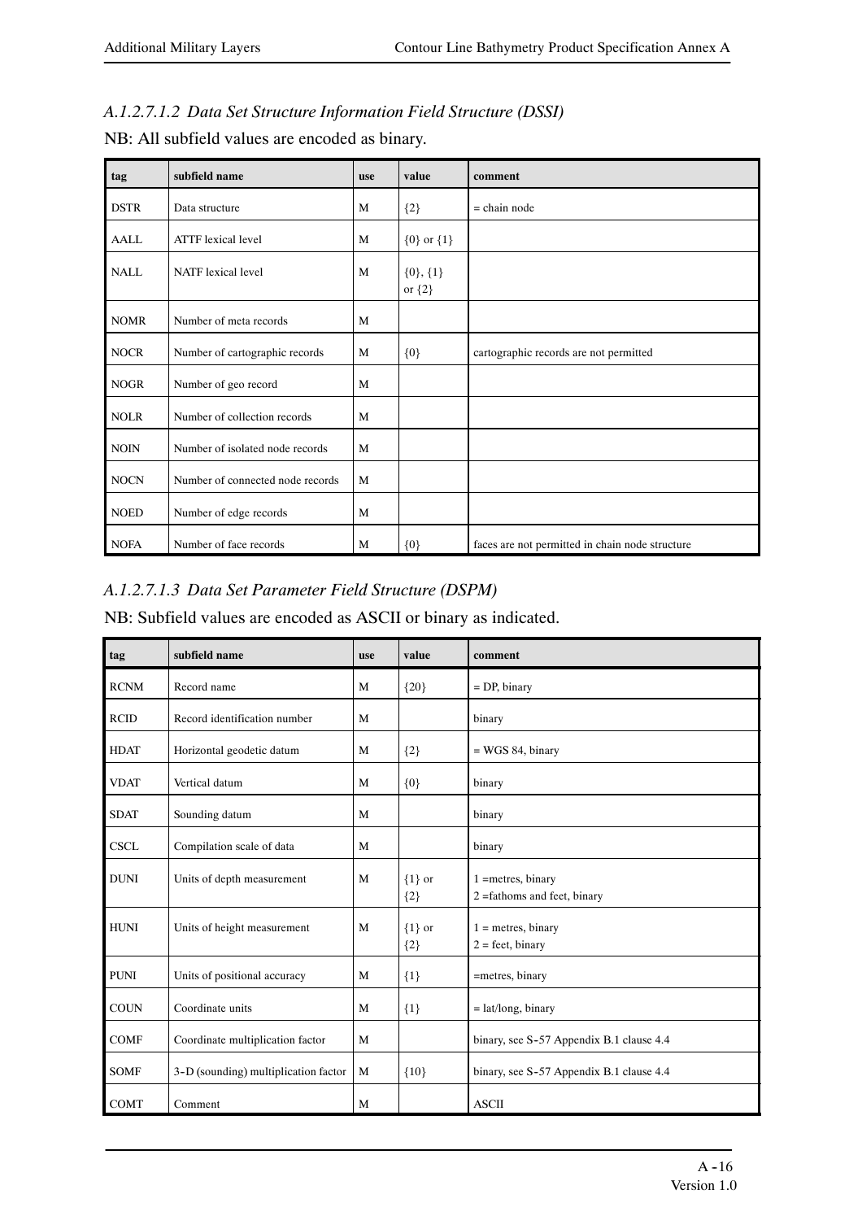### A.1.2.7.1.2 Data Set Structure Information Field Structure (DSSI)

NB: All subfield values are encoded as binary.

| tag | subfield name | use | value | comment |
|---|---|---|---|---|
| DSTR | Data structure | M | {2} | = chain node |
| AALL | ATTF lexical level | M | {0} or {1} | |
| NALL | NATF lexical level | M | {0}, {1} or {2} | |
| NOMR | Number of meta records | M | | |
| NOCR | Number of cartographic records | M | {0} | cartographic records are not permitted |
| NOGR | Number of geo record | M | | |
| NOLR | Number of collection records | M | | |
| NOIN | Number of isolated node records | M | | |
| NOCN | Number of connected node records | M | | |
| NOED | Number of edge records | M | | |
| NOFA | Number of face records | M | {0} | faces are not permitted in chain node structure |

### A.1.2.7.1.3 Data Set Parameter Field Structure (DSPM)

NB: Subfield values are encoded as ASCII or binary as indicated.

| tag | subfield name | use | value | comment |
|---|---|---|---|---|
| RCNM | Record name | M | {20} | = DP, binary |
| RCID | Record identification number | M | | binary |
| HDAT | Horizontal geodetic datum | M | {2} | = WGS 84, binary |
| VDAT | Vertical datum | M | {0} | binary |
| SDAT | Sounding datum | M | | binary |
| CSCL | Compilation scale of data | M | | binary |
| DUNI | Units of depth measurement | M | {1} or {2} | 1 =metres, binary<br>2 =fathoms and feet, binary |
| HUNI | Units of height measurement | M | {1} or {2} | 1 = metres, binary<br>2 = feet, binary |
| PUNI | Units of positional accuracy | M | {1} | =metres, binary |
| COUN | Coordinate units | M | {1} | = lat/long, binary |
| COMF | Coordinate multiplication factor | M | | binary, see S-57 Appendix B.1 clause 4.4 |
| SOMF | 3-D (sounding) multiplication factor | M | {10} | binary, see S-57 Appendix B.1 clause 4.4 |
| COMT | Comment | M | | ASCII |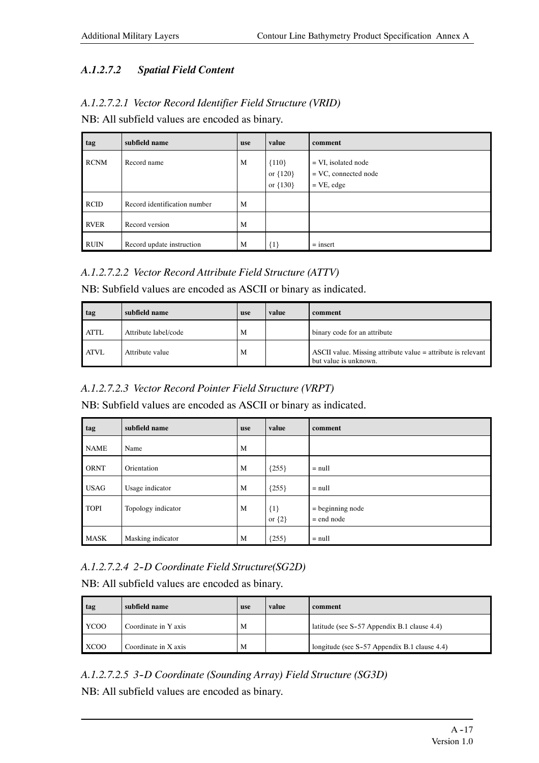### *A.1.2.7.2 Spatial Field Content*

#### *A.1.2.7.2.1 Vector Record Identifier Field Structure (VRID)*

NB: All subfield values are encoded as binary.

| tag | subfield name | use | value | comment |
|---|---|---|---|---|
| RCNM | Record name | M | {110}<br>or {120}<br>or {130} | = VI, isolated node<br>= VC, connected node<br>= VE, edge |
| RCID | Record identification number | M | | |
| RVER | Record version | M | | |
| RUIN | Record update instruction | M | {1} | = insert |

#### *A.1.2.7.2.2 Vector Record Attribute Field Structure (ATTV)*

NB: Subfield values are encoded as ASCII or binary as indicated.

| tag | subfield name | use | value | comment |
|---|---|---|---|---|
| ATTL | Attribute label/code | M | | binary code for an attribute |
| ATVL | Attribute value | M | | ASCII value. Missing attribute value = attribute is relevant but value is unknown. |

#### *A.1.2.7.2.3 Vector Record Pointer Field Structure (VRPT)*

NB: Subfield values are encoded as ASCII or binary as indicated.

| tag | subfield name | use | value | comment |
|---|---|---|---|---|
| NAME | Name | M | | |
| ORNT | Orientation | M | {255} | = null |
| USAG | Usage indicator | M | {255} | = null |
| TOPI | Topology indicator | M | {1}<br>or {2} | = beginning node<br>= end node |
| MASK | Masking indicator | M | {255} | = null |

#### *A.1.2.7.2.4 2-D Coordinate Field Structure(SG2D)*

NB: All subfield values are encoded as binary.

| tag | subfield name | use | value | comment |
|---|---|---|---|---|
| YCOO | Coordinate in Y axis | M | | latitude (see S-57 Appendix B.1 clause 4.4) |
| XCOO | Coordinate in X axis | M | | longitude (see S-57 Appendix B.1 clause 4.4) |

#### *A.1.2.7.2.5 3-D Coordinate (Sounding Array) Field Structure (SG3D)*

NB: All subfield values are encoded as binary.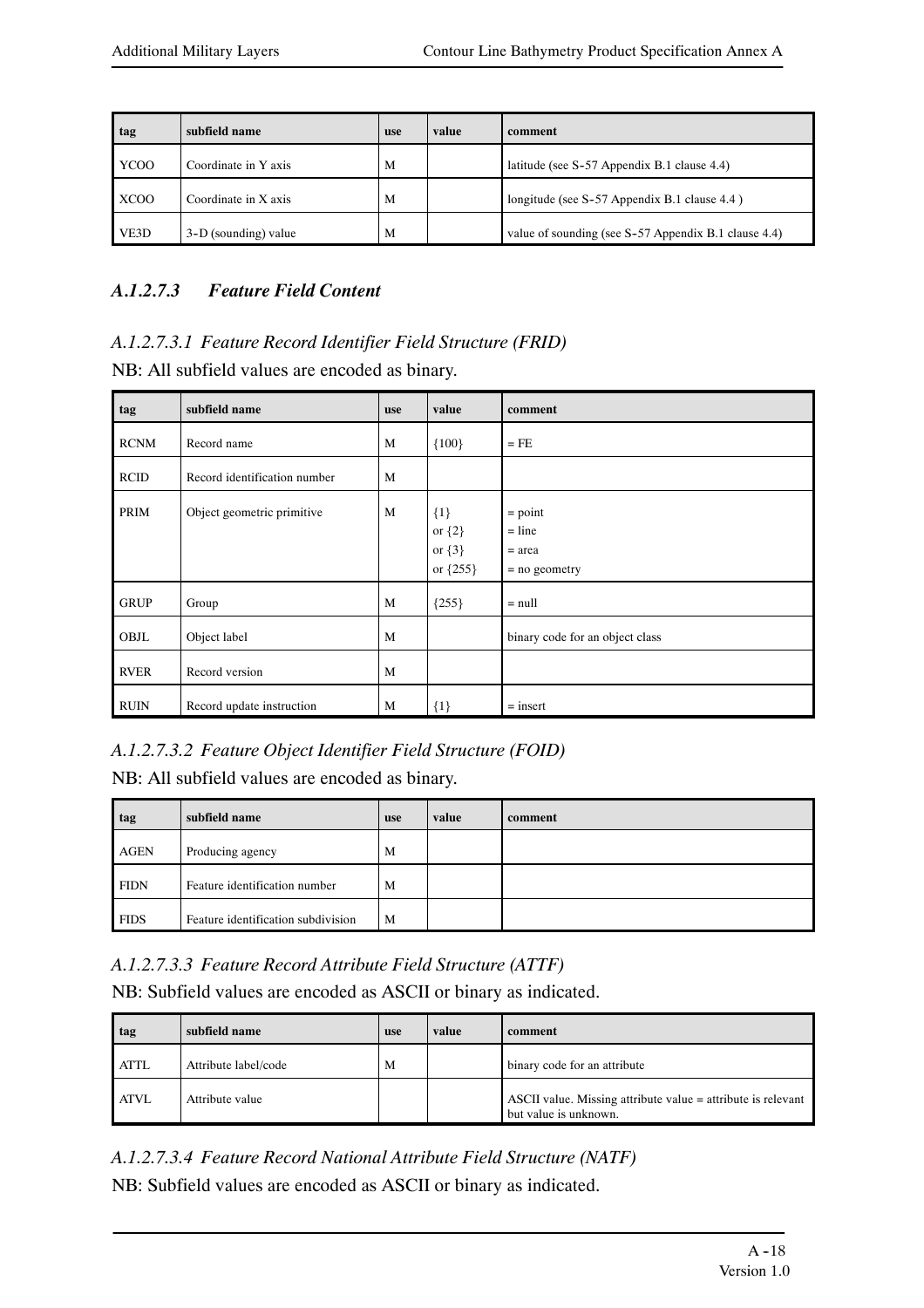| tag | subfield name | use | value | comment |
|---|---|---|---|---|
| YCOO | Coordinate in Y axis | M | | latitude (see S-57 Appendix B.1 clause 4.4) |
| XCOO | Coordinate in X axis | M | | longitude (see S-57 Appendix B.1 clause 4.4 ) |
| VE3D | 3-D (sounding) value | M | | value of sounding (see S-57 Appendix B.1 clause 4.4) |

### *A.1.2.7.3 Feature Field Content*

*A.1.2.7.3.1 Feature Record Identifier Field Structure (FRID)*

NB: All subfield values are encoded as binary.

| tag | subfield name | use | value | comment |
|---|---|---|---|---|
| RCNM | Record name | M | {100} | = FE |
| RCID | Record identification number | M | | |
| PRIM | Object geometric primitive | M | {1}<br>or {2}<br>or {3}<br>or {255} | = point<br>= line<br>= area<br>= no geometry |
| GRUP | Group | M | {255} | = null |
| OBJL | Object label | M | | binary code for an object class |
| RVER | Record version | M | | |
| RUIN | Record update instruction | M | {1} | = insert |

*A.1.2.7.3.2 Feature Object Identifier Field Structure (FOID)*

NB: All subfield values are encoded as binary.

| tag | subfield name | use | value | comment |
|---|---|---|---|---|
| AGEN | Producing agency | M | | |
| FIDN | Feature identification number | M | | |
| FIDS | Feature identification subdivision | M | | |

*A.1.2.7.3.3 Feature Record Attribute Field Structure (ATTF)*

NB: Subfield values are encoded as ASCII or binary as indicated.

| tag | subfield name | use | value | comment |
|---|---|---|---|---|
| ATTL | Attribute label/code | M | | binary code for an attribute |
| ATVL | Attribute value | | | ASCII value. Missing attribute value = attribute is relevant but value is unknown. |

*A.1.2.7.3.4 Feature Record National Attribute Field Structure (NATF)*

NB: Subfield values are encoded as ASCII or binary as indicated.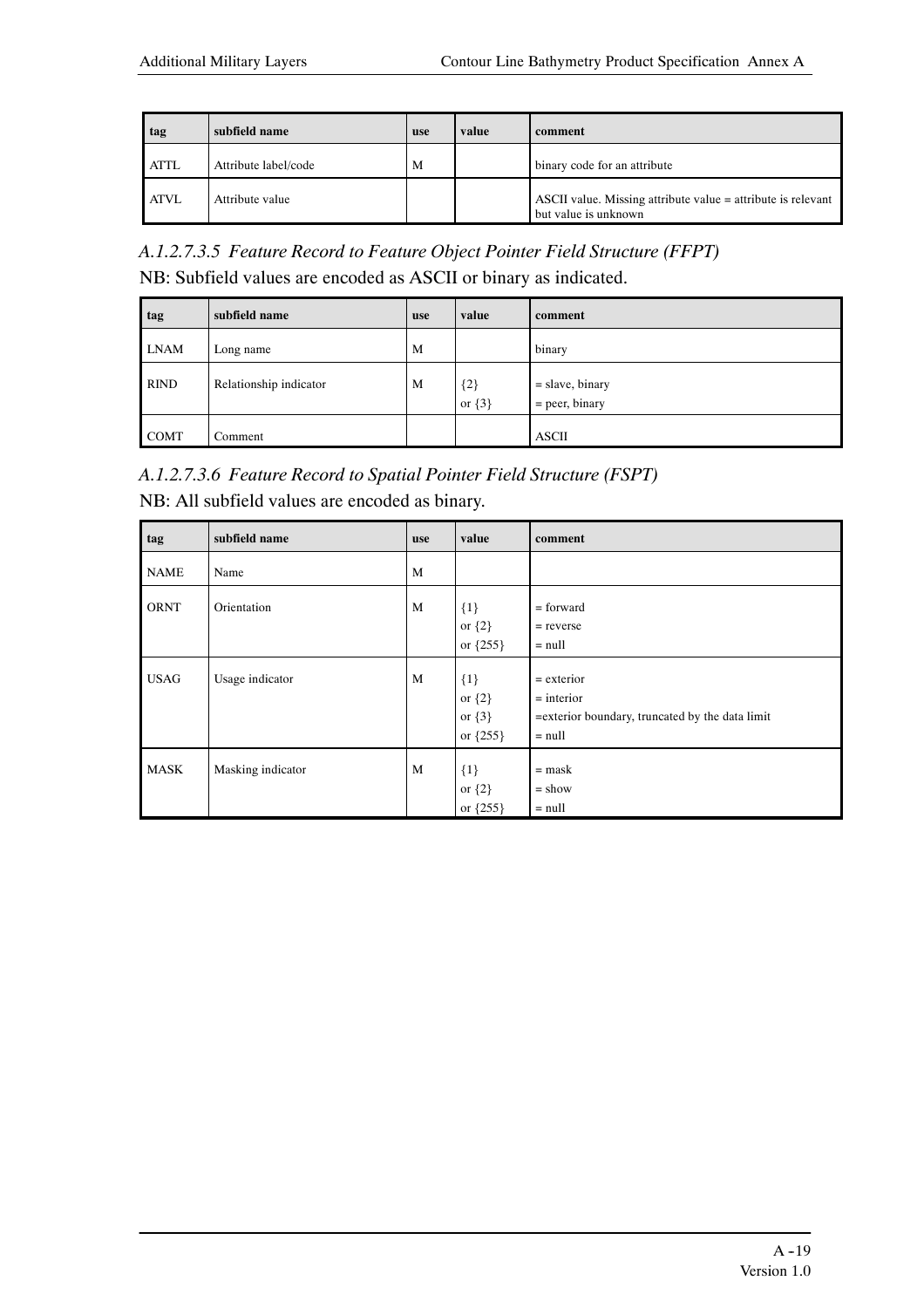| tag | subfield name | use | value | comment |
|---|---|---|---|---|
| ATTL | Attribute label/code | M | | binary code for an attribute |
| ATVL | Attribute value | | | ASCII value. Missing attribute value = attribute is relevant but value is unknown |

*A.1.2.7.3.5 Feature Record to Feature Object Pointer Field Structure (FFPT)*

NB: Subfield values are encoded as ASCII or binary as indicated.

| tag | subfield name | use | value | comment |
|---|---|---|---|---|
| LNAM | Long name | M | | binary |
| RIND | Relationship indicator | M | {2}<br>or {3} | = slave, binary<br>= peer, binary |
| COMT | Comment | | | ASCII |

*A.1.2.7.3.6 Feature Record to Spatial Pointer Field Structure (FSPT)*

NB: All subfield values are encoded as binary.

| tag | subfield name | use | value | comment |
|---|---|---|---|---|
| NAME | Name | M | | |
| ORNT | Orientation | M | {1}<br>or {2}<br>or {255} | = forward<br>= reverse<br>= null |
| USAG | Usage indicator | M | {1}<br>or {2}<br>or {3}<br>or {255} | = exterior<br>= interior<br>=exterior boundary, truncated by the data limit<br>= null |
| MASK | Masking indicator | M | {1}<br>or {2}<br>or {255} | = mask<br>= show<br>= null |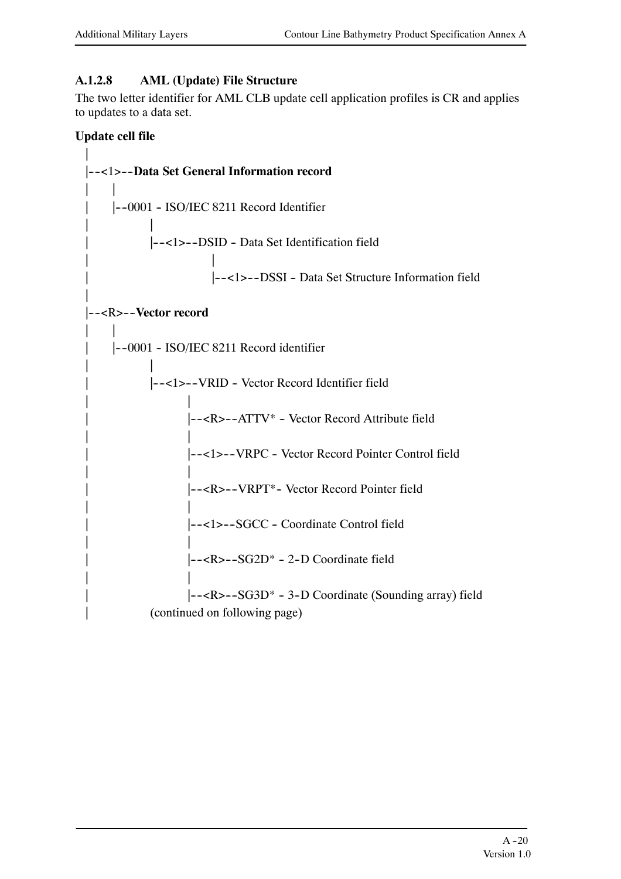### A.1.2.8 AML (Update) File Structure

The two letter identifier for AML CLB update cell application profiles is CR and applies to updates to a data set.

**Update cell file**

```
 |
 |--<1>--Data Set General Information record
 |      |
 |      |--0001 - ISO/IEC 8211 Record Identifier
 |              |
 |              |--<1>--DSID - Data Set Identification field
 |                          |
 |                          |--<1>--DSSI - Data Set Structure Information field
 |
 |--<R>--Vector record
 |      |
 |      |--0001 - ISO/IEC 8211 Record identifier
 |              |
 |              |--<1>--VRID - Vector Record Identifier field
 |                      |
 |                      |--<R>--ATTV* - Vector Record Attribute field
 |                      |
 |                      |--<1>--VRPC - Vector Record Pointer Control field
 |                      |
 |                      |--<R>--VRPT*- Vector Record Pointer field
 |                      |
 |                      |--<1>--SGCC - Coordinate Control field
 |                      |
 |                      |--<R>--SG2D* - 2-D Coordinate field
 |                      |
 |                      |--<R>--SG3D* - 3-D Coordinate (Sounding array) field
 |              (continued on following page)
```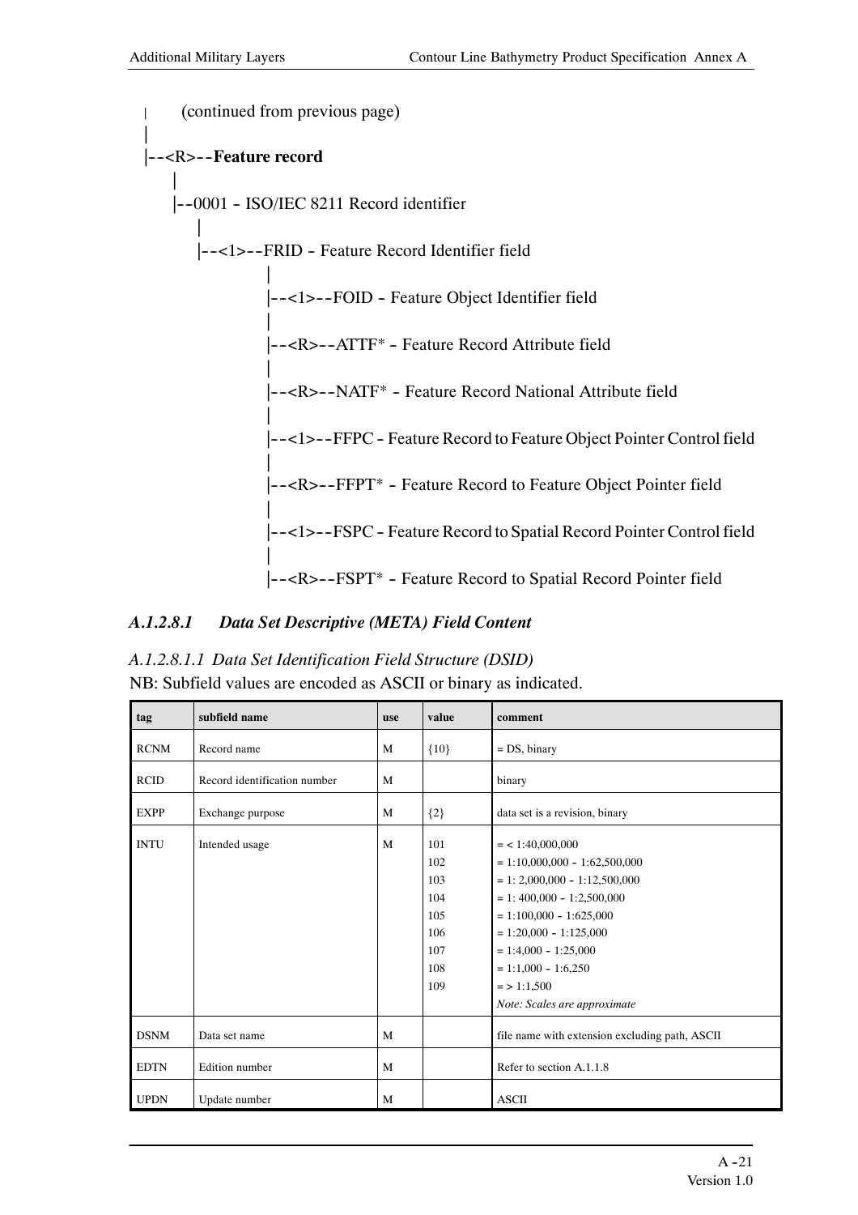```
|       (continued from previous page)
|
|--<R>--Feature record
      |
      |--0001 - ISO/IEC 8211 Record identifier
           |
           |--<1>--FRID - Feature Record Identifier field
                      |
                      |--<1>--FOID - Feature Object Identifier field
                      |
                      |--<R>--ATTF* - Feature Record Attribute field
                      |
                      |--<R>--NATF* - Feature Record National Attribute field
                      |
                      |--<1>--FFPC - Feature Record to Feature Object Pointer Control field
                      |
                      |--<R>--FFPT* - Feature Record to Feature Object Pointer field
                      |
                      |--<1>--FSPC - Feature Record to Spatial Record Pointer Control field
                      |
                      |--<R>--FSPT* - Feature Record to Spatial Record Pointer field
```

### *A.1.2.8.1 Data Set Descriptive (META) Field Content*

#### *A.1.2.8.1.1 Data Set Identification Field Structure (DSID)*

NB: Subfield values are encoded as ASCII or binary as indicated.

| tag | subfield name | use | value | comment |
|---|---|---|---|---|
| RCNM | Record name | M | {10} | = DS, binary |
| RCID | Record identification number | M | | binary |
| EXPP | Exchange purpose | M | {2} | data set is a revision, binary |
| INTU | Intended usage | M | 101<br>102<br>103<br>104<br>105<br>106<br>107<br>108<br>109 | = < 1:40,000,000<br>= 1:10,000,000 - 1:62,500,000<br>= 1: 2,000,000 - 1:12,500,000<br>= 1: 400,000 - 1:2,500,000<br>= 1:100,000 - 1:625,000<br>= 1:20,000 - 1:125,000<br>= 1:4,000 - 1:25,000<br>= 1:1,000 - 1:6,250<br>= > 1:1,500<br>*Note: Scales are approximate* |
| DSNM | Data set name | M | | file name with extension excluding path, ASCII |
| EDTN | Edition number | M | | Refer to section A.1.1.8 |
| UPDN | Update number | M | | ASCII |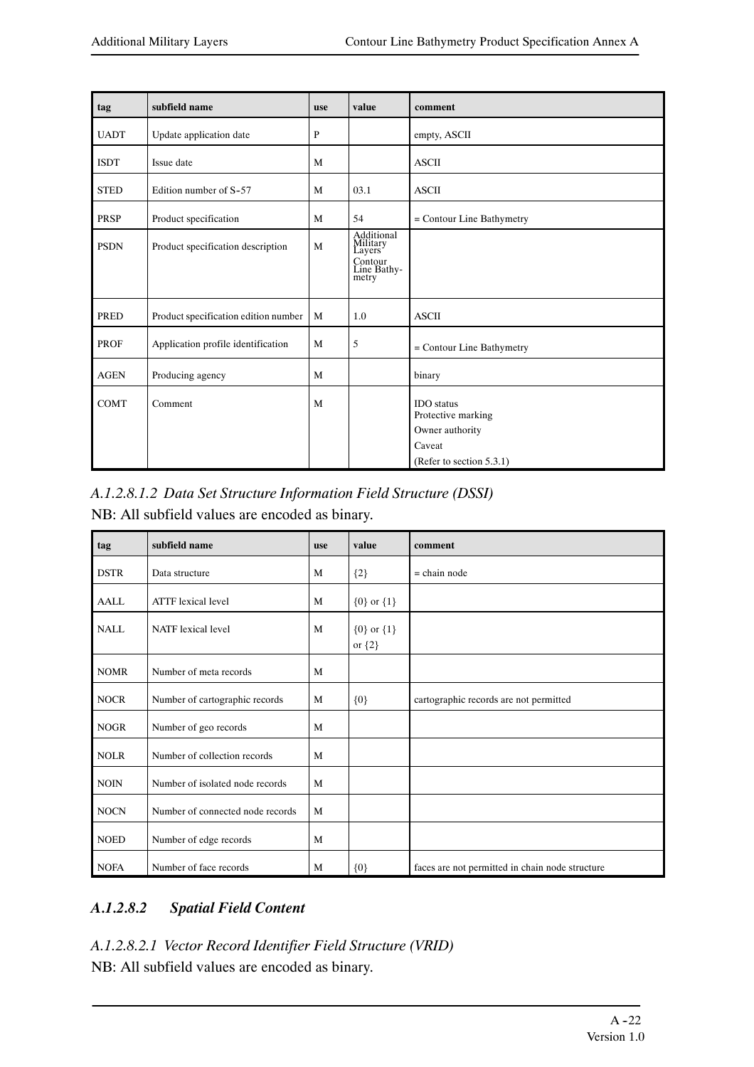| tag | subfield name | use | value | comment |
|---|---|---|---|---|
| UADT | Update application date | P | | empty, ASCII |
| ISDT | Issue date | M | | ASCII |
| STED | Edition number of S-57 | M | 03.1 | ASCII |
| PRSP | Product specification | M | 54 | = Contour Line Bathymetry |
| PSDN | Product specification description | M | Additional Military Layers Contour Line Bathymetry | |
| PRED | Product specification edition number | M | 1.0 | ASCII |
| PROF | Application profile identification | M | 5 | = Contour Line Bathymetry |
| AGEN | Producing agency | M | | binary |
| COMT | Comment | M | | IDO status<br>Protective marking<br>Owner authority<br>Caveat<br>(Refer to section 5.3.1) |

*A.1.2.8.1.2 Data Set Structure Information Field Structure (DSSI)*

NB: All subfield values are encoded as binary.

| tag | subfield name | use | value | comment |
|---|---|---|---|---|
| DSTR | Data structure | M | {2} | = chain node |
| AALL | ATTF lexical level | M | {0} or {1} | |
| NALL | NATF lexical level | M | {0} or {1} or {2} | |
| NOMR | Number of meta records | M | | |
| NOCR | Number of cartographic records | M | {0} | cartographic records are not permitted |
| NOGR | Number of geo records | M | | |
| NOLR | Number of collection records | M | | |
| NOIN | Number of isolated node records | M | | |
| NOCN | Number of connected node records | M | | |
| NOED | Number of edge records | M | | |
| NOFA | Number of face records | M | {0} | faces are not permitted in chain node structure |

### *A.1.2.8.2 Spatial Field Content*

*A.1.2.8.2.1 Vector Record Identifier Field Structure (VRID)*

NB: All subfield values are encoded as binary.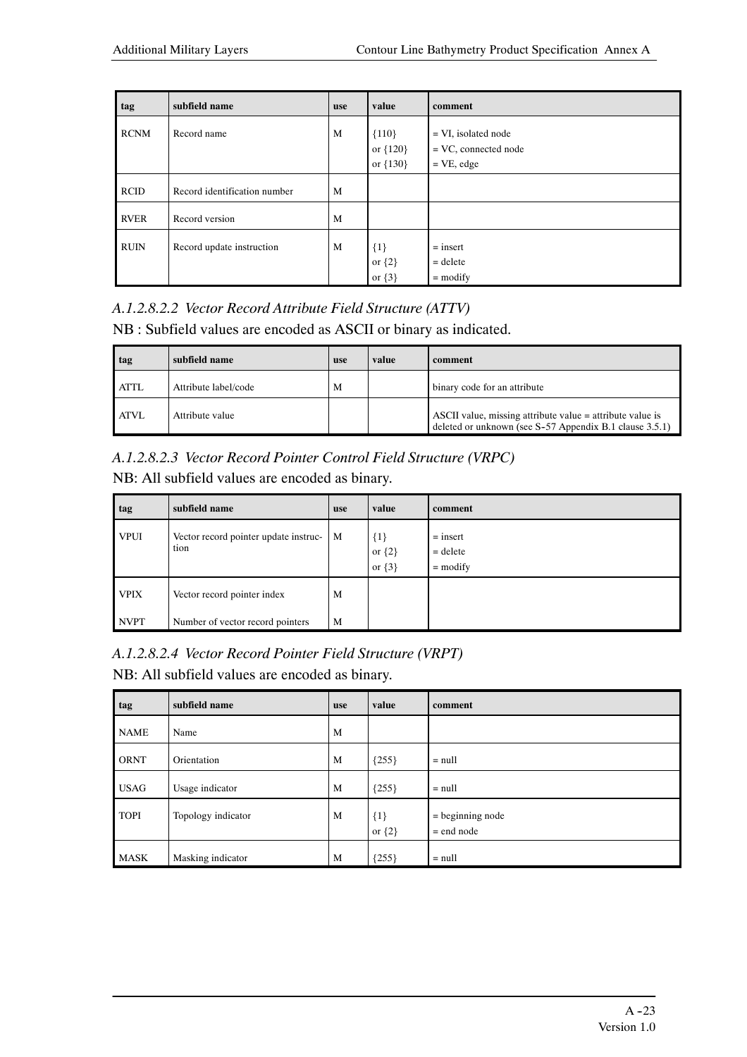| tag | subfield name | use | value | comment |
|---|---|---|---|---|
| RCNM | Record name | M | {110} or {120} or {130} | = VI, isolated node = VC, connected node = VE, edge |
| RCID | Record identification number | M | | |
| RVER | Record version | M | | |
| RUIN | Record update instruction | M | {1} or {2} or {3} | = insert = delete = modify |

### *A.1.2.8.2.2 Vector Record Attribute Field Structure (ATTV)*

NB : Subfield values are encoded as ASCII or binary as indicated.

| tag | subfield name | use | value | comment |
|---|---|---|---|---|
| ATTL | Attribute label/code | M | | binary code for an attribute |
| ATVL | Attribute value | | | ASCII value, missing attribute value = attribute value is deleted or unknown (see S-57 Appendix B.1 clause 3.5.1) |

### *A.1.2.8.2.3 Vector Record Pointer Control Field Structure (VRPC)*

NB: All subfield values are encoded as binary.

| tag | subfield name | use | value | comment |
|---|---|---|---|---|
| VPUI | Vector record pointer update instruction | M | {1} or {2} or {3} | = insert = delete = modify |
| VPIX | Vector record pointer index | M | | |
| NVPT | Number of vector record pointers | M | | |

### *A.1.2.8.2.4 Vector Record Pointer Field Structure (VRPT)*

NB: All subfield values are encoded as binary.

| tag | subfield name | use | value | comment |
|---|---|---|---|---|
| NAME | Name | M | | |
| ORNT | Orientation | M | {255} | = null |
| USAG | Usage indicator | M | {255} | = null |
| TOPI | Topology indicator | M | {1} or {2} | = beginning node = end node |
| MASK | Masking indicator | M | {255} | = null |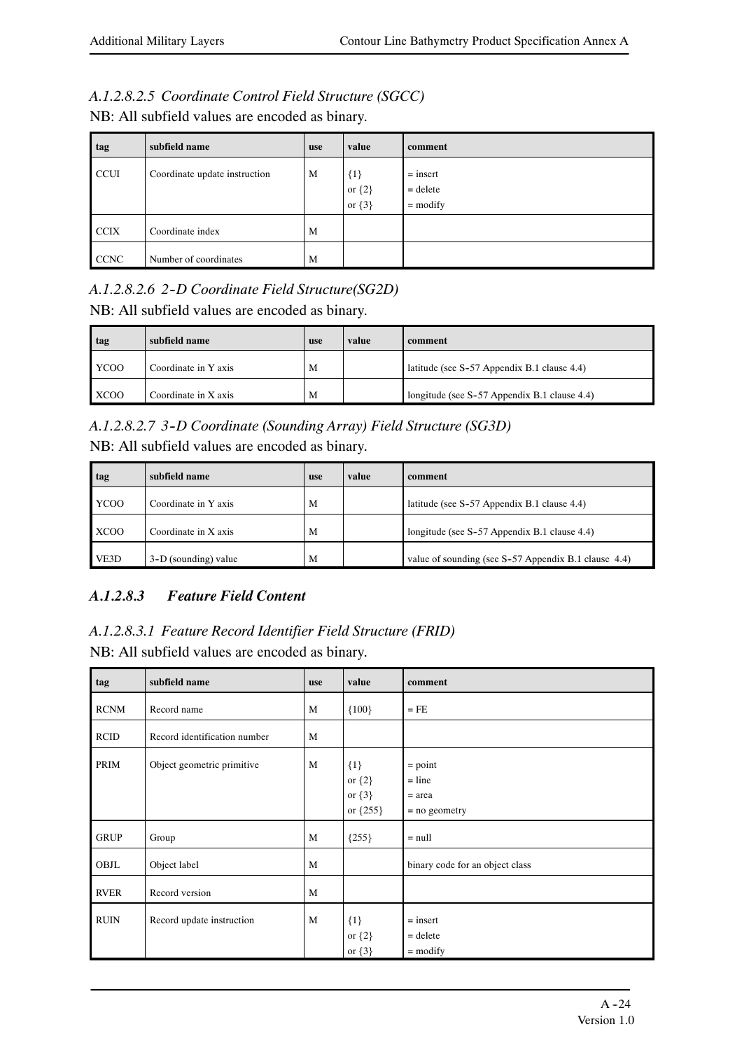#### *A.1.2.8.2.5 Coordinate Control Field Structure (SGCC)*

NB: All subfield values are encoded as binary.

| tag | subfield name | use | value | comment |
|---|---|---|---|---|
| CCUI | Coordinate update instruction | M | {1}<br>or {2}<br>or {3} | = insert<br>= delete<br>= modify |
| CCIX | Coordinate index | M | | |
| CCNC | Number of coordinates | M | | |

#### *A.1.2.8.2.6 2-D Coordinate Field Structure(SG2D)*

NB: All subfield values are encoded as binary.

| tag | subfield name | use | value | comment |
|---|---|---|---|---|
| YCOO | Coordinate in Y axis | M | | latitude (see S-57 Appendix B.1 clause 4.4) |
| XCOO | Coordinate in X axis | M | | longitude (see S-57 Appendix B.1 clause 4.4) |

#### *A.1.2.8.2.7 3-D Coordinate (Sounding Array) Field Structure (SG3D)*

NB: All subfield values are encoded as binary.

| tag | subfield name | use | value | comment |
|---|---|---|---|---|
| YCOO | Coordinate in Y axis | M | | latitude (see S-57 Appendix B.1 clause 4.4) |
| XCOO | Coordinate in X axis | M | | longitude (see S-57 Appendix B.1 clause 4.4) |
| VE3D | 3-D (sounding) value | M | | value of sounding (see S-57 Appendix B.1 clause 4.4) |

### *A.1.2.8.3 Feature Field Content*

#### *A.1.2.8.3.1 Feature Record Identifier Field Structure (FRID)*

NB: All subfield values are encoded as binary.

| tag | subfield name | use | value | comment |
|---|---|---|---|---|
| RCNM | Record name | M | {100} | = FE |
| RCID | Record identification number | M | | |
| PRIM | Object geometric primitive | M | {1}<br>or {2}<br>or {3}<br>or {255} | = point<br>= line<br>= area<br>= no geometry |
| GRUP | Group | M | {255} | = null |
| OBJL | Object label | M | | binary code for an object class |
| RVER | Record version | M | | |
| RUIN | Record update instruction | M | {1}<br>or {2}<br>or {3} | = insert<br>= delete<br>= modify |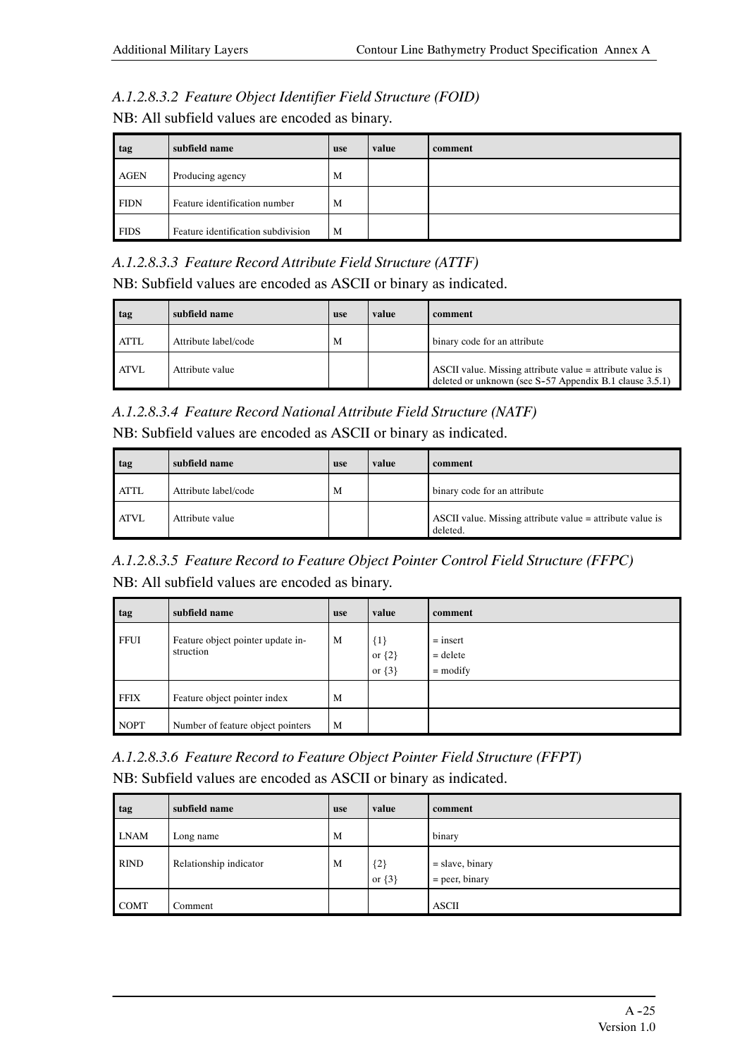### *A.1.2.8.3.2 Feature Object Identifier Field Structure (FOID)*

NB: All subfield values are encoded as binary.

| tag | subfield name | use | value | comment |
|---|---|---|---|---|
| AGEN | Producing agency | M | | |
| FIDN | Feature identification number | M | | |
| FIDS | Feature identification subdivision | M | | |

### *A.1.2.8.3.3 Feature Record Attribute Field Structure (ATTF)*

NB: Subfield values are encoded as ASCII or binary as indicated.

| tag | subfield name | use | value | comment |
|---|---|---|---|---|
| ATTL | Attribute label/code | M | | binary code for an attribute |
| ATVL | Attribute value | | | ASCII value. Missing attribute value = attribute value is deleted or unknown (see S-57 Appendix B.1 clause 3.5.1) |

### *A.1.2.8.3.4 Feature Record National Attribute Field Structure (NATF)*

NB: Subfield values are encoded as ASCII or binary as indicated.

| tag | subfield name | use | value | comment |
|---|---|---|---|---|
| ATTL | Attribute label/code | M | | binary code for an attribute |
| ATVL | Attribute value | | | ASCII value. Missing attribute value = attribute value is deleted. |

### *A.1.2.8.3.5 Feature Record to Feature Object Pointer Control Field Structure (FFPC)*

NB: All subfield values are encoded as binary.

| tag | subfield name | use | value | comment |
|---|---|---|---|---|
| FFUI | Feature object pointer update instruction | M | {1}<br>or {2}<br>or {3} | = insert<br>= delete<br>= modify |
| FFIX | Feature object pointer index | M | | |
| NOPT | Number of feature object pointers | M | | |

### *A.1.2.8.3.6 Feature Record to Feature Object Pointer Field Structure (FFPT)*

NB: Subfield values are encoded as ASCII or binary as indicated.

| tag | subfield name | use | value | comment |
|---|---|---|---|---|
| LNAM | Long name | M | | binary |
| RIND | Relationship indicator | M | {2}<br>or {3} | = slave, binary<br>= peer, binary |
| COMT | Comment | | | ASCII |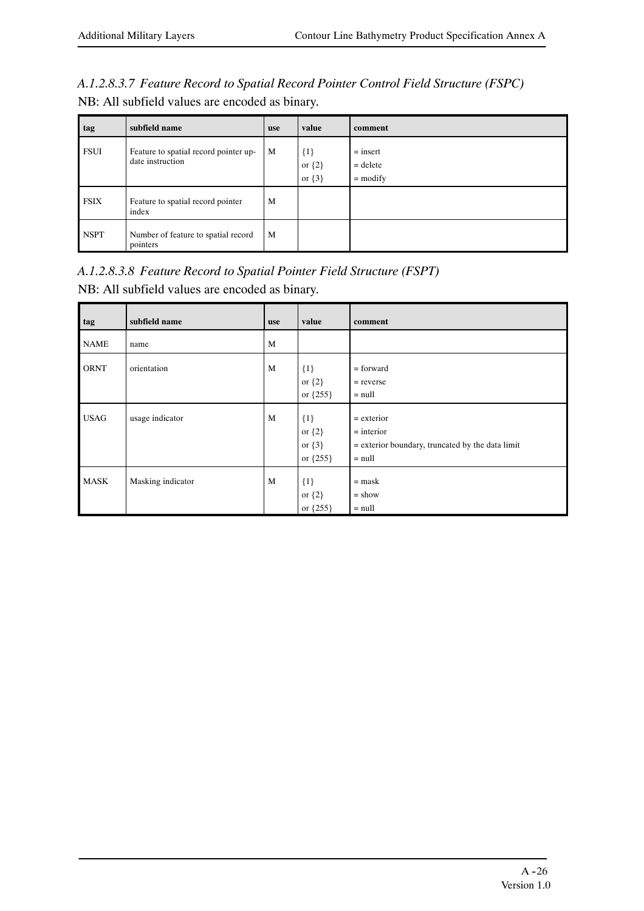### *A.1.2.8.3.7 Feature Record to Spatial Record Pointer Control Field Structure (FSPC)*

NB: All subfield values are encoded as binary.

| tag | subfield name | use | value | comment |
|---|---|---|---|---|
| FSUI | Feature to spatial record pointer update instruction | M | {1}<br>or {2}<br>or {3} | = insert<br>= delete<br>= modify |
| FSIX | Feature to spatial record pointer index | M | | |
| NSPT | Number of feature to spatial record pointers | M | | |

### *A.1.2.8.3.8 Feature Record to Spatial Pointer Field Structure (FSPT)*

NB: All subfield values are encoded as binary.

| tag | subfield name | use | value | comment |
|---|---|---|---|---|
| NAME | name | M | | |
| ORNT | orientation | M | {1}<br>or {2}<br>or {255} | = forward<br>= reverse<br>= null |
| USAG | usage indicator | M | {1}<br>or {2}<br>or {3}<br>or {255} | = exterior<br>= interior<br>= exterior boundary, truncated by the data limit<br>= null |
| MASK | Masking indicator | M | {1}<br>or {2}<br>or {255} | = mask<br>= show<br>= null |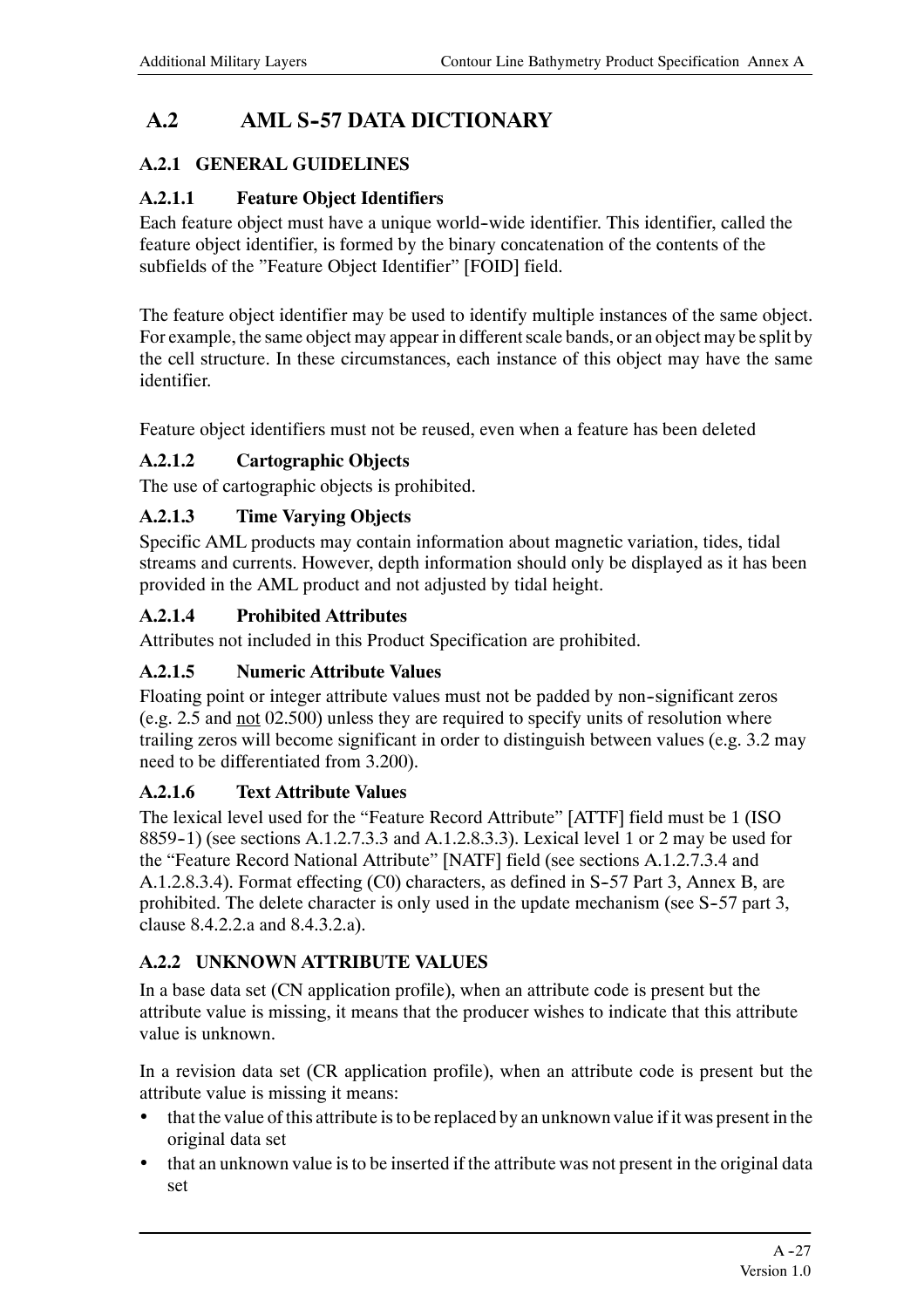# A.2 AML S-57 DATA DICTIONARY

## A.2.1 GENERAL GUIDELINES

### A.2.1.1 Feature Object Identifiers

Each feature object must have a unique world-wide identifier. This identifier, called the feature object identifier, is formed by the binary concatenation of the contents of the subfields of the "Feature Object Identifier" [FOID] field.

The feature object identifier may be used to identify multiple instances of the same object. For example, the same object may appear in different scale bands, or an object may be split by the cell structure. In these circumstances, each instance of this object may have the same identifier.

Feature object identifiers must not be reused, even when a feature has been deleted

### A.2.1.2 Cartographic Objects

The use of cartographic objects is prohibited.

### A.2.1.3 Time Varying Objects

Specific AML products may contain information about magnetic variation, tides, tidal streams and currents. However, depth information should only be displayed as it has been provided in the AML product and not adjusted by tidal height.

### A.2.1.4 Prohibited Attributes

Attributes not included in this Product Specification are prohibited.

### A.2.1.5 Numeric Attribute Values

Floating point or integer attribute values must not be padded by non-significant zeros (e.g. 2.5 and <u>not</u> 02.500) unless they are required to specify units of resolution where trailing zeros will become significant in order to distinguish between values (e.g. 3.2 may need to be differentiated from 3.200).

### A.2.1.6 Text Attribute Values

The lexical level used for the "Feature Record Attribute" [ATTF] field must be 1 (ISO 8859-1) (see sections A.1.2.7.3.3 and A.1.2.8.3.3). Lexical level 1 or 2 may be used for the "Feature Record National Attribute" [NATF] field (see sections A.1.2.7.3.4 and A.1.2.8.3.4). Format effecting (C0) characters, as defined in S-57 Part 3, Annex B, are prohibited. The delete character is only used in the update mechanism (see S-57 part 3, clause 8.4.2.2.a and 8.4.3.2.a).

## A.2.2 UNKNOWN ATTRIBUTE VALUES

In a base data set (CN application profile), when an attribute code is present but the attribute value is missing, it means that the producer wishes to indicate that this attribute value is unknown.

In a revision data set (CR application profile), when an attribute code is present but the attribute value is missing it means:

- that the value of this attribute is to be replaced by an unknown value if it was present in the original data set
- that an unknown value is to be inserted if the attribute was not present in the original data set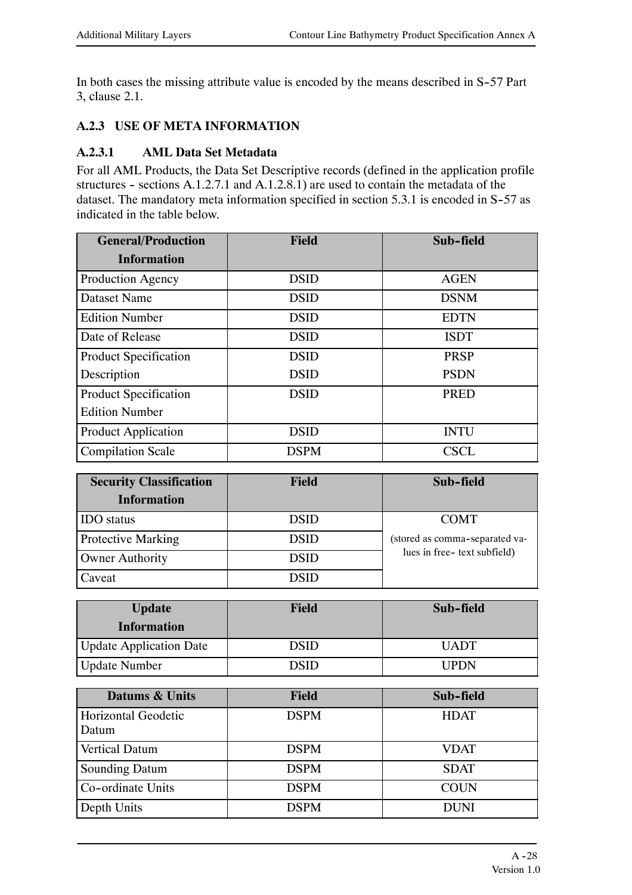In both cases the missing attribute value is encoded by the means described in S-57 Part 3, clause 2.1.

### A.2.3 USE OF META INFORMATION

#### A.2.3.1 AML Data Set Metadata

For all AML Products, the Data Set Descriptive records (defined in the application profile structures - sections A.1.2.7.1 and A.1.2.8.1) are used to contain the metadata of the dataset. The mandatory meta information specified in section 5.3.1 is encoded in S-57 as indicated in the table below.

| General/Production Information | Field | Sub-field |
|---|---|---|
| Production Agency | DSID | AGEN |
| Dataset Name | DSID | DSNM |
| Edition Number | DSID | EDTN |
| Date of Release | DSID | ISDT |
| Product Specification Description | DSID<br>DSID | PRSP<br>PSDN |
| Product Specification Edition Number | DSID | PRED |
| Product Application | DSID | INTU |
| Compilation Scale | DSPM | CSCL |

| Security Classification Information | Field | Sub-field |
|---|---|---|
| IDO status | DSID | COMT<br>(stored as comma-separated values in free- text subfield) |
| Protective Marking | DSID | |
| Owner Authority | DSID | |
| Caveat | DSID | |

| Update Information | Field | Sub-field |
|---|---|---|
| Update Application Date | DSID | UADT |
| Update Number | DSID | UPDN |

| Datums & Units | Field | Sub-field |
|---|---|---|
| Horizontal Geodetic Datum | DSPM | HDAT |
| Vertical Datum | DSPM | VDAT |
| Sounding Datum | DSPM | SDAT |
| Co-ordinate Units | DSPM | COUN |
| Depth Units | DSPM | DUNI |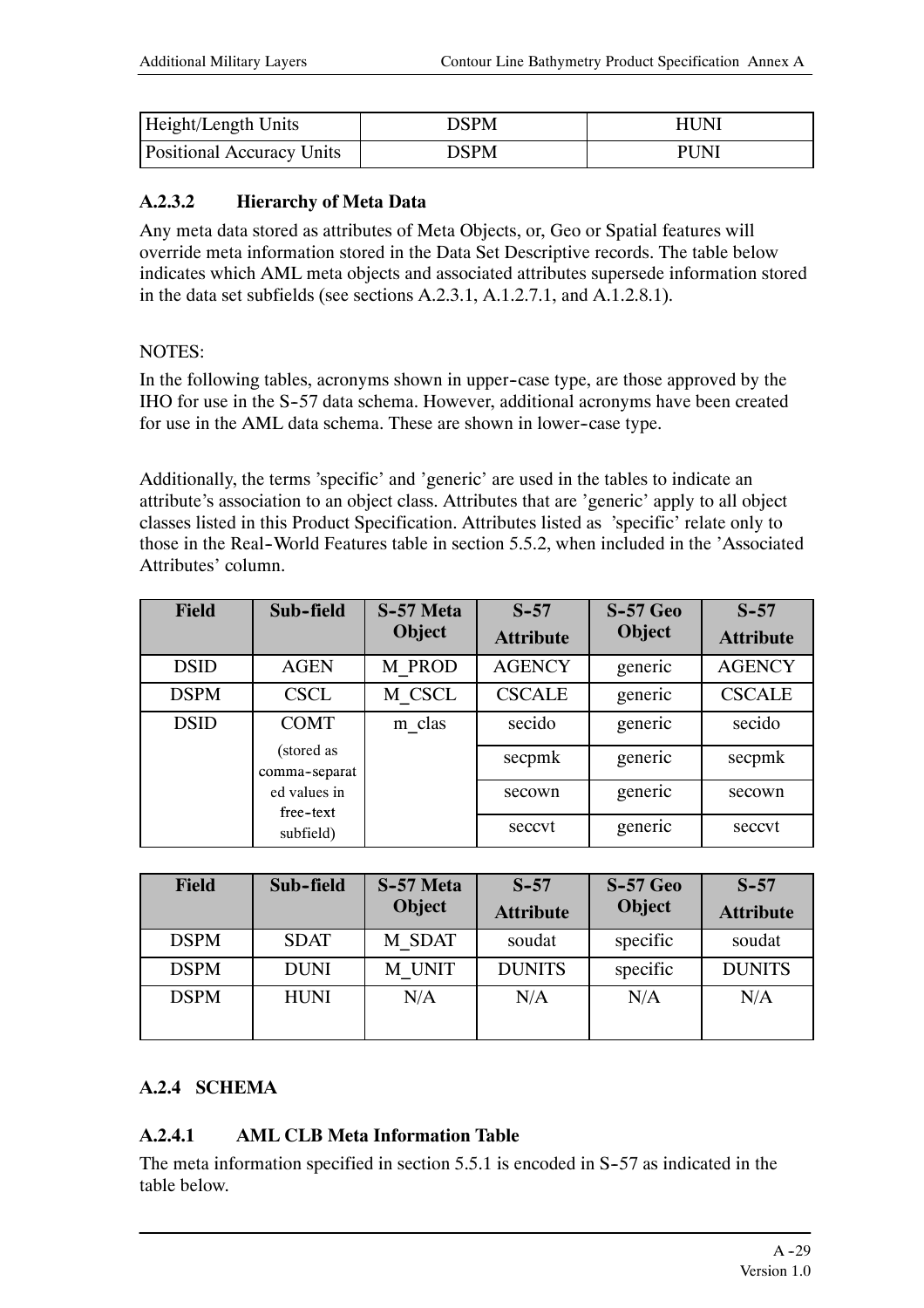| Height/Length Units | DSPM | HUNI |
|---|---|---|
| Positional Accuracy Units | DSPM | PUNI |

### A.2.3.2 Hierarchy of Meta Data

Any meta data stored as attributes of Meta Objects, or, Geo or Spatial features will override meta information stored in the Data Set Descriptive records. The table below indicates which AML meta objects and associated attributes supersede information stored in the data set subfields (see sections A.2.3.1, A.1.2.7.1, and A.1.2.8.1).

NOTES:

In the following tables, acronyms shown in upper-case type, are those approved by the IHO for use in the S-57 data schema. However, additional acronyms have been created for use in the AML data schema. These are shown in lower-case type.

Additionally, the terms 'specific' and 'generic' are used in the tables to indicate an attribute's association to an object class. Attributes that are 'generic' apply to all object classes listed in this Product Specification. Attributes listed as 'specific' relate only to those in the Real-World Features table in section 5.5.2, when included in the 'Associated Attributes' column.

| Field | Sub-field | S-57 Meta Object | S-57 Attribute | S-57 Geo Object | S-57 Attribute |
|---|---|---|---|---|---|
| DSID | AGEN | M_PROD | AGENCY | generic | AGENCY |
| DSPM | CSCL | M_CSCL | CSCALE | generic | CSCALE |
| DSID | COMT (stored as comma-separated values in free-text subfield) | m_clas | secido | generic | secido |
| | | | secpmk | generic | secpmk |
| | | | secown | generic | secown |
| | | | seccvt | generic | seccvt |

| Field | Sub-field | S-57 Meta Object | S-57 Attribute | S-57 Geo Object | S-57 Attribute |
|---|---|---|---|---|---|
| DSPM | SDAT | M_SDAT | soudat | specific | soudat |
| DSPM | DUNI | M_UNIT | DUNITS | specific | DUNITS |
| DSPM | HUNI | N/A | N/A | N/A | N/A |

## A.2.4 SCHEMA

### A.2.4.1 AML CLB Meta Information Table

The meta information specified in section 5.5.1 is encoded in S-57 as indicated in the table below.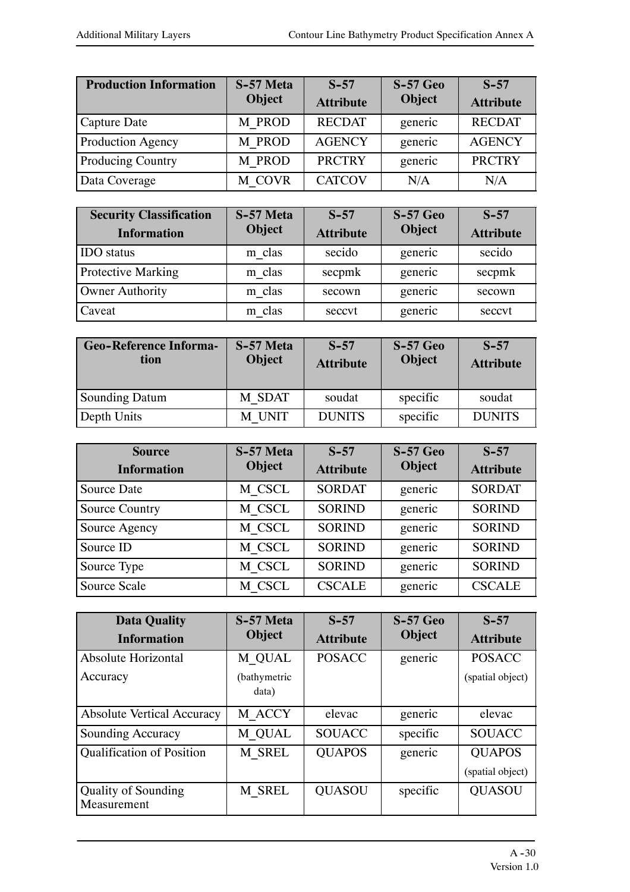| Production Information | S-57 Meta Object | S-57 Attribute | S-57 Geo Object | S-57 Attribute |
|---|---|---|---|---|
| Capture Date | M_PROD | RECDAT | generic | RECDAT |
| Production Agency | M_PROD | AGENCY | generic | AGENCY |
| Producing Country | M_PROD | PRCTRY | generic | PRCTRY |
| Data Coverage | M_COVR | CATCOV | N/A | N/A |

| Security Classification Information | S-57 Meta Object | S-57 Attribute | S-57 Geo Object | S-57 Attribute |
|---|---|---|---|---|
| IDO status | m_clas | secido | generic | secido |
| Protective Marking | m_clas | secpmk | generic | secpmk |
| Owner Authority | m_clas | secown | generic | secown |
| Caveat | m_clas | seccvt | generic | seccvt |

| Geo-Reference Information | S-57 Meta Object | S-57 Attribute | S-57 Geo Object | S-57 Attribute |
|---|---|---|---|---|
| Sounding Datum | M_SDAT | soudat | specific | soudat |
| Depth Units | M_UNIT | DUNITS | specific | DUNITS |

| Source Information | S-57 Meta Object | S-57 Attribute | S-57 Geo Object | S-57 Attribute |
|---|---|---|---|---|
| Source Date | M_CSCL | SORDAT | generic | SORDAT |
| Source Country | M_CSCL | SORIND | generic | SORIND |
| Source Agency | M_CSCL | SORIND | generic | SORIND |
| Source ID | M_CSCL | SORIND | generic | SORIND |
| Source Type | M_CSCL | SORIND | generic | SORIND |
| Source Scale | M_CSCL | CSCALE | generic | CSCALE |

| Data Quality Information | S-57 Meta Object | S-57 Attribute | S-57 Geo Object | S-57 Attribute |
|---|---|---|---|---|
| Absolute Horizontal Accuracy | M_QUAL (bathymetric data) | POSACC | generic | POSACC (spatial object) |
| Absolute Vertical Accuracy | M_ACCY | elevac | generic | elevac |
| Sounding Accuracy | M_QUAL | SOUACC | specific | SOUACC |
| Qualification of Position | M_SREL | QUAPOS | generic | QUAPOS (spatial object) |
| Quality of Sounding Measurement | M_SREL | QUASOU | specific | QUASOU |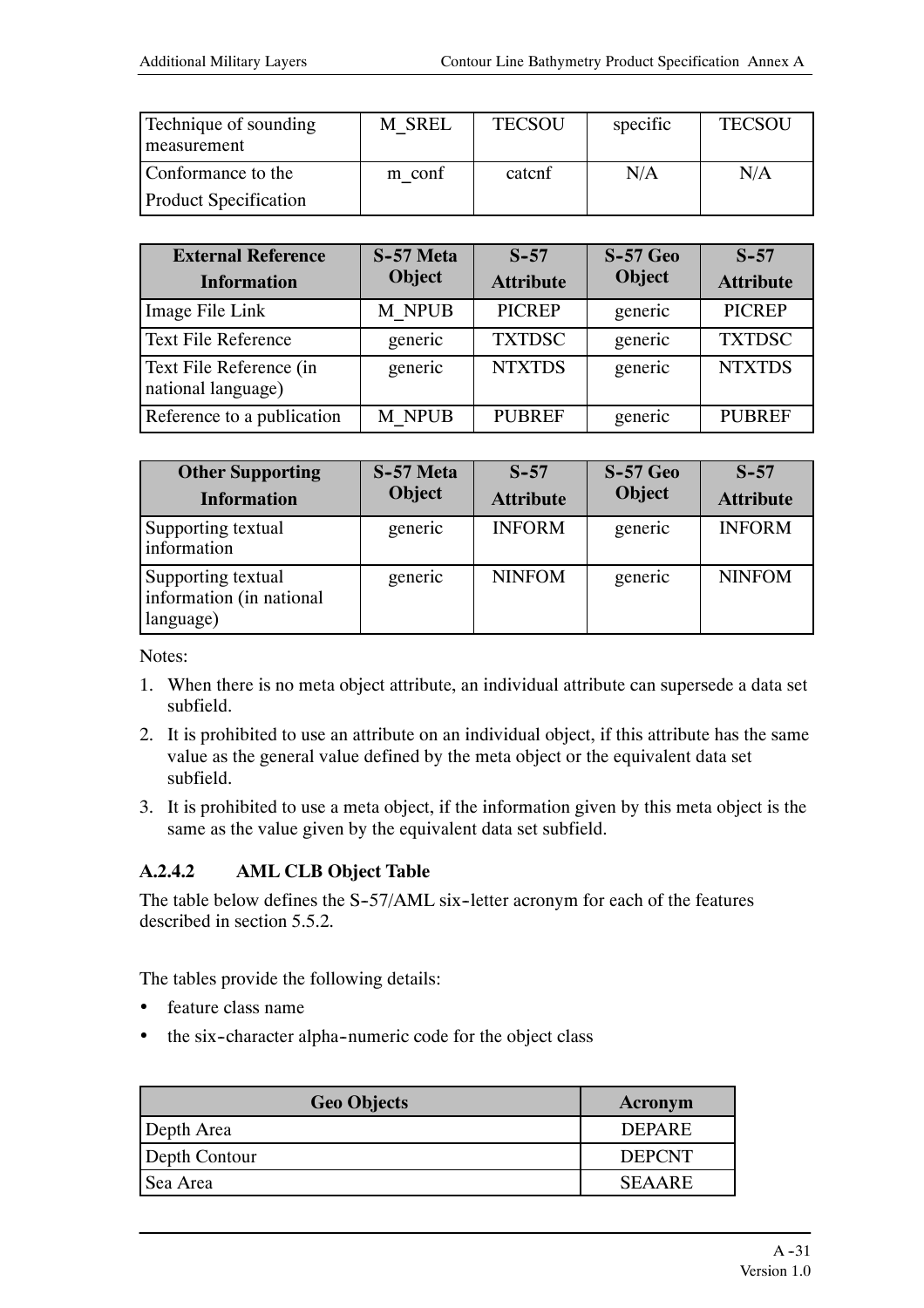| Technique of sounding measurement | M_SREL | TECSOU | specific | TECSOU |
|---|---|---|---|---|
| Conformance to the Product Specification | m_conf | catcnf | N/A | N/A |

| External Reference Information | S-57 Meta Object | S-57 Attribute | S-57 Geo Object | S-57 Attribute |
|---|---|---|---|---|
| Image File Link | M_NPUB | PICREP | generic | PICREP |
| Text File Reference | generic | TXTDSC | generic | TXTDSC |
| Text File Reference (in national language) | generic | NTXTDS | generic | NTXTDS |
| Reference to a publication | M_NPUB | PUBREF | generic | PUBREF |

| Other Supporting Information | S-57 Meta Object | S-57 Attribute | S-57 Geo Object | S-57 Attribute |
|---|---|---|---|---|
| Supporting textual information | generic | INFORM | generic | INFORM |
| Supporting textual information (in national language) | generic | NINFOM | generic | NINFOM |

Notes:

1. When there is no meta object attribute, an individual attribute can supersede a data set subfield.
2. It is prohibited to use an attribute on an individual object, if this attribute has the same value as the general value defined by the meta object or the equivalent data set subfield.
3. It is prohibited to use a meta object, if the information given by this meta object is the same as the value given by the equivalent data set subfield.

### A.2.4.2 AML CLB Object Table

The table below defines the S-57/AML six-letter acronym for each of the features described in section 5.5.2.

The tables provide the following details:

- feature class name
- the six-character alpha-numeric code for the object class

| Geo Objects | Acronym |
|---|---|
| Depth Area | DEPARE |
| Depth Contour | DEPCNT |
| Sea Area | SEAARE |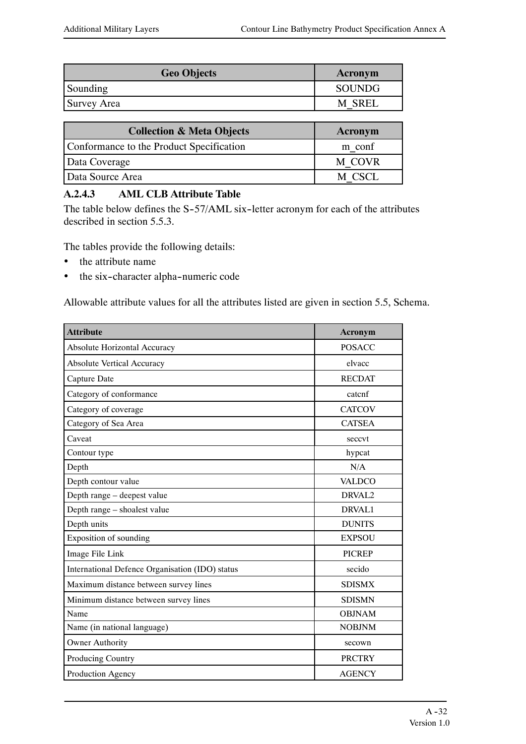| Geo Objects | Acronym |
| --- | --- |
| Sounding | SOUNDG |
| Survey Area | M_SREL |

| Collection & Meta Objects | Acronym |
| --- | --- |
| Conformance to the Product Specification | m_conf |
| Data Coverage | M_COVR |
| Data Source Area | M_CSCL |

### A.2.4.3 AML CLB Attribute Table

The table below defines the S-57/AML six-letter acronym for each of the attributes described in section 5.5.3.

The tables provide the following details:

- the attribute name
- the six-character alpha-numeric code

Allowable attribute values for all the attributes listed are given in section 5.5, Schema.

| Attribute | Acronym |
| --- | --- |
| Absolute Horizontal Accuracy | POSACC |
| Absolute Vertical Accuracy | elvacc |
| Capture Date | RECDAT |
| Category of conformance | catcnf |
| Category of coverage | CATCOV |
| Category of Sea Area | CATSEA |
| Caveat | seccvt |
| Contour type | hypcat |
| Depth | N/A |
| Depth contour value | VALDCO |
| Depth range – deepest value | DRVAL2 |
| Depth range – shoalest value | DRVAL1 |
| Depth units | DUNITS |
| Exposition of sounding | EXPSOU |
| Image File Link | PICREP |
| International Defence Organisation (IDO) status | secido |
| Maximum distance between survey lines | SDISMX |
| Minimum distance between survey lines | SDISMN |
| Name | OBJNAM |
| Name (in national language) | NOBJNM |
| Owner Authority | secown |
| Producing Country | PRCTRY |
| Production Agency | AGENCY |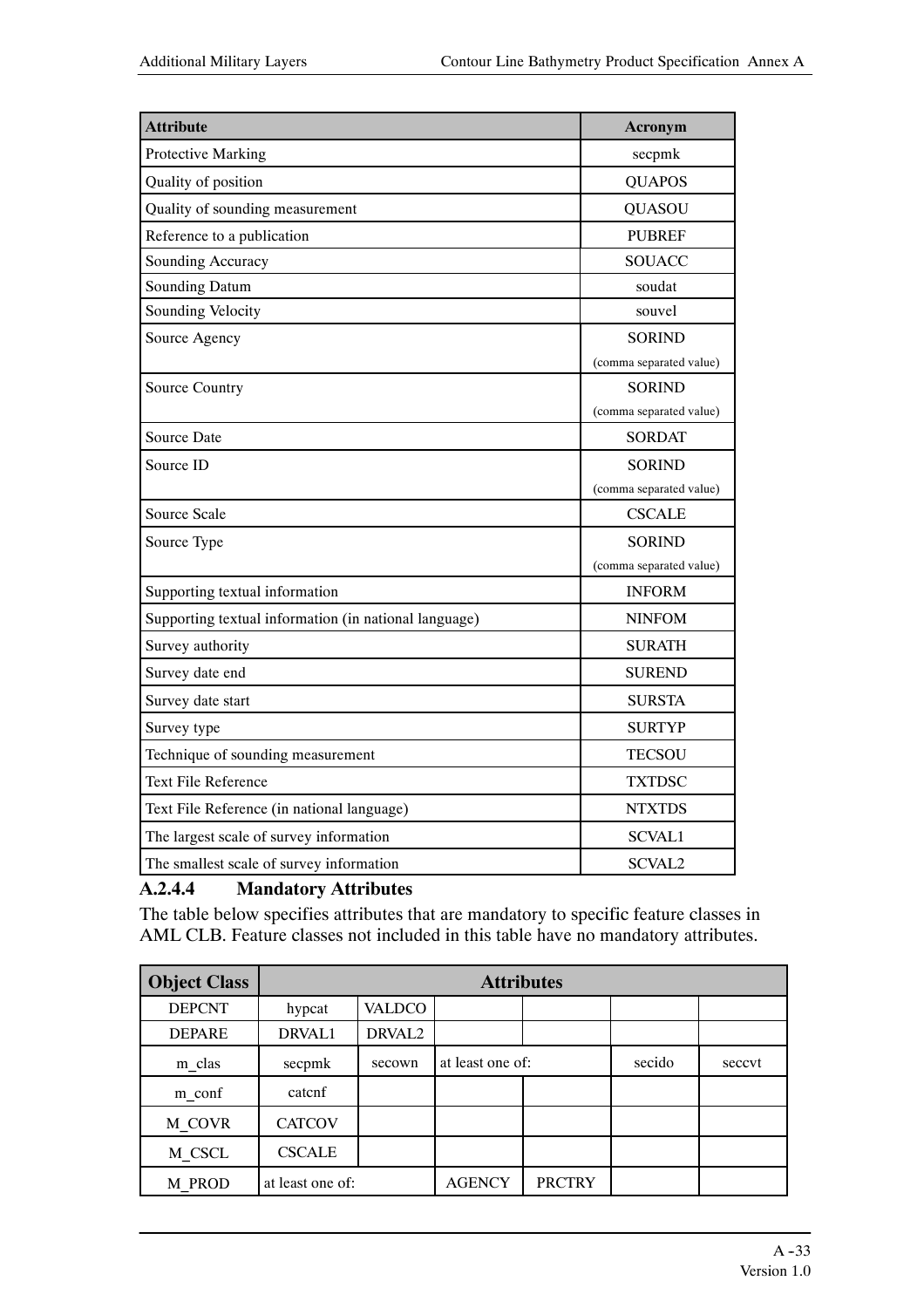| Attribute | Acronym |
| --- | --- |
| Protective Marking | secpmk |
| Quality of position | QUAPOS |
| Quality of sounding measurement | QUASOU |
| Reference to a publication | PUBREF |
| Sounding Accuracy | SOUACC |
| Sounding Datum | soudat |
| Sounding Velocity | souvel |
| Source Agency | SORIND (comma separated value) |
| Source Country | SORIND (comma separated value) |
| Source Date | SORDAT |
| Source ID | SORIND (comma separated value) |
| Source Scale | CSCALE |
| Source Type | SORIND (comma separated value) |
| Supporting textual information | INFORM |
| Supporting textual information (in national language) | NINFOM |
| Survey authority | SURATH |
| Survey date end | SUREND |
| Survey date start | SURSTA |
| Survey type | SURTYP |
| Technique of sounding measurement | TECSOU |
| Text File Reference | TXTDSC |
| Text File Reference (in national language) | NTXTDS |
| The largest scale of survey information | SCVAL1 |
| The smallest scale of survey information | SCVAL2 |

### A.2.4.4 Mandatory Attributes

The table below specifies attributes that are mandatory to specific feature classes in AML CLB. Feature classes not included in this table have no mandatory attributes.

| Object Class | Attributes | | | | | |
| --- | --- | --- | --- | --- | --- | --- |
| DEPCNT | hypcat | VALDCO | | | | |
| DEPARE | DRVAL1 | DRVAL2 | | | | |
| m_clas | secpmk | secown | at least one of: | | secido | seccvt |
| m_conf | catcnf | | | | | |
| M_COVR | CATCOV | | | | | |
| M_CSCL | CSCALE | | | | | |
| M_PROD | at least one of: | | AGENCY | PRCTRY | | |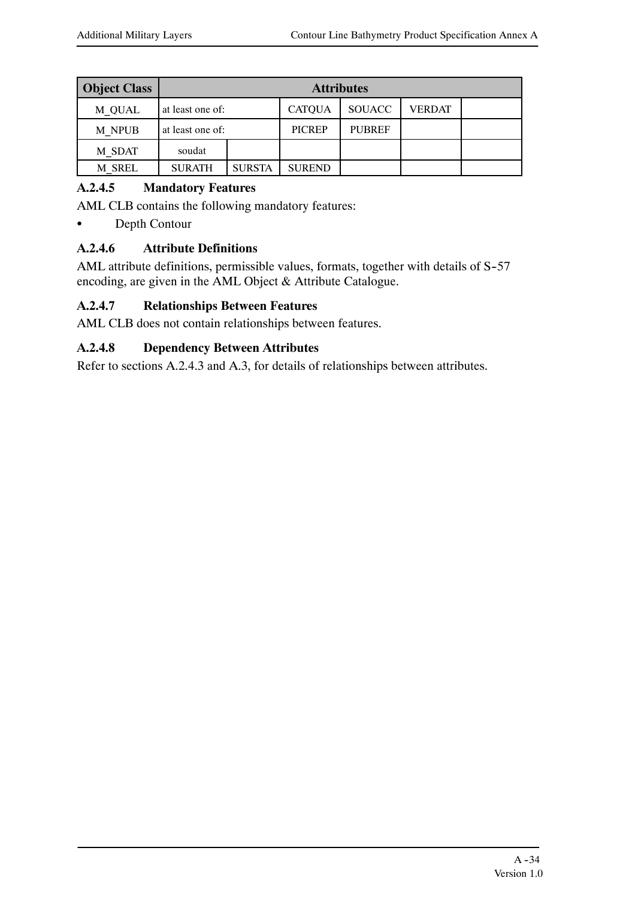| Object Class | Attributes | | | | | |
|---|---|---|---|---|---|---|
| M_QUAL | at least one of: | | CATQUA | SOUACC | VERDAT | |
| M_NPUB | at least one of: | | PICREP | PUBREF | | |
| M_SDAT | soudat | | | | | |
| M_SREL | SURATH | SURSTA | SUREND | | | |

### A.2.4.5 Mandatory Features

AML CLB contains the following mandatory features:

- Depth Contour

### A.2.4.6 Attribute Definitions

AML attribute definitions, permissible values, formats, together with details of S-57 encoding, are given in the AML Object & Attribute Catalogue.

### A.2.4.7 Relationships Between Features

AML CLB does not contain relationships between features.

### A.2.4.8 Dependency Between Attributes

Refer to sections A.2.4.3 and A.3, for details of relationships between attributes.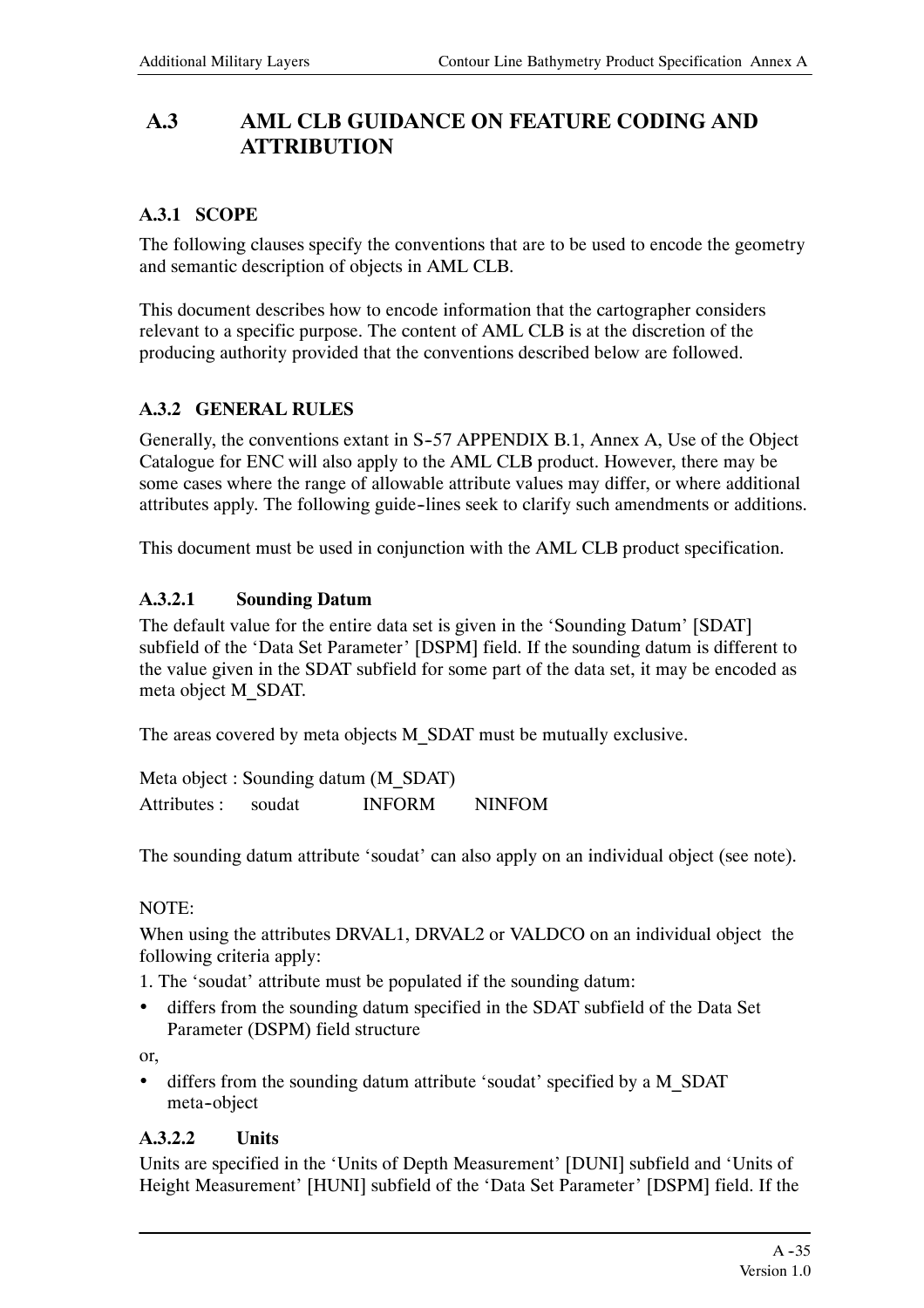## A.3 AML CLB GUIDANCE ON FEATURE CODING AND ATTRIBUTION

### A.3.1 SCOPE

The following clauses specify the conventions that are to be used to encode the geometry and semantic description of objects in AML CLB.

This document describes how to encode information that the cartographer considers relevant to a specific purpose. The content of AML CLB is at the discretion of the producing authority provided that the conventions described below are followed.

### A.3.2 GENERAL RULES

Generally, the conventions extant in S-57 APPENDIX B.1, Annex A, Use of the Object Catalogue for ENC will also apply to the AML CLB product. However, there may be some cases where the range of allowable attribute values may differ, or where additional attributes apply. The following guide-lines seek to clarify such amendments or additions.

This document must be used in conjunction with the AML CLB product specification.

#### A.3.2.1 Sounding Datum

The default value for the entire data set is given in the 'Sounding Datum' [SDAT] subfield of the 'Data Set Parameter' [DSPM] field. If the sounding datum is different to the value given in the SDAT subfield for some part of the data set, it may be encoded as meta object M_SDAT.

The areas covered by meta objects M_SDAT must be mutually exclusive.

Meta object : Sounding datum (M_SDAT)
Attributes : soudat INFORM NINFOM

The sounding datum attribute 'soudat' can also apply on an individual object (see note).

NOTE:
When using the attributes DRVAL1, DRVAL2 or VALDCO on an individual object the following criteria apply:
1. The 'soudat' attribute must be populated if the sounding datum:

- differs from the sounding datum specified in the SDAT subfield of the Data Set Parameter (DSPM) field structure

or,

- differs from the sounding datum attribute 'soudat' specified by a M_SDAT meta-object

#### A.3.2.2 Units

Units are specified in the 'Units of Depth Measurement' [DUNI] subfield and 'Units of Height Measurement' [HUNI] subfield of the 'Data Set Parameter' [DSPM] field. If the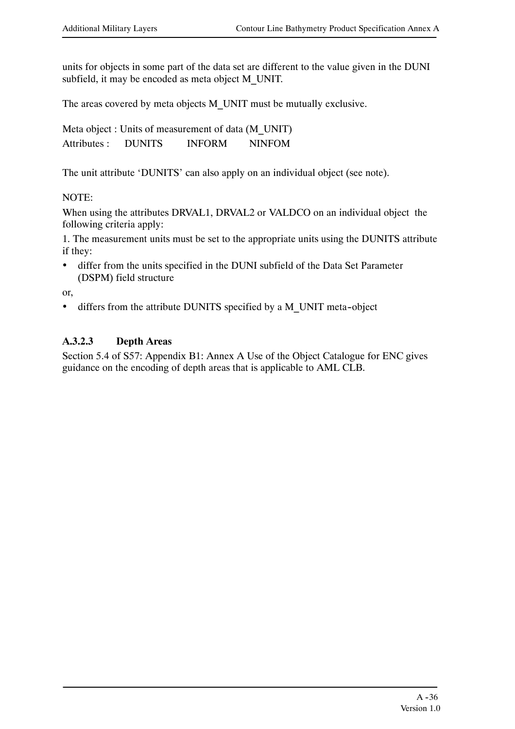units for objects in some part of the data set are different to the value given in the DUNI subfield, it may be encoded as meta object M_UNIT.

The areas covered by meta objects M_UNIT must be mutually exclusive.

Meta object : Units of measurement of data (M_UNIT)
Attributes : DUNITS INFORM NINFOM

The unit attribute 'DUNITS' can also apply on an individual object (see note).

NOTE:

When using the attributes DRVAL1, DRVAL2 or VALDCO on an individual object the following criteria apply:

1. The measurement units must be set to the appropriate units using the DUNITS attribute if they:

- differ from the units specified in the DUNI subfield of the Data Set Parameter (DSPM) field structure

or,

- differs from the attribute DUNITS specified by a M_UNIT meta-object

### A.3.2.3 Depth Areas

Section 5.4 of S57: Appendix B1: Annex A Use of the Object Catalogue for ENC gives guidance on the encoding of depth areas that is applicable to AML CLB.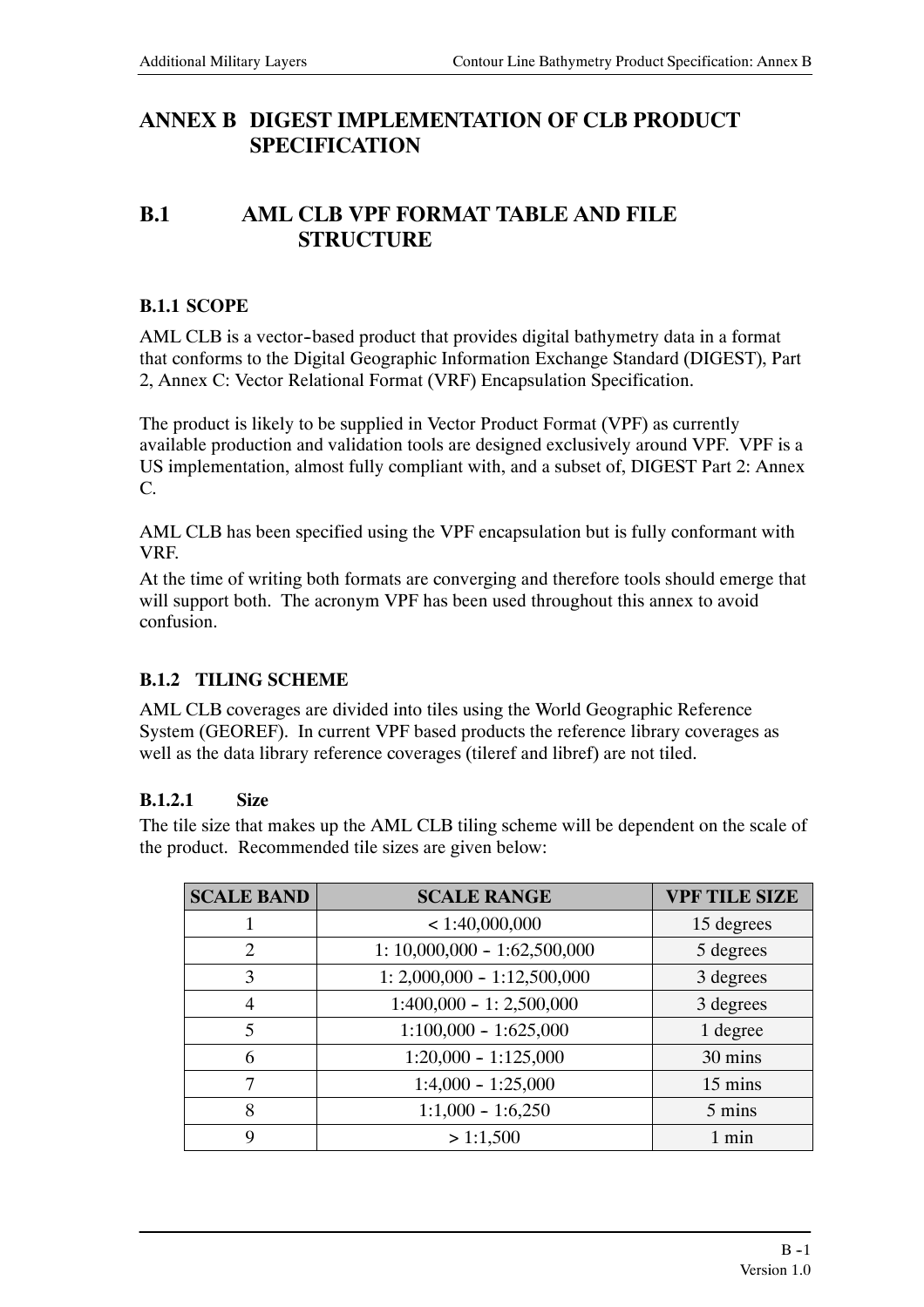# ANNEX B DIGEST IMPLEMENTATION OF CLB PRODUCT SPECIFICATION

## B.1 AML CLB VPF FORMAT TABLE AND FILE STRUCTURE

### B.1.1 SCOPE

AML CLB is a vector-based product that provides digital bathymetry data in a format that conforms to the Digital Geographic Information Exchange Standard (DIGEST), Part 2, Annex C: Vector Relational Format (VRF) Encapsulation Specification.

The product is likely to be supplied in Vector Product Format (VPF) as currently available production and validation tools are designed exclusively around VPF. VPF is a US implementation, almost fully compliant with, and a subset of, DIGEST Part 2: Annex C.

AML CLB has been specified using the VPF encapsulation but is fully conformant with VRF.

At the time of writing both formats are converging and therefore tools should emerge that will support both. The acronym VPF has been used throughout this annex to avoid confusion.

### B.1.2 TILING SCHEME

AML CLB coverages are divided into tiles using the World Geographic Reference System (GEOREF). In current VPF based products the reference library coverages as well as the data library reference coverages (tileref and libref) are not tiled.

#### B.1.2.1 Size

The tile size that makes up the AML CLB tiling scheme will be dependent on the scale of the product. Recommended tile sizes are given below:

| SCALE BAND | SCALE RANGE | VPF TILE SIZE |
|---|---|---|
| 1 | < 1:40,000,000 | 15 degrees |
| 2 | 1: 10,000,000 - 1:62,500,000 | 5 degrees |
| 3 | 1: 2,000,000 - 1:12,500,000 | 3 degrees |
| 4 | 1:400,000 - 1: 2,500,000 | 3 degrees |
| 5 | 1:100,000 - 1:625,000 | 1 degree |
| 6 | 1:20,000 - 1:125,000 | 30 mins |
| 7 | 1:4,000 - 1:25,000 | 15 mins |
| 8 | 1:1,000 - 1:6,250 | 5 mins |
| 9 | > 1:1,500 | 1 min |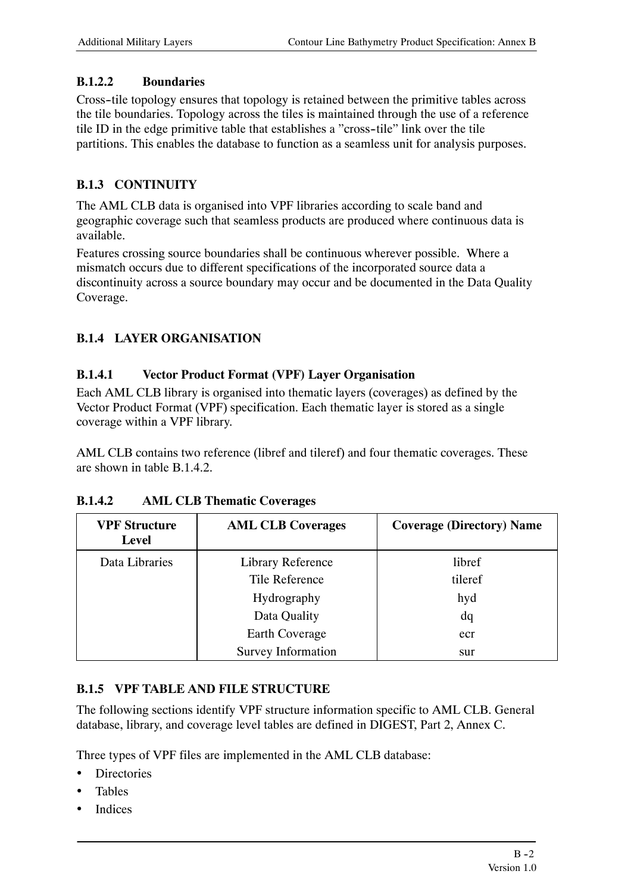#### B.1.2.2 Boundaries

Cross-tile topology ensures that topology is retained between the primitive tables across the tile boundaries. Topology across the tiles is maintained through the use of a reference tile ID in the edge primitive table that establishes a "cross-tile" link over the tile partitions. This enables the database to function as a seamless unit for analysis purposes.

### B.1.3 CONTINUITY

The AML CLB data is organised into VPF libraries according to scale band and geographic coverage such that seamless products are produced where continuous data is available.

Features crossing source boundaries shall be continuous wherever possible. Where a mismatch occurs due to different specifications of the incorporated source data a discontinuity across a source boundary may occur and be documented in the Data Quality Coverage.

### B.1.4 LAYER ORGANISATION

#### B.1.4.1 Vector Product Format (VPF) Layer Organisation

Each AML CLB library is organised into thematic layers (coverages) as defined by the Vector Product Format (VPF) specification. Each thematic layer is stored as a single coverage within a VPF library.

AML CLB contains two reference (libref and tileref) and four thematic coverages. These are shown in table B.1.4.2.

#### B.1.4.2 AML CLB Thematic Coverages

| VPF Structure Level | AML CLB Coverages | Coverage (Directory) Name |
|---|---|---|
| Data Libraries | Library Reference | libref |
| | Tile Reference | tileref |
| | Hydrography | hyd |
| | Data Quality | dq |
| | Earth Coverage | ecr |
| | Survey Information | sur |

### B.1.5 VPF TABLE AND FILE STRUCTURE

The following sections identify VPF structure information specific to AML CLB. General database, library, and coverage level tables are defined in DIGEST, Part 2, Annex C.

Three types of VPF files are implemented in the AML CLB database:

- Directories
- Tables
- Indices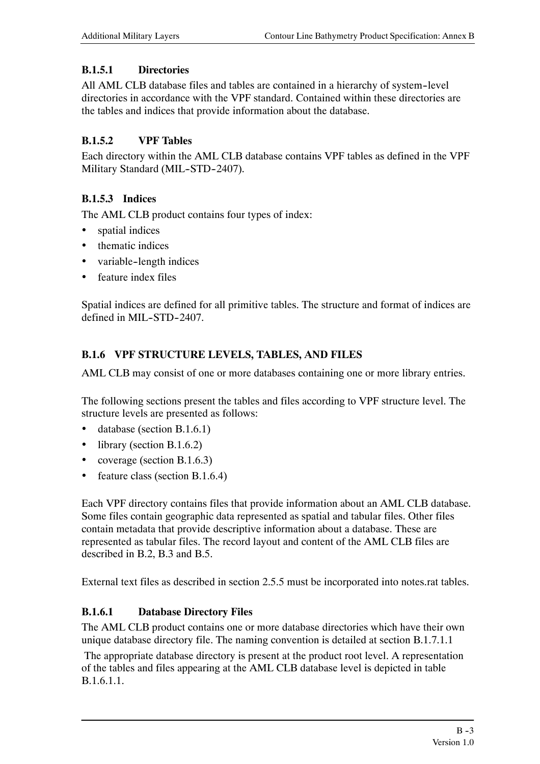#### B.1.5.1 Directories

All AML CLB database files and tables are contained in a hierarchy of system-level directories in accordance with the VPF standard. Contained within these directories are the tables and indices that provide information about the database.

#### B.1.5.2 VPF Tables

Each directory within the AML CLB database contains VPF tables as defined in the VPF Military Standard (MIL-STD-2407).

#### B.1.5.3 Indices

The AML CLB product contains four types of index:

- spatial indices
- thematic indices
- variable-length indices
- feature index files

Spatial indices are defined for all primitive tables. The structure and format of indices are defined in MIL-STD-2407.

### B.1.6 VPF STRUCTURE LEVELS, TABLES, AND FILES

AML CLB may consist of one or more databases containing one or more library entries.

The following sections present the tables and files according to VPF structure level. The structure levels are presented as follows:

- database (section B.1.6.1)
- library (section B.1.6.2)
- coverage (section B.1.6.3)
- feature class (section B.1.6.4)

Each VPF directory contains files that provide information about an AML CLB database. Some files contain geographic data represented as spatial and tabular files. Other files contain metadata that provide descriptive information about a database. These are represented as tabular files. The record layout and content of the AML CLB files are described in B.2, B.3 and B.5.

External text files as described in section 2.5.5 must be incorporated into notes.rat tables.

#### B.1.6.1 Database Directory Files

The AML CLB product contains one or more database directories which have their own unique database directory file. The naming convention is detailed at section B.1.7.1.1

The appropriate database directory is present at the product root level. A representation of the tables and files appearing at the AML CLB database level is depicted in table B.1.6.1.1.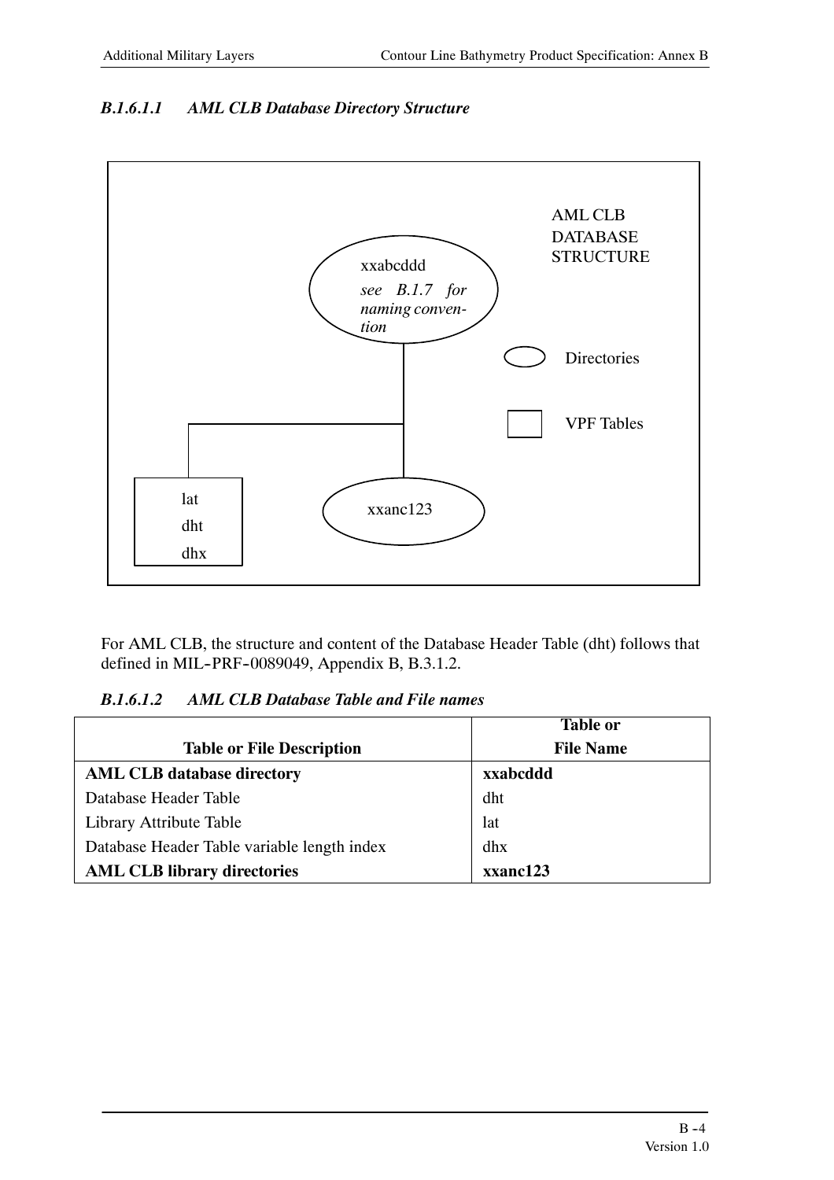#### *B.1.6.1.1 AML CLB Database Directory Structure*

AML CLB DATABASE STRUCTURE

xxabcddd
*see B.1.7 for naming convention*

Directories

VPF Tables

lat
dht
dhx

xxanc123

For AML CLB, the structure and content of the Database Header Table (dht) follows that defined in MIL-PRF-0089049, Appendix B, B.3.1.2.

#### *B.1.6.1.2 AML CLB Database Table and File names*

| Table or File Description | Table or File Name |
|---|---|
| **AML CLB database directory** | **xxabcddd** |
| Database Header Table | dht |
| Library Attribute Table | lat |
| Database Header Table variable length index | dhx |
| **AML CLB library directories** | **xxanc123** |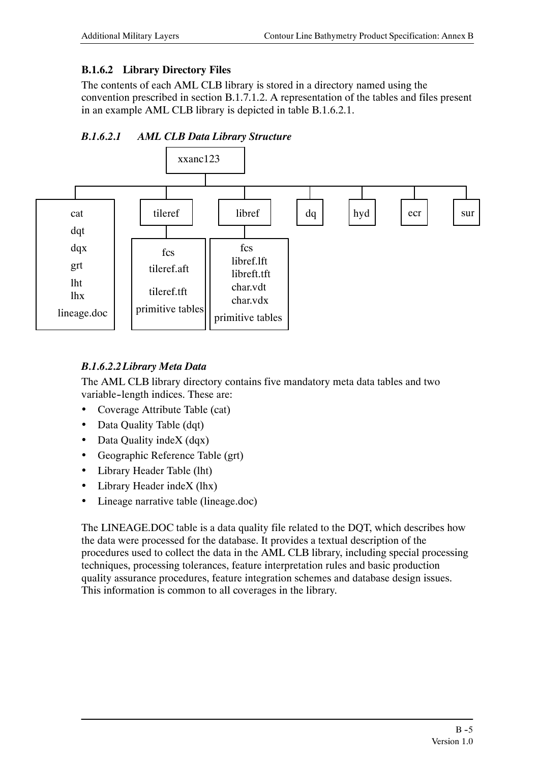### B.1.6.2 Library Directory Files

The contents of each AML CLB library is stored in a directory named using the convention prescribed in section B.1.7.1.2. A representation of the tables and files present in an example AML CLB library is depicted in table B.1.6.2.1.

#### *B.1.6.2.1 AML CLB Data Library Structure*

```
xxanc123
├── cat, dqt, dqx, grt, lht, lhx, lineage.doc
├── tileref
│   └── fcs, tileref.aft, tileref.tft, primitive tables
├── libref
│   └── fcs, libref.lft, libreft.tft, char.vdt, char.vdx, primitive tables
├── dq
├── hyd
├── ecr
└── sur
```

#### *B.1.6.2.2 Library Meta Data*

The AML CLB library directory contains five mandatory meta data tables and two variable-length indices. These are:

- Coverage Attribute Table (cat)
- Data Quality Table (dqt)
- Data Quality indeX (dqx)
- Geographic Reference Table (grt)
- Library Header Table (lht)
- Library Header indeX (lhx)
- Lineage narrative table (lineage.doc)

The LINEAGE.DOC table is a data quality file related to the DQT, which describes how the data were processed for the database. It provides a textual description of the procedures used to collect the data in the AML CLB library, including special processing techniques, processing tolerances, feature interpretation rules and basic production quality assurance procedures, feature integration schemes and database design issues. This information is common to all coverages in the library.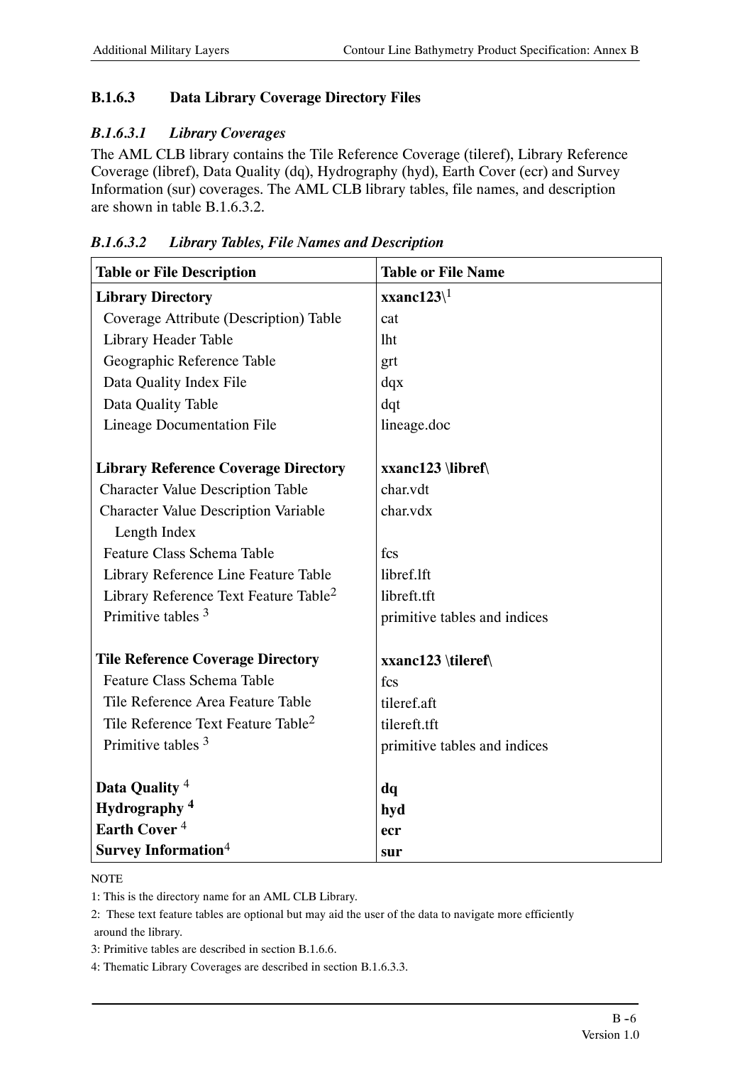### B.1.6.3 Data Library Coverage Directory Files

#### *B.1.6.3.1 Library Coverages*

The AML CLB library contains the Tile Reference Coverage (tileref), Library Reference Coverage (libref), Data Quality (dq), Hydrography (hyd), Earth Cover (ecr) and Survey Information (sur) coverages. The AML CLB library tables, file names, and description are shown in table B.1.6.3.2.

#### *B.1.6.3.2 Library Tables, File Names and Description*

| Table or File Description | Table or File Name |
|---|---|
| **Library Directory** | **xxanc123\\**[1] |
| Coverage Attribute (Description) Table | cat |
| Library Header Table | lht |
| Geographic Reference Table | grt |
| Data Quality Index File | dqx |
| Data Quality Table | dqt |
| Lineage Documentation File | lineage.doc |
| | |
| **Library Reference Coverage Directory** | **xxanc123 \libref\\** |
| Character Value Description Table | char.vdt |
| Character Value Description Variable Length Index | char.vdx |
| Feature Class Schema Table | fcs |
| Library Reference Line Feature Table | libref.lft |
| Library Reference Text Feature Table[2] | libreft.tft |
| Primitive tables [3] | primitive tables and indices |
| | |
| **Tile Reference Coverage Directory** | **xxanc123 \tileref\\** |
| Feature Class Schema Table | fcs |
| Tile Reference Area Feature Table | tileref.aft |
| Tile Reference Text Feature Table[2] | tilereft.tft |
| Primitive tables [3] | primitive tables and indices |
| | |
| **Data Quality** [4] | **dq** |
| **Hydrography** [4] | **hyd** |
| **Earth Cover** [4] | **ecr** |
| **Survey Information**[4] | **sur** |

NOTE

1: This is the directory name for an AML CLB Library.

2: These text feature tables are optional but may aid the user of the data to navigate more efficiently around the library.

3: Primitive tables are described in section B.1.6.6.

4: Thematic Library Coverages are described in section B.1.6.3.3.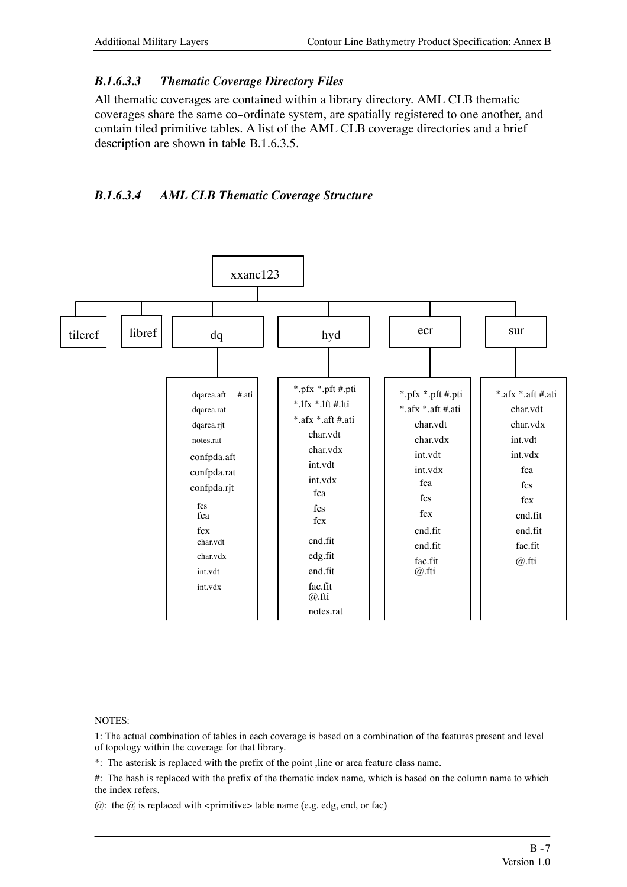### *B.1.6.3.3 Thematic Coverage Directory Files*

All thematic coverages are contained within a library directory. AML CLB thematic coverages share the same co-ordinate system, are spatially registered to one another, and contain tiled primitive tables. A list of the AML CLB coverage directories and a brief description are shown in table B.1.6.3.5.

### *B.1.6.3.4 AML CLB Thematic Coverage Structure*

xxanc123

tileref | libref | dq | hyd | ecr | sur

| dq | hyd | ecr | sur |
|---|---|---|---|
| dqarea.aft #.ati | *.pfx *.pft #.pti | *.pfx *.pft #.pti | *.afx *.aft #.ati |
| dqarea.rat | *.lfx *.lft #.lti | *.afx *.aft #.ati | char.vdt |
| dqarea.rjt | *.afx *.aft #.ati | char.vdt | char.vdx |
| notes.rat | char.vdt | char.vdx | int.vdt |
| confpda.aft | char.vdx | int.vdt | int.vdx |
| confpda.rat | int.vdt | int.vdx | fca |
| confpda.rjt | int.vdx | fca | fcs |
| fcs | fca | fcs | fcx |
| fca | fcs | fcx | cnd.fit |
| fcx | fcx | cnd.fit | end.fit |
| char.vdt | cnd.fit | end.fit | fac.fit |
| char.vdx | edg.fit | fac.fit | @.fti |
| int.vdt | end.fit | @.fti | |
| int.vdx | fac.fit | | |
| | @.fti | | |
| | notes.rat | | |

NOTES:

1: The actual combination of tables in each coverage is based on a combination of the features present and level of topology within the coverage for that library.

*: The asterisk is replaced with the prefix of the point ,line or area feature class name.

#: The hash is replaced with the prefix of the thematic index name, which is based on the column name to which the index refers.

@: the @ is replaced with <primitive> table name (e.g. edg, end, or fac)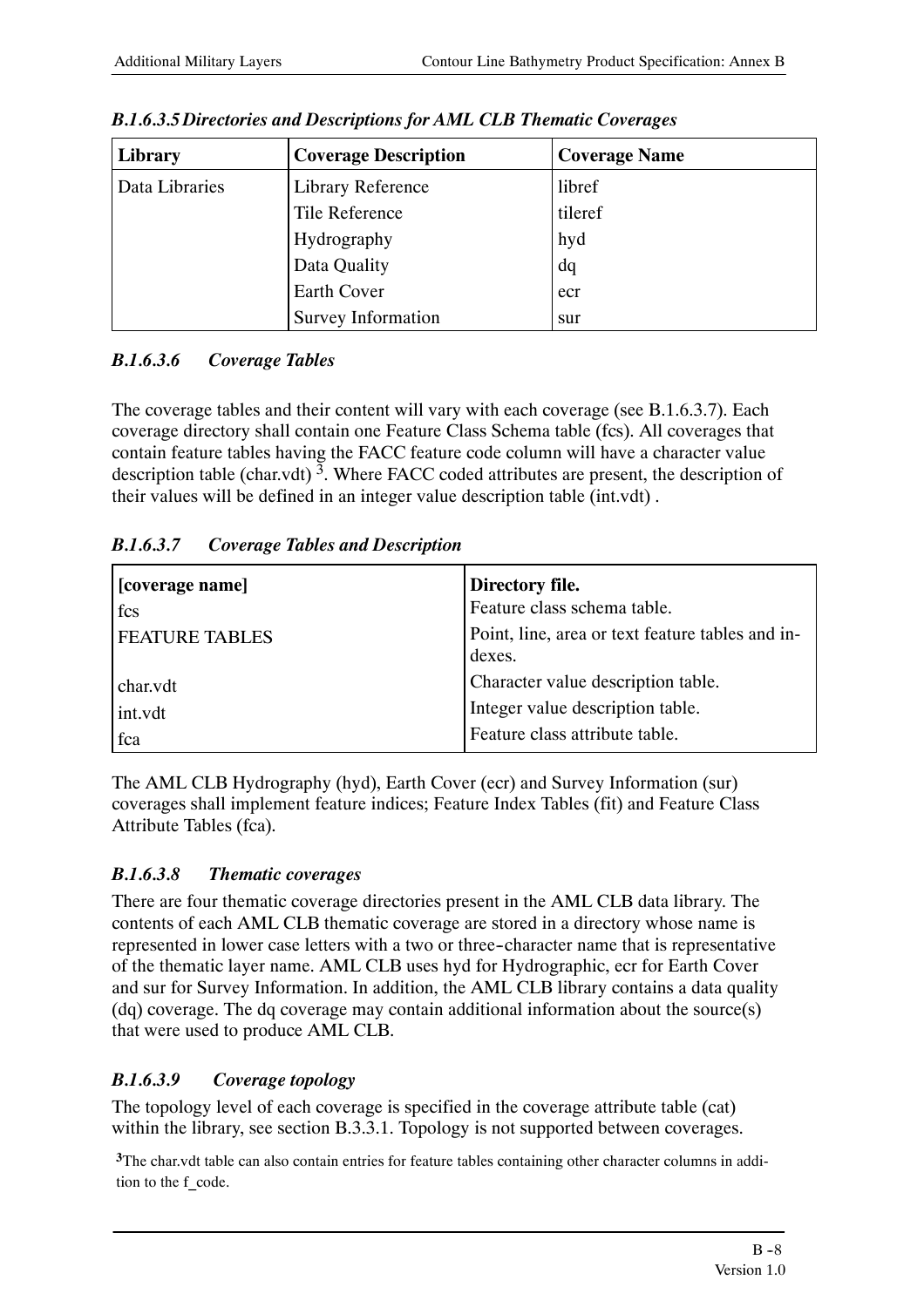#### *B.1.6.3.5 Directories and Descriptions for AML CLB Thematic Coverages*

| Library | Coverage Description | Coverage Name |
|---|---|---|
| Data Libraries | Library Reference | libref |
| | Tile Reference | tileref |
| | Hydrography | hyd |
| | Data Quality | dq |
| | Earth Cover | ecr |
| | Survey Information | sur |

#### *B.1.6.3.6 Coverage Tables*

The coverage tables and their content will vary with each coverage (see B.1.6.3.7). Each coverage directory shall contain one Feature Class Schema table (fcs). All coverages that contain feature tables having the FACC feature code column will have a character value description table (char.vdt) [3]. Where FACC coded attributes are present, the description of their values will be defined in an integer value description table (int.vdt) .

#### *B.1.6.3.7 Coverage Tables and Description*

| [coverage name] | Directory file. |
|---|---|
| fcs | Feature class schema table. |
| FEATURE TABLES | Point, line, area or text feature tables and indexes. |
| char.vdt | Character value description table. |
| int.vdt | Integer value description table. |
| fca | Feature class attribute table. |

The AML CLB Hydrography (hyd), Earth Cover (ecr) and Survey Information (sur) coverages shall implement feature indices; Feature Index Tables (fit) and Feature Class Attribute Tables (fca).

#### *B.1.6.3.8 Thematic coverages*

There are four thematic coverage directories present in the AML CLB data library. The contents of each AML CLB thematic coverage are stored in a directory whose name is represented in lower case letters with a two or three-character name that is representative of the thematic layer name. AML CLB uses hyd for Hydrographic, ecr for Earth Cover and sur for Survey Information. In addition, the AML CLB library contains a data quality (dq) coverage. The dq coverage may contain additional information about the source(s) that were used to produce AML CLB.

#### *B.1.6.3.9 Coverage topology*

The topology level of each coverage is specified in the coverage attribute table (cat) within the library, see section B.3.3.1. Topology is not supported between coverages.

[3] The char.vdt table can also contain entries for feature tables containing other character columns in addition to the f_code.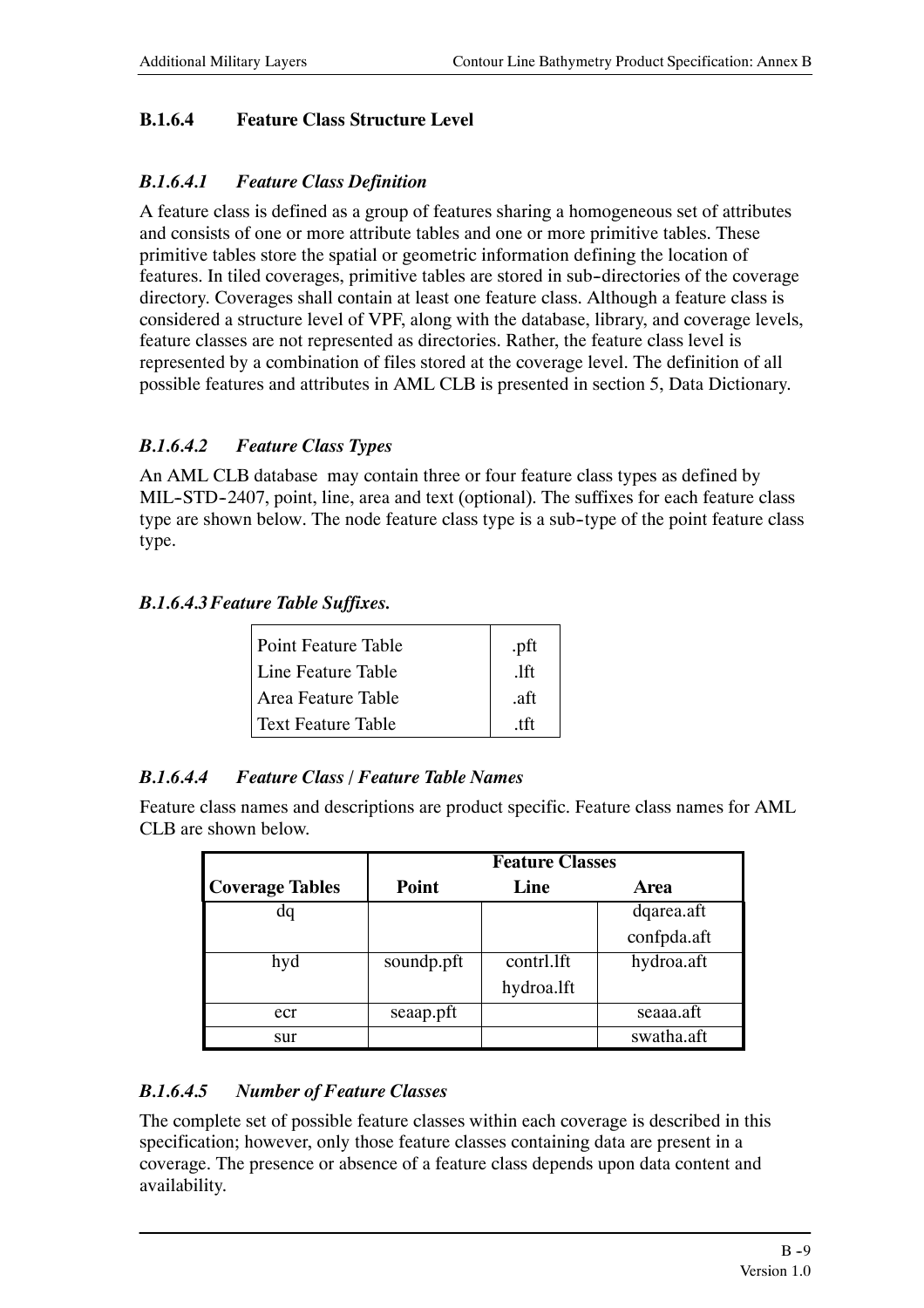### B.1.6.4 Feature Class Structure Level

#### *B.1.6.4.1 Feature Class Definition*

A feature class is defined as a group of features sharing a homogeneous set of attributes and consists of one or more attribute tables and one or more primitive tables. These primitive tables store the spatial or geometric information defining the location of features. In tiled coverages, primitive tables are stored in sub-directories of the coverage directory. Coverages shall contain at least one feature class. Although a feature class is considered a structure level of VPF, along with the database, library, and coverage levels, feature classes are not represented as directories. Rather, the feature class level is represented by a combination of files stored at the coverage level. The definition of all possible features and attributes in AML CLB is presented in section 5, Data Dictionary.

#### *B.1.6.4.2 Feature Class Types*

An AML CLB database may contain three or four feature class types as defined by MIL-STD-2407, point, line, area and text (optional). The suffixes for each feature class type are shown below. The node feature class type is a sub-type of the point feature class type.

#### *B.1.6.4.3 Feature Table Suffixes.*

| | |
|---|---|
| Point Feature Table | .pft |
| Line Feature Table | .lft |
| Area Feature Table | .aft |
| Text Feature Table | .tft |

#### *B.1.6.4.4 Feature Class / Feature Table Names*

Feature class names and descriptions are product specific. Feature class names for AML CLB are shown below.

| | Feature Classes | | |
|---|---|---|---|
| **Coverage Tables** | **Point** | **Line** | **Area** |
| dq | | | dqarea.aft<br>confpda.aft |
| hyd | soundp.pft | contrl.lft<br>hydroa.lft | hydroa.aft |
| ecr | seaap.pft | | seaaa.aft |
| sur | | | swatha.aft |

#### *B.1.6.4.5 Number of Feature Classes*

The complete set of possible feature classes within each coverage is described in this specification; however, only those feature classes containing data are present in a coverage. The presence or absence of a feature class depends upon data content and availability.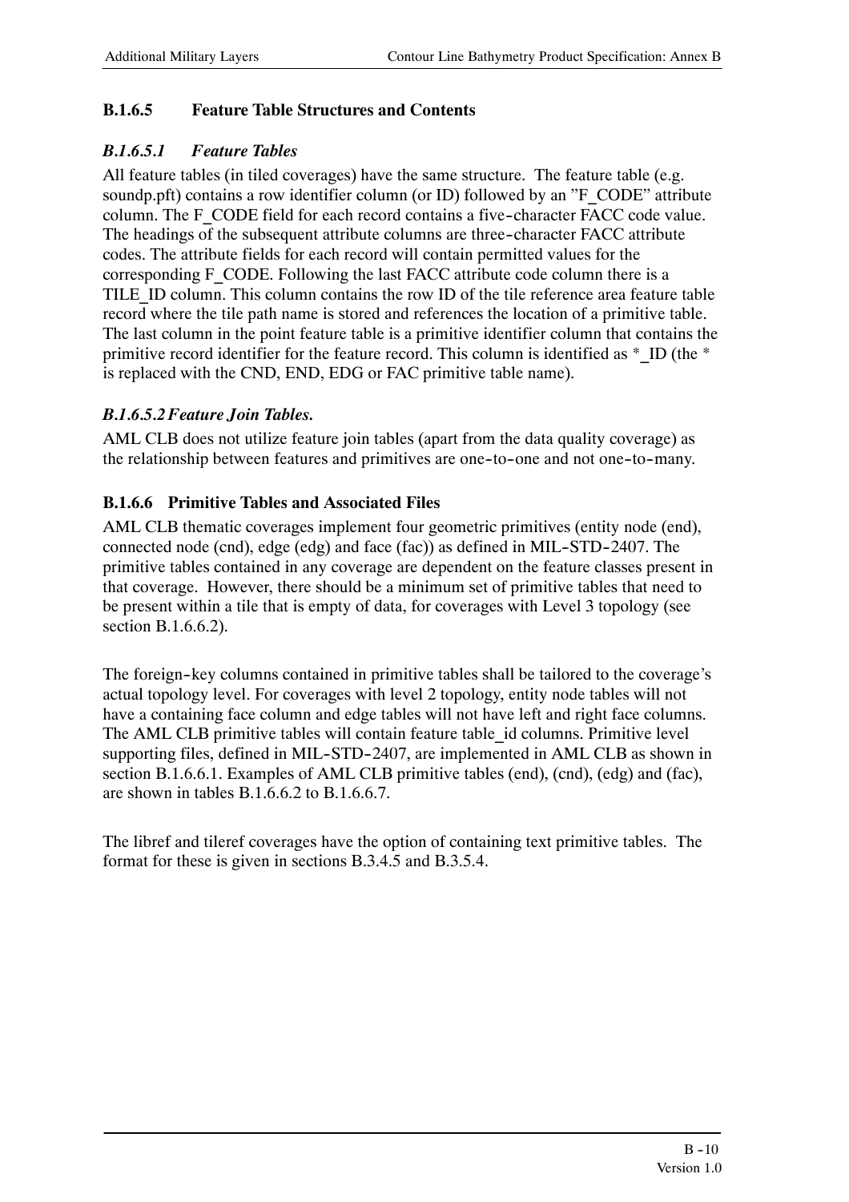### B.1.6.5 Feature Table Structures and Contents

#### *B.1.6.5.1 Feature Tables*

All feature tables (in tiled coverages) have the same structure. The feature table (e.g. soundp.pft) contains a row identifier column (or ID) followed by an "F_CODE" attribute column. The F_CODE field for each record contains a five-character FACC code value. The headings of the subsequent attribute columns are three-character FACC attribute codes. The attribute fields for each record will contain permitted values for the corresponding F_CODE. Following the last FACC attribute code column there is a TILE_ID column. This column contains the row ID of the tile reference area feature table record where the tile path name is stored and references the location of a primitive table. The last column in the point feature table is a primitive identifier column that contains the primitive record identifier for the feature record. This column is identified as *_ID (the * is replaced with the CND, END, EDG or FAC primitive table name).

#### *B.1.6.5.2 Feature Join Tables.*

AML CLB does not utilize feature join tables (apart from the data quality coverage) as the relationship between features and primitives are one-to-one and not one-to-many.

### B.1.6.6 Primitive Tables and Associated Files

AML CLB thematic coverages implement four geometric primitives (entity node (end), connected node (cnd), edge (edg) and face (fac)) as defined in MIL-STD-2407. The primitive tables contained in any coverage are dependent on the feature classes present in that coverage. However, there should be a minimum set of primitive tables that need to be present within a tile that is empty of data, for coverages with Level 3 topology (see section B.1.6.6.2).

The foreign-key columns contained in primitive tables shall be tailored to the coverage's actual topology level. For coverages with level 2 topology, entity node tables will not have a containing face column and edge tables will not have left and right face columns. The AML CLB primitive tables will contain feature table_id columns. Primitive level supporting files, defined in MIL-STD-2407, are implemented in AML CLB as shown in section B.1.6.6.1. Examples of AML CLB primitive tables (end), (cnd), (edg) and (fac), are shown in tables B.1.6.6.2 to B.1.6.6.7.

The libref and tileref coverages have the option of containing text primitive tables. The format for these is given in sections B.3.4.5 and B.3.5.4.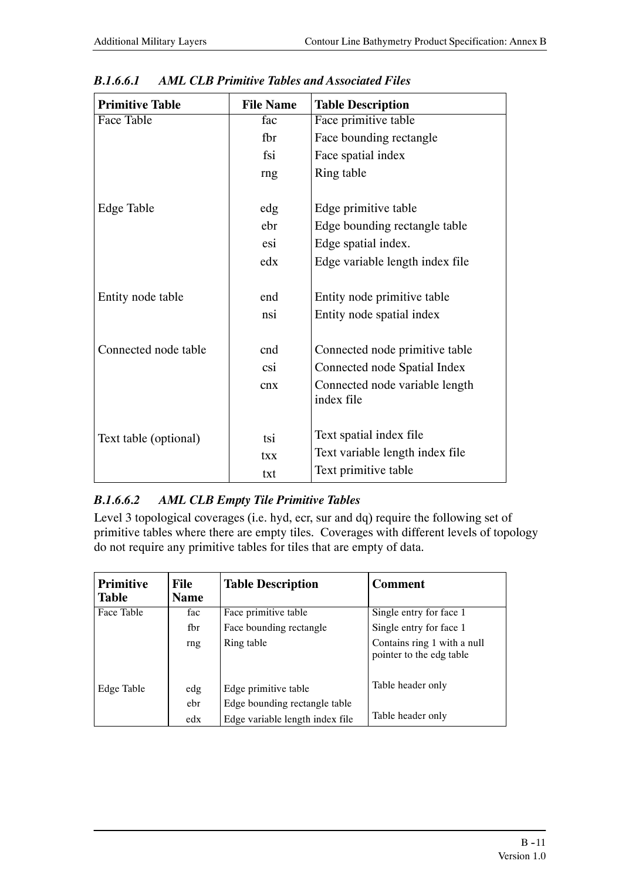#### *B.1.6.6.1 AML CLB Primitive Tables and Associated Files*

| Primitive Table | File Name | Table Description |
|---|---|---|
| Face Table | fac | Face primitive table |
| | fbr | Face bounding rectangle |
| | fsi | Face spatial index |
| | rng | Ring table |
| Edge Table | edg | Edge primitive table |
| | ebr | Edge bounding rectangle table |
| | esi | Edge spatial index. |
| | edx | Edge variable length index file |
| Entity node table | end | Entity node primitive table |
| | nsi | Entity node spatial index |
| Connected node table | cnd | Connected node primitive table |
| | csi | Connected node Spatial Index |
| | cnx | Connected node variable length index file |
| Text table (optional) | tsi | Text spatial index file |
| | txx | Text variable length index file |
| | txt | Text primitive table |

#### *B.1.6.6.2 AML CLB Empty Tile Primitive Tables*

Level 3 topological coverages (i.e. hyd, ecr, sur and dq) require the following set of primitive tables where there are empty tiles. Coverages with different levels of topology do not require any primitive tables for tiles that are empty of data.

| Primitive Table | File Name | Table Description | Comment |
|---|---|---|---|
| Face Table | fac | Face primitive table | Single entry for face 1 |
| | fbr | Face bounding rectangle | Single entry for face 1 |
| | rng | Ring table | Contains ring 1 with a null pointer to the edg table |
| Edge Table | edg | Edge primitive table | Table header only |
| | ebr | Edge bounding rectangle table | |
| | edx | Edge variable length index file | Table header only |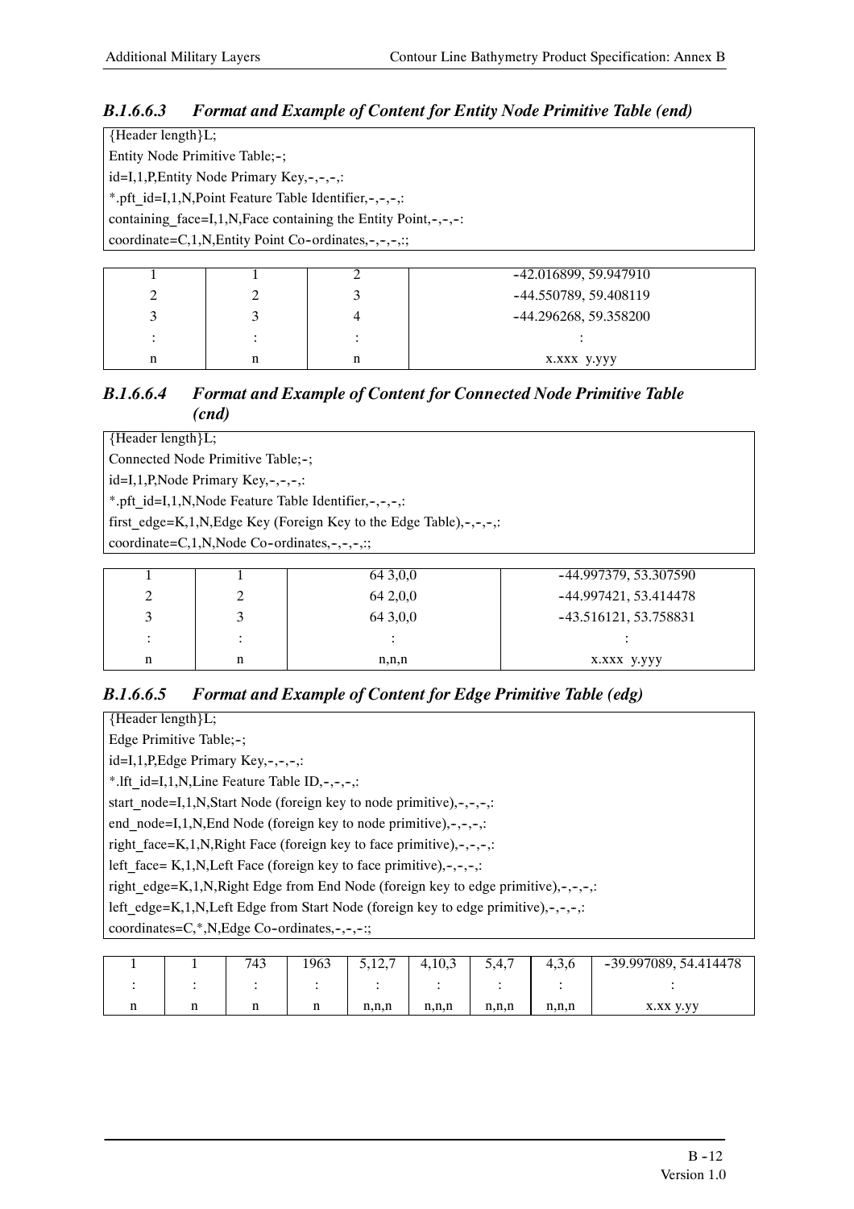### B.1.6.6.3 Format and Example of Content for Entity Node Primitive Table (end)

```
{Header length}L;
Entity Node Primitive Table;-;
id=I,1,P,Entity Node Primary Key,-,-,-,:
*.pft_id=I,1,N,Point Feature Table Identifier,-,-,-,:
containing_face=I,1,N,Face containing the Entity Point,-,-,-:
coordinate=C,1,N,Entity Point Co-ordinates,-,-,-,:;
```

| | | | |
|---|---|---|---|
| 1 | 1 | 2 | -42.016899, 59.947910 |
| 2 | 2 | 3 | -44.550789, 59.408119 |
| 3 | 3 | 4 | -44.296268, 59.358200 |
| : | : | : | : |
| n | n | n | x.xxx y.yyy |

### B.1.6.6.4 Format and Example of Content for Connected Node Primitive Table (cnd)

```
{Header length}L;
Connected Node Primitive Table;-;
id=I,1,P,Node Primary Key,-,-,-,:
*.pft_id=I,1,N,Node Feature Table Identifier,-,-,-,:
first_edge=K,1,N,Edge Key (Foreign Key to the Edge Table),-,-,-,:
coordinate=C,1,N,Node Co-ordinates,-,-,-,:;
```

| | | | |
|---|---|---|---|
| 1 | 1 | 64 3,0,0 | -44.997379, 53.307590 |
| 2 | 2 | 64 2,0,0 | -44.997421, 53.414478 |
| 3 | 3 | 64 3,0,0 | -43.516121, 53.758831 |
| : | : | : | : |
| n | n | n,n,n | x.xxx y.yyy |

### B.1.6.6.5 Format and Example of Content for Edge Primitive Table (edg)

```
{Header length}L;
Edge Primitive Table;-;
id=I,1,P,Edge Primary Key,-,-,-,:
*.lft_id=I,1,N,Line Feature Table ID,-,-,-,:
start_node=I,1,N,Start Node (foreign key to node primitive),-,-,-,:
end_node=I,1,N,End Node (foreign key to node primitive),-,-,-,:
right_face=K,1,N,Right Face (foreign key to face primitive),-,-,-,:
left_face= K,1,N,Left Face (foreign key to face primitive),-,-,-,:
right_edge=K,1,N,Right Edge from End Node (foreign key to edge primitive),-,-,-,:
left_edge=K,1,N,Left Edge from Start Node (foreign key to edge primitive),-,-,-,:
coordinates=C,*,N,Edge Co-ordinates,-,-,-:;
```

| | | | | | | | | |
|---|---|---|---|---|---|---|---|---|
| 1 | 1 | 743 | 1963 | 5,12,7 | 4,10,3 | 5,4,7 | 4,3,6 | -39.997089, 54.414478 |
| : | : | : | : | : | : | : | : | : |
| n | n | n | n | n,n,n | n,n,n | n,n,n | n,n,n | x.xx y.yy |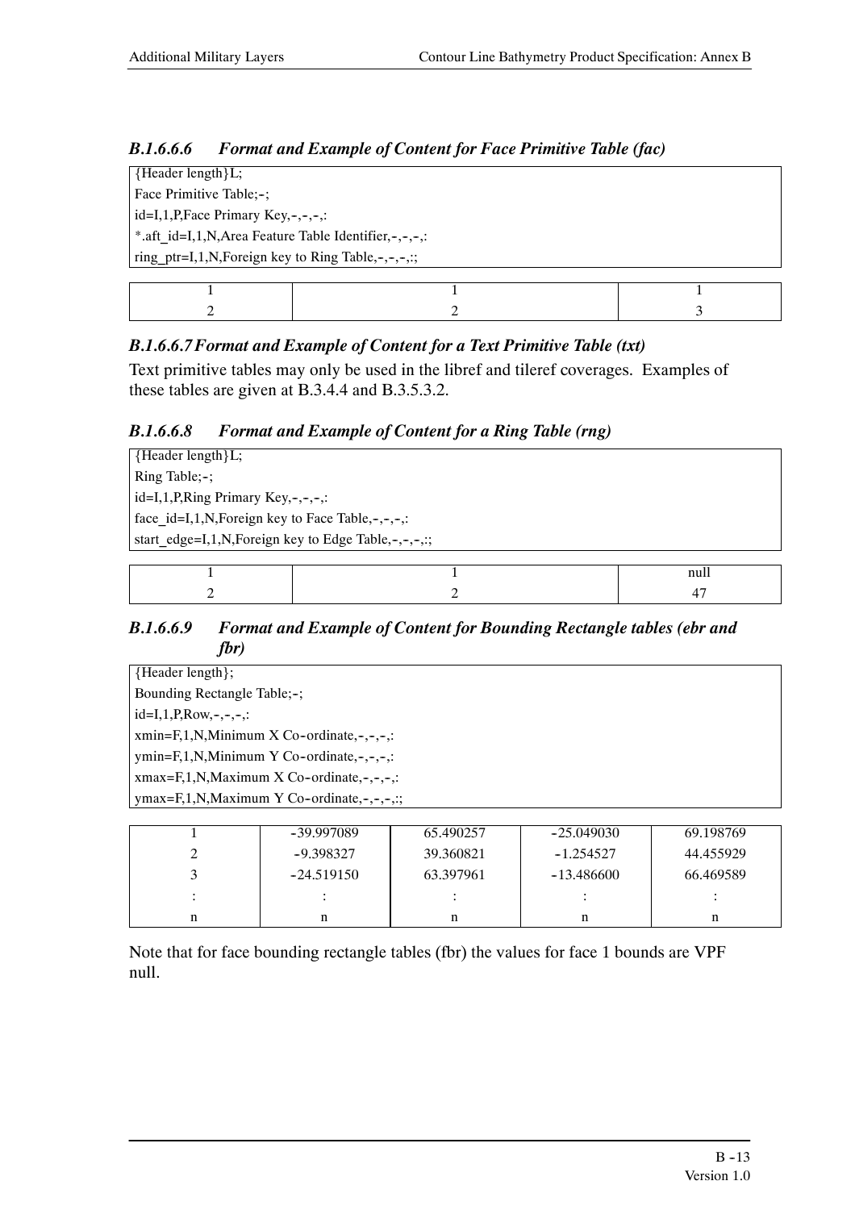#### *B.1.6.6.6 Format and Example of Content for Face Primitive Table (fac)*

```
{Header length}L;
Face Primitive Table;-;
id=I,1,P,Face Primary Key,-,-,-,:
*.aft_id=I,1,N,Area Feature Table Identifier,-,-,-,:
ring_ptr=I,1,N,Foreign key to Ring Table,-,-,-,:;
```

| | | |
|---|---|---|
| 1 | 1 | 1 |
| 2 | 2 | 3 |

#### *B.1.6.6.7 Format and Example of Content for a Text Primitive Table (txt)*

Text primitive tables may only be used in the libref and tileref coverages. Examples of these tables are given at B.3.4.4 and B.3.5.3.2.

#### *B.1.6.6.8 Format and Example of Content for a Ring Table (rng)*

```
{Header length}L;
Ring Table;-;
id=I,1,P,Ring Primary Key,-,-,-,:
face_id=I,1,N,Foreign key to Face Table,-,-,-,:
start_edge=I,1,N,Foreign key to Edge Table,-,-,-,:;
```

| | | |
|---|---|---|
| 1 | 1 | null |
| 2 | 2 | 47 |

#### *B.1.6.6.9 Format and Example of Content for Bounding Rectangle tables (ebr and fbr)*

```
{Header length};
Bounding Rectangle Table;-;
id=I,1,P,Row,-,-,-,:
xmin=F,1,N,Minimum X Co-ordinate,-,-,-,:
ymin=F,1,N,Minimum Y Co-ordinate,-,-,-,:
xmax=F,1,N,Maximum X Co-ordinate,-,-,-,:
ymax=F,1,N,Maximum Y Co-ordinate,-,-,-,:;
```

| | | | | |
|---|---|---|---|---|
| 1 | -39.997089 | 65.490257 | -25.049030 | 69.198769 |
| 2 | -9.398327 | 39.360821 | -1.254527 | 44.455929 |
| 3 | -24.519150 | 63.397961 | -13.486600 | 66.469589 |
| : | : | : | : | : |
| n | n | n | n | n |

Note that for face bounding rectangle tables (fbr) the values for face 1 bounds are VPF null.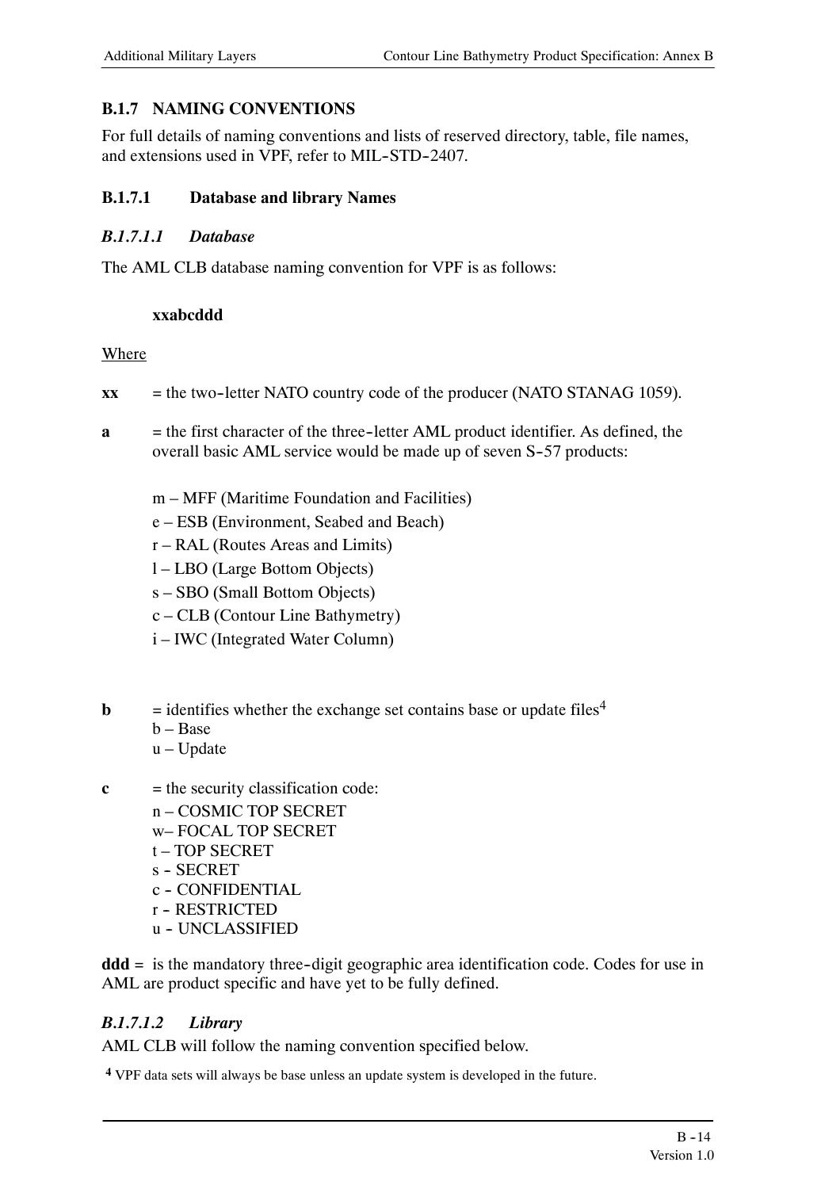## B.1.7 NAMING CONVENTIONS

For full details of naming conventions and lists of reserved directory, table, file names, and extensions used in VPF, refer to MIL-STD-2407.

### B.1.7.1 Database and library Names

#### *B.1.7.1.1 Database*

The AML CLB database naming convention for VPF is as follows:

**xxabcddd**

<u>Where</u>

**xx** = the two-letter NATO country code of the producer (NATO STANAG 1059).

**a** = the first character of the three-letter AML product identifier. As defined, the overall basic AML service would be made up of seven S-57 products:

- m – MFF (Maritime Foundation and Facilities)
- e – ESB (Environment, Seabed and Beach)
- r – RAL (Routes Areas and Limits)
- l – LBO (Large Bottom Objects)
- s – SBO (Small Bottom Objects)
- c – CLB (Contour Line Bathymetry)
- i – IWC (Integrated Water Column)

**b** = identifies whether the exchange set contains base or update files[4]
- b – Base
- u – Update

**c** = the security classification code:
- n – COSMIC TOP SECRET
- w– FOCAL TOP SECRET
- t – TOP SECRET
- s - SECRET
- c - CONFIDENTIAL
- r - RESTRICTED
- u - UNCLASSIFIED

**ddd =** is the mandatory three-digit geographic area identification code. Codes for use in AML are product specific and have yet to be fully defined.

#### *B.1.7.1.2 Library*

AML CLB will follow the naming convention specified below.

[4] VPF data sets will always be base unless an update system is developed in the future.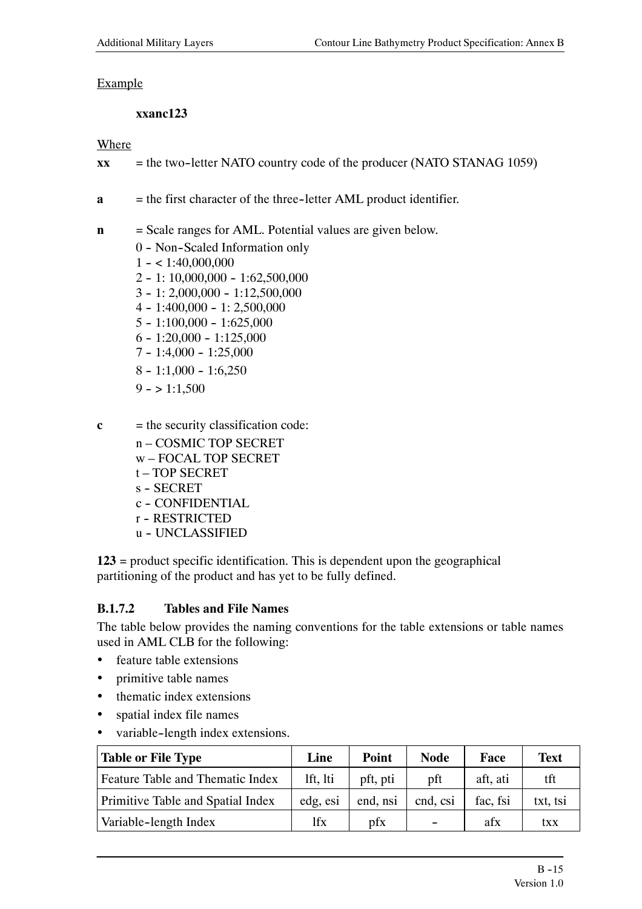Example

**xxanc123**

Where

**xx** = the two-letter NATO country code of the producer (NATO STANAG 1059)

**a** = the first character of the three-letter AML product identifier.

**n** = Scale ranges for AML. Potential values are given below.

0 - Non-Scaled Information only
1 - < 1:40,000,000
2 - 1: 10,000,000 - 1:62,500,000
3 - 1: 2,000,000 - 1:12,500,000
4 - 1:400,000 - 1: 2,500,000
5 - 1:100,000 - 1:625,000
6 - 1:20,000 - 1:125,000
7 - 1:4,000 - 1:25,000
8 - 1:1,000 - 1:6,250
9 - > 1:1,500

**c** = the security classification code:

n – COSMIC TOP SECRET
w – FOCAL TOP SECRET
t – TOP SECRET
s - SECRET
c - CONFIDENTIAL
r - RESTRICTED
u - UNCLASSIFIED

**123** = product specific identification. This is dependent upon the geographical partitioning of the product and has yet to be fully defined.

### B.1.7.2 Tables and File Names

The table below provides the naming conventions for the table extensions or table names used in AML CLB for the following:

- feature table extensions
- primitive table names
- thematic index extensions
- spatial index file names
- variable-length index extensions.

| Table or File Type | Line | Point | Node | Face | Text |
|---|---|---|---|---|---|
| Feature Table and Thematic Index | lft, lti | pft, pti | pft | aft, ati | tft |
| Primitive Table and Spatial Index | edg, esi | end, nsi | cnd, csi | fac, fsi | txt, tsi |
| Variable-length Index | lfx | pfx | - | afx | txx |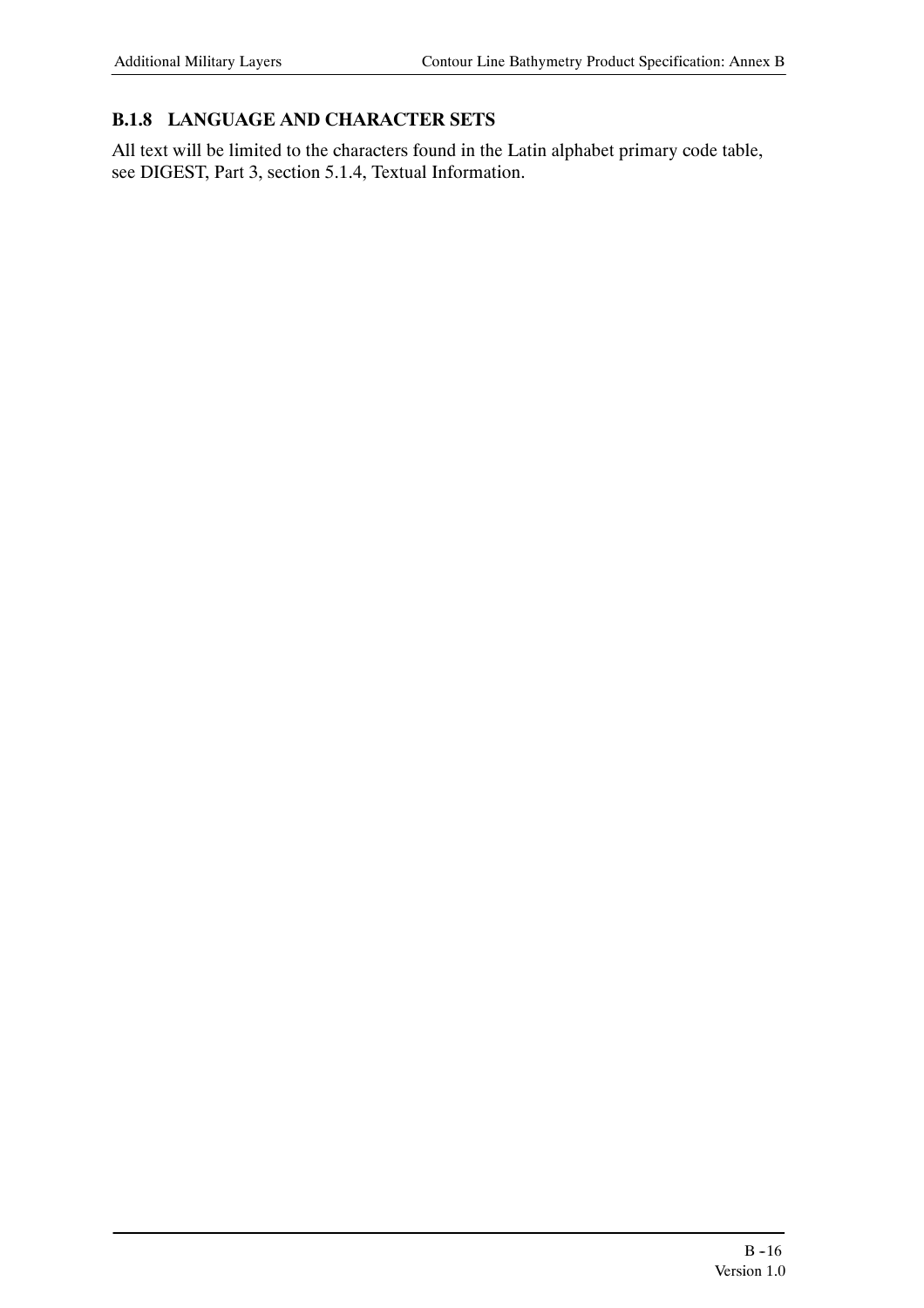### B.1.8 LANGUAGE AND CHARACTER SETS

All text will be limited to the characters found in the Latin alphabet primary code table, see DIGEST, Part 3, section 5.1.4, Textual Information.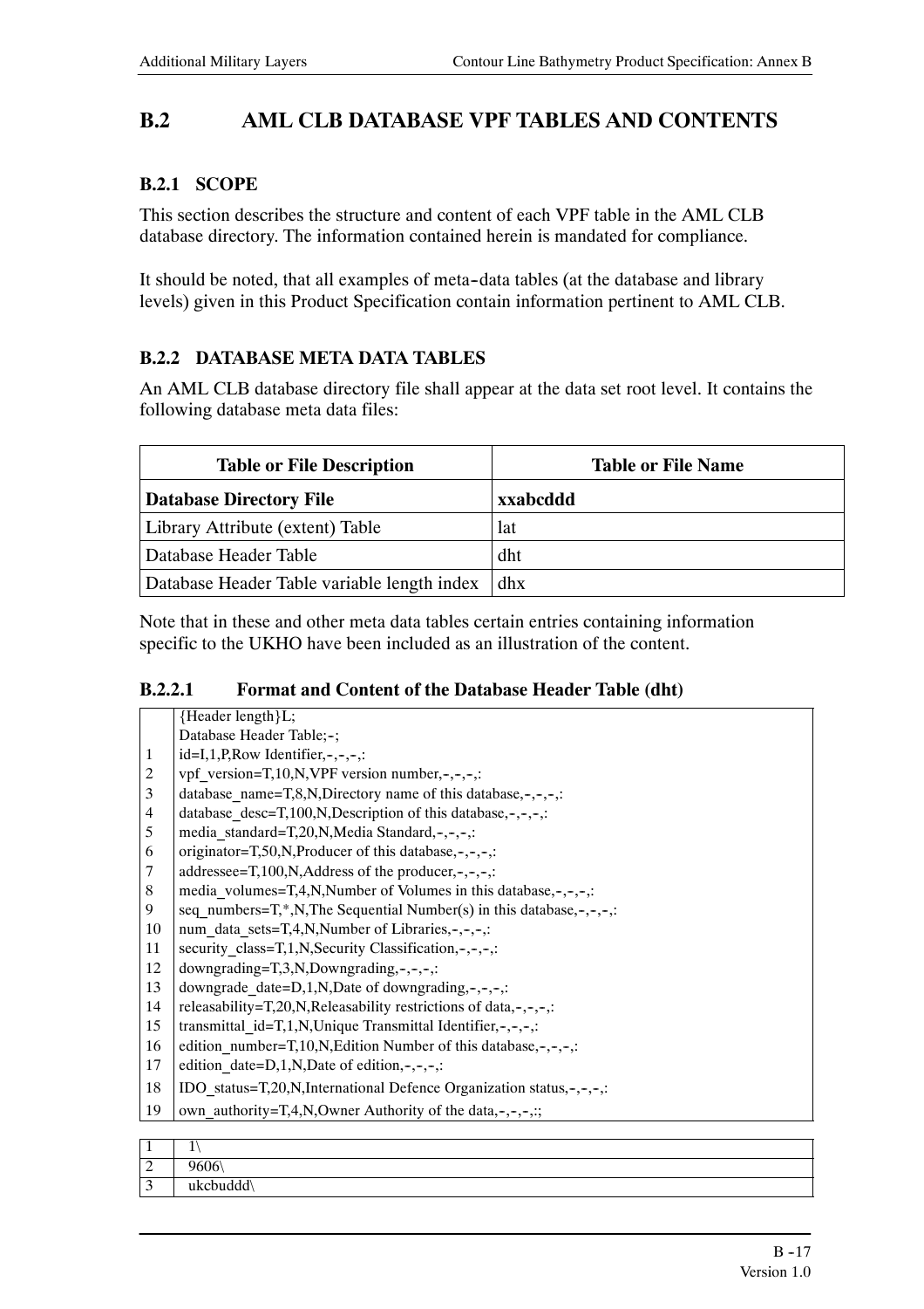## B.2 AML CLB DATABASE VPF TABLES AND CONTENTS

### B.2.1 SCOPE

This section describes the structure and content of each VPF table in the AML CLB database directory. The information contained herein is mandated for compliance.

It should be noted, that all examples of meta-data tables (at the database and library levels) given in this Product Specification contain information pertinent to AML CLB.

### B.2.2 DATABASE META DATA TABLES

An AML CLB database directory file shall appear at the data set root level. It contains the following database meta data files:

| Table or File Description | Table or File Name |
|---|---|
| **Database Directory File** | **xxabcddd** |
| Library Attribute (extent) Table | lat |
| Database Header Table | dht |
| Database Header Table variable length index | dhx |

Note that in these and other meta data tables certain entries containing information specific to the UKHO have been included as an illustration of the content.

#### B.2.2.1 Format and Content of the Database Header Table (dht)

| | |
|---|---|
| | {Header length}L; |
| | Database Header Table;-; |
| 1 | id=I,1,P,Row Identifier,-,-,-,: |
| 2 | vpf_version=T,10,N,VPF version number,-,-,-,: |
| 3 | database_name=T,8,N,Directory name of this database,-,-,-,: |
| 4 | database_desc=T,100,N,Description of this database,-,-,-,: |
| 5 | media_standard=T,20,N,Media Standard,-,-,-,: |
| 6 | originator=T,50,N,Producer of this database,-,-,-,: |
| 7 | addressee=T,100,N,Address of the producer,-,-,-,: |
| 8 | media_volumes=T,4,N,Number of Volumes in this database,-,-,-,: |
| 9 | seq_numbers=T,*,N,The Sequential Number(s) in this database,-,-,-,: |
| 10 | num_data_sets=T,4,N,Number of Libraries,-,-,-,: |
| 11 | security_class=T,1,N,Security Classification,-,-,-,: |
| 12 | downgrading=T,3,N,Downgrading,-,-,-,: |
| 13 | downgrade_date=D,1,N,Date of downgrading,-,-,-,: |
| 14 | releasability=T,20,N,Releasability restrictions of data,-,-,-,: |
| 15 | transmittal_id=T,1,N,Unique Transmittal Identifier,-,-,-,: |
| 16 | edition_number=T,10,N,Edition Number of this database,-,-,-,: |
| 17 | edition_date=D,1,N,Date of edition,-,-,-,: |
| 18 | IDO_status=T,20,N,International Defence Organization status,-,-,-,: |
| 19 | own_authority=T,4,N,Owner Authority of the data,-,-,-,:; |

| | |
|---|---|
| 1 | 1\ |
| 2 | 9606\ |
| 3 | ukcbuddd\ |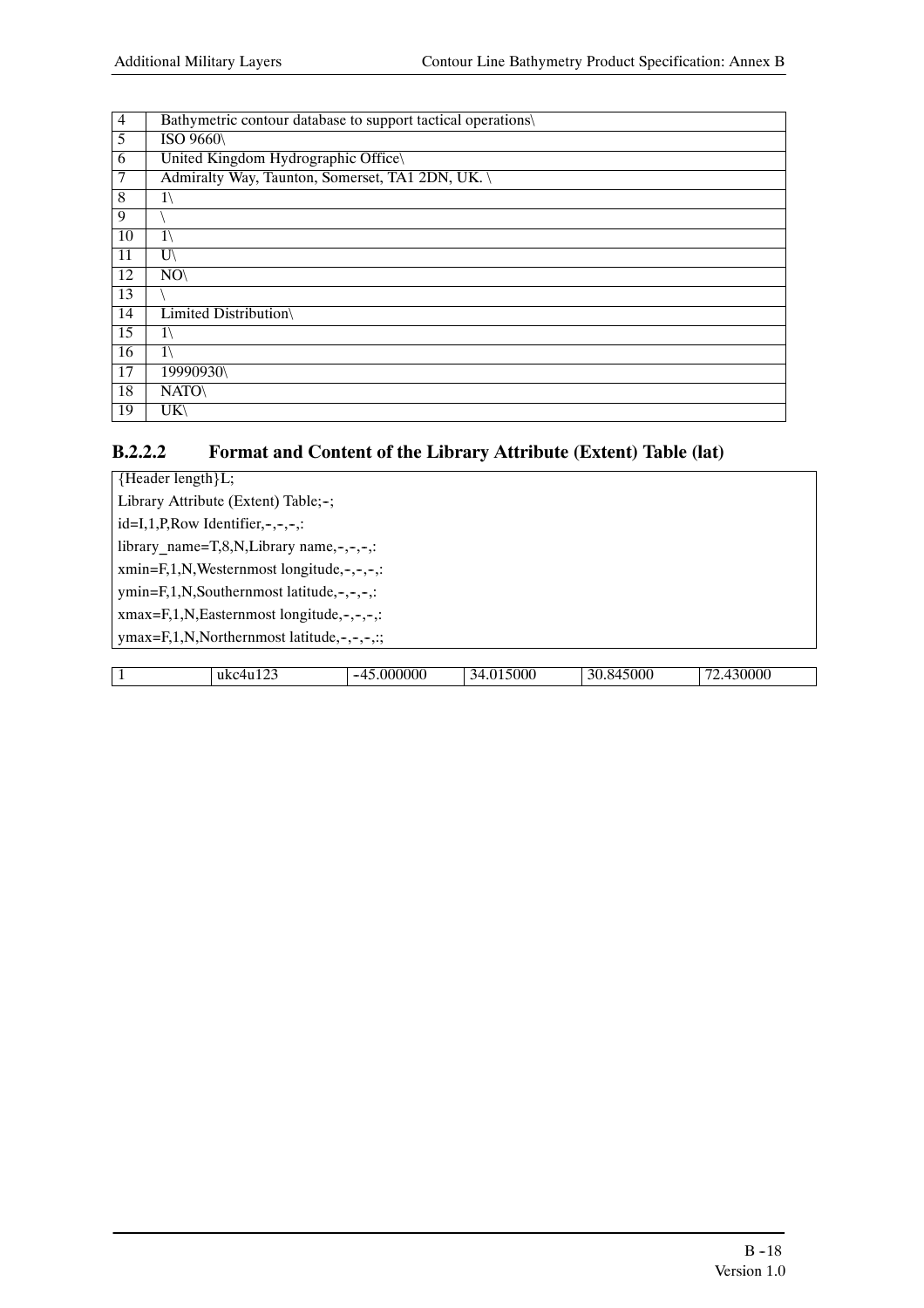| 4 | Bathymetric contour database to support tactical operations\ |
|---|---|
| 5 | ISO 9660\ |
| 6 | United Kingdom Hydrographic Office\ |
| 7 | Admiralty Way, Taunton, Somerset, TA1 2DN, UK. \ |
| 8 | 1\ |
| 9 | \ |
| 10 | 1\ |
| 11 | U\ |
| 12 | NO\ |
| 13 | \ |
| 14 | Limited Distribution\ |
| 15 | 1\ |
| 16 | 1\ |
| 17 | 19990930\ |
| 18 | NATO\ |
| 19 | UK\ |

### B.2.2.2 Format and Content of the Library Attribute (Extent) Table (lat)

```
{Header length}L;
Library Attribute (Extent) Table;-;
id=I,1,P,Row Identifier,-,-,-,:
library_name=T,8,N,Library name,-,-,-,:
xmin=F,1,N,Westernmost longitude,-,-,-,:
ymin=F,1,N,Southernmost latitude,-,-,-,:
xmax=F,1,N,Easternmost longitude,-,-,-,:
ymax=F,1,N,Northernmost latitude,-,-,-,:;
```

| 1 | ukc4u123 | -45.000000 | 34.015000 | 30.845000 | 72.430000 |
|---|---|---|---|---|---|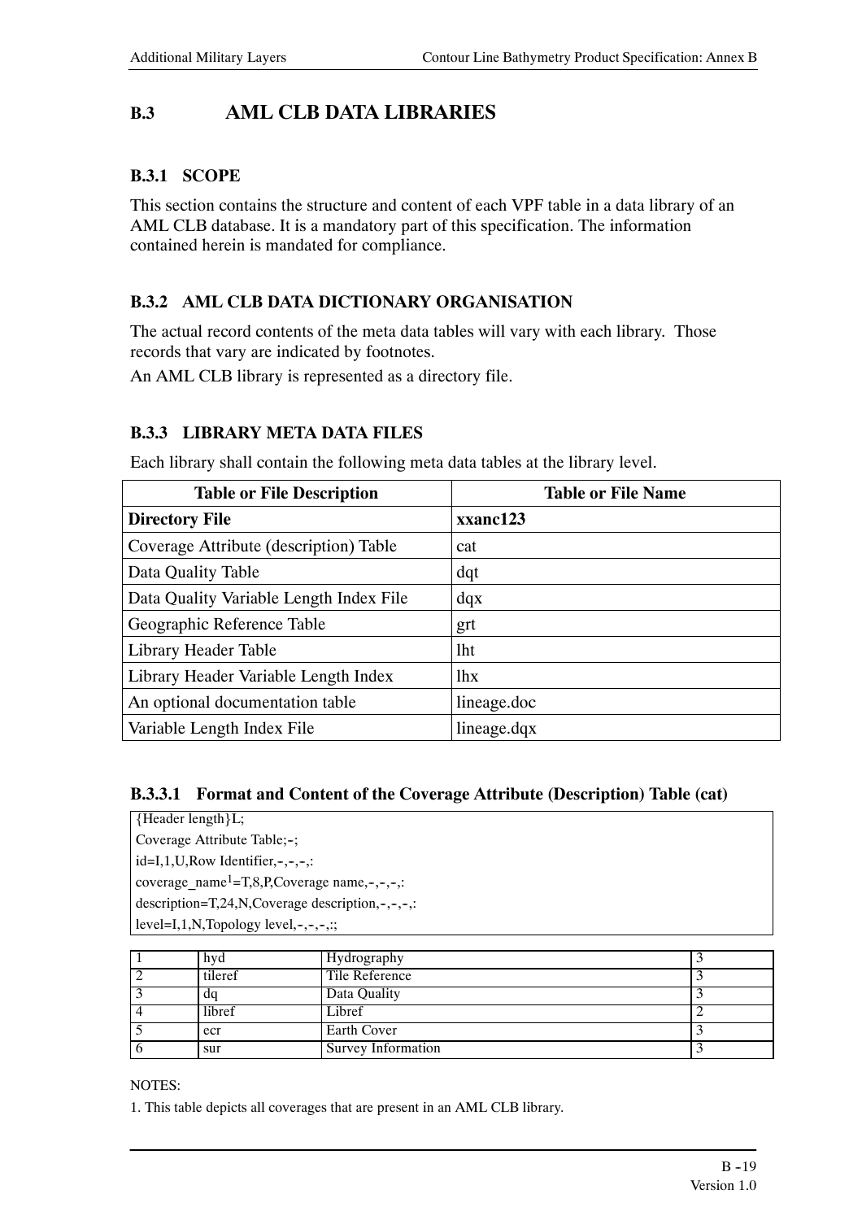## B.3 AML CLB DATA LIBRARIES

### B.3.1 SCOPE

This section contains the structure and content of each VPF table in a data library of an AML CLB database. It is a mandatory part of this specification. The information contained herein is mandated for compliance.

### B.3.2 AML CLB DATA DICTIONARY ORGANISATION

The actual record contents of the meta data tables will vary with each library. Those records that vary are indicated by footnotes.

An AML CLB library is represented as a directory file.

### B.3.3 LIBRARY META DATA FILES

Each library shall contain the following meta data tables at the library level.

| Table or File Description | Table or File Name |
|---|---|
| **Directory File** | **xxanc123** |
| Coverage Attribute (description) Table | cat |
| Data Quality Table | dqt |
| Data Quality Variable Length Index File | dqx |
| Geographic Reference Table | grt |
| Library Header Table | lht |
| Library Header Variable Length Index | lhx |
| An optional documentation table | lineage.doc |
| Variable Length Index File | lineage.dqx |

#### B.3.3.1 Format and Content of the Coverage Attribute (Description) Table (cat)

```
{Header length}L;
Coverage Attribute Table;-;
id=I,1,U,Row Identifier,-,-,-,:
coverage_name1=T,8,P,Coverage name,-,-,-,:
description=T,24,N,Coverage description,-,-,-,:
level=I,1,N,Topology level,-,-,-,:;
```

| | | | |
|---|---|---|---|
| 1 | hyd | Hydrography | 3 |
| 2 | tileref | Tile Reference | 3 |
| 3 | dq | Data Quality | 3 |
| 4 | libref | Libref | 2 |
| 5 | ecr | Earth Cover | 3 |
| 6 | sur | Survey Information | 3 |

NOTES:

1. This table depicts all coverages that are present in an AML CLB library.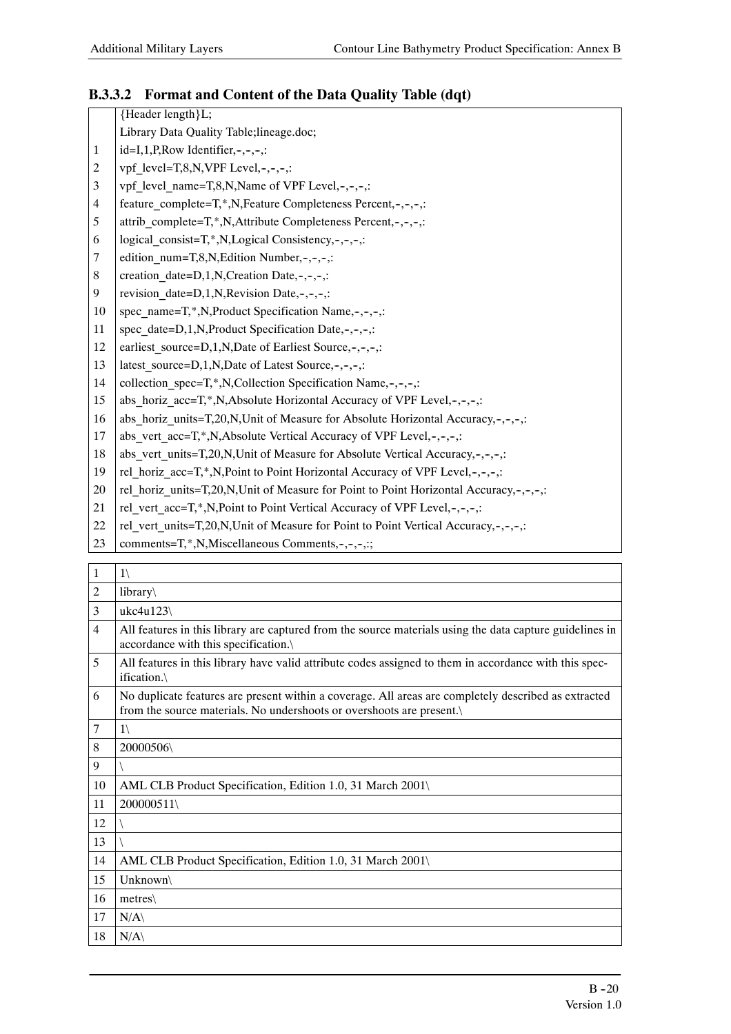### B.3.3.2 Format and Content of the Data Quality Table (dqt)

| | |
|---|---|
| | {Header length}L; |
| | Library Data Quality Table;lineage.doc; |
| 1 | id=I,1,P,Row Identifier,-,-,-,: |
| 2 | vpf_level=T,8,N,VPF Level,-,-,-,: |
| 3 | vpf_level_name=T,8,N,Name of VPF Level,-,-,-,: |
| 4 | feature_complete=T,*,N,Feature Completeness Percent,-,-,-,: |
| 5 | attrib_complete=T,*,N,Attribute Completeness Percent,-,-,-,: |
| 6 | logical_consist=T,*,N,Logical Consistency,-,-,-,: |
| 7 | edition_num=T,8,N,Edition Number,-,-,-,: |
| 8 | creation_date=D,1,N,Creation Date,-,-,-,: |
| 9 | revision_date=D,1,N,Revision Date,-,-,-,: |
| 10 | spec_name=T,*,N,Product Specification Name,-,-,-,: |
| 11 | spec_date=D,1,N,Product Specification Date,-,-,-,: |
| 12 | earliest_source=D,1,N,Date of Earliest Source,-,-,-,: |
| 13 | latest_source=D,1,N,Date of Latest Source,-,-,-,: |
| 14 | collection_spec=T,*,N,Collection Specification Name,-,-,-,: |
| 15 | abs_horiz_acc=T,*,N,Absolute Horizontal Accuracy of VPF Level,-,-,-,: |
| 16 | abs_horiz_units=T,20,N,Unit of Measure for Absolute Horizontal Accuracy,-,-,-,: |
| 17 | abs_vert_acc=T,*,N,Absolute Vertical Accuracy of VPF Level,-,-,-,: |
| 18 | abs_vert_units=T,20,N,Unit of Measure for Absolute Vertical Accuracy,-,-,-,: |
| 19 | rel_horiz_acc=T,*,N,Point to Point Horizontal Accuracy of VPF Level,-,-,-,: |
| 20 | rel_horiz_units=T,20,N,Unit of Measure for Point to Point Horizontal Accuracy,-,-,-,: |
| 21 | rel_vert_acc=T,*,N,Point to Point Vertical Accuracy of VPF Level,-,-,-,: |
| 22 | rel_vert_units=T,20,N,Unit of Measure for Point to Point Vertical Accuracy,-,-,-,: |
| 23 | comments=T,*,N,Miscellaneous Comments,-,-,-,:; |

| | |
|---|---|
| 1 | 1\ |
| 2 | library\ |
| 3 | ukc4u123\ |
| 4 | All features in this library are captured from the source materials using the data capture guidelines in accordance with this specification.\ |
| 5 | All features in this library have valid attribute codes assigned to them in accordance with this specification.\ |
| 6 | No duplicate features are present within a coverage. All areas are completely described as extracted from the source materials. No undershoots or overshoots are present.\ |
| 7 | 1\ |
| 8 | 20000506\ |
| 9 | \ |
| 10 | AML CLB Product Specification, Edition 1.0, 31 March 2001\ |
| 11 | 200000511\ |
| 12 | \ |
| 13 | \ |
| 14 | AML CLB Product Specification, Edition 1.0, 31 March 2001\ |
| 15 | Unknown\ |
| 16 | metres\ |
| 17 | N/A\ |
| 18 | N/A\ |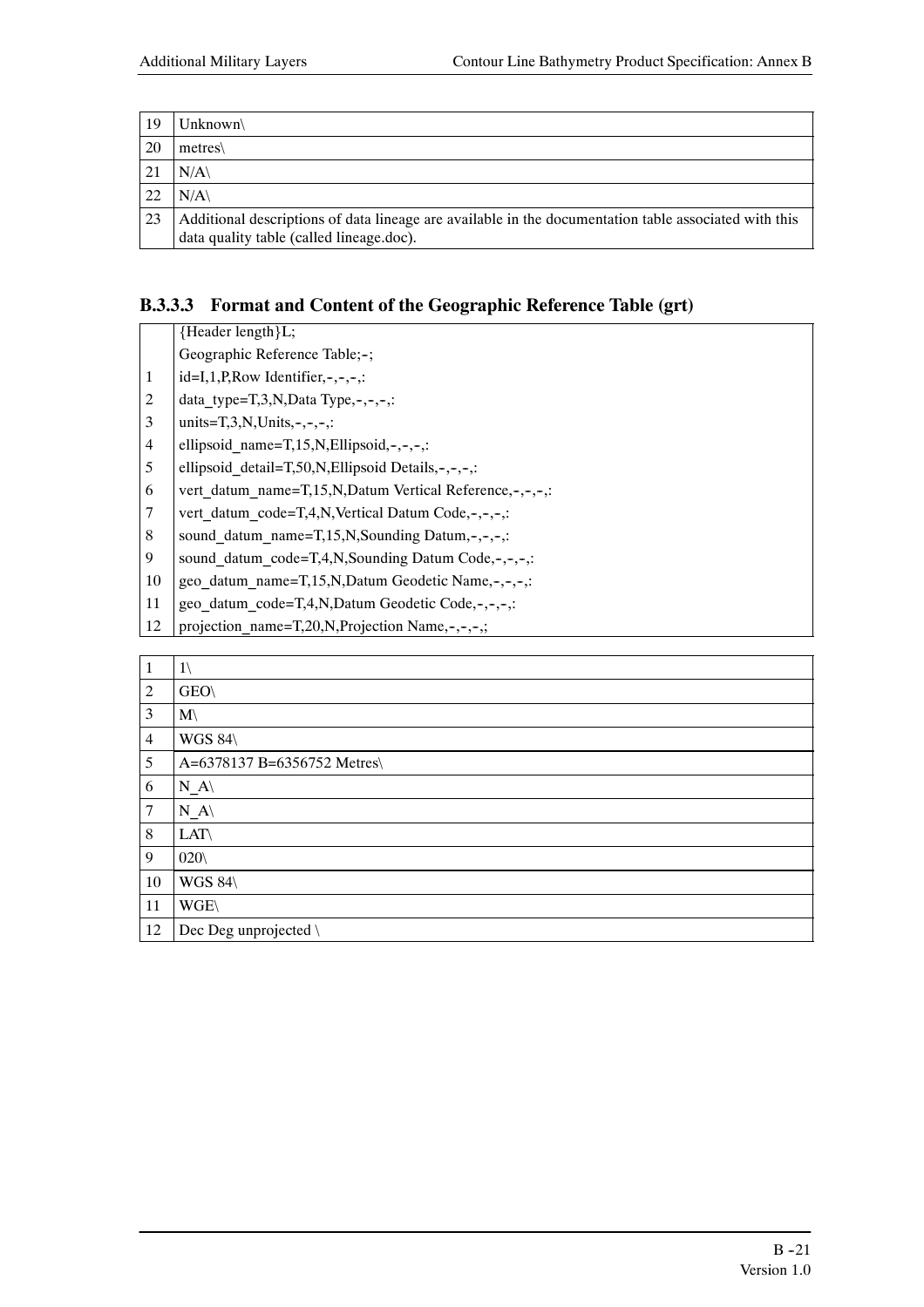| 19 | Unknown\ |
|---|---|
| 20 | metres\ |
| 21 | N/A\ |
| 22 | N/A\ |
| 23 | Additional descriptions of data lineage are available in the documentation table associated with this data quality table (called lineage.doc). |

### B.3.3.3 Format and Content of the Geographic Reference Table (grt)

| | |
|---|---|
| | {Header length}L; |
| | Geographic Reference Table;-; |
| 1 | id=I,1,P,Row Identifier,-,-,-,: |
| 2 | data_type=T,3,N,Data Type,-,-,-,: |
| 3 | units=T,3,N,Units,-,-,-,: |
| 4 | ellipsoid_name=T,15,N,Ellipsoid,-,-,-,: |
| 5 | ellipsoid_detail=T,50,N,Ellipsoid Details,-,-,-,: |
| 6 | vert_datum_name=T,15,N,Datum Vertical Reference,-,-,-,: |
| 7 | vert_datum_code=T,4,N,Vertical Datum Code,-,-,-,: |
| 8 | sound_datum_name=T,15,N,Sounding Datum,-,-,-,: |
| 9 | sound_datum_code=T,4,N,Sounding Datum Code,-,-,-,: |
| 10 | geo_datum_name=T,15,N,Datum Geodetic Name,-,-,-,: |
| 11 | geo_datum_code=T,4,N,Datum Geodetic Code,-,-,-,: |
| 12 | projection_name=T,20,N,Projection Name,-,-,-,; |

| 1 | 1\ |
|---|---|
| 2 | GEO\ |
| 3 | M\ |
| 4 | WGS 84\ |
| 5 | A=6378137 B=6356752 Metres\ |
| 6 | N_A\ |
| 7 | N_A\ |
| 8 | LAT\ |
| 9 | 020\ |
| 10 | WGS 84\ |
| 11 | WGE\ |
| 12 | Dec Deg unprojected \ |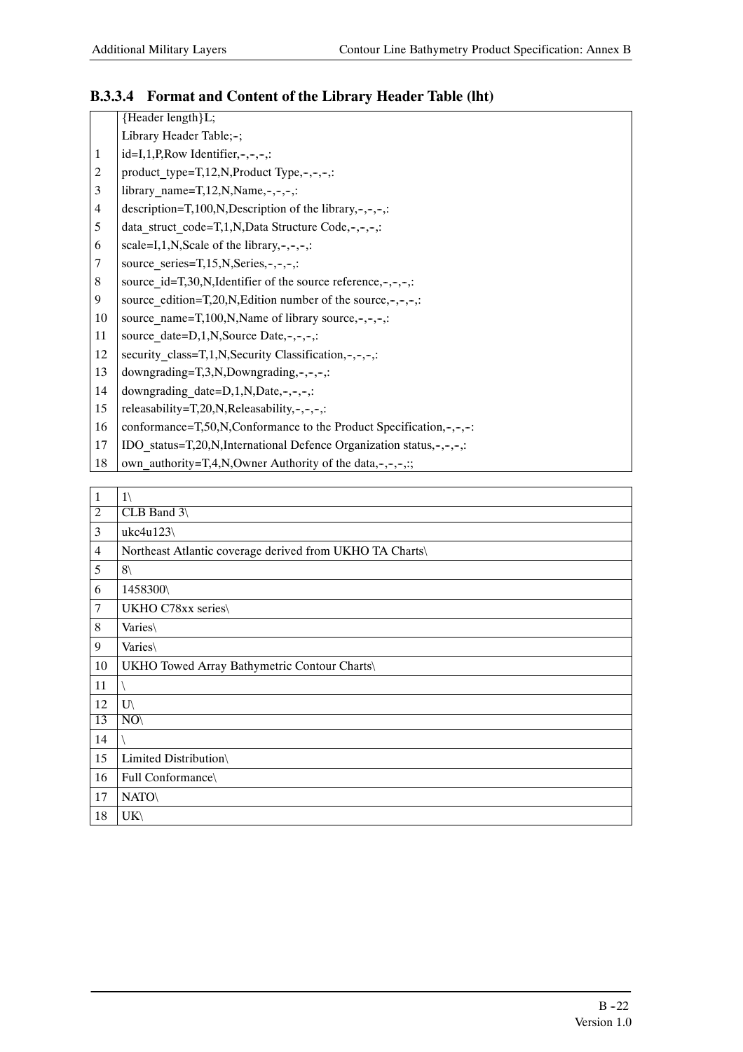### B.3.3.4 Format and Content of the Library Header Table (lht)

| | |
|---|---|
| | {Header length}L; |
| | Library Header Table;-; |
| 1 | id=I,1,P,Row Identifier,-,-,-,: |
| 2 | product_type=T,12,N,Product Type,-,-,-,: |
| 3 | library_name=T,12,N,Name,-,-,-,: |
| 4 | description=T,100,N,Description of the library,-,-,-,: |
| 5 | data_struct_code=T,1,N,Data Structure Code,-,-,-,: |
| 6 | scale=I,1,N,Scale of the library,-,-,-,: |
| 7 | source_series=T,15,N,Series,-,-,-,: |
| 8 | source_id=T,30,N,Identifier of the source reference,-,-,-,: |
| 9 | source_edition=T,20,N,Edition number of the source,-,-,-,: |
| 10 | source_name=T,100,N,Name of library source,-,-,-,: |
| 11 | source_date=D,1,N,Source Date,-,-,-,: |
| 12 | security_class=T,1,N,Security Classification,-,-,-,: |
| 13 | downgrading=T,3,N,Downgrading,-,-,-,: |
| 14 | downgrading_date=D,1,N,Date,-,-,-,: |
| 15 | releasability=T,20,N,Releasability,-,-,-,: |
| 16 | conformance=T,50,N,Conformance to the Product Specification,-,-,-: |
| 17 | IDO_status=T,20,N,International Defence Organization status,-,-,-,: |
| 18 | own_authority=T,4,N,Owner Authority of the data,-,-,-,:; |

| | |
|---|---|
| 1 | 1\ |
| 2 | CLB Band 3\ |
| 3 | ukc4u123\ |
| 4 | Northeast Atlantic coverage derived from UKHO TA Charts\ |
| 5 | 8\ |
| 6 | 1458300\ |
| 7 | UKHO C78xx series\ |
| 8 | Varies\ |
| 9 | Varies\ |
| 10 | UKHO Towed Array Bathymetric Contour Charts\ |
| 11 | \ |
| 12 | U\ |
| 13 | NO\ |
| 14 | \ |
| 15 | Limited Distribution\ |
| 16 | Full Conformance\ |
| 17 | NATO\ |
| 18 | UK\ |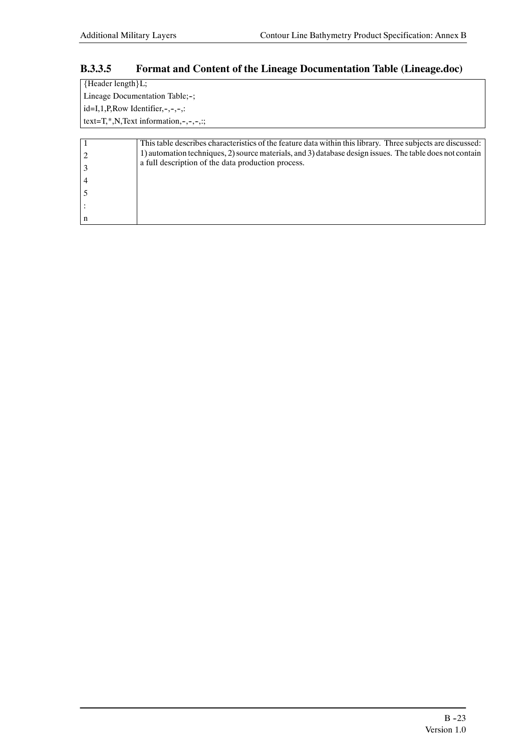### B.3.3.5 Format and Content of the Lineage Documentation Table (Lineage.doc)

| {Header length}L; |
|---|
| Lineage Documentation Table;-; |
| id=I,1,P,Row Identifier,-,-,-,: |
| text=T,*,N,Text information,-,-,-,:; |

| | |
|---|---|
| 1 | This table describes characteristics of the feature data within this library. Three subjects are discussed: 1) automation techniques, 2) source materials, and 3) database design issues. The table does not contain a full description of the data production process. |
| 2 | |
| 3 | |
| 4 | |
| 5 | |
| : | |
| n | |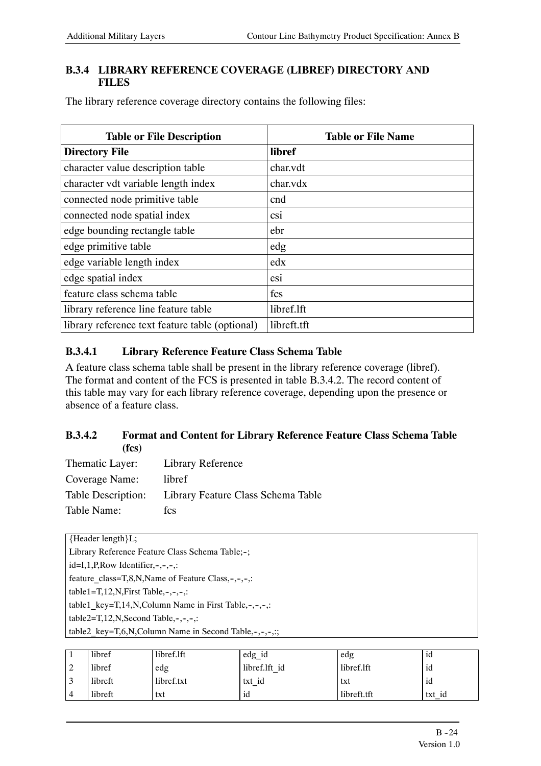### B.3.4 LIBRARY REFERENCE COVERAGE (LIBREF) DIRECTORY AND FILES

The library reference coverage directory contains the following files:

| Table or File Description | Table or File Name |
|---|---|
| **Directory File** | **libref** |
| character value description table | char.vdt |
| character vdt variable length index | char.vdx |
| connected node primitive table | cnd |
| connected node spatial index | csi |
| edge bounding rectangle table | ebr |
| edge primitive table | edg |
| edge variable length index | edx |
| edge spatial index | esi |
| feature class schema table | fcs |
| library reference line feature table | libref.lft |
| library reference text feature table (optional) | libreft.tft |

#### B.3.4.1 Library Reference Feature Class Schema Table

A feature class schema table shall be present in the library reference coverage (libref). The format and content of the FCS is presented in table B.3.4.2. The record content of this table may vary for each library reference coverage, depending upon the presence or absence of a feature class.

#### B.3.4.2 Format and Content for Library Reference Feature Class Schema Table (fcs)

Thematic Layer: Library Reference

Coverage Name: libref

Table Description: Library Feature Class Schema Table

Table Name: fcs

```
{Header length}L;
Library Reference Feature Class Schema Table;-;
id=I,1,P,Row Identifier,-,-,-,:
feature_class=T,8,N,Name of Feature Class,-,-,-,:
table1=T,12,N,First Table,-,-,-,:
table1_key=T,14,N,Column Name in First Table,-,-,-,:
table2=T,12,N,Second Table,-,-,-,:
table2_key=T,6,N,Column Name in Second Table,-,-,-,:;
```

| | | | | | |
|---|---|---|---|---|---|
| 1 | libref | libref.lft | edg_id | edg | id |
| 2 | libref | edg | libref.lft_id | libref.lft | id |
| 3 | libreft | libref.txt | txt_id | txt | id |
| 4 | libreft | txt | id | libreft.tft | txt_id |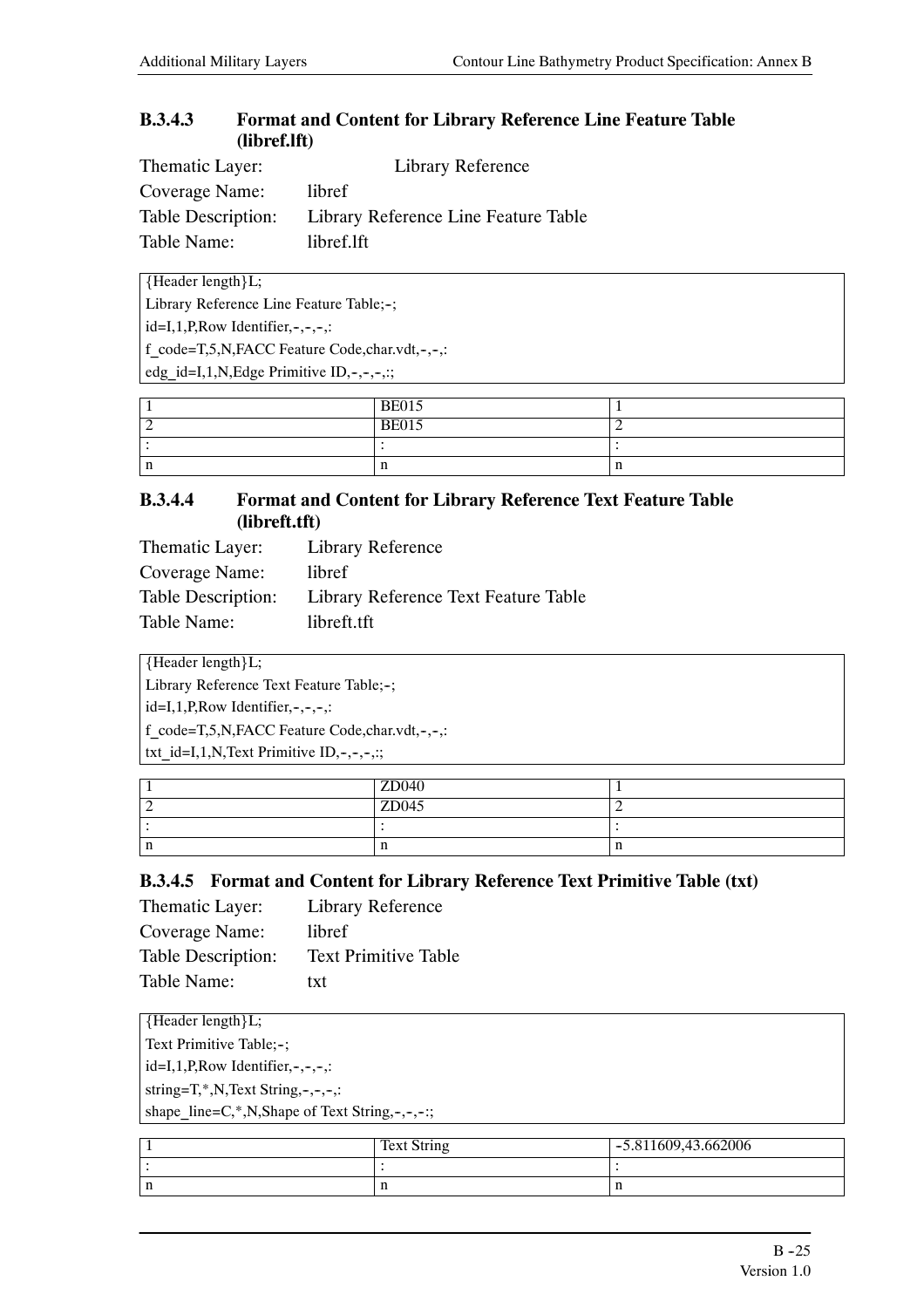### B.3.4.3 Format and Content for Library Reference Line Feature Table (libref.lft)

Thematic Layer: Library Reference
Coverage Name: libref
Table Description: Library Reference Line Feature Table
Table Name: libref.lft

```
{Header length}L;
Library Reference Line Feature Table;-;
id=I,1,P,Row Identifier,-,-,-,:
f_code=T,5,N,FACC Feature Code,char.vdt,-,-,:
edg_id=I,1,N,Edge Primitive ID,-,-,-,:;
```

| | | |
|---|---|---|
| 1 | BE015 | 1 |
| 2 | BE015 | 2 |
| : | : | : |
| n | n | n |

### B.3.4.4 Format and Content for Library Reference Text Feature Table (libreft.tft)

Thematic Layer: Library Reference
Coverage Name: libref
Table Description: Library Reference Text Feature Table
Table Name: libreft.tft

```
{Header length}L;
Library Reference Text Feature Table;-;
id=I,1,P,Row Identifier,-,-,-,:
f_code=T,5,N,FACC Feature Code,char.vdt,-,-,:
txt_id=I,1,N,Text Primitive ID,-,-,-,:;
```

| | | |
|---|---|---|
| 1 | ZD040 | 1 |
| 2 | ZD045 | 2 |
| : | : | : |
| n | n | n |

### B.3.4.5 Format and Content for Library Reference Text Primitive Table (txt)

Thematic Layer: Library Reference
Coverage Name: libref
Table Description: Text Primitive Table
Table Name: txt

```
{Header length}L;
Text Primitive Table;-;
id=I,1,P,Row Identifier,-,-,-,:
string=T,*,N,Text String,-,-,-,:
shape_line=C,*,N,Shape of Text String,-,-,-:;
```

| | | |
|---|---|---|
| 1 | Text String | -5.811609,43.662006 |
| : | : | : |
| n | n | n |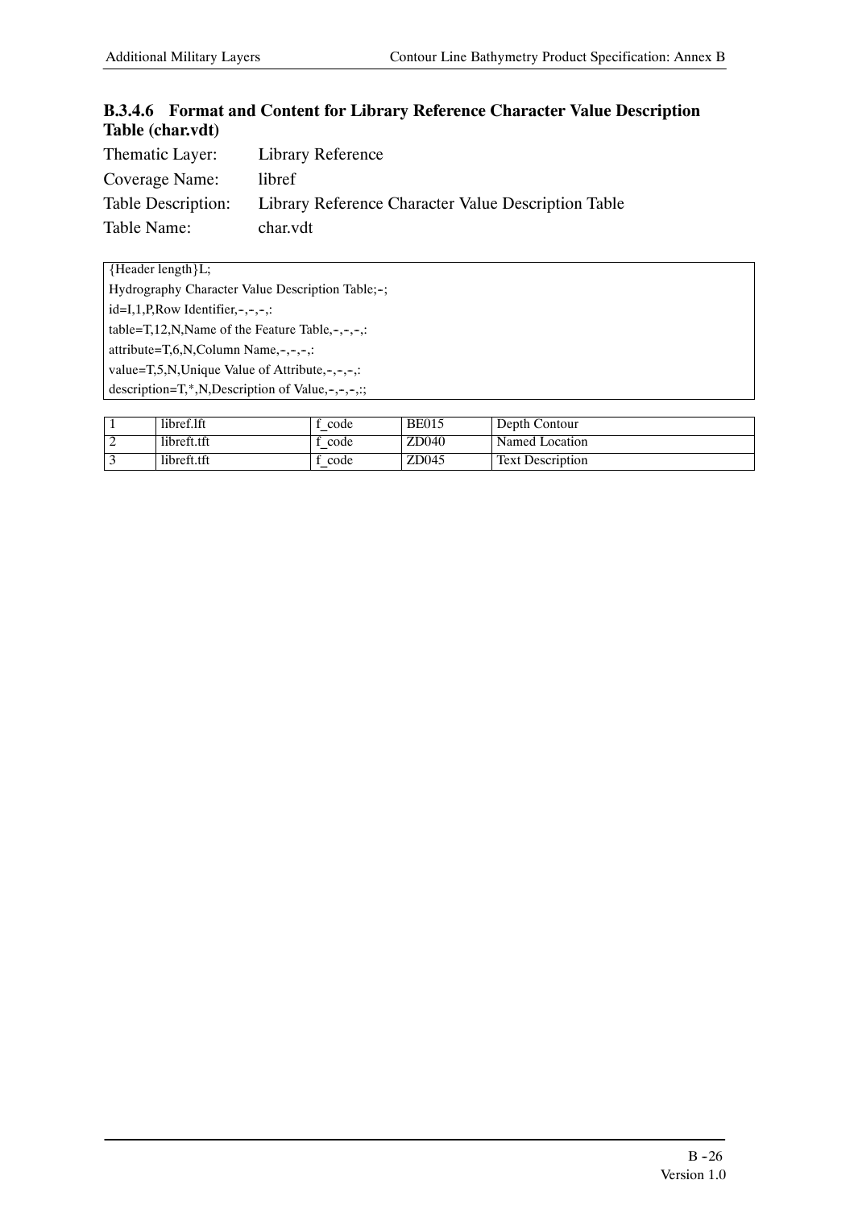### B.3.4.6 Format and Content for Library Reference Character Value Description Table (char.vdt)

Thematic Layer: Library Reference

Coverage Name: libref

Table Description: Library Reference Character Value Description Table

Table Name: char.vdt

```
{Header length}L;
Hydrography Character Value Description Table;-;
id=I,1,P,Row Identifier,-,-,-,:
table=T,12,N,Name of the Feature Table,-,-,-,:
attribute=T,6,N,Column Name,-,-,-,:
value=T,5,N,Unique Value of Attribute,-,-,-,:
description=T,*,N,Description of Value,-,-,-,:;
```

| | | | | |
|---|---|---|---|---|
| 1 | libref.lft | f_code | BE015 | Depth Contour |
| 2 | libreft.tft | f_code | ZD040 | Named Location |
| 3 | libreft.tft | f_code | ZD045 | Text Description |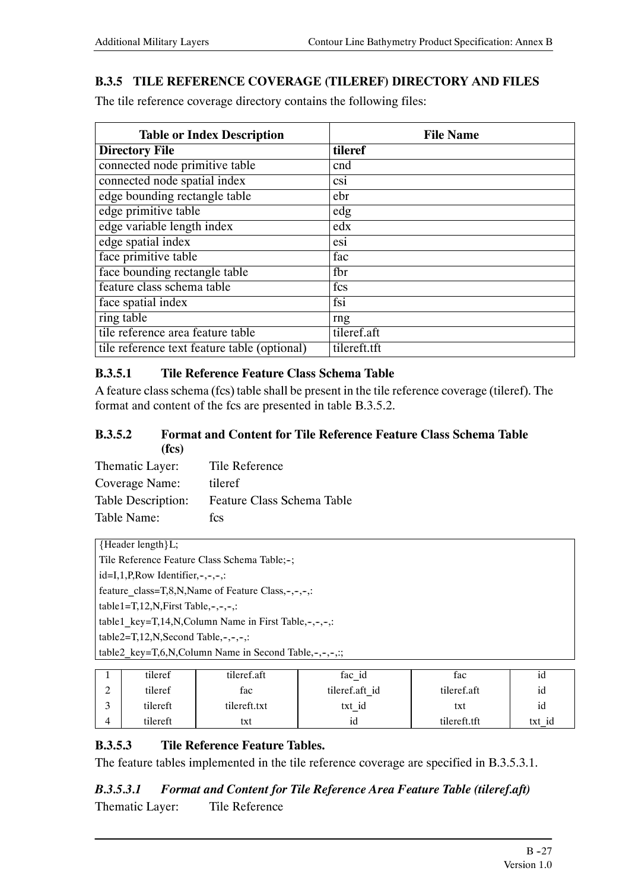## B.3.5 TILE REFERENCE COVERAGE (TILEREF) DIRECTORY AND FILES

The tile reference coverage directory contains the following files:

| Table or Index Description | File Name |
|---|---|
| **Directory File** | **tileref** |
| connected node primitive table | cnd |
| connected node spatial index | csi |
| edge bounding rectangle table | ebr |
| edge primitive table | edg |
| edge variable length index | edx |
| edge spatial index | esi |
| face primitive table | fac |
| face bounding rectangle table | fbr |
| feature class schema table | fcs |
| face spatial index | fsi |
| ring table | rng |
| tile reference area feature table | tileref.aft |
| tile reference text feature table (optional) | tileref.tft |

### B.3.5.1 Tile Reference Feature Class Schema Table

A feature class schema (fcs) table shall be present in the tile reference coverage (tileref). The format and content of the fcs are presented in table B.3.5.2.

### B.3.5.2 Format and Content for Tile Reference Feature Class Schema Table (fcs)

Thematic Layer: Tile Reference
Coverage Name: tileref
Table Description: Feature Class Schema Table
Table Name: fcs

```
{Header length}L;
Tile Reference Feature Class Schema Table;-;
id=I,1,P,Row Identifier,-,-,-,:
feature_class=T,8,N,Name of Feature Class,-,-,-,:
table1=T,12,N,First Table,-,-,-,:
table1_key=T,14,N,Column Name in First Table,-,-,-,:
table2=T,12,N,Second Table,-,-,-,:
table2_key=T,6,N,Column Name in Second Table,-,-,-,:;
```

| | | | | | |
|---|---|---|---|---|---|
| 1 | tileref | tileref.aft | fac_id | fac | id |
| 2 | tileref | fac | tileref.aft_id | tileref.aft | id |
| 3 | tilereft | tilereft.txt | txt_id | txt | id |
| 4 | tilereft | txt | id | tilereft.tft | txt_id |

### B.3.5.3 Tile Reference Feature Tables.

The feature tables implemented in the tile reference coverage are specified in B.3.5.3.1.

#### *B.3.5.3.1 Format and Content for Tile Reference Area Feature Table (tileref.aft)*

Thematic Layer: Tile Reference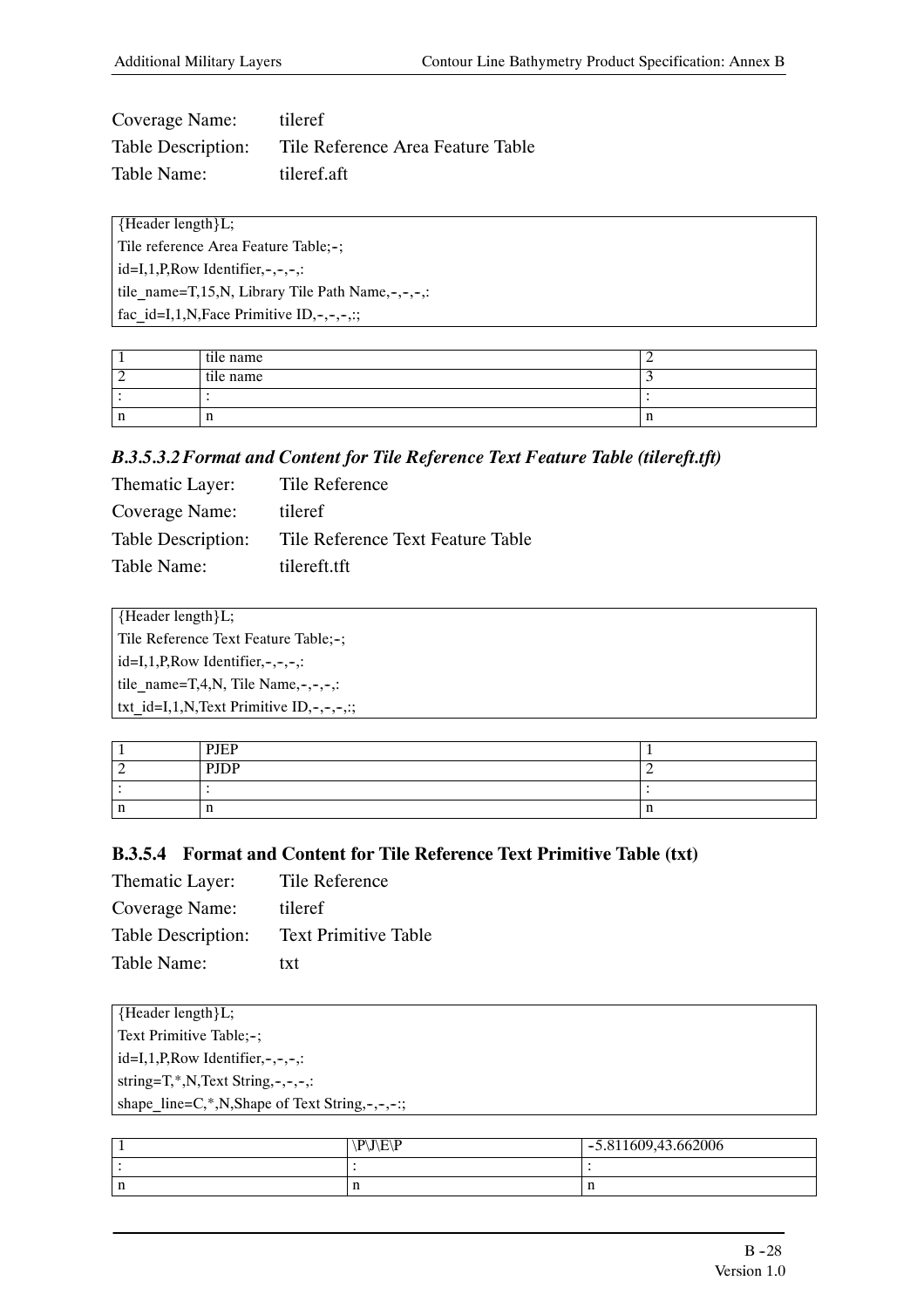Coverage Name: tileref
Table Description: Tile Reference Area Feature Table
Table Name: tileref.aft

```
{Header length}L;
Tile reference Area Feature Table;-;
id=I,1,P,Row Identifier,-,-,-,:
tile_name=T,15,N, Library Tile Path Name,-,-,-,:
fac_id=I,1,N,Face Primitive ID,-,-,-,:;
```

| | | |
|---|---|---|
| 1 | tile name | 2 |
| 2 | tile name | 3 |
| : | : | : |
| n | n | n |

### *B.3.5.3.2 Format and Content for Tile Reference Text Feature Table (tilereft.tft)*

Thematic Layer: Tile Reference
Coverage Name: tileref
Table Description: Tile Reference Text Feature Table
Table Name: tilereft.tft

```
{Header length}L;
Tile Reference Text Feature Table;-;
id=I,1,P,Row Identifier,-,-,-,:
tile_name=T,4,N, Tile Name,-,-,-,:
txt_id=I,1,N,Text Primitive ID,-,-,-,:;
```

| | | |
|---|---|---|
| 1 | PJEP | 1 |
| 2 | PJDP | 2 |
| : | : | : |
| n | n | n |

### B.3.5.4 Format and Content for Tile Reference Text Primitive Table (txt)

Thematic Layer: Tile Reference
Coverage Name: tileref
Table Description: Text Primitive Table
Table Name: txt

```
{Header length}L;
Text Primitive Table;-;
id=I,1,P,Row Identifier,-,-,-,:
string=T,*,N,Text String,-,-,-,:
shape_line=C,*,N,Shape of Text String,-,-,-:;
```

| | | |
|---|---|---|
| 1 | \P\J\E\P | -5.811609,43.662006 |
| : | : | : |
| n | n | n |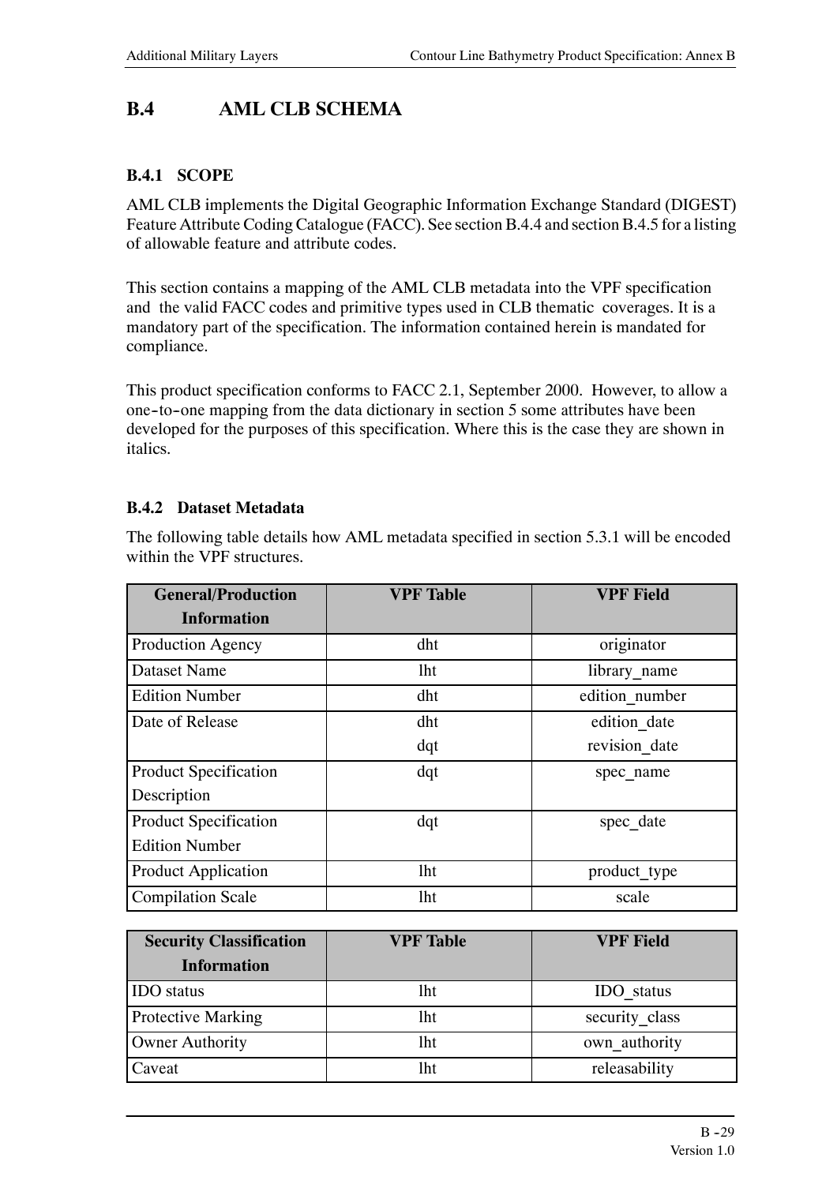## B.4 AML CLB SCHEMA

### B.4.1 SCOPE

AML CLB implements the Digital Geographic Information Exchange Standard (DIGEST) Feature Attribute Coding Catalogue (FACC). See section B.4.4 and section B.4.5 for a listing of allowable feature and attribute codes.

This section contains a mapping of the AML CLB metadata into the VPF specification and the valid FACC codes and primitive types used in CLB thematic coverages. It is a mandatory part of the specification. The information contained herein is mandated for compliance.

This product specification conforms to FACC 2.1, September 2000. However, to allow a one-to-one mapping from the data dictionary in section 5 some attributes have been developed for the purposes of this specification. Where this is the case they are shown in italics.

### B.4.2 Dataset Metadata

The following table details how AML metadata specified in section 5.3.1 will be encoded within the VPF structures.

| General/Production Information | VPF Table | VPF Field |
|---|---|---|
| Production Agency | dht | originator |
| Dataset Name | lht | library_name |
| Edition Number | dht | edition_number |
| Date of Release | dht<br>dqt | edition_date<br>revision_date |
| Product Specification Description | dqt | spec_name |
| Product Specification Edition Number | dqt | spec_date |
| Product Application | lht | product_type |
| Compilation Scale | lht | scale |

| Security Classification Information | VPF Table | VPF Field |
|---|---|---|
| IDO status | lht | IDO_status |
| Protective Marking | lht | security_class |
| Owner Authority | lht | own_authority |
| Caveat | lht | releasability |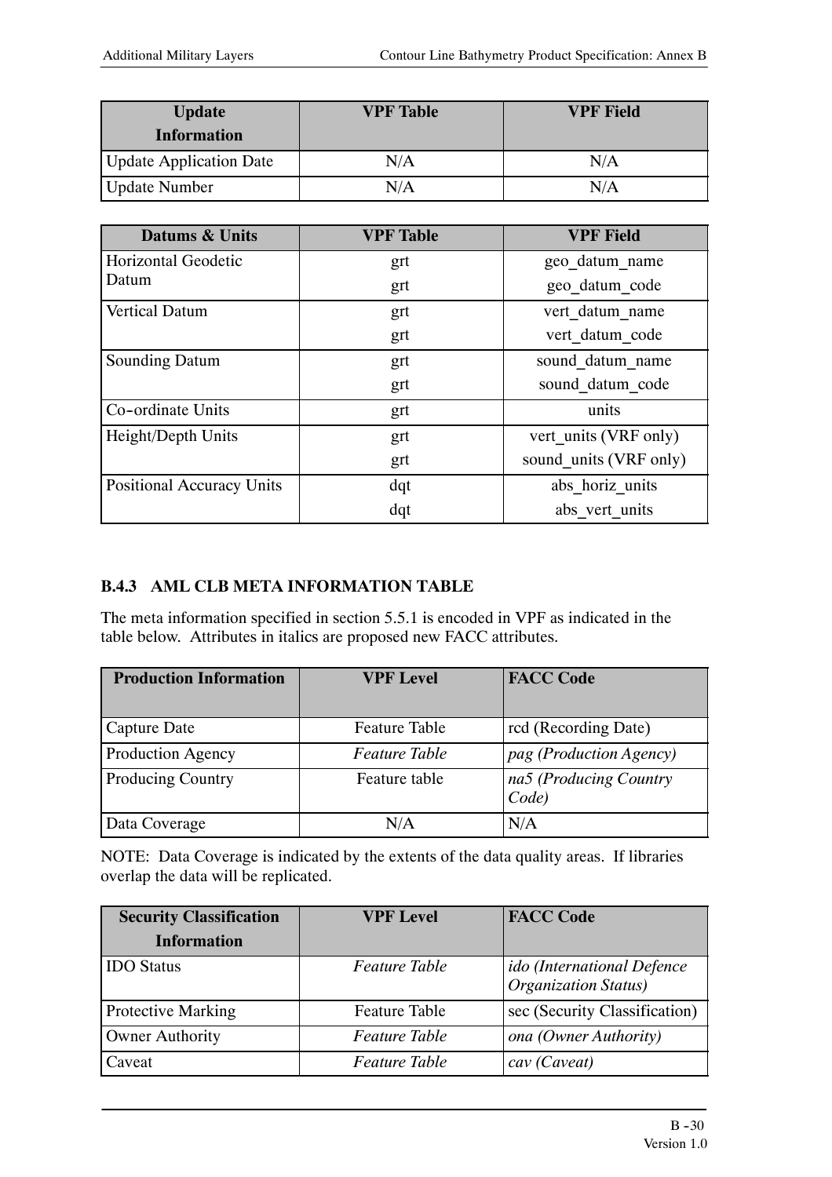| Update Information | VPF Table | VPF Field |
|---|---|---|
| Update Application Date | N/A | N/A |
| Update Number | N/A | N/A |

| Datums & Units | VPF Table | VPF Field |
|---|---|---|
| Horizontal Geodetic Datum | grt<br>grt | geo_datum_name<br>geo_datum_code |
| Vertical Datum | grt<br>grt | vert_datum_name<br>vert_datum_code |
| Sounding Datum | grt<br>grt | sound_datum_name<br>sound_datum_code |
| Co-ordinate Units | grt | units |
| Height/Depth Units | grt<br>grt | vert_units (VRF only)<br>sound_units (VRF only) |
| Positional Accuracy Units | dqt<br>dqt | abs_horiz_units<br>abs_vert_units |

### B.4.3 AML CLB META INFORMATION TABLE

The meta information specified in section 5.5.1 is encoded in VPF as indicated in the table below. Attributes in italics are proposed new FACC attributes.

| Production Information | VPF Level | FACC Code |
|---|---|---|
| Capture Date | Feature Table | rcd (Recording Date) |
| Production Agency | *Feature Table* | *pag (Production Agency)* |
| Producing Country | Feature table | *na5 (Producing Country Code)* |
| Data Coverage | N/A | N/A |

NOTE: Data Coverage is indicated by the extents of the data quality areas. If libraries overlap the data will be replicated.

| Security Classification Information | VPF Level | FACC Code |
|---|---|---|
| IDO Status | *Feature Table* | *ido (International Defence Organization Status)* |
| Protective Marking | Feature Table | sec (Security Classification) |
| Owner Authority | *Feature Table* | *ona (Owner Authority)* |
| Caveat | *Feature Table* | *cav (Caveat)* |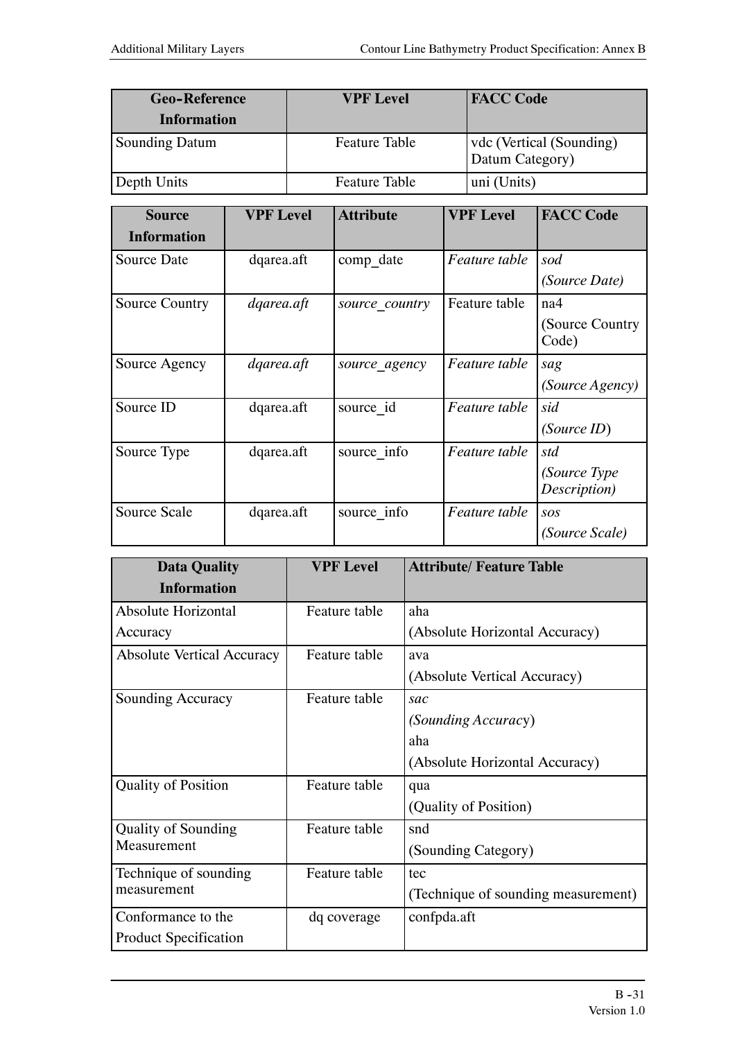| Geo-Reference Information | VPF Level | FACC Code |
|---|---|---|
| Sounding Datum | Feature Table | vdc (Vertical (Sounding) Datum Category) |
| Depth Units | Feature Table | uni (Units) |

| Source Information | VPF Level | Attribute | VPF Level | FACC Code |
|---|---|---|---|---|
| Source Date | dqarea.aft | comp_date | *Feature table* | *sod* *(Source Date)* |
| Source Country | *dqarea.aft* | *source_country* | Feature table | na4 (Source Country Code) |
| Source Agency | *dqarea.aft* | *source_agency* | *Feature table* | *sag* *(Source Agency)* |
| Source ID | dqarea.aft | source_id | *Feature table* | *sid* *(Source ID)* |
| Source Type | dqarea.aft | source_info | *Feature table* | *std* *(Source Type Description)* |
| Source Scale | dqarea.aft | source_info | *Feature table* | *sos* *(Source Scale)* |

| Data Quality Information | VPF Level | Attribute/ Feature Table |
|---|---|---|
| Absolute Horizontal Accuracy | Feature table | aha (Absolute Horizontal Accuracy) |
| Absolute Vertical Accuracy | Feature table | ava (Absolute Vertical Accuracy) |
| Sounding Accuracy | Feature table | *sac* *(Sounding Accuracy)* aha (Absolute Horizontal Accuracy) |
| Quality of Position | Feature table | qua (Quality of Position) |
| Quality of Sounding Measurement | Feature table | snd (Sounding Category) |
| Technique of sounding measurement | Feature table | tec (Technique of sounding measurement) |
| Conformance to the Product Specification | dq coverage | confpda.aft |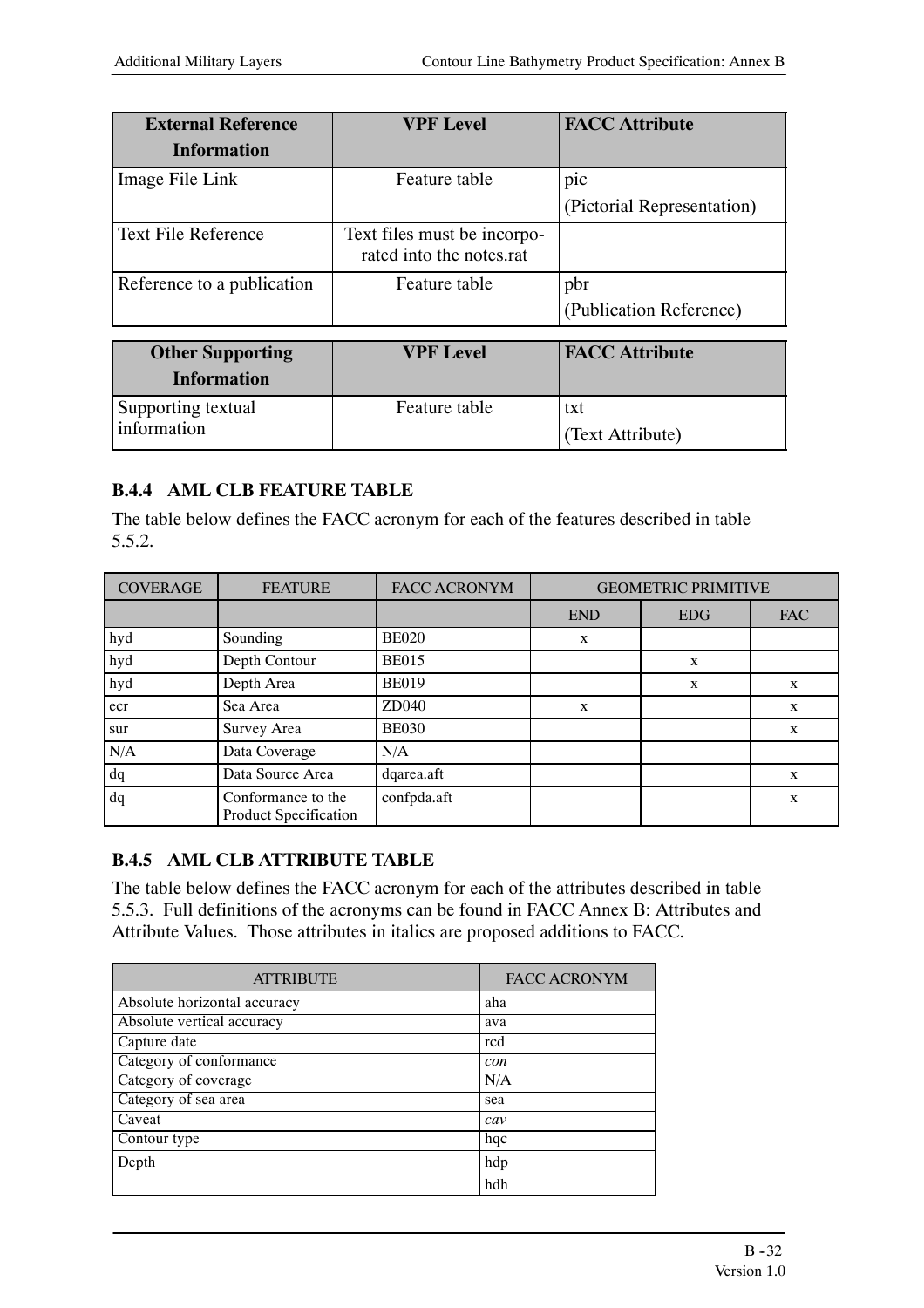| External Reference Information | VPF Level | FACC Attribute |
|---|---|---|
| Image File Link | Feature table | pic<br>(Pictorial Representation) |
| Text File Reference | Text files must be incorporated into the notes.rat | |
| Reference to a publication | Feature table | pbr<br>(Publication Reference) |

| Other Supporting Information | VPF Level | FACC Attribute |
|---|---|---|
| Supporting textual information | Feature table | txt<br>(Text Attribute) |

### B.4.4 AML CLB FEATURE TABLE

The table below defines the FACC acronym for each of the features described in table 5.5.2.

| COVERAGE | FEATURE | FACC ACRONYM | GEOMETRIC PRIMITIVE | | |
|---|---|---|---|---|---|
| | | | END | EDG | FAC |
| hyd | Sounding | BE020 | x | | |
| hyd | Depth Contour | BE015 | | x | |
| hyd | Depth Area | BE019 | | x | x |
| ecr | Sea Area | ZD040 | x | | x |
| sur | Survey Area | BE030 | | | x |
| N/A | Data Coverage | N/A | | | |
| dq | Data Source Area | dqarea.aft | | | x |
| dq | Conformance to the Product Specification | confpda.aft | | | x |

### B.4.5 AML CLB ATTRIBUTE TABLE

The table below defines the FACC acronym for each of the attributes described in table 5.5.3. Full definitions of the acronyms can be found in FACC Annex B: Attributes and Attribute Values. Those attributes in italics are proposed additions to FACC.

| ATTRIBUTE | FACC ACRONYM |
|---|---|
| Absolute horizontal accuracy | aha |
| Absolute vertical accuracy | ava |
| Capture date | rcd |
| Category of conformance | *con* |
| Category of coverage | N/A |
| Category of sea area | sea |
| Caveat | *cav* |
| Contour type | hqc |
| Depth | hdp<br>hdh |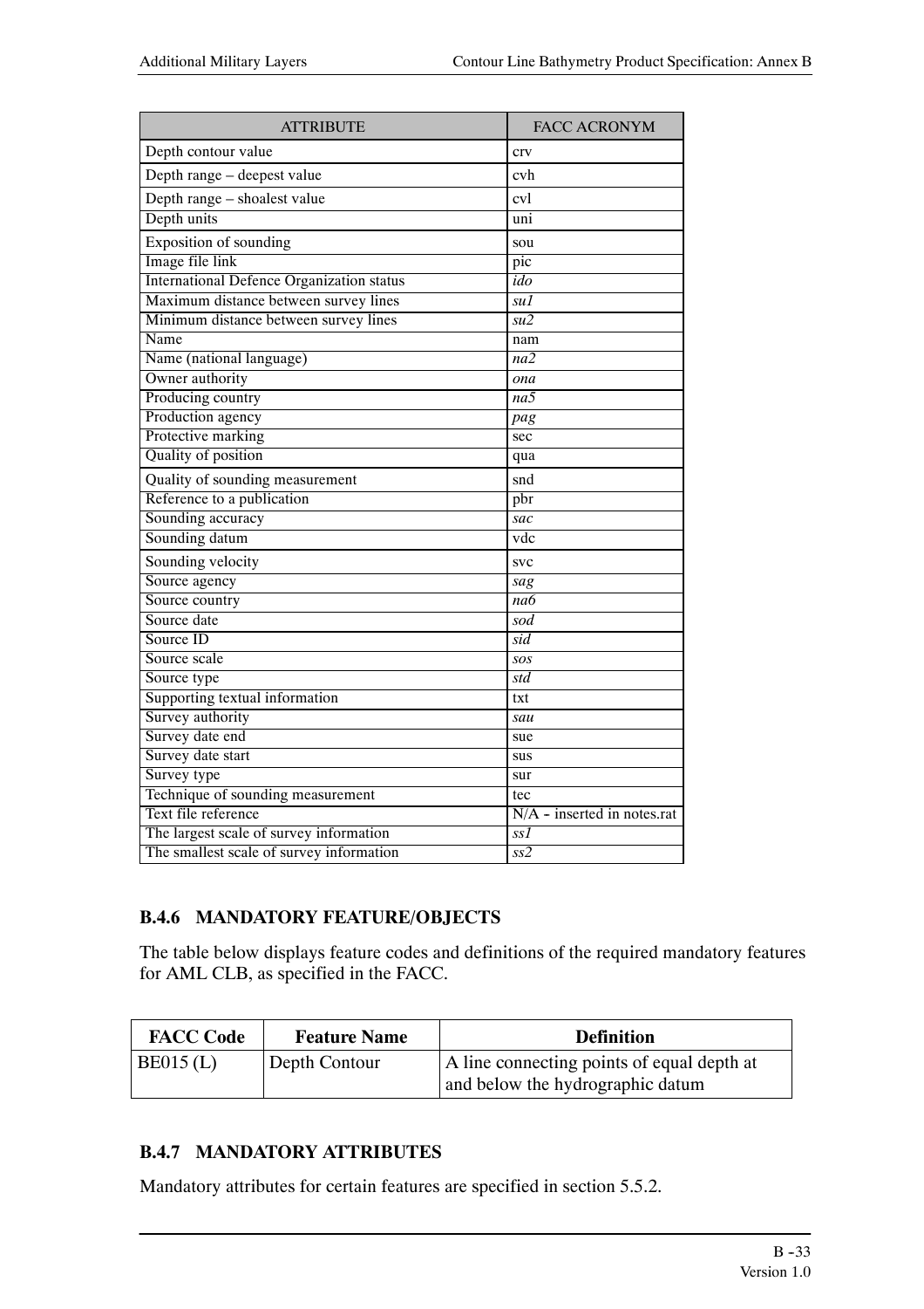| ATTRIBUTE | FACC ACRONYM |
| --- | --- |
| Depth contour value | crv |
| Depth range – deepest value | cvh |
| Depth range – shoalest value | cvl |
| Depth units | uni |
| Exposition of sounding | sou |
| Image file link | pic |
| International Defence Organization status | *ido* |
| Maximum distance between survey lines | *su1* |
| Minimum distance between survey lines | *su2* |
| Name | nam |
| Name (national language) | *na2* |
| Owner authority | *ona* |
| Producing country | *na5* |
| Production agency | *pag* |
| Protective marking | sec |
| Quality of position | qua |
| Quality of sounding measurement | snd |
| Reference to a publication | pbr |
| Sounding accuracy | *sac* |
| Sounding datum | vdc |
| Sounding velocity | svc |
| Source agency | *sag* |
| Source country | *na6* |
| Source date | *sod* |
| Source ID | *sid* |
| Source scale | *sos* |
| Source type | *std* |
| Supporting textual information | txt |
| Survey authority | *sau* |
| Survey date end | sue |
| Survey date start | sus |
| Survey type | sur |
| Technique of sounding measurement | tec |
| Text file reference | N/A - inserted in notes.rat |
| The largest scale of survey information | *ss1* |
| The smallest scale of survey information | *ss2* |

### B.4.6 MANDATORY FEATURE/OBJECTS

The table below displays feature codes and definitions of the required mandatory features for AML CLB, as specified in the FACC.

| FACC Code | Feature Name | Definition |
| --- | --- | --- |
| BE015 (L) | Depth Contour | A line connecting points of equal depth at and below the hydrographic datum |

### B.4.7 MANDATORY ATTRIBUTES

Mandatory attributes for certain features are specified in section 5.5.2.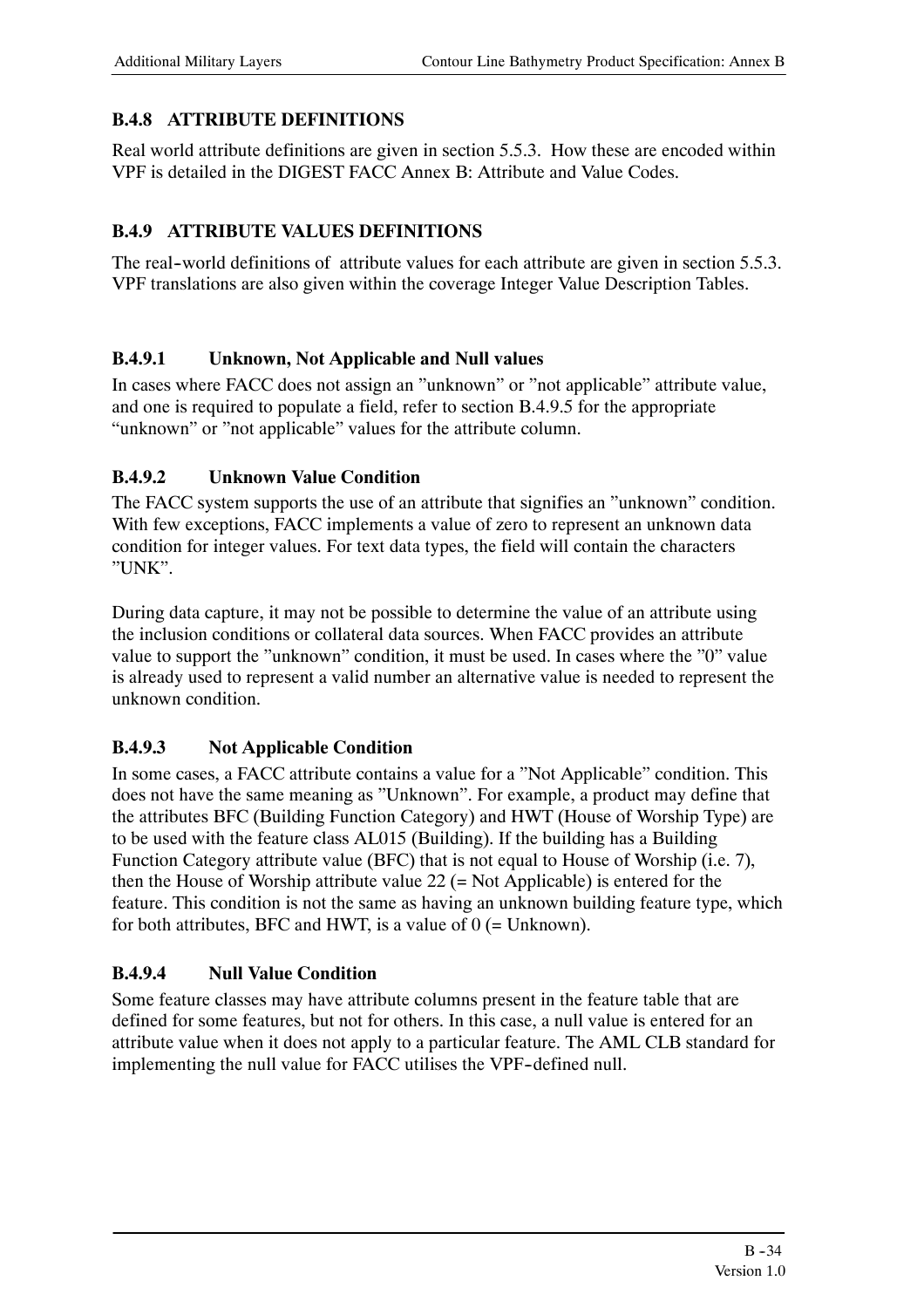### B.4.8 ATTRIBUTE DEFINITIONS

Real world attribute definitions are given in section 5.5.3. How these are encoded within VPF is detailed in the DIGEST FACC Annex B: Attribute and Value Codes.

### B.4.9 ATTRIBUTE VALUES DEFINITIONS

The real-world definitions of attribute values for each attribute are given in section 5.5.3. VPF translations are also given within the coverage Integer Value Description Tables.

#### B.4.9.1 Unknown, Not Applicable and Null values

In cases where FACC does not assign an "unknown" or "not applicable" attribute value, and one is required to populate a field, refer to section B.4.9.5 for the appropriate "unknown" or "not applicable" values for the attribute column.

#### B.4.9.2 Unknown Value Condition

The FACC system supports the use of an attribute that signifies an "unknown" condition. With few exceptions, FACC implements a value of zero to represent an unknown data condition for integer values. For text data types, the field will contain the characters "UNK".

During data capture, it may not be possible to determine the value of an attribute using the inclusion conditions or collateral data sources. When FACC provides an attribute value to support the "unknown" condition, it must be used. In cases where the "0" value is already used to represent a valid number an alternative value is needed to represent the unknown condition.

#### B.4.9.3 Not Applicable Condition

In some cases, a FACC attribute contains a value for a "Not Applicable" condition. This does not have the same meaning as "Unknown". For example, a product may define that the attributes BFC (Building Function Category) and HWT (House of Worship Type) are to be used with the feature class AL015 (Building). If the building has a Building Function Category attribute value (BFC) that is not equal to House of Worship (i.e. 7), then the House of Worship attribute value 22 (= Not Applicable) is entered for the feature. This condition is not the same as having an unknown building feature type, which for both attributes, BFC and HWT, is a value of 0 (= Unknown).

#### B.4.9.4 Null Value Condition

Some feature classes may have attribute columns present in the feature table that are defined for some features, but not for others. In this case, a null value is entered for an attribute value when it does not apply to a particular feature. The AML CLB standard for implementing the null value for FACC utilises the VPF-defined null.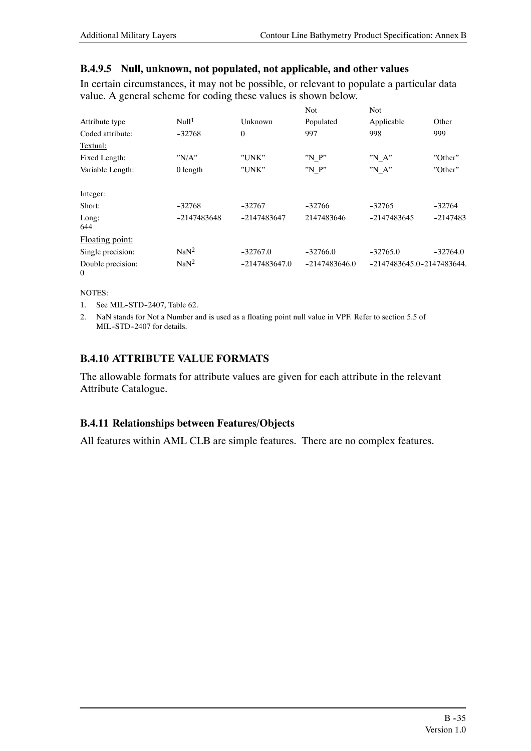### B.4.9.5 Null, unknown, not populated, not applicable, and other values

In certain circumstances, it may not be possible, or relevant to populate a particular data value. A general scheme for coding these values is shown below.

| Attribute type | Null[1] | Unknown | Not Populated | Not Applicable | Other |
|---|---|---|---|---|---|
| Coded attribute: | -32768 | 0 | 997 | 998 | 999 |
| Textual: | | | | | |
| Fixed Length: | "N/A" | "UNK" | "N_P" | "N_A" | "Other" |
| Variable Length: | 0 length | "UNK" | "N_P" | "N_A" | "Other" |
| Integer: | | | | | |
| Short: | -32768 | -32767 | -32766 | -32765 | -32764 |
| Long: | -2147483648 | -2147483647 | 2147483646 | -2147483645 | -2147483644 |
| Floating point: | | | | | |
| Single precision: | NaN[2] | -32767.0 | -32766.0 | -32765.0 | -32764.0 |
| Double precision: | NaN[2] | -2147483647.0 | -2147483646.0 | -2147483645.0 | -2147483644.0 |

NOTES:

1. See MIL-STD-2407, Table 62.
2. NaN stands for Not a Number and is used as a floating point null value in VPF. Refer to section 5.5 of MIL-STD-2407 for details.

## B.4.10 ATTRIBUTE VALUE FORMATS

The allowable formats for attribute values are given for each attribute in the relevant Attribute Catalogue.

## B.4.11 Relationships between Features/Objects

All features within AML CLB are simple features. There are no complex features.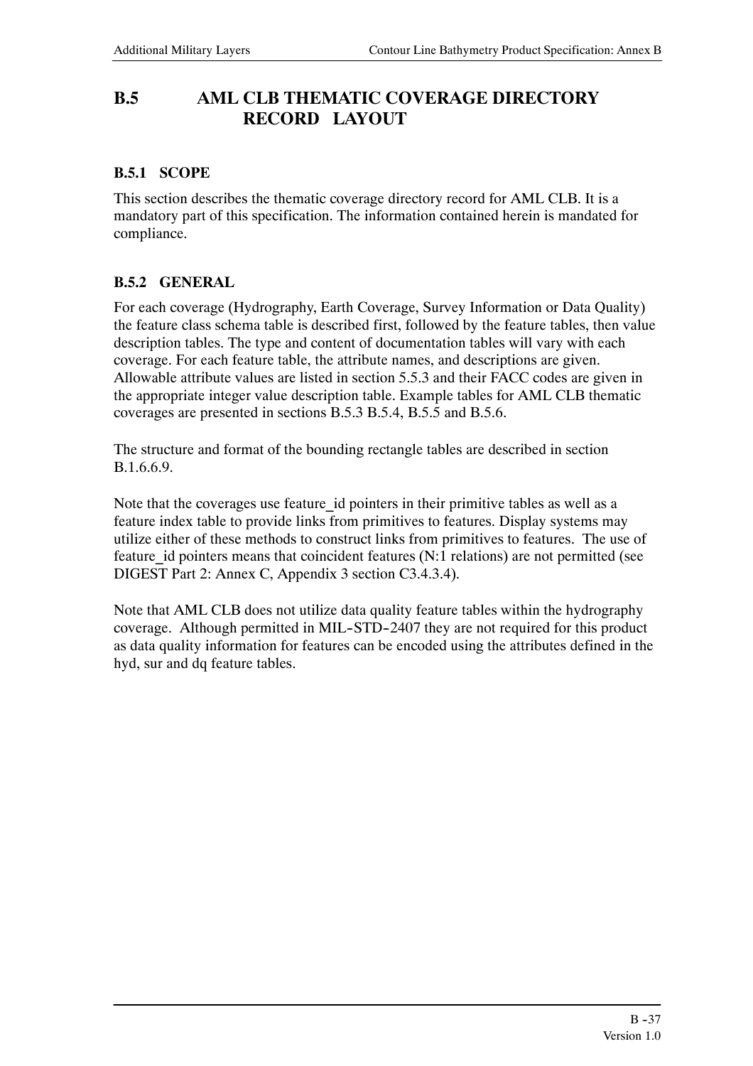## B.5 AML CLB THEMATIC COVERAGE DIRECTORY RECORD LAYOUT

### B.5.1 SCOPE

This section describes the thematic coverage directory record for AML CLB. It is a mandatory part of this specification. The information contained herein is mandated for compliance.

### B.5.2 GENERAL

For each coverage (Hydrography, Earth Coverage, Survey Information or Data Quality) the feature class schema table is described first, followed by the feature tables, then value description tables. The type and content of documentation tables will vary with each coverage. For each feature table, the attribute names, and descriptions are given. Allowable attribute values are listed in section 5.5.3 and their FACC codes are given in the appropriate integer value description table. Example tables for AML CLB thematic coverages are presented in sections B.5.3 B.5.4, B.5.5 and B.5.6.

The structure and format of the bounding rectangle tables are described in section B.1.6.6.9.

Note that the coverages use feature_id pointers in their primitive tables as well as a feature index table to provide links from primitives to features. Display systems may utilize either of these methods to construct links from primitives to features. The use of feature_id pointers means that coincident features (N:1 relations) are not permitted (see DIGEST Part 2: Annex C, Appendix 3 section C3.4.3.4).

Note that AML CLB does not utilize data quality feature tables within the hydrography coverage. Although permitted in MIL-STD-2407 they are not required for this product as data quality information for features can be encoded using the attributes defined in the hyd, sur and dq feature tables.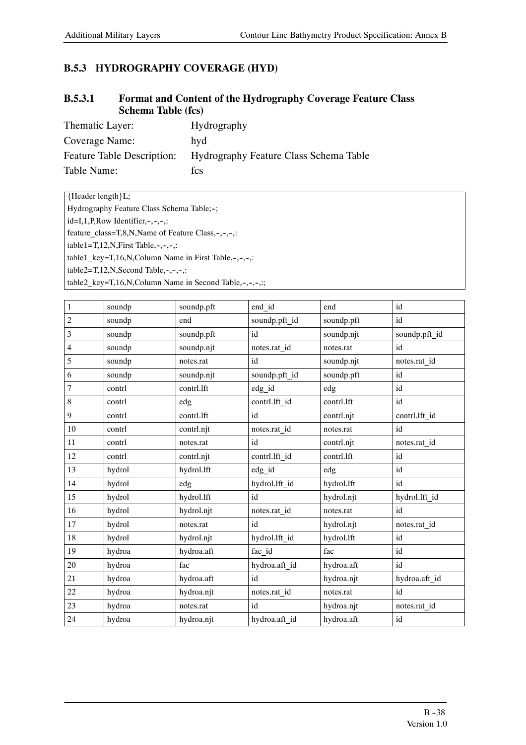## B.5.3 HYDROGRAPHY COVERAGE (HYD)

### B.5.3.1 Format and Content of the Hydrography Coverage Feature Class Schema Table (fcs)

Thematic Layer: Hydrography

Coverage Name: hyd

Feature Table Description: Hydrography Feature Class Schema Table

Table Name: fcs

```
{Header length}L;
Hydrography Feature Class Schema Table;-;
id=I,1,P,Row Identifier,-,-,-,:
feature_class=T,8,N,Name of Feature Class,-,-,-,:
table1=T,12,N,First Table,-,-,-,:
table1_key=T,16,N,Column Name in First Table,-,-,-,:
table2=T,12,N,Second Table,-,-,-,:
table2_key=T,16,N,Column Name in Second Table,-,-,-,:;
```

| | | | | | |
|---|---|---|---|---|---|
| 1 | soundp | soundp.pft | end_id | end | id |
| 2 | soundp | end | soundp.pft_id | soundp.pft | id |
| 3 | soundp | soundp.pft | id | soundp.njt | soundp.pft_id |
| 4 | soundp | soundp.njt | notes.rat_id | notes.rat | id |
| 5 | soundp | notes.rat | id | soundp.njt | notes.rat_id |
| 6 | soundp | soundp.njt | soundp.pft_id | soundp.pft | id |
| 7 | contrl | contrl.lft | edg_id | edg | id |
| 8 | contrl | edg | contrl.lft_id | contrl.lft | id |
| 9 | contrl | contrl.lft | id | contrl.njt | contrl.lft_id |
| 10 | contrl | contrl.njt | notes.rat_id | notes.rat | id |
| 11 | contrl | notes.rat | id | contrl.njt | notes.rat_id |
| 12 | contrl | contrl.njt | contrl.lft_id | contrl.lft | id |
| 13 | hydrol | hydrol.lft | edg_id | edg | id |
| 14 | hydrol | edg | hydrol.lft_id | hydrol.lft | id |
| 15 | hydrol | hydrol.lft | id | hydrol.njt | hydrol.lft_id |
| 16 | hydrol | hydrol.njt | notes.rat_id | notes.rat | id |
| 17 | hydrol | notes.rat | id | hydrol.njt | notes.rat_id |
| 18 | hydrol | hydrol.njt | hydrol.lft_id | hydrol.lft | id |
| 19 | hydroa | hydroa.aft | fac_id | fac | id |
| 20 | hydroa | fac | hydroa.aft_id | hydroa.aft | id |
| 21 | hydroa | hydroa.aft | id | hydroa.njt | hydroa.aft_id |
| 22 | hydroa | hydroa.njt | notes.rat_id | notes.rat | id |
| 23 | hydroa | notes.rat | id | hydroa.njt | notes.rat_id |
| 24 | hydroa | hydroa.njt | hydroa.aft_id | hydroa.aft | id |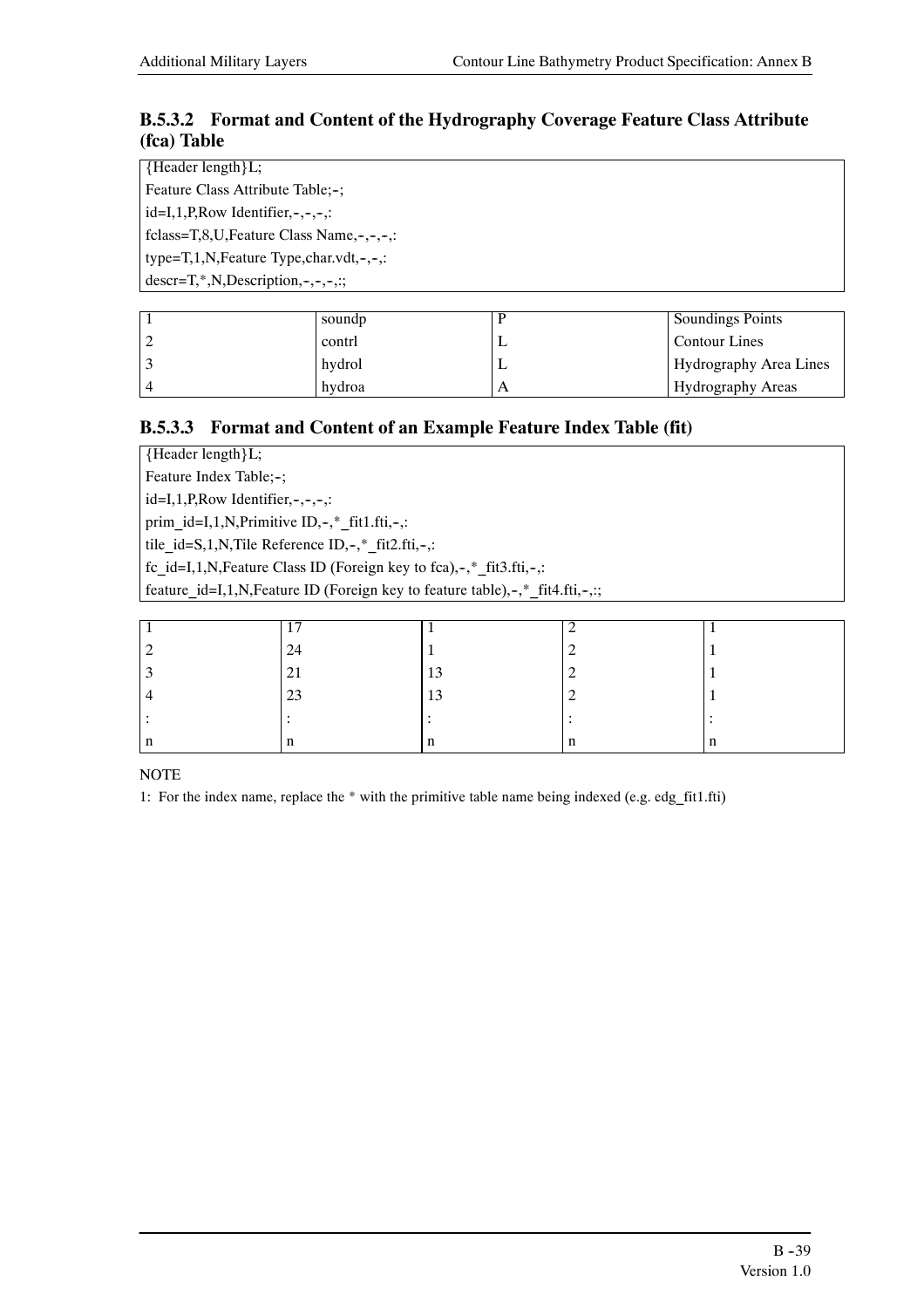### B.5.3.2 Format and Content of the Hydrography Coverage Feature Class Attribute (fca) Table

```
{Header length}L;
Feature Class Attribute Table;-;
id=I,1,P,Row Identifier,-,-,-,:
fclass=T,8,U,Feature Class Name,-,-,-,:
type=T,1,N,Feature Type,char.vdt,-,-,:
descr=T,*,N,Description,-,-,-,:;
```

| | | | |
|---|---|---|---|
| 1 | soundp | P | Soundings Points |
| 2 | contrl | L | Contour Lines |
| 3 | hydrol | L | Hydrography Area Lines |
| 4 | hydroa | A | Hydrography Areas |

### B.5.3.3 Format and Content of an Example Feature Index Table (fit)

```
{Header length}L;
Feature Index Table;-;
id=I,1,P,Row Identifier,-,-,-,:
prim_id=I,1,N,Primitive ID,-,*_fit1.fti,-,:
tile_id=S,1,N,Tile Reference ID,-,*_fit2.fti,-,:
fc_id=I,1,N,Feature Class ID (Foreign key to fca),-,*_fit3.fti,-,:
feature_id=I,1,N,Feature ID (Foreign key to feature table),-,*_fit4.fti,-,:;
```

| | | | | |
|---|---|---|---|---|
| 1 | 17 | 1 | 2 | 1 |
| 2 | 24 | 1 | 2 | 1 |
| 3 | 21 | 13 | 2 | 1 |
| 4 | 23 | 13 | 2 | 1 |
| : | : | : | : | : |
| n | n | n | n | n |

NOTE

1: For the index name, replace the * with the primitive table name being indexed (e.g. edg_fit1.fti)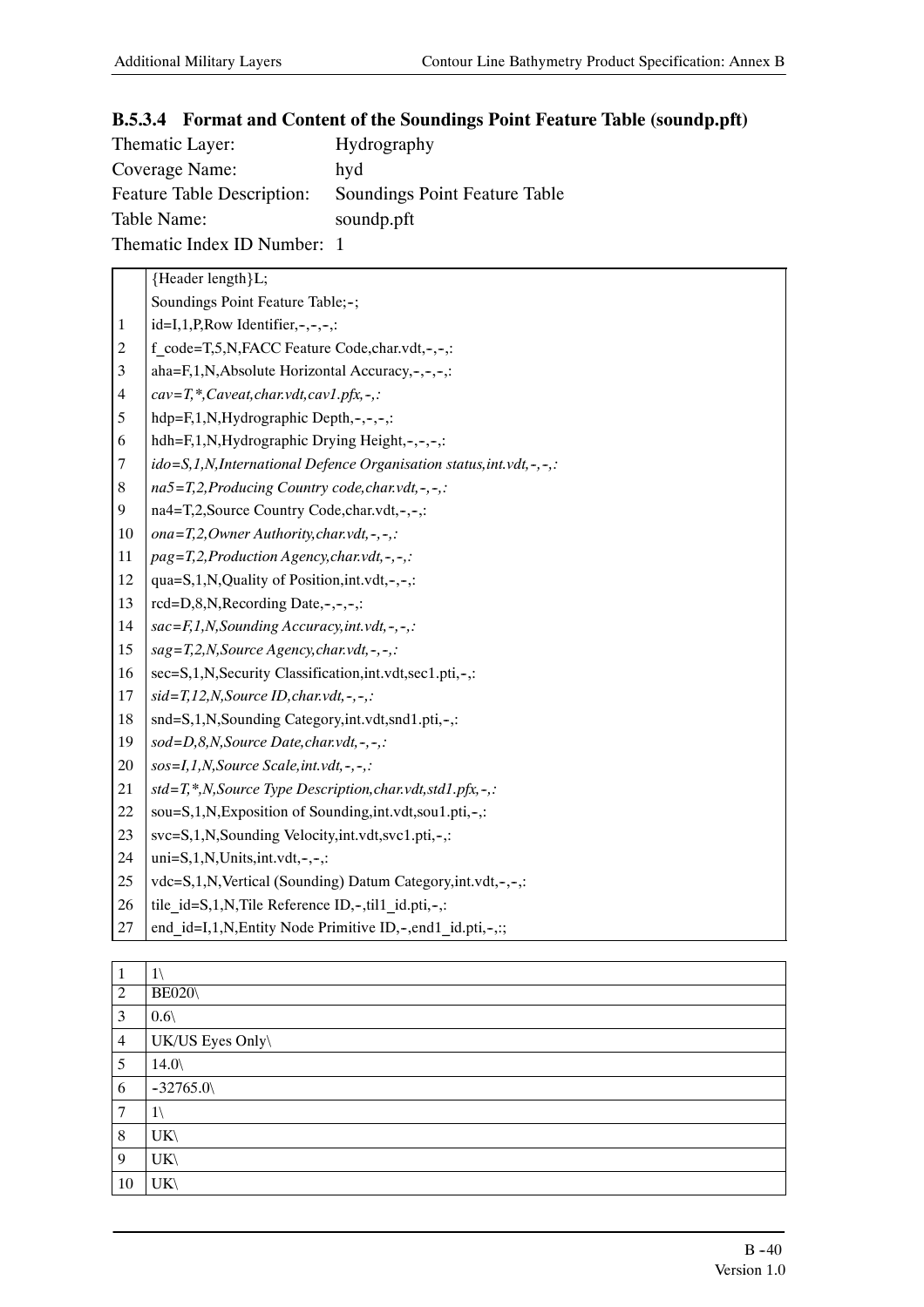### B.5.3.4 Format and Content of the Soundings Point Feature Table (soundp.pft)

Thematic Layer: Hydrography
Coverage Name: hyd
Feature Table Description: Soundings Point Feature Table
Table Name: soundp.pft
Thematic Index ID Number: 1

| | |
|---|---|
| | {Header length}L; |
| | Soundings Point Feature Table;-; |
| 1 | id=I,1,P,Row Identifier,-,-,-,: |
| 2 | f_code=T,5,N,FACC Feature Code,char.vdt,-,-,: |
| 3 | aha=F,1,N,Absolute Horizontal Accuracy,-,-,-,: |
| 4 | *cav=T,*,Caveat,char.vdt,cav1.pfx,-,:* |
| 5 | hdp=F,1,N,Hydrographic Depth,-,-,-,: |
| 6 | hdh=F,1,N,Hydrographic Drying Height,-,-,-,: |
| 7 | *ido=S,1,N,International Defence Organisation status,int.vdt,-,-,:* |
| 8 | *na5=T,2,Producing Country code,char.vdt,-,-,:* |
| 9 | na4=T,2,Source Country Code,char.vdt,-,-,: |
| 10 | *ona=T,2,Owner Authority,char.vdt,-,-,:* |
| 11 | *pag=T,2,Production Agency,char.vdt,-,-,:* |
| 12 | qua=S,1,N,Quality of Position,int.vdt,-,-,: |
| 13 | rcd=D,8,N,Recording Date,-,-,-,: |
| 14 | *sac=F,1,N,Sounding Accuracy,int.vdt,-,-,:* |
| 15 | *sag=T,2,N,Source Agency,char.vdt,-,-,:* |
| 16 | sec=S,1,N,Security Classification,int.vdt,sec1.pti,-,: |
| 17 | *sid=T,12,N,Source ID,char.vdt,-,-,:* |
| 18 | snd=S,1,N,Sounding Category,int.vdt,snd1.pti,-,: |
| 19 | *sod=D,8,N,Source Date,char.vdt,-,-,:* |
| 20 | *sos=I,1,N,Source Scale,int.vdt,-,-,:* |
| 21 | *std=T,*,N,Source Type Description,char.vdt,std1.pfx,-,:* |
| 22 | sou=S,1,N,Exposition of Sounding,int.vdt,sou1.pti,-,: |
| 23 | svc=S,1,N,Sounding Velocity,int.vdt,svc1.pti,-,: |
| 24 | uni=S,1,N,Units,int.vdt,-,-,: |
| 25 | vdc=S,1,N,Vertical (Sounding) Datum Category,int.vdt,-,-,: |
| 26 | tile_id=S,1,N,Tile Reference ID,-,til1_id.pti,-,: |
| 27 | end_id=I,1,N,Entity Node Primitive ID,-,end1_id.pti,-,:; |

| | |
|---|---|
| 1 | 1\ |
| 2 | BE020\ |
| 3 | 0.6\ |
| 4 | UK/US Eyes Only\ |
| 5 | 14.0\ |
| 6 | -32765.0\ |
| 7 | 1\ |
| 8 | UK\ |
| 9 | UK\ |
| 10 | UK\ |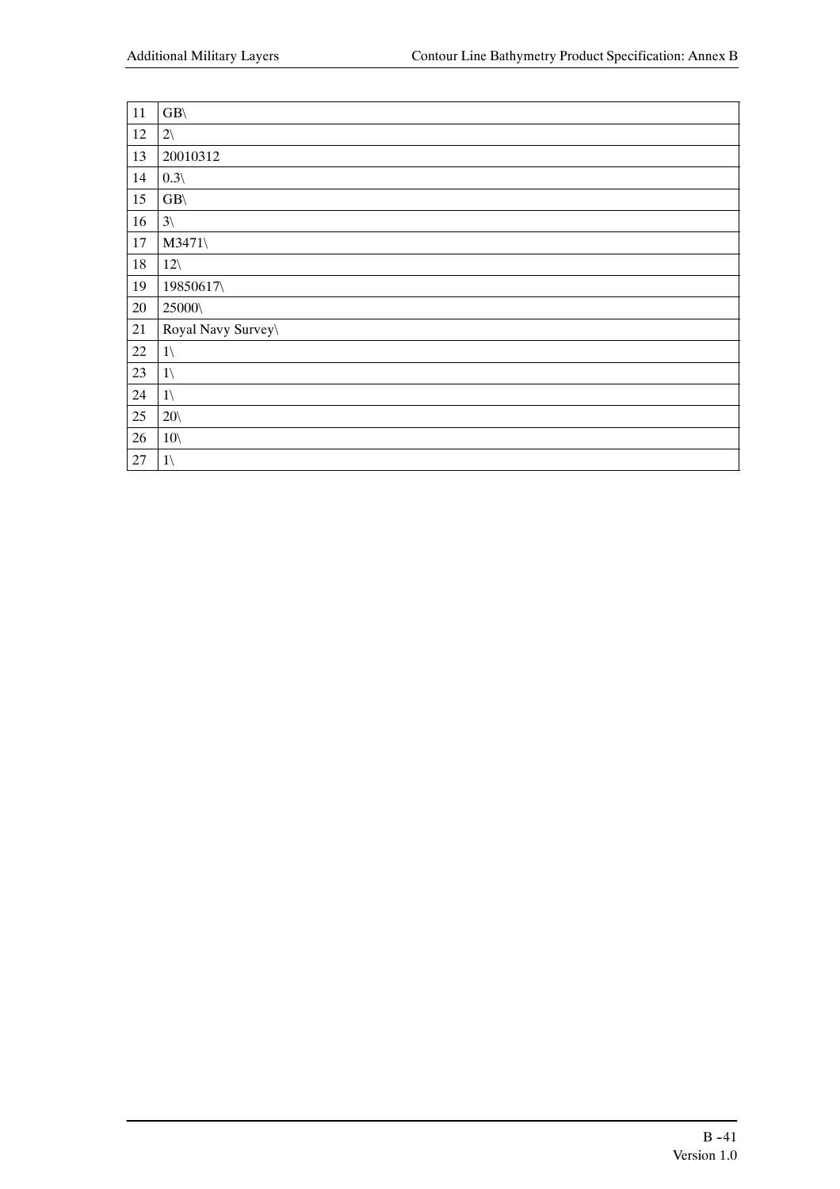| | |
|---|---|
| 11 | GB\ |
| 12 | 2\ |
| 13 | 20010312 |
| 14 | 0.3\ |
| 15 | GB\ |
| 16 | 3\ |
| 17 | M3471\ |
| 18 | 12\ |
| 19 | 19850617\ |
| 20 | 25000\ |
| 21 | Royal Navy Survey\ |
| 22 | 1\ |
| 23 | 1\ |
| 24 | 1\ |
| 25 | 20\ |
| 26 | 10\ |
| 27 | 1\ |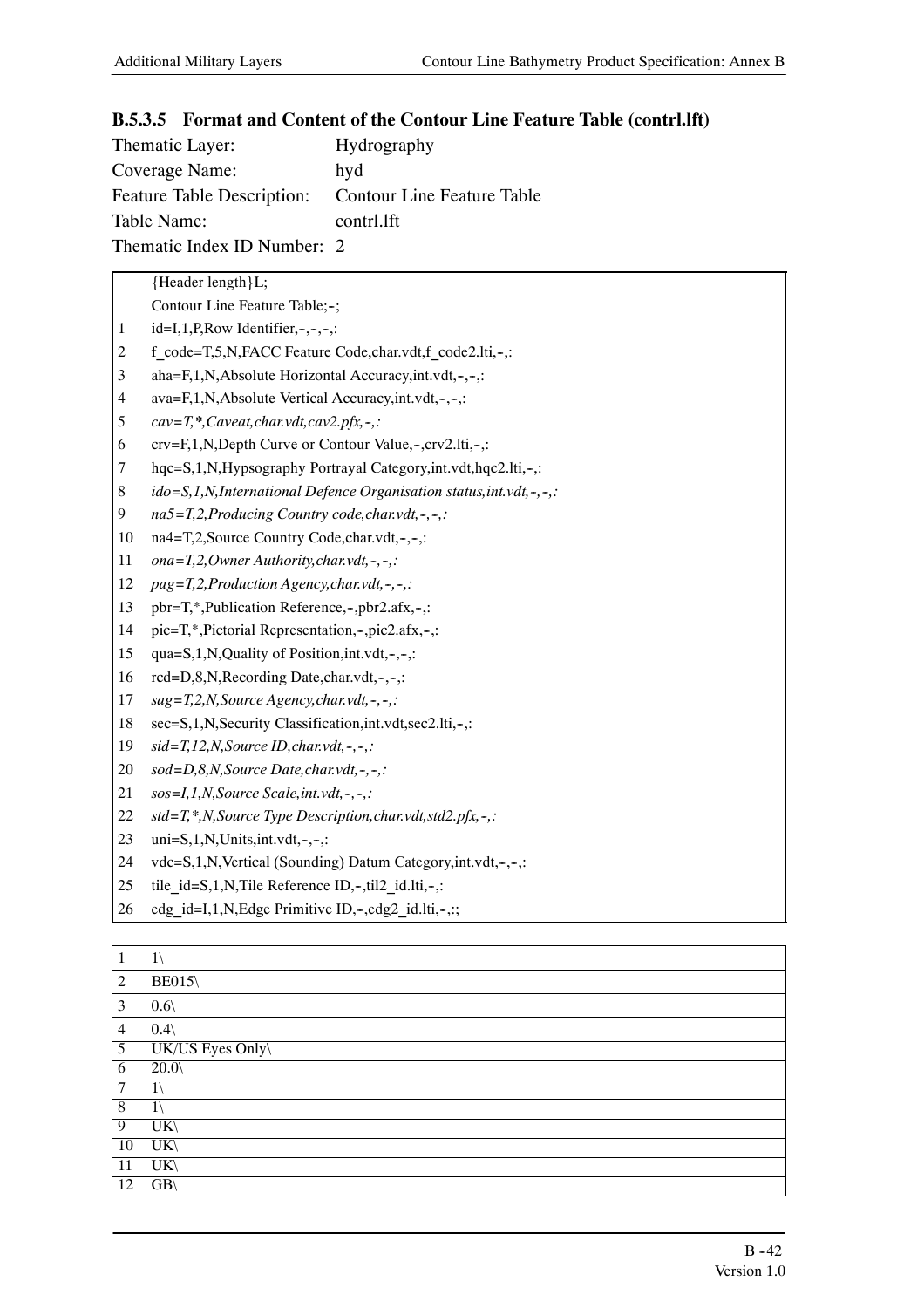### B.5.3.5 Format and Content of the Contour Line Feature Table (contrl.lft)

Thematic Layer: Hydrography
Coverage Name: hyd
Feature Table Description: Contour Line Feature Table
Table Name: contrl.lft
Thematic Index ID Number: 2

| | |
|---|---|
| | {Header length}L; |
| | Contour Line Feature Table;-; |
| 1 | id=I,1,P,Row Identifier,-,-,-,: |
| 2 | f_code=T,5,N,FACC Feature Code,char.vdt,f_code2.lti,-,: |
| 3 | aha=F,1,N,Absolute Horizontal Accuracy,int.vdt,-,-,: |
| 4 | ava=F,1,N,Absolute Vertical Accuracy,int.vdt,-,-,: |
| 5 | *cav=T,*,Caveat,char.vdt,cav2.pfx,-,:* |
| 6 | crv=F,1,N,Depth Curve or Contour Value,-,crv2.lti,-,: |
| 7 | hqc=S,1,N,Hypsography Portrayal Category,int.vdt,hqc2.lti,-,: |
| 8 | *ido=S,1,N,International Defence Organisation status,int.vdt,-,-,:* |
| 9 | *na5=T,2,Producing Country code,char.vdt,-,-,:* |
| 10 | na4=T,2,Source Country Code,char.vdt,-,-,: |
| 11 | *ona=T,2,Owner Authority,char.vdt,-,-,:* |
| 12 | *pag=T,2,Production Agency,char.vdt,-,-,:* |
| 13 | pbr=T,*,Publication Reference,-,pbr2.afx,-,: |
| 14 | pic=T,*,Pictorial Representation,-,pic2.afx,-,: |
| 15 | qua=S,1,N,Quality of Position,int.vdt,-,-,: |
| 16 | rcd=D,8,N,Recording Date,char.vdt,-,-,: |
| 17 | *sag=T,2,N,Source Agency,char.vdt,-,-,:* |
| 18 | sec=S,1,N,Security Classification,int.vdt,sec2.lti,-,: |
| 19 | *sid=T,12,N,Source ID,char.vdt,-,-,:* |
| 20 | *sod=D,8,N,Source Date,char.vdt,-,-,:* |
| 21 | *sos=I,1,N,Source Scale,int.vdt,-,-,:* |
| 22 | *std=T,*,N,Source Type Description,char.vdt,std2.pfx,-,:* |
| 23 | uni=S,1,N,Units,int.vdt,-,-,: |
| 24 | vdc=S,1,N,Vertical (Sounding) Datum Category,int.vdt,-,-,: |
| 25 | tile_id=S,1,N,Tile Reference ID,-,til2_id.lti,-,: |
| 26 | edg_id=I,1,N,Edge Primitive ID,-,edg2_id.lti,-,:; |

| | |
|---|---|
| 1 | 1\ |
| 2 | BE015\ |
| 3 | 0.6\ |
| 4 | 0.4\ |
| 5 | UK/US Eyes Only\ |
| 6 | 20.0\ |
| 7 | 1\ |
| 8 | 1\ |
| 9 | UK\ |
| 10 | UK\ |
| 11 | UK\ |
| 12 | GB\ |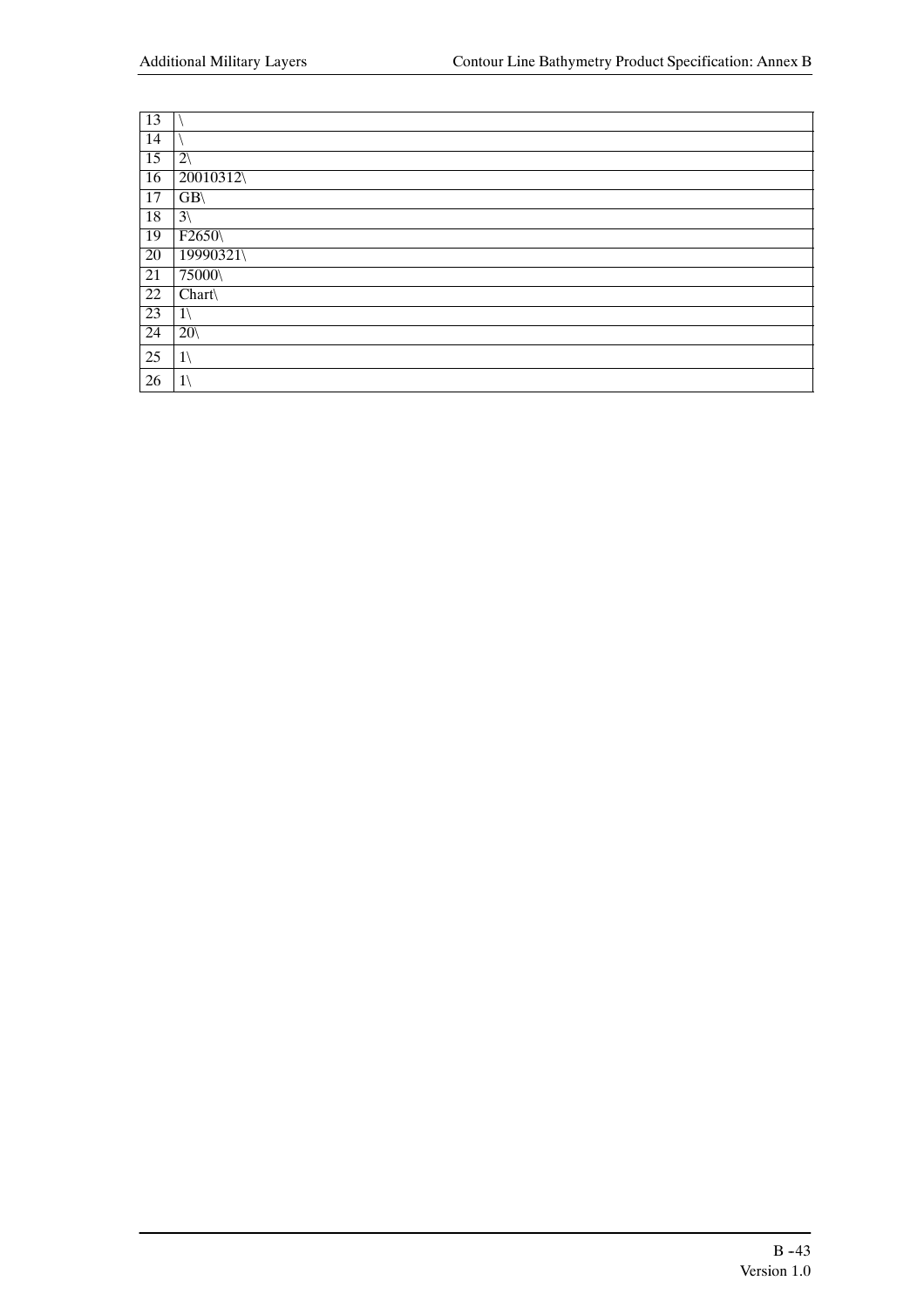| 13 | \ |
|---|---|
| 14 | \ |
| 15 | 2\ |
| 16 | 20010312\ |
| 17 | GB\ |
| 18 | 3\ |
| 19 | F2650\ |
| 20 | 19990321\ |
| 21 | 75000\ |
| 22 | Chart\ |
| 23 | 1\ |
| 24 | 20\ |
| 25 | 1\ |
| 26 | 1\ |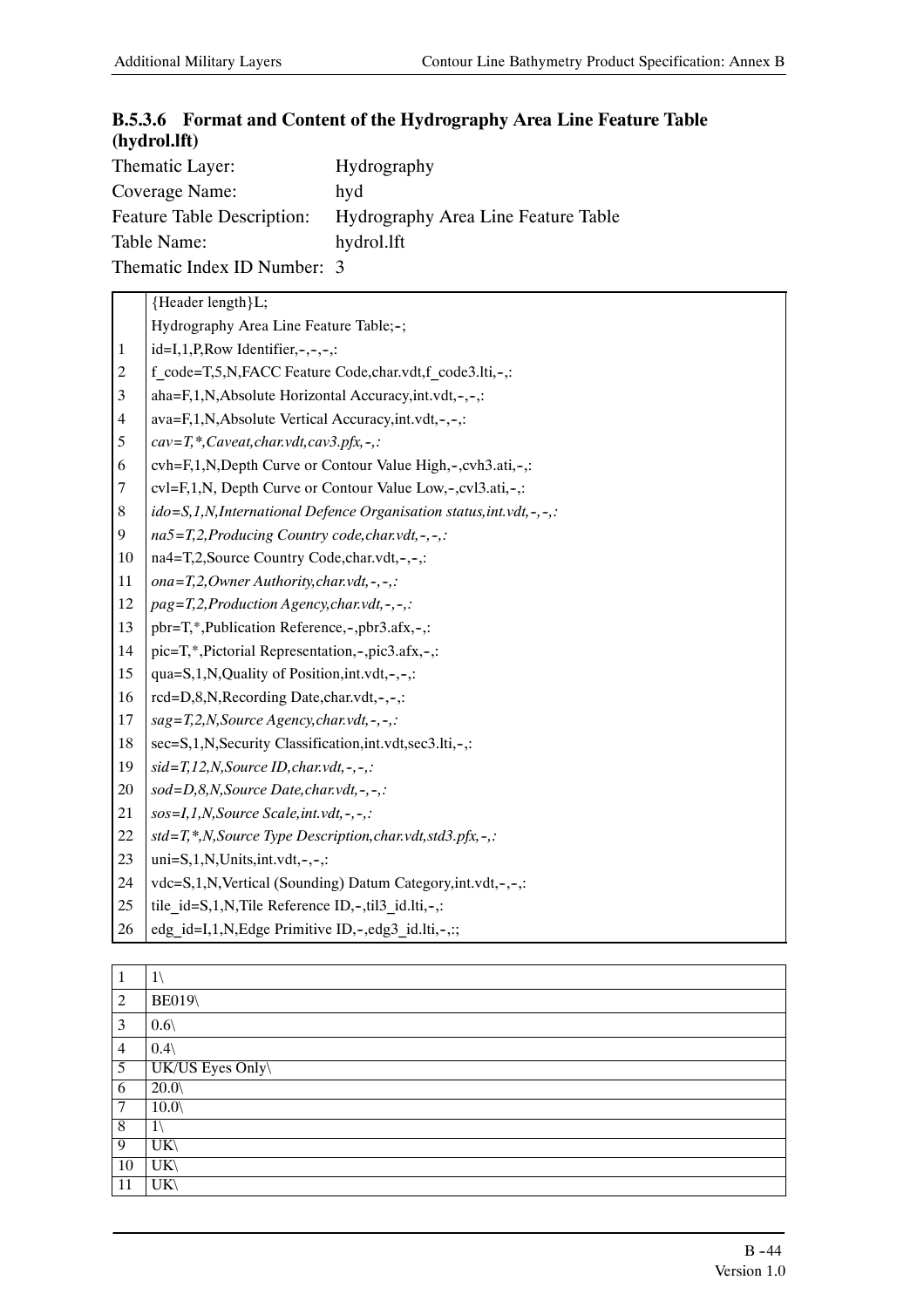### B.5.3.6 Format and Content of the Hydrography Area Line Feature Table (hydrol.lft)

Thematic Layer: Hydrography
Coverage Name: hyd
Feature Table Description: Hydrography Area Line Feature Table
Table Name: hydrol.lft
Thematic Index ID Number: 3

| | |
|---|---|
| | {Header length}L; |
| | Hydrography Area Line Feature Table;-; |
| 1 | id=I,1,P,Row Identifier,-,-,-,: |
| 2 | f_code=T,5,N,FACC Feature Code,char.vdt,f_code3.lti,-,: |
| 3 | aha=F,1,N,Absolute Horizontal Accuracy,int.vdt,-,-,: |
| 4 | ava=F,1,N,Absolute Vertical Accuracy,int.vdt,-,-,: |
| 5 | *cav=T,*,Caveat,char.vdt,cav3.pfx,-,:* |
| 6 | cvh=F,1,N,Depth Curve or Contour Value High,-,cvh3.ati,-,: |
| 7 | cvl=F,1,N, Depth Curve or Contour Value Low,-,cvl3.ati,-,: |
| 8 | *ido=S,1,N,International Defence Organisation status,int.vdt,-,-,:* |
| 9 | *na5=T,2,Producing Country code,char.vdt,-,-,:* |
| 10 | na4=T,2,Source Country Code,char.vdt,-,-,: |
| 11 | *ona=T,2,Owner Authority,char.vdt,-,-,:* |
| 12 | *pag=T,2,Production Agency,char.vdt,-,-,:* |
| 13 | pbr=T,*,Publication Reference,-,pbr3.afx,-,: |
| 14 | pic=T,*,Pictorial Representation,-,pic3.afx,-,: |
| 15 | qua=S,1,N,Quality of Position,int.vdt,-,-,: |
| 16 | rcd=D,8,N,Recording Date,char.vdt,-,-,: |
| 17 | *sag=T,2,N,Source Agency,char.vdt,-,-,:* |
| 18 | sec=S,1,N,Security Classification,int.vdt,sec3.lti,-,: |
| 19 | *sid=T,12,N,Source ID,char.vdt,-,-,:* |
| 20 | *sod=D,8,N,Source Date,char.vdt,-,-,:* |
| 21 | *sos=I,1,N,Source Scale,int.vdt,-,-,:* |
| 22 | *std=T,*,N,Source Type Description,char.vdt,std3.pfx,-,:* |
| 23 | uni=S,1,N,Units,int.vdt,-,-,: |
| 24 | vdc=S,1,N,Vertical (Sounding) Datum Category,int.vdt,-,-,: |
| 25 | tile_id=S,1,N,Tile Reference ID,-,til3_id.lti,-,: |
| 26 | edg_id=I,1,N,Edge Primitive ID,-,edg3_id.lti,-,:; |

| | |
|---|---|
| 1 | 1\ |
| 2 | BE019\ |
| 3 | 0.6\ |
| 4 | 0.4\ |
| 5 | UK/US Eyes Only\ |
| 6 | 20.0\ |
| 7 | 10.0\ |
| 8 | 1\ |
| 9 | UK\ |
| 10 | UK\ |
| 11 | UK\ |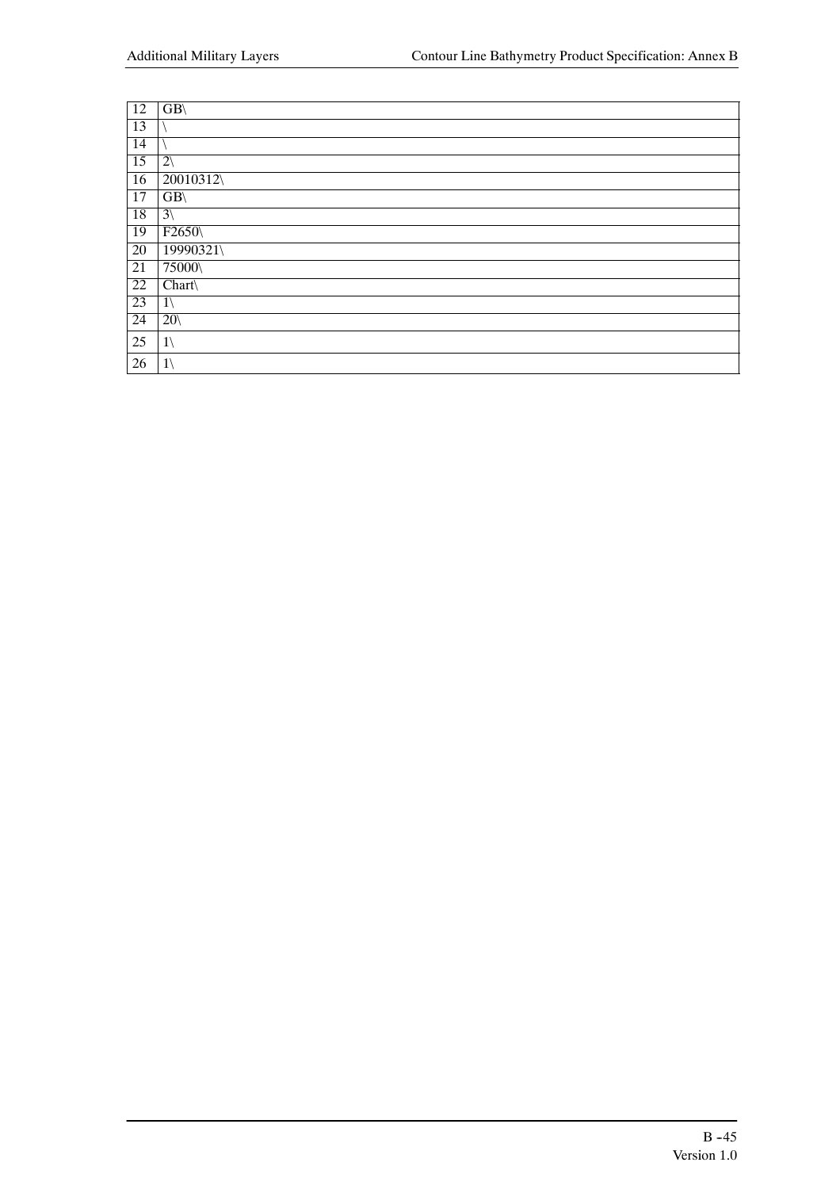| 12 | GB\ |
|---|---|
| 13 | \ |
| 14 | \ |
| 15 | 2\ |
| 16 | 20010312\ |
| 17 | GB\ |
| 18 | 3\ |
| 19 | F2650\ |
| 20 | 19990321\ |
| 21 | 75000\ |
| 22 | Chart\ |
| 23 | 1\ |
| 24 | 20\ |
| 25 | 1\ |
| 26 | 1\ |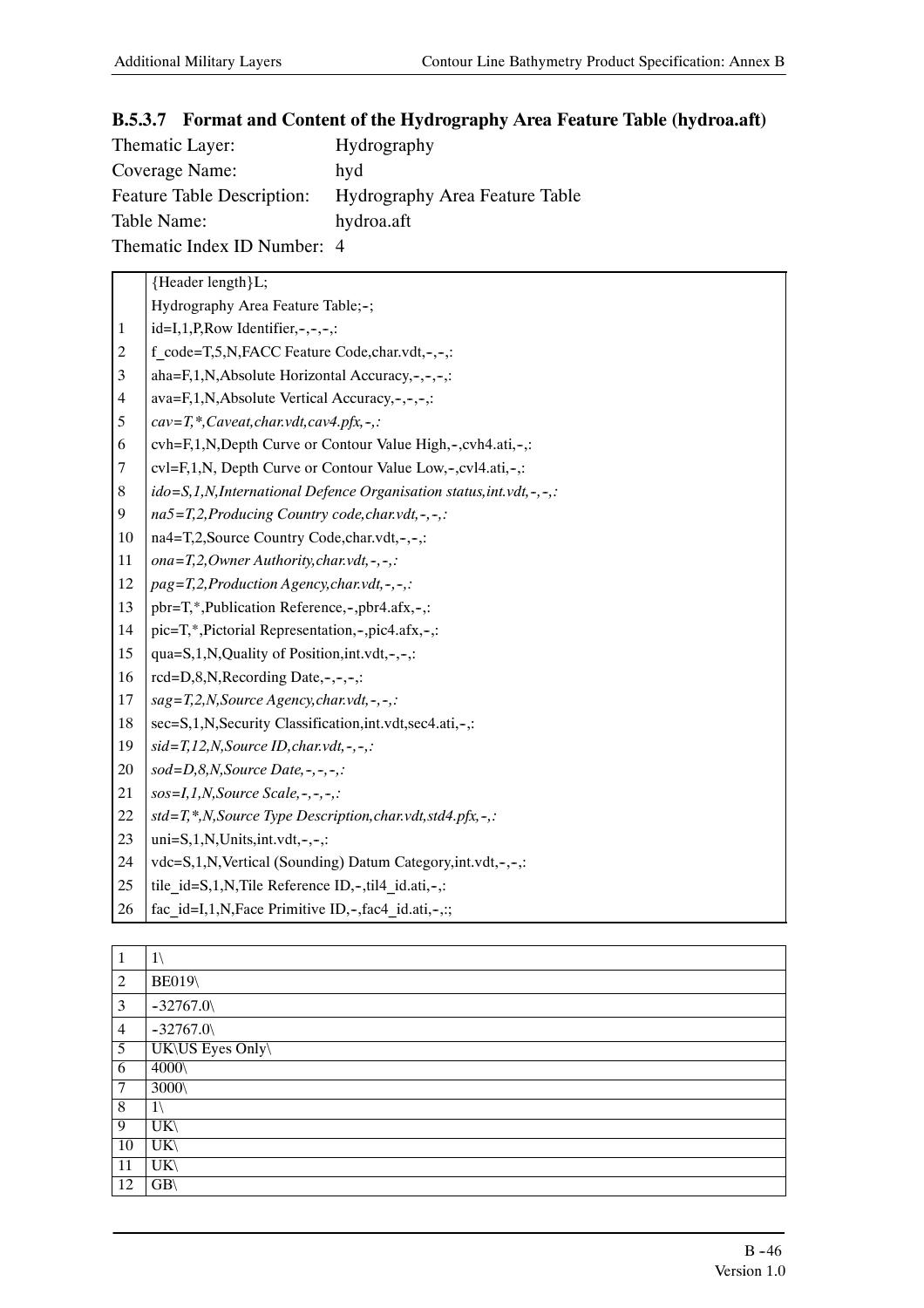### B.5.3.7 Format and Content of the Hydrography Area Feature Table (hydroa.aft)

Thematic Layer: Hydrography
Coverage Name: hyd
Feature Table Description: Hydrography Area Feature Table
Table Name: hydroa.aft
Thematic Index ID Number: 4

| | |
|---|---|
| | {Header length}L; |
| | Hydrography Area Feature Table;-; |
| 1 | id=I,1,P,Row Identifier,-,-,-,: |
| 2 | f_code=T,5,N,FACC Feature Code,char.vdt,-,-,: |
| 3 | aha=F,1,N,Absolute Horizontal Accuracy,-,-,-,: |
| 4 | ava=F,1,N,Absolute Vertical Accuracy,-,-,-,: |
| 5 | *cav=T,*,Caveat,char.vdt,cav4.pfx,-,:* |
| 6 | cvh=F,1,N,Depth Curve or Contour Value High,-,cvh4.ati,-,: |
| 7 | cvl=F,1,N, Depth Curve or Contour Value Low,-,cvl4.ati,-,: |
| 8 | *ido=S,1,N,International Defence Organisation status,int.vdt,-,-,:* |
| 9 | *na5=T,2,Producing Country code,char.vdt,-,-,:* |
| 10 | na4=T,2,Source Country Code,char.vdt,-,-,: |
| 11 | *ona=T,2,Owner Authority,char.vdt,-,-,:* |
| 12 | *pag=T,2,Production Agency,char.vdt,-,-,:* |
| 13 | pbr=T,*,Publication Reference,-,pbr4.afx,-,: |
| 14 | pic=T,*,Pictorial Representation,-,pic4.afx,-,: |
| 15 | qua=S,1,N,Quality of Position,int.vdt,-,-,: |
| 16 | rcd=D,8,N,Recording Date,-,-,-,: |
| 17 | *sag=T,2,N,Source Agency,char.vdt,-,-,:* |
| 18 | sec=S,1,N,Security Classification,int.vdt,sec4.ati,-,: |
| 19 | *sid=T,12,N,Source ID,char.vdt,-,-,:* |
| 20 | *sod=D,8,N,Source Date,-,-,-,:* |
| 21 | *sos=I,1,N,Source Scale,-,-,-,:* |
| 22 | *std=T,*,N,Source Type Description,char.vdt,std4.pfx,-,:* |
| 23 | uni=S,1,N,Units,int.vdt,-,-,: |
| 24 | vdc=S,1,N,Vertical (Sounding) Datum Category,int.vdt,-,-,: |
| 25 | tile_id=S,1,N,Tile Reference ID,-,til4_id.ati,-,: |
| 26 | fac_id=I,1,N,Face Primitive ID,-,fac4_id.ati,-,:; |

| | |
|---|---|
| 1 | 1\ |
| 2 | BE019\ |
| 3 | -32767.0\ |
| 4 | -32767.0\ |
| 5 | UK\US Eyes Only\ |
| 6 | 4000\ |
| 7 | 3000\ |
| 8 | 1\ |
| 9 | UK\ |
| 10 | UK\ |
| 11 | UK\ |
| 12 | GB\ |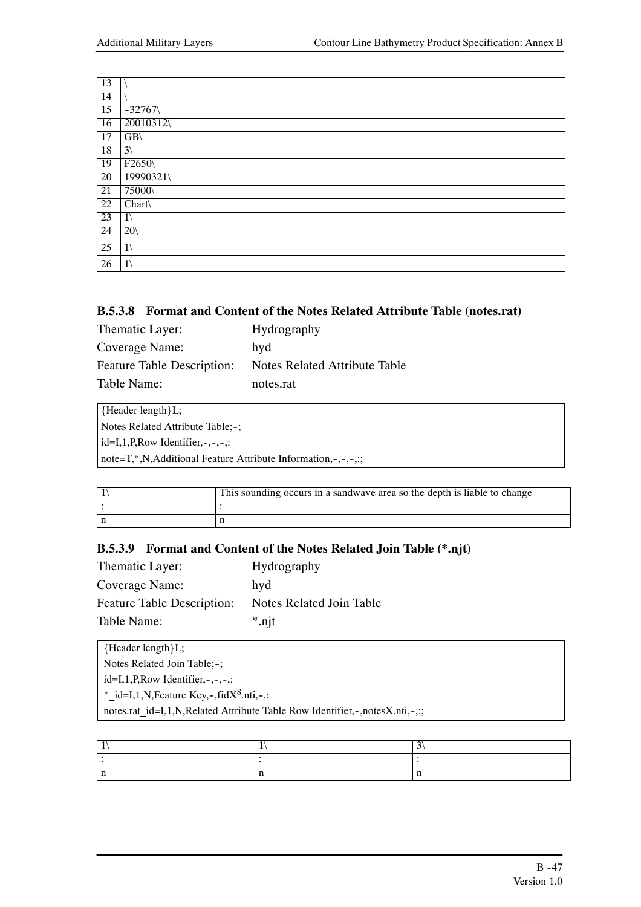| 13 | \ |
|---|---|
| 14 | \ |
| 15 | -32767\ |
| 16 | 20010312\ |
| 17 | GB\ |
| 18 | 3\ |
| 19 | F2650\ |
| 20 | 19990321\ |
| 21 | 75000\ |
| 22 | Chart\ |
| 23 | 1\ |
| 24 | 20\ |
| 25 | 1\ |
| 26 | 1\ |

### B.5.3.8 Format and Content of the Notes Related Attribute Table (notes.rat)

Thematic Layer: Hydrography
Coverage Name: hyd
Feature Table Description: Notes Related Attribute Table
Table Name: notes.rat

```
{Header length}L;
Notes Related Attribute Table;-;
id=I,1,P,Row Identifier,-,-,-,:
note=T,*,N,Additional Feature Attribute Information,-,-,-,:;
```

| 1\ | This sounding occurs in a sandwave area so the depth is liable to change |
|---|---|
| : | : |
| n | n |

### B.5.3.9 Format and Content of the Notes Related Join Table (*.njt)

Thematic Layer: Hydrography
Coverage Name: hyd
Feature Table Description: Notes Related Join Table
Table Name: *.njt

```
{Header length}L;
Notes Related Join Table;-;
id=I,1,P,Row Identifier,-,-,-,:
*_id=I,1,N,Feature Key,-,fidX8.nti,-,:
notes.rat_id=I,1,N,Related Attribute Table Row Identifier,-,notesX.nti,-,:;
```

| 1\ | 1\ | 3\ |
|---|---|---|
| : | : | : |
| n | n | n |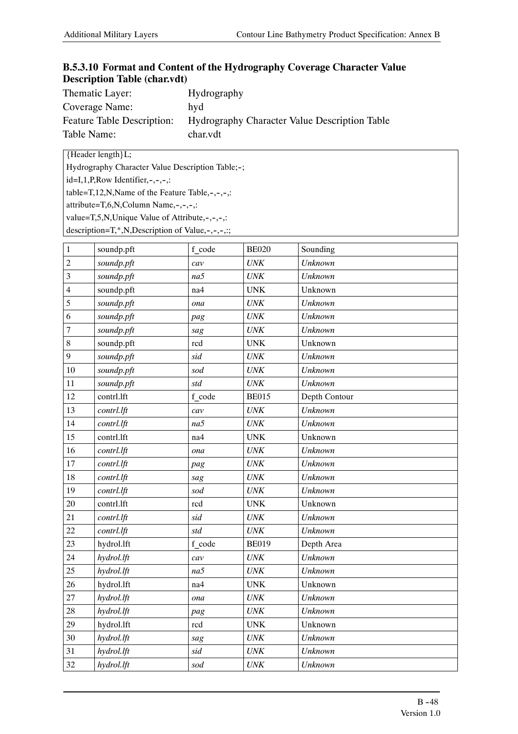### B.5.3.10 Format and Content of the Hydrography Coverage Character Value Description Table (char.vdt)

Thematic Layer: Hydrography
Coverage Name: hyd
Feature Table Description: Hydrography Character Value Description Table
Table Name: char.vdt

```
{Header length}L;
Hydrography Character Value Description Table;-;
id=I,1,P,Row Identifier,-,-,-,:
table=T,12,N,Name of the Feature Table,-,-,-,:
attribute=T,6,N,Column Name,-,-,-,:
value=T,5,N,Unique Value of Attribute,-,-,-,:
description=T,*,N,Description of Value,-,-,-,:;
```

| | | | | |
|---|---|---|---|---|
| 1 | soundp.pft | f_code | BE020 | Sounding |
| 2 | *soundp.pft* | *cav* | *UNK* | *Unknown* |
| 3 | *soundp.pft* | *na5* | *UNK* | *Unknown* |
| 4 | soundp.pft | na4 | UNK | Unknown |
| 5 | *soundp.pft* | *ona* | *UNK* | *Unknown* |
| 6 | *soundp.pft* | *pag* | *UNK* | *Unknown* |
| 7 | *soundp.pft* | *sag* | *UNK* | *Unknown* |
| 8 | soundp.pft | rcd | UNK | Unknown |
| 9 | *soundp.pft* | *sid* | *UNK* | *Unknown* |
| 10 | *soundp.pft* | *sod* | *UNK* | *Unknown* |
| 11 | *soundp.pft* | *std* | *UNK* | *Unknown* |
| 12 | contrl.lft | f_code | BE015 | Depth Contour |
| 13 | *contrl.lft* | *cav* | *UNK* | *Unknown* |
| 14 | *contrl.lft* | *na5* | *UNK* | *Unknown* |
| 15 | contrl.lft | na4 | UNK | Unknown |
| 16 | *contrl.lft* | *ona* | *UNK* | *Unknown* |
| 17 | *contrl.lft* | *pag* | *UNK* | *Unknown* |
| 18 | *contrl.lft* | *sag* | *UNK* | *Unknown* |
| 19 | *contrl.lft* | *sod* | *UNK* | *Unknown* |
| 20 | contrl.lft | rcd | UNK | Unknown |
| 21 | *contrl.lft* | *sid* | *UNK* | *Unknown* |
| 22 | *contrl.lft* | *std* | *UNK* | *Unknown* |
| 23 | hydrol.lft | f_code | BE019 | Depth Area |
| 24 | *hydrol.lft* | *cav* | *UNK* | *Unknown* |
| 25 | *hydrol.lft* | *na5* | *UNK* | *Unknown* |
| 26 | hydrol.lft | na4 | UNK | Unknown |
| 27 | *hydrol.lft* | *ona* | *UNK* | *Unknown* |
| 28 | *hydrol.lft* | *pag* | *UNK* | *Unknown* |
| 29 | hydrol.lft | rcd | UNK | Unknown |
| 30 | *hydrol.lft* | *sag* | *UNK* | *Unknown* |
| 31 | *hydrol.lft* | *sid* | *UNK* | *Unknown* |
| 32 | *hydrol.lft* | *sod* | *UNK* | *Unknown* |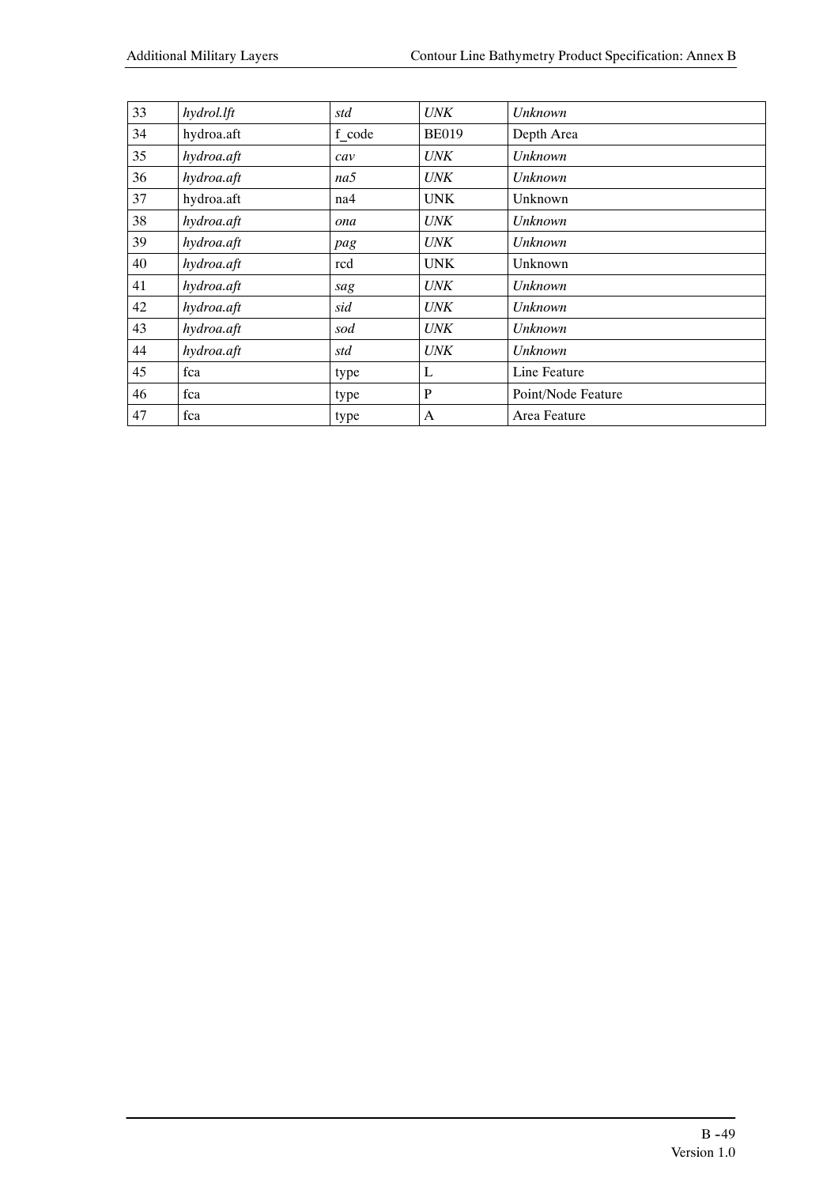| | | | | |
|---|---|---|---|---|
| 33 | *hydrol.lft* | *std* | *UNK* | *Unknown* |
| 34 | hydroa.aft | f_code | BE019 | Depth Area |
| 35 | *hydroa.aft* | *cav* | *UNK* | *Unknown* |
| 36 | *hydroa.aft* | *na5* | *UNK* | *Unknown* |
| 37 | hydroa.aft | na4 | UNK | Unknown |
| 38 | *hydroa.aft* | *ona* | *UNK* | *Unknown* |
| 39 | *hydroa.aft* | *pag* | *UNK* | *Unknown* |
| 40 | *hydroa.aft* | rcd | UNK | Unknown |
| 41 | *hydroa.aft* | *sag* | *UNK* | *Unknown* |
| 42 | *hydroa.aft* | *sid* | *UNK* | *Unknown* |
| 43 | *hydroa.aft* | *sod* | *UNK* | *Unknown* |
| 44 | *hydroa.aft* | *std* | *UNK* | *Unknown* |
| 45 | fca | type | L | Line Feature |
| 46 | fca | type | P | Point/Node Feature |
| 47 | fca | type | A | Area Feature |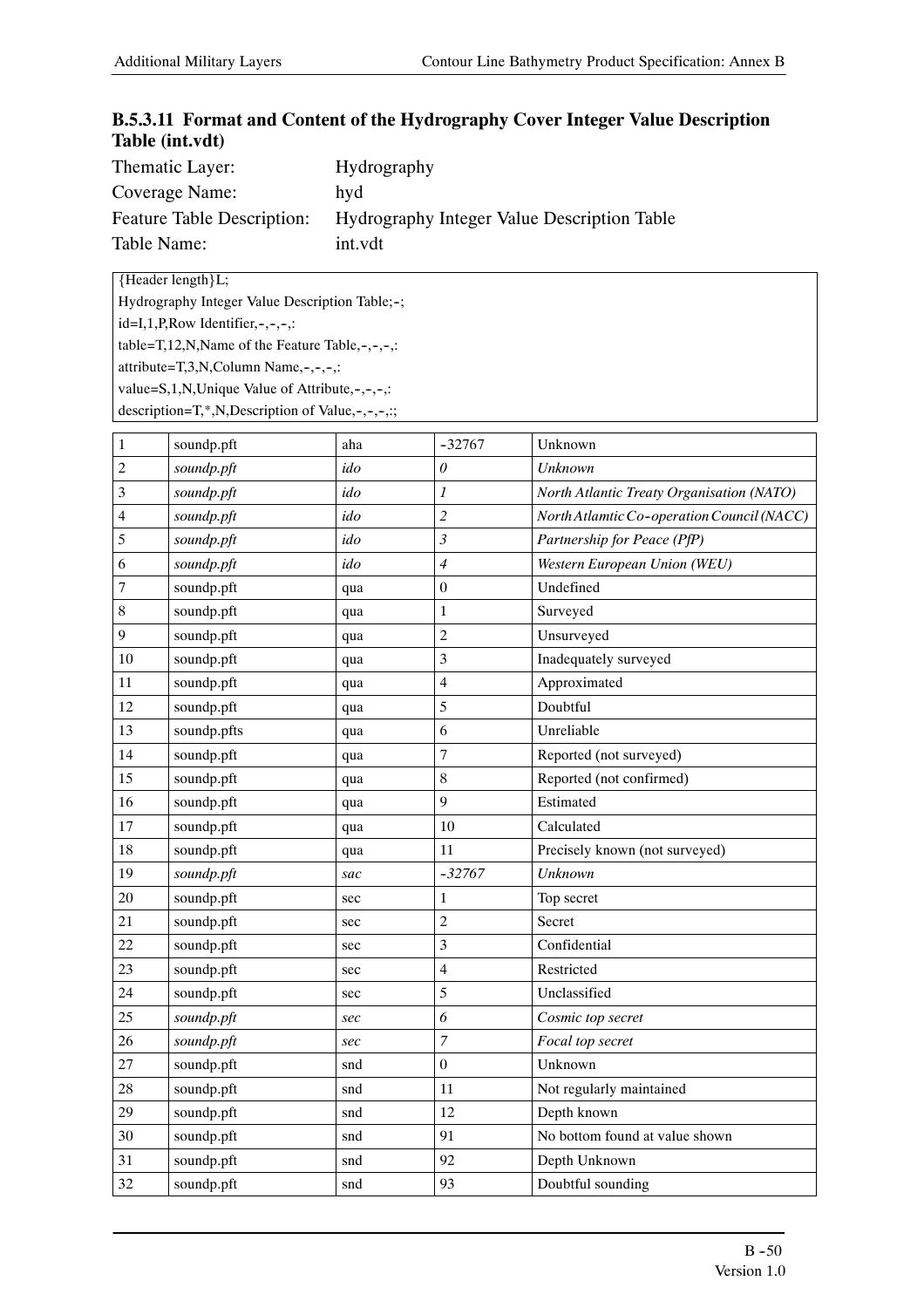### B.5.3.11 Format and Content of the Hydrography Cover Integer Value Description Table (int.vdt)

Thematic Layer: Hydrography
Coverage Name: hyd
Feature Table Description: Hydrography Integer Value Description Table
Table Name: int.vdt

```
{Header length}L;
Hydrography Integer Value Description Table;-;
id=I,1,P,Row Identifier,-,-,-,:
table=T,12,N,Name of the Feature Table,-,-,-,:
attribute=T,3,N,Column Name,-,-,-,:
value=S,1,N,Unique Value of Attribute,-,-,-,:
description=T,*,N,Description of Value,-,-,-,:;
```

| | | | | |
|---|---|---|---|---|
| 1 | soundp.pft | aha | -32767 | Unknown |
| 2 | *soundp.pft* | *ido* | *0* | *Unknown* |
| 3 | *soundp.pft* | *ido* | *1* | *North Atlantic Treaty Organisation (NATO)* |
| 4 | *soundp.pft* | *ido* | *2* | *North Atlamtic Co-operation Council (NACC)* |
| 5 | *soundp.pft* | *ido* | *3* | *Partnership for Peace (PfP)* |
| 6 | *soundp.pft* | *ido* | *4* | *Western European Union (WEU)* |
| 7 | soundp.pft | qua | 0 | Undefined |
| 8 | soundp.pft | qua | 1 | Surveyed |
| 9 | soundp.pft | qua | 2 | Unsurveyed |
| 10 | soundp.pft | qua | 3 | Inadequately surveyed |
| 11 | soundp.pft | qua | 4 | Approximated |
| 12 | soundp.pft | qua | 5 | Doubtful |
| 13 | soundp.pfts | qua | 6 | Unreliable |
| 14 | soundp.pft | qua | 7 | Reported (not surveyed) |
| 15 | soundp.pft | qua | 8 | Reported (not confirmed) |
| 16 | soundp.pft | qua | 9 | Estimated |
| 17 | soundp.pft | qua | 10 | Calculated |
| 18 | soundp.pft | qua | 11 | Precisely known (not surveyed) |
| 19 | *soundp.pft* | *sac* | *-32767* | *Unknown* |
| 20 | soundp.pft | sec | 1 | Top secret |
| 21 | soundp.pft | sec | 2 | Secret |
| 22 | soundp.pft | sec | 3 | Confidential |
| 23 | soundp.pft | sec | 4 | Restricted |
| 24 | soundp.pft | sec | 5 | Unclassified |
| 25 | *soundp.pft* | *sec* | *6* | *Cosmic top secret* |
| 26 | *soundp.pft* | *sec* | *7* | *Focal top secret* |
| 27 | soundp.pft | snd | 0 | Unknown |
| 28 | soundp.pft | snd | 11 | Not regularly maintained |
| 29 | soundp.pft | snd | 12 | Depth known |
| 30 | soundp.pft | snd | 91 | No bottom found at value shown |
| 31 | soundp.pft | snd | 92 | Depth Unknown |
| 32 | soundp.pft | snd | 93 | Doubtful sounding |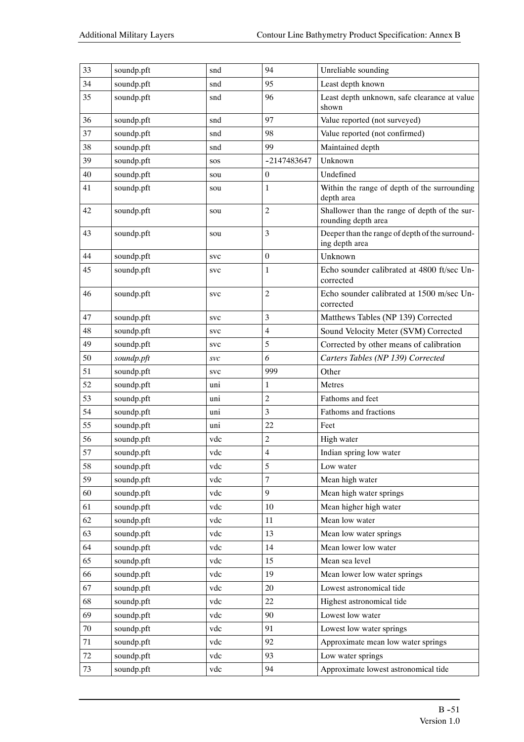| 33 | soundp.pft | snd | 94 | Unreliable sounding |
|---|---|---|---|---|
| 34 | soundp.pft | snd | 95 | Least depth known |
| 35 | soundp.pft | snd | 96 | Least depth unknown, safe clearance at value shown |
| 36 | soundp.pft | snd | 97 | Value reported (not surveyed) |
| 37 | soundp.pft | snd | 98 | Value reported (not confirmed) |
| 38 | soundp.pft | snd | 99 | Maintained depth |
| 39 | soundp.pft | sos | -2147483647 | Unknown |
| 40 | soundp.pft | sou | 0 | Undefined |
| 41 | soundp.pft | sou | 1 | Within the range of depth of the surrounding depth area |
| 42 | soundp.pft | sou | 2 | Shallower than the range of depth of the surrounding depth area |
| 43 | soundp.pft | sou | 3 | Deeper than the range of depth of the surrounding depth area |
| 44 | soundp.pft | svc | 0 | Unknown |
| 45 | soundp.pft | svc | 1 | Echo sounder calibrated at 4800 ft/sec Uncorrected |
| 46 | soundp.pft | svc | 2 | Echo sounder calibrated at 1500 m/sec Uncorrected |
| 47 | soundp.pft | svc | 3 | Matthews Tables (NP 139) Corrected |
| 48 | soundp.pft | svc | 4 | Sound Velocity Meter (SVM) Corrected |
| 49 | soundp.pft | svc | 5 | Corrected by other means of calibration |
| *50* | *soundp.pft* | *svc* | *6* | *Carters Tables (NP 139) Corrected* |
| 51 | soundp.pft | svc | 999 | Other |
| 52 | soundp.pft | uni | 1 | Metres |
| 53 | soundp.pft | uni | 2 | Fathoms and feet |
| 54 | soundp.pft | uni | 3 | Fathoms and fractions |
| 55 | soundp.pft | uni | 22 | Feet |
| 56 | soundp.pft | vdc | 2 | High water |
| 57 | soundp.pft | vdc | 4 | Indian spring low water |
| 58 | soundp.pft | vdc | 5 | Low water |
| 59 | soundp.pft | vdc | 7 | Mean high water |
| 60 | soundp.pft | vdc | 9 | Mean high water springs |
| 61 | soundp.pft | vdc | 10 | Mean higher high water |
| 62 | soundp.pft | vdc | 11 | Mean low water |
| 63 | soundp.pft | vdc | 13 | Mean low water springs |
| 64 | soundp.pft | vdc | 14 | Mean lower low water |
| 65 | soundp.pft | vdc | 15 | Mean sea level |
| 66 | soundp.pft | vdc | 19 | Mean lower low water springs |
| 67 | soundp.pft | vdc | 20 | Lowest astronomical tide |
| 68 | soundp.pft | vdc | 22 | Highest astronomical tide |
| 69 | soundp.pft | vdc | 90 | Lowest low water |
| 70 | soundp.pft | vdc | 91 | Lowest low water springs |
| 71 | soundp.pft | vdc | 92 | Approximate mean low water springs |
| 72 | soundp.pft | vdc | 93 | Low water springs |
| 73 | soundp.pft | vdc | 94 | Approximate lowest astronomical tide |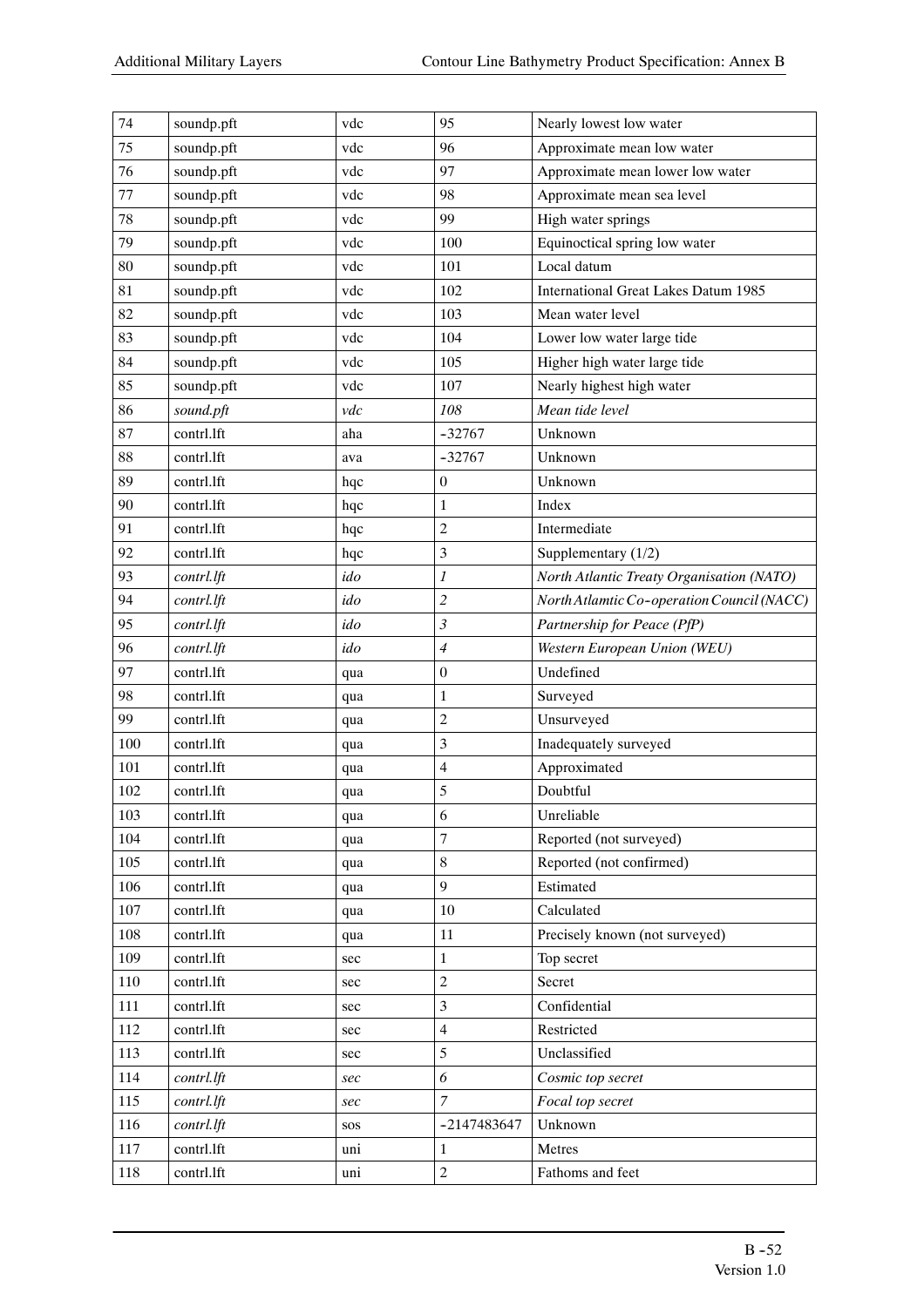| 74 | soundp.pft | vdc | 95 | Nearly lowest low water |
|---|---|---|---|---|
| 75 | soundp.pft | vdc | 96 | Approximate mean low water |
| 76 | soundp.pft | vdc | 97 | Approximate mean lower low water |
| 77 | soundp.pft | vdc | 98 | Approximate mean sea level |
| 78 | soundp.pft | vdc | 99 | High water springs |
| 79 | soundp.pft | vdc | 100 | Equinoctical spring low water |
| 80 | soundp.pft | vdc | 101 | Local datum |
| 81 | soundp.pft | vdc | 102 | International Great Lakes Datum 1985 |
| 82 | soundp.pft | vdc | 103 | Mean water level |
| 83 | soundp.pft | vdc | 104 | Lower low water large tide |
| 84 | soundp.pft | vdc | 105 | Higher high water large tide |
| 85 | soundp.pft | vdc | 107 | Nearly highest high water |
| 86 | *sound.pft* | *vdc* | *108* | *Mean tide level* |
| 87 | contrl.lft | aha | -32767 | Unknown |
| 88 | contrl.lft | ava | -32767 | Unknown |
| 89 | contrl.lft | hqc | 0 | Unknown |
| 90 | contrl.lft | hqc | 1 | Index |
| 91 | contrl.lft | hqc | 2 | Intermediate |
| 92 | contrl.lft | hqc | 3 | Supplementary (1/2) |
| 93 | *contrl.lft* | *ido* | *1* | *North Atlantic Treaty Organisation (NATO)* |
| 94 | *contrl.lft* | *ido* | *2* | *North Atlamtic Co-operation Council (NACC)* |
| 95 | *contrl.lft* | *ido* | *3* | *Partnership for Peace (PfP)* |
| 96 | *contrl.lft* | *ido* | *4* | *Western European Union (WEU)* |
| 97 | contrl.lft | qua | 0 | Undefined |
| 98 | contrl.lft | qua | 1 | Surveyed |
| 99 | contrl.lft | qua | 2 | Unsurveyed |
| 100 | contrl.lft | qua | 3 | Inadequately surveyed |
| 101 | contrl.lft | qua | 4 | Approximated |
| 102 | contrl.lft | qua | 5 | Doubtful |
| 103 | contrl.lft | qua | 6 | Unreliable |
| 104 | contrl.lft | qua | 7 | Reported (not surveyed) |
| 105 | contrl.lft | qua | 8 | Reported (not confirmed) |
| 106 | contrl.lft | qua | 9 | Estimated |
| 107 | contrl.lft | qua | 10 | Calculated |
| 108 | contrl.lft | qua | 11 | Precisely known (not surveyed) |
| 109 | contrl.lft | sec | 1 | Top secret |
| 110 | contrl.lft | sec | 2 | Secret |
| 111 | contrl.lft | sec | 3 | Confidential |
| 112 | contrl.lft | sec | 4 | Restricted |
| 113 | contrl.lft | sec | 5 | Unclassified |
| 114 | *contrl.lft* | *sec* | *6* | *Cosmic top secret* |
| 115 | *contrl.lft* | *sec* | *7* | *Focal top secret* |
| 116 | *contrl.lft* | sos | -2147483647 | Unknown |
| 117 | contrl.lft | uni | 1 | Metres |
| 118 | contrl.lft | uni | 2 | Fathoms and feet |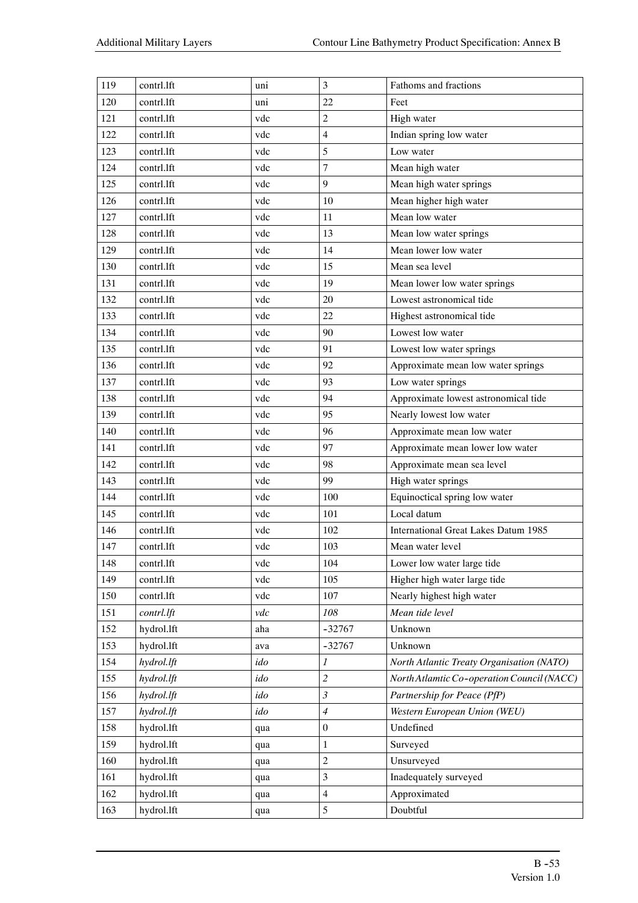| 119 | contrl.lft | uni | 3 | Fathoms and fractions |
|---|---|---|---|---|
| 120 | contrl.lft | uni | 22 | Feet |
| 121 | contrl.lft | vdc | 2 | High water |
| 122 | contrl.lft | vdc | 4 | Indian spring low water |
| 123 | contrl.lft | vdc | 5 | Low water |
| 124 | contrl.lft | vdc | 7 | Mean high water |
| 125 | contrl.lft | vdc | 9 | Mean high water springs |
| 126 | contrl.lft | vdc | 10 | Mean higher high water |
| 127 | contrl.lft | vdc | 11 | Mean low water |
| 128 | contrl.lft | vdc | 13 | Mean low water springs |
| 129 | contrl.lft | vdc | 14 | Mean lower low water |
| 130 | contrl.lft | vdc | 15 | Mean sea level |
| 131 | contrl.lft | vdc | 19 | Mean lower low water springs |
| 132 | contrl.lft | vdc | 20 | Lowest astronomical tide |
| 133 | contrl.lft | vdc | 22 | Highest astronomical tide |
| 134 | contrl.lft | vdc | 90 | Lowest low water |
| 135 | contrl.lft | vdc | 91 | Lowest low water springs |
| 136 | contrl.lft | vdc | 92 | Approximate mean low water springs |
| 137 | contrl.lft | vdc | 93 | Low water springs |
| 138 | contrl.lft | vdc | 94 | Approximate lowest astronomical tide |
| 139 | contrl.lft | vdc | 95 | Nearly lowest low water |
| 140 | contrl.lft | vdc | 96 | Approximate mean low water |
| 141 | contrl.lft | vdc | 97 | Approximate mean lower low water |
| 142 | contrl.lft | vdc | 98 | Approximate mean sea level |
| 143 | contrl.lft | vdc | 99 | High water springs |
| 144 | contrl.lft | vdc | 100 | Equinoctical spring low water |
| 145 | contrl.lft | vdc | 101 | Local datum |
| 146 | contrl.lft | vdc | 102 | International Great Lakes Datum 1985 |
| 147 | contrl.lft | vdc | 103 | Mean water level |
| 148 | contrl.lft | vdc | 104 | Lower low water large tide |
| 149 | contrl.lft | vdc | 105 | Higher high water large tide |
| 150 | contrl.lft | vdc | 107 | Nearly highest high water |
| 151 | *contrl.lft* | *vdc* | *108* | *Mean tide level* |
| 152 | hydrol.lft | aha | -32767 | Unknown |
| 153 | hydrol.lft | ava | -32767 | Unknown |
| 154 | *hydrol.lft* | *ido* | *1* | *North Atlantic Treaty Organisation (NATO)* |
| 155 | *hydrol.lft* | *ido* | *2* | *North Atlantic Co-operation Council (NACC)* |
| 156 | *hydrol.lft* | *ido* | *3* | *Partnership for Peace (PfP)* |
| 157 | *hydrol.lft* | *ido* | *4* | *Western European Union (WEU)* |
| 158 | hydrol.lft | qua | 0 | Undefined |
| 159 | hydrol.lft | qua | 1 | Surveyed |
| 160 | hydrol.lft | qua | 2 | Unsurveyed |
| 161 | hydrol.lft | qua | 3 | Inadequately surveyed |
| 162 | hydrol.lft | qua | 4 | Approximated |
| 163 | hydrol.lft | qua | 5 | Doubtful |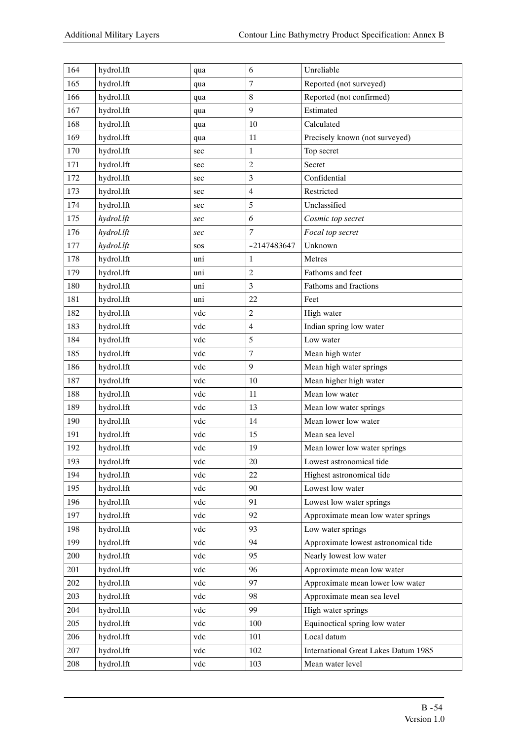| 164 | hydrol.lft | qua | 6 | Unreliable |
|---|---|---|---|---|
| 165 | hydrol.lft | qua | 7 | Reported (not surveyed) |
| 166 | hydrol.lft | qua | 8 | Reported (not confirmed) |
| 167 | hydrol.lft | qua | 9 | Estimated |
| 168 | hydrol.lft | qua | 10 | Calculated |
| 169 | hydrol.lft | qua | 11 | Precisely known (not surveyed) |
| 170 | hydrol.lft | sec | 1 | Top secret |
| 171 | hydrol.lft | sec | 2 | Secret |
| 172 | hydrol.lft | sec | 3 | Confidential |
| 173 | hydrol.lft | sec | 4 | Restricted |
| 174 | hydrol.lft | sec | 5 | Unclassified |
| 175 | *hydrol.lft* | *sec* | *6* | *Cosmic top secret* |
| 176 | *hydrol.lft* | *sec* | *7* | *Focal top secret* |
| 177 | *hydrol.lft* | sos | -2147483647 | Unknown |
| 178 | hydrol.lft | uni | 1 | Metres |
| 179 | hydrol.lft | uni | 2 | Fathoms and feet |
| 180 | hydrol.lft | uni | 3 | Fathoms and fractions |
| 181 | hydrol.lft | uni | 22 | Feet |
| 182 | hydrol.lft | vdc | 2 | High water |
| 183 | hydrol.lft | vdc | 4 | Indian spring low water |
| 184 | hydrol.lft | vdc | 5 | Low water |
| 185 | hydrol.lft | vdc | 7 | Mean high water |
| 186 | hydrol.lft | vdc | 9 | Mean high water springs |
| 187 | hydrol.lft | vdc | 10 | Mean higher high water |
| 188 | hydrol.lft | vdc | 11 | Mean low water |
| 189 | hydrol.lft | vdc | 13 | Mean low water springs |
| 190 | hydrol.lft | vdc | 14 | Mean lower low water |
| 191 | hydrol.lft | vdc | 15 | Mean sea level |
| 192 | hydrol.lft | vdc | 19 | Mean lower low water springs |
| 193 | hydrol.lft | vdc | 20 | Lowest astronomical tide |
| 194 | hydrol.lft | vdc | 22 | Highest astronomical tide |
| 195 | hydrol.lft | vdc | 90 | Lowest low water |
| 196 | hydrol.lft | vdc | 91 | Lowest low water springs |
| 197 | hydrol.lft | vdc | 92 | Approximate mean low water springs |
| 198 | hydrol.lft | vdc | 93 | Low water springs |
| 199 | hydrol.lft | vdc | 94 | Approximate lowest astronomical tide |
| 200 | hydrol.lft | vdc | 95 | Nearly lowest low water |
| 201 | hydrol.lft | vdc | 96 | Approximate mean low water |
| 202 | hydrol.lft | vdc | 97 | Approximate mean lower low water |
| 203 | hydrol.lft | vdc | 98 | Approximate mean sea level |
| 204 | hydrol.lft | vdc | 99 | High water springs |
| 205 | hydrol.lft | vdc | 100 | Equinoctical spring low water |
| 206 | hydrol.lft | vdc | 101 | Local datum |
| 207 | hydrol.lft | vdc | 102 | International Great Lakes Datum 1985 |
| 208 | hydrol.lft | vdc | 103 | Mean water level |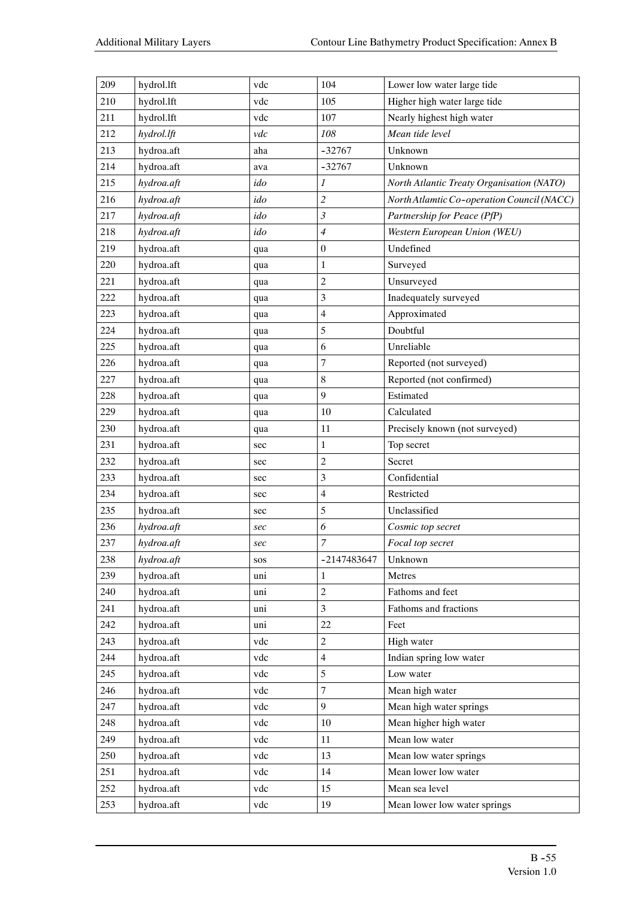| 209 | hydrol.lft | vdc | 104 | Lower low water large tide |
|---|---|---|---|---|
| 210 | hydrol.lft | vdc | 105 | Higher high water large tide |
| 211 | hydrol.lft | vdc | 107 | Nearly highest high water |
| 212 | *hydrol.lft* | *vdc* | *108* | *Mean tide level* |
| 213 | hydroa.aft | aha | -32767 | Unknown |
| 214 | hydroa.aft | ava | -32767 | Unknown |
| 215 | *hydroa.aft* | *ido* | *1* | *North Atlantic Treaty Organisation (NATO)* |
| 216 | *hydroa.aft* | *ido* | *2* | *NorthAtlamtic Co-operation Council (NACC)* |
| 217 | *hydroa.aft* | *ido* | *3* | *Partnership for Peace (PfP)* |
| 218 | *hydroa.aft* | *ido* | *4* | *Western European Union (WEU)* |
| 219 | hydroa.aft | qua | 0 | Undefined |
| 220 | hydroa.aft | qua | 1 | Surveyed |
| 221 | hydroa.aft | qua | 2 | Unsurveyed |
| 222 | hydroa.aft | qua | 3 | Inadequately surveyed |
| 223 | hydroa.aft | qua | 4 | Approximated |
| 224 | hydroa.aft | qua | 5 | Doubtful |
| 225 | hydroa.aft | qua | 6 | Unreliable |
| 226 | hydroa.aft | qua | 7 | Reported (not surveyed) |
| 227 | hydroa.aft | qua | 8 | Reported (not confirmed) |
| 228 | hydroa.aft | qua | 9 | Estimated |
| 229 | hydroa.aft | qua | 10 | Calculated |
| 230 | hydroa.aft | qua | 11 | Precisely known (not surveyed) |
| 231 | hydroa.aft | sec | 1 | Top secret |
| 232 | hydroa.aft | sec | 2 | Secret |
| 233 | hydroa.aft | sec | 3 | Confidential |
| 234 | hydroa.aft | sec | 4 | Restricted |
| 235 | hydroa.aft | sec | 5 | Unclassified |
| 236 | *hydroa.aft* | *sec* | *6* | *Cosmic top secret* |
| 237 | *hydroa.aft* | *sec* | *7* | *Focal top secret* |
| 238 | *hydroa.aft* | sos | -2147483647 | Unknown |
| 239 | hydroa.aft | uni | 1 | Metres |
| 240 | hydroa.aft | uni | 2 | Fathoms and feet |
| 241 | hydroa.aft | uni | 3 | Fathoms and fractions |
| 242 | hydroa.aft | uni | 22 | Feet |
| 243 | hydroa.aft | vdc | 2 | High water |
| 244 | hydroa.aft | vdc | 4 | Indian spring low water |
| 245 | hydroa.aft | vdc | 5 | Low water |
| 246 | hydroa.aft | vdc | 7 | Mean high water |
| 247 | hydroa.aft | vdc | 9 | Mean high water springs |
| 248 | hydroa.aft | vdc | 10 | Mean higher high water |
| 249 | hydroa.aft | vdc | 11 | Mean low water |
| 250 | hydroa.aft | vdc | 13 | Mean low water springs |
| 251 | hydroa.aft | vdc | 14 | Mean lower low water |
| 252 | hydroa.aft | vdc | 15 | Mean sea level |
| 253 | hydroa.aft | vdc | 19 | Mean lower low water springs |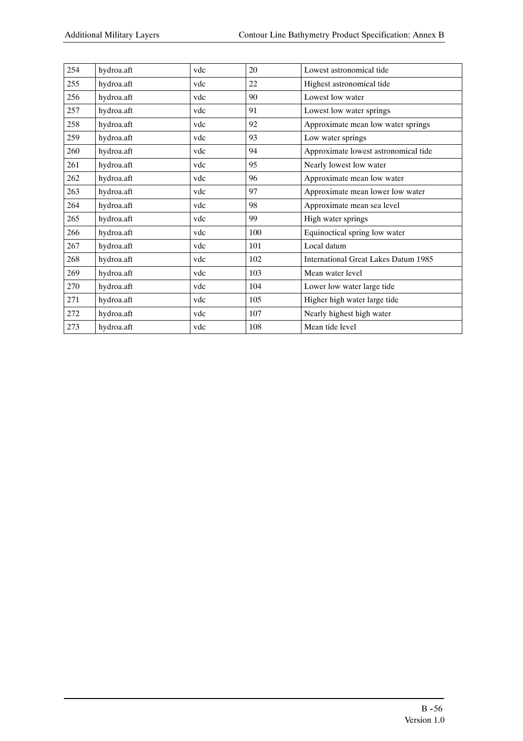| 254 | hydroa.aft | vdc | 20 | Lowest astronomical tide |
|---|---|---|---|---|
| 255 | hydroa.aft | vdc | 22 | Highest astronomical tide |
| 256 | hydroa.aft | vdc | 90 | Lowest low water |
| 257 | hydroa.aft | vdc | 91 | Lowest low water springs |
| 258 | hydroa.aft | vdc | 92 | Approximate mean low water springs |
| 259 | hydroa.aft | vdc | 93 | Low water springs |
| 260 | hydroa.aft | vdc | 94 | Approximate lowest astronomical tide |
| 261 | hydroa.aft | vdc | 95 | Nearly lowest low water |
| 262 | hydroa.aft | vdc | 96 | Approximate mean low water |
| 263 | hydroa.aft | vdc | 97 | Approximate mean lower low water |
| 264 | hydroa.aft | vdc | 98 | Approximate mean sea level |
| 265 | hydroa.aft | vdc | 99 | High water springs |
| 266 | hydroa.aft | vdc | 100 | Equinoctical spring low water |
| 267 | hydroa.aft | vdc | 101 | Local datum |
| 268 | hydroa.aft | vdc | 102 | International Great Lakes Datum 1985 |
| 269 | hydroa.aft | vdc | 103 | Mean water level |
| 270 | hydroa.aft | vdc | 104 | Lower low water large tide |
| 271 | hydroa.aft | vdc | 105 | Higher high water large tide |
| 272 | hydroa.aft | vdc | 107 | Nearly highest high water |
| 273 | hydroa.aft | vdc | 108 | Mean tide level |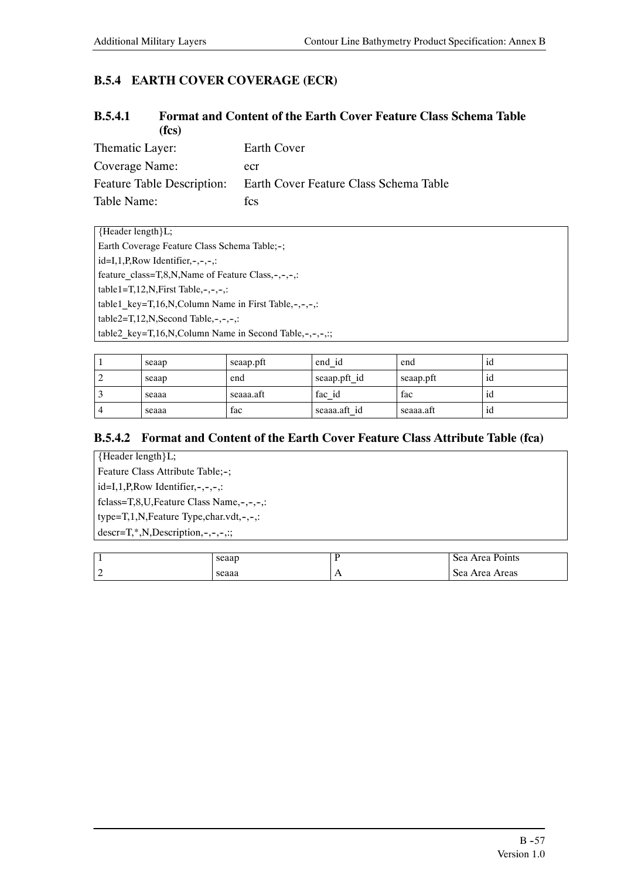### B.5.4 EARTH COVER COVERAGE (ECR)

#### B.5.4.1 Format and Content of the Earth Cover Feature Class Schema Table (fcs)

Thematic Layer: Earth Cover
Coverage Name: ecr
Feature Table Description: Earth Cover Feature Class Schema Table
Table Name: fcs

```
{Header length}L;
Earth Coverage Feature Class Schema Table;-;
id=I,1,P,Row Identifier,-,-,-,:
feature_class=T,8,N,Name of Feature Class,-,-,-,:
table1=T,12,N,First Table,-,-,-,:
table1_key=T,16,N,Column Name in First Table,-,-,-,:
table2=T,12,N,Second Table,-,-,-,:
table2_key=T,16,N,Column Name in Second Table,-,-,-,:;
```

| | | | | | |
|---|---|---|---|---|---|
| 1 | seaap | seaap.pft | end_id | end | id |
| 2 | seaap | end | seaap.pft_id | seaap.pft | id |
| 3 | seaaa | seaaa.aft | fac_id | fac | id |
| 4 | seaaa | fac | seaaa.aft_id | seaaa.aft | id |

#### B.5.4.2 Format and Content of the Earth Cover Feature Class Attribute Table (fca)

```
{Header length}L;
Feature Class Attribute Table;-;
id=I,1,P,Row Identifier,-,-,-,:
fclass=T,8,U,Feature Class Name,-,-,-,:
type=T,1,N,Feature Type,char.vdt,-,-,:
descr=T,*,N,Description,-,-,-,:;
```

| | | | |
|---|---|---|---|
| 1 | seaap | P | Sea Area Points |
| 2 | seaaa | A | Sea Area Areas |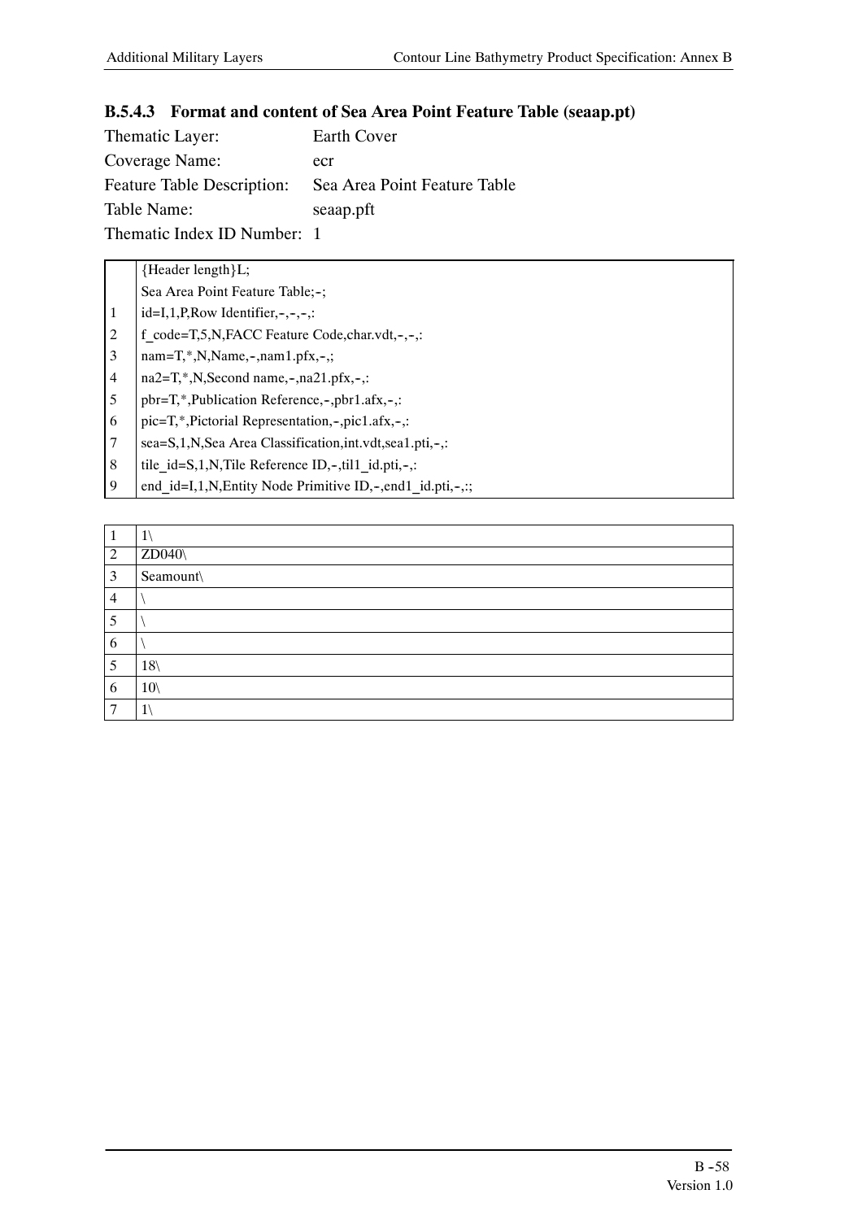### B.5.4.3 Format and content of Sea Area Point Feature Table (seaap.pt)

Thematic Layer: Earth Cover

Coverage Name: ecr

Feature Table Description: Sea Area Point Feature Table

Table Name: seaap.pft

Thematic Index ID Number: 1

| | |
|---|---|
| | {Header length}L; |
| | Sea Area Point Feature Table;-; |
| 1 | id=I,1,P,Row Identifier,-,-,-,: |
| 2 | f_code=T,5,N,FACC Feature Code,char.vdt,-,-,: |
| 3 | nam=T,*,N,Name,-,nam1.pfx,-,; |
| 4 | na2=T,*,N,Second name,-,na21.pfx,-,: |
| 5 | pbr=T,*,Publication Reference,-,pbr1.afx,-,: |
| 6 | pic=T,*,Pictorial Representation,-,pic1.afx,-,: |
| 7 | sea=S,1,N,Sea Area Classification,int.vdt,sea1.pti,-,: |
| 8 | tile_id=S,1,N,Tile Reference ID,-,til1_id.pti,-,: |
| 9 | end_id=I,1,N,Entity Node Primitive ID,-,end1_id.pti,-,:; |

| | |
|---|---|
| 1 | 1\ |
| 2 | ZD040\ |
| 3 | Seamount\ |
| 4 | \ |
| 5 | \ |
| 6 | \ |
| 5 | 18\ |
| 6 | 10\ |
| 7 | 1\ |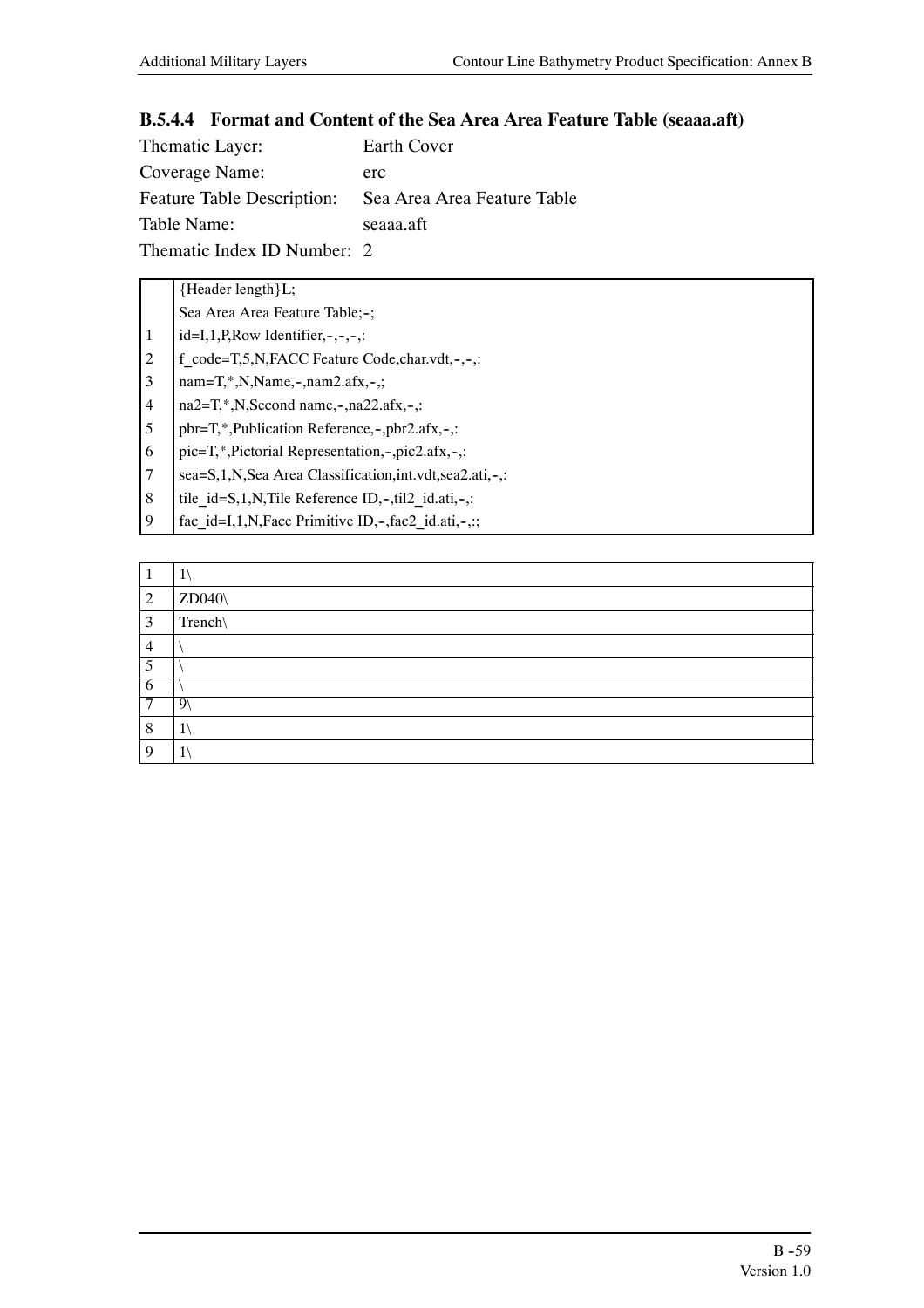### B.5.4.4 Format and Content of the Sea Area Area Feature Table (seaaa.aft)

Thematic Layer: Earth Cover

Coverage Name: erc

Feature Table Description: Sea Area Area Feature Table

Table Name: seaaa.aft

Thematic Index ID Number: 2

| | |
|---|---|
| | {Header length}L; |
| | Sea Area Area Feature Table;-; |
| 1 | id=I,1,P,Row Identifier,-,-,-,: |
| 2 | f_code=T,5,N,FACC Feature Code,char.vdt,-,-,: |
| 3 | nam=T,*,N,Name,-,nam2.afx,-,; |
| 4 | na2=T,*,N,Second name,-,na22.afx,-,: |
| 5 | pbr=T,*,Publication Reference,-,pbr2.afx,-,: |
| 6 | pic=T,*,Pictorial Representation,-,pic2.afx,-,: |
| 7 | sea=S,1,N,Sea Area Classification,int.vdt,sea2.ati,-,: |
| 8 | tile_id=S,1,N,Tile Reference ID,-,til2_id.ati,-,: |
| 9 | fac_id=I,1,N,Face Primitive ID,-,fac2_id.ati,-,:; |

| | |
|---|---|
| 1 | 1\ |
| 2 | ZD040\ |
| 3 | Trench\ |
| 4 | \ |
| 5 | \ |
| 6 | \ |
| 7 | 9\ |
| 8 | 1\ |
| 9 | 1\ |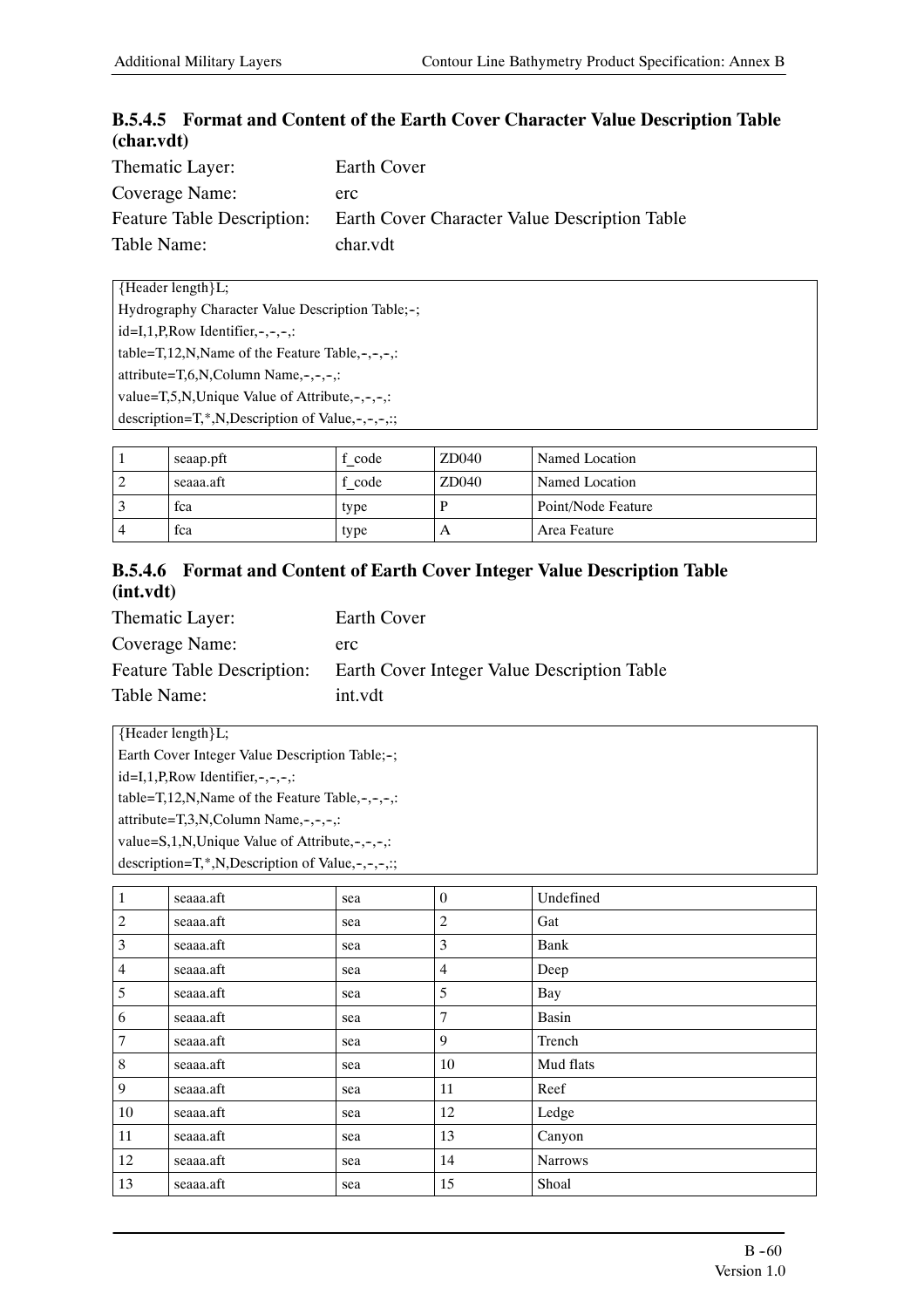### B.5.4.5 Format and Content of the Earth Cover Character Value Description Table (char.vdt)

Thematic Layer: Earth Cover
Coverage Name: erc
Feature Table Description: Earth Cover Character Value Description Table
Table Name: char.vdt

```
{Header length}L;
Hydrography Character Value Description Table;-;
id=I,1,P,Row Identifier,-,-,-,:
table=T,12,N,Name of the Feature Table,-,-,-,:
attribute=T,6,N,Column Name,-,-,-,:
value=T,5,N,Unique Value of Attribute,-,-,-,:
description=T,*,N,Description of Value,-,-,-,:;
```

| | | | | |
|---|---|---|---|---|
| 1 | seaap.pft | f_code | ZD040 | Named Location |
| 2 | seaaa.aft | f_code | ZD040 | Named Location |
| 3 | fca | type | P | Point/Node Feature |
| 4 | fca | type | A | Area Feature |

### B.5.4.6 Format and Content of Earth Cover Integer Value Description Table (int.vdt)

Thematic Layer: Earth Cover
Coverage Name: erc
Feature Table Description: Earth Cover Integer Value Description Table
Table Name: int.vdt

```
{Header length}L;
Earth Cover Integer Value Description Table;-;
id=I,1,P,Row Identifier,-,-,-,:
table=T,12,N,Name of the Feature Table,-,-,-,:
attribute=T,3,N,Column Name,-,-,-,:
value=S,1,N,Unique Value of Attribute,-,-,-,:
description=T,*,N,Description of Value,-,-,-,:;
```

| | | | | |
|---|---|---|---|---|
| 1 | seaaa.aft | sea | 0 | Undefined |
| 2 | seaaa.aft | sea | 2 | Gat |
| 3 | seaaa.aft | sea | 3 | Bank |
| 4 | seaaa.aft | sea | 4 | Deep |
| 5 | seaaa.aft | sea | 5 | Bay |
| 6 | seaaa.aft | sea | 7 | Basin |
| 7 | seaaa.aft | sea | 9 | Trench |
| 8 | seaaa.aft | sea | 10 | Mud flats |
| 9 | seaaa.aft | sea | 11 | Reef |
| 10 | seaaa.aft | sea | 12 | Ledge |
| 11 | seaaa.aft | sea | 13 | Canyon |
| 12 | seaaa.aft | sea | 14 | Narrows |
| 13 | seaaa.aft | sea | 15 | Shoal |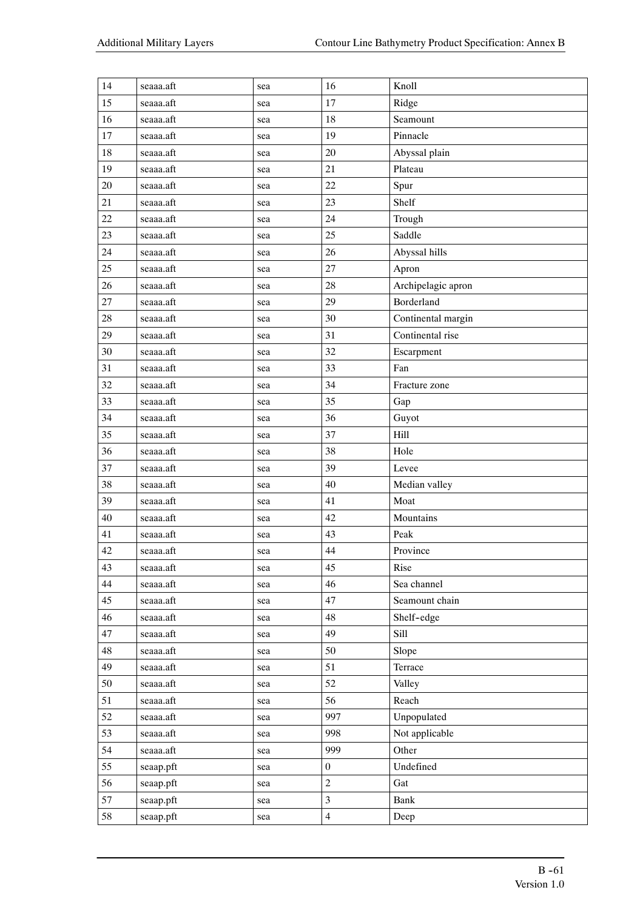| 14 | seaaa.aft | sea | 16 | Knoll |
|---|---|---|---|---|
| 15 | seaaa.aft | sea | 17 | Ridge |
| 16 | seaaa.aft | sea | 18 | Seamount |
| 17 | seaaa.aft | sea | 19 | Pinnacle |
| 18 | seaaa.aft | sea | 20 | Abyssal plain |
| 19 | seaaa.aft | sea | 21 | Plateau |
| 20 | seaaa.aft | sea | 22 | Spur |
| 21 | seaaa.aft | sea | 23 | Shelf |
| 22 | seaaa.aft | sea | 24 | Trough |
| 23 | seaaa.aft | sea | 25 | Saddle |
| 24 | seaaa.aft | sea | 26 | Abyssal hills |
| 25 | seaaa.aft | sea | 27 | Apron |
| 26 | seaaa.aft | sea | 28 | Archipelagic apron |
| 27 | seaaa.aft | sea | 29 | Borderland |
| 28 | seaaa.aft | sea | 30 | Continental margin |
| 29 | seaaa.aft | sea | 31 | Continental rise |
| 30 | seaaa.aft | sea | 32 | Escarpment |
| 31 | seaaa.aft | sea | 33 | Fan |
| 32 | seaaa.aft | sea | 34 | Fracture zone |
| 33 | seaaa.aft | sea | 35 | Gap |
| 34 | seaaa.aft | sea | 36 | Guyot |
| 35 | seaaa.aft | sea | 37 | Hill |
| 36 | seaaa.aft | sea | 38 | Hole |
| 37 | seaaa.aft | sea | 39 | Levee |
| 38 | seaaa.aft | sea | 40 | Median valley |
| 39 | seaaa.aft | sea | 41 | Moat |
| 40 | seaaa.aft | sea | 42 | Mountains |
| 41 | seaaa.aft | sea | 43 | Peak |
| 42 | seaaa.aft | sea | 44 | Province |
| 43 | seaaa.aft | sea | 45 | Rise |
| 44 | seaaa.aft | sea | 46 | Sea channel |
| 45 | seaaa.aft | sea | 47 | Seamount chain |
| 46 | seaaa.aft | sea | 48 | Shelf-edge |
| 47 | seaaa.aft | sea | 49 | Sill |
| 48 | seaaa.aft | sea | 50 | Slope |
| 49 | seaaa.aft | sea | 51 | Terrace |
| 50 | seaaa.aft | sea | 52 | Valley |
| 51 | seaaa.aft | sea | 56 | Reach |
| 52 | seaaa.aft | sea | 997 | Unpopulated |
| 53 | seaaa.aft | sea | 998 | Not applicable |
| 54 | seaaa.aft | sea | 999 | Other |
| 55 | seaap.pft | sea | 0 | Undefined |
| 56 | seaap.pft | sea | 2 | Gat |
| 57 | seaap.pft | sea | 3 | Bank |
| 58 | seaap.pft | sea | 4 | Deep |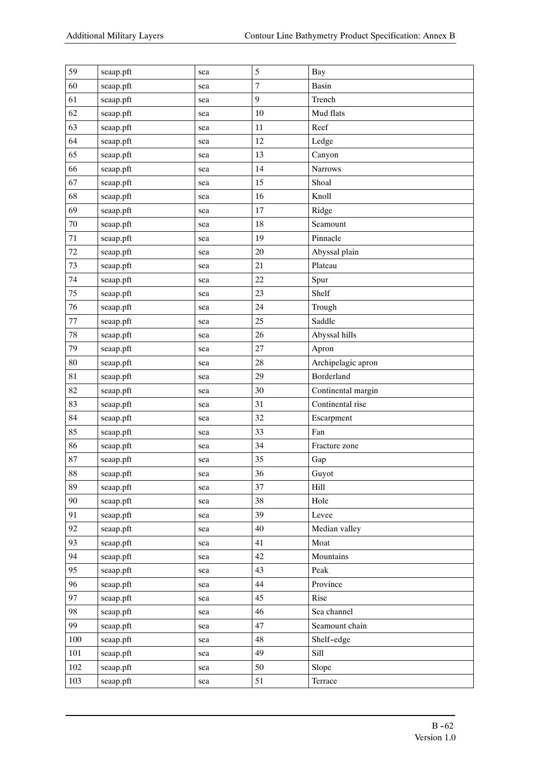| 59 | seaap.pft | sea | 5 | Bay |
|---|---|---|---|---|
| 60 | seaap.pft | sea | 7 | Basin |
| 61 | seaap.pft | sea | 9 | Trench |
| 62 | seaap.pft | sea | 10 | Mud flats |
| 63 | seaap.pft | sea | 11 | Reef |
| 64 | seaap.pft | sea | 12 | Ledge |
| 65 | seaap.pft | sea | 13 | Canyon |
| 66 | seaap.pft | sea | 14 | Narrows |
| 67 | seaap.pft | sea | 15 | Shoal |
| 68 | seaap.pft | sea | 16 | Knoll |
| 69 | seaap.pft | sea | 17 | Ridge |
| 70 | seaap.pft | sea | 18 | Seamount |
| 71 | seaap.pft | sea | 19 | Pinnacle |
| 72 | seaap.pft | sea | 20 | Abyssal plain |
| 73 | seaap.pft | sea | 21 | Plateau |
| 74 | seaap.pft | sea | 22 | Spur |
| 75 | seaap.pft | sea | 23 | Shelf |
| 76 | seaap.pft | sea | 24 | Trough |
| 77 | seaap.pft | sea | 25 | Saddle |
| 78 | seaap.pft | sea | 26 | Abyssal hills |
| 79 | seaap.pft | sea | 27 | Apron |
| 80 | seaap.pft | sea | 28 | Archipelagic apron |
| 81 | seaap.pft | sea | 29 | Borderland |
| 82 | seaap.pft | sea | 30 | Continental margin |
| 83 | seaap.pft | sea | 31 | Continental rise |
| 84 | seaap.pft | sea | 32 | Escarpment |
| 85 | seaap.pft | sea | 33 | Fan |
| 86 | seaap.pft | sea | 34 | Fracture zone |
| 87 | seaap.pft | sea | 35 | Gap |
| 88 | seaap.pft | sea | 36 | Guyot |
| 89 | seaap.pft | sea | 37 | Hill |
| 90 | seaap.pft | sea | 38 | Hole |
| 91 | seaap.pft | sea | 39 | Levee |
| 92 | seaap.pft | sea | 40 | Median valley |
| 93 | seaap.pft | sea | 41 | Moat |
| 94 | seaap.pft | sea | 42 | Mountains |
| 95 | seaap.pft | sea | 43 | Peak |
| 96 | seaap.pft | sea | 44 | Province |
| 97 | seaap.pft | sea | 45 | Rise |
| 98 | seaap.pft | sea | 46 | Sea channel |
| 99 | seaap.pft | sea | 47 | Seamount chain |
| 100 | seaap.pft | sea | 48 | Shelf-edge |
| 101 | seaap.pft | sea | 49 | Sill |
| 102 | seaap.pft | sea | 50 | Slope |
| 103 | seaap.pft | sea | 51 | Terrace |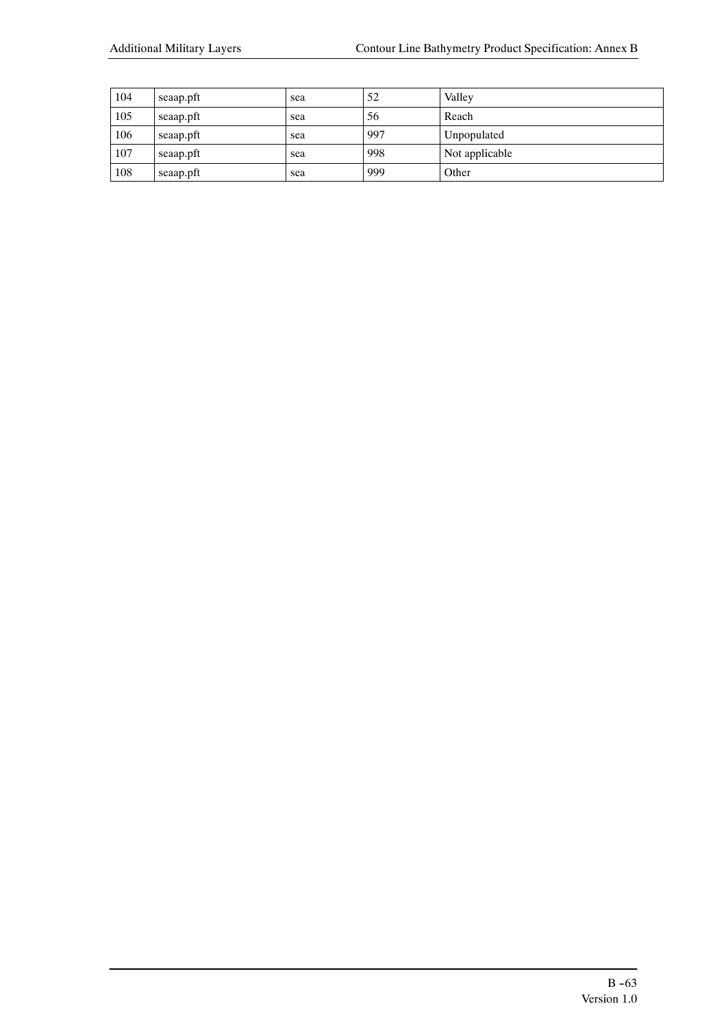| 104 | seaap.pft | sea | 52 | Valley |
|---|---|---|---|---|
| 105 | seaap.pft | sea | 56 | Reach |
| 106 | seaap.pft | sea | 997 | Unpopulated |
| 107 | seaap.pft | sea | 998 | Not applicable |
| 108 | seaap.pft | sea | 999 | Other |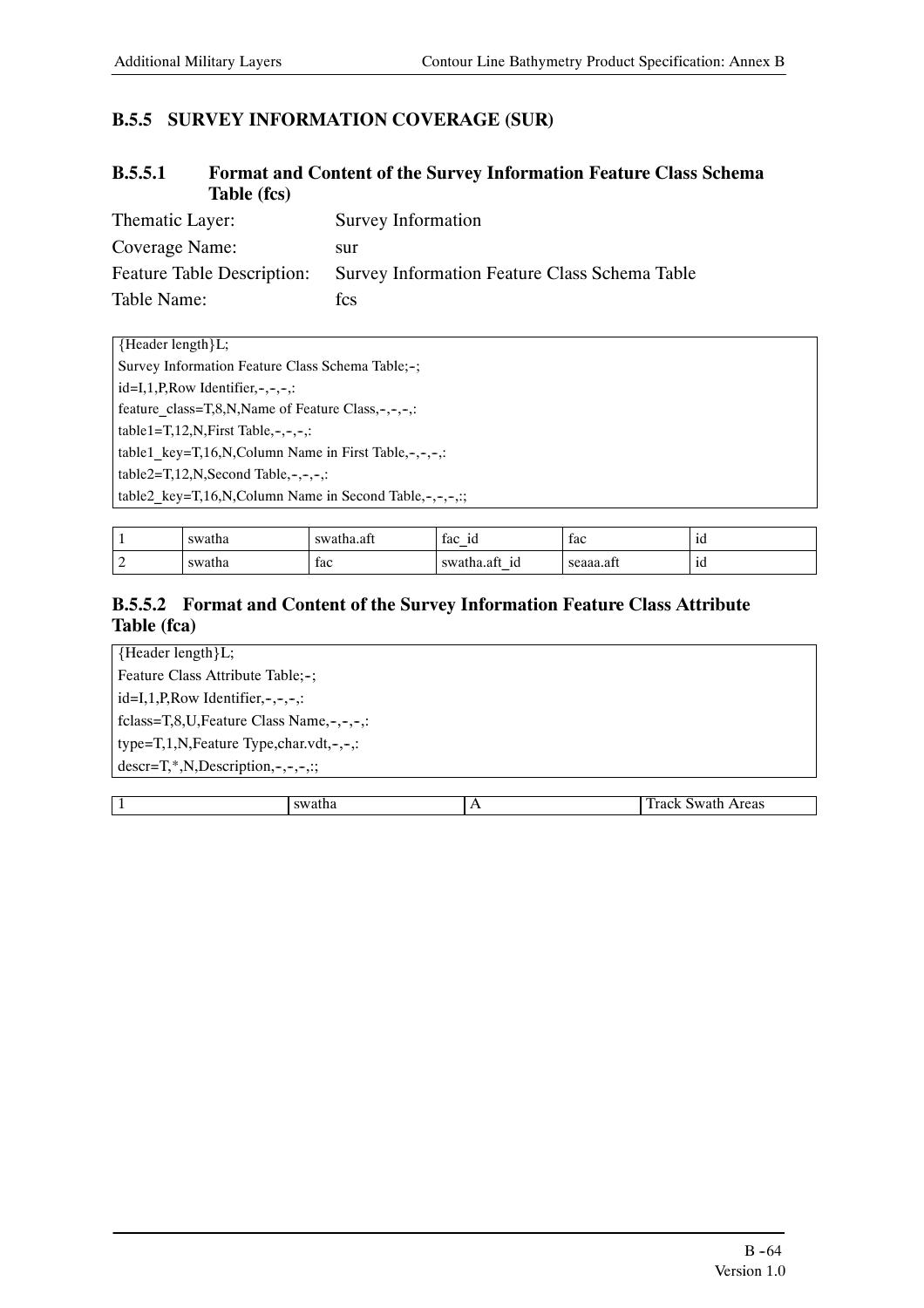### B.5.5 SURVEY INFORMATION COVERAGE (SUR)

#### B.5.5.1 Format and Content of the Survey Information Feature Class Schema Table (fcs)

Thematic Layer: Survey Information

Coverage Name: sur

Feature Table Description: Survey Information Feature Class Schema Table

Table Name: fcs

```
{Header length}L;
Survey Information Feature Class Schema Table;-;
id=I,1,P,Row Identifier,-,-,-,:
feature_class=T,8,N,Name of Feature Class,-,-,-,:
table1=T,12,N,First Table,-,-,-,:
table1_key=T,16,N,Column Name in First Table,-,-,-,:
table2=T,12,N,Second Table,-,-,-,:
table2_key=T,16,N,Column Name in Second Table,-,-,-,:;
```

| | | | | | |
|---|---|---|---|---|---|
| 1 | swatha | swatha.aft | fac_id | fac | id |
| 2 | swatha | fac | swatha.aft_id | seaaa.aft | id |

#### B.5.5.2 Format and Content of the Survey Information Feature Class Attribute Table (fca)

```
{Header length}L;
Feature Class Attribute Table;-;
id=I,1,P,Row Identifier,-,-,-,:
fclass=T,8,U,Feature Class Name,-,-,-,:
type=T,1,N,Feature Type,char.vdt,-,-,:
descr=T,*,N,Description,-,-,-,:;
```

| | | | |
|---|---|---|---|
| 1 | swatha | A | Track Swath Areas |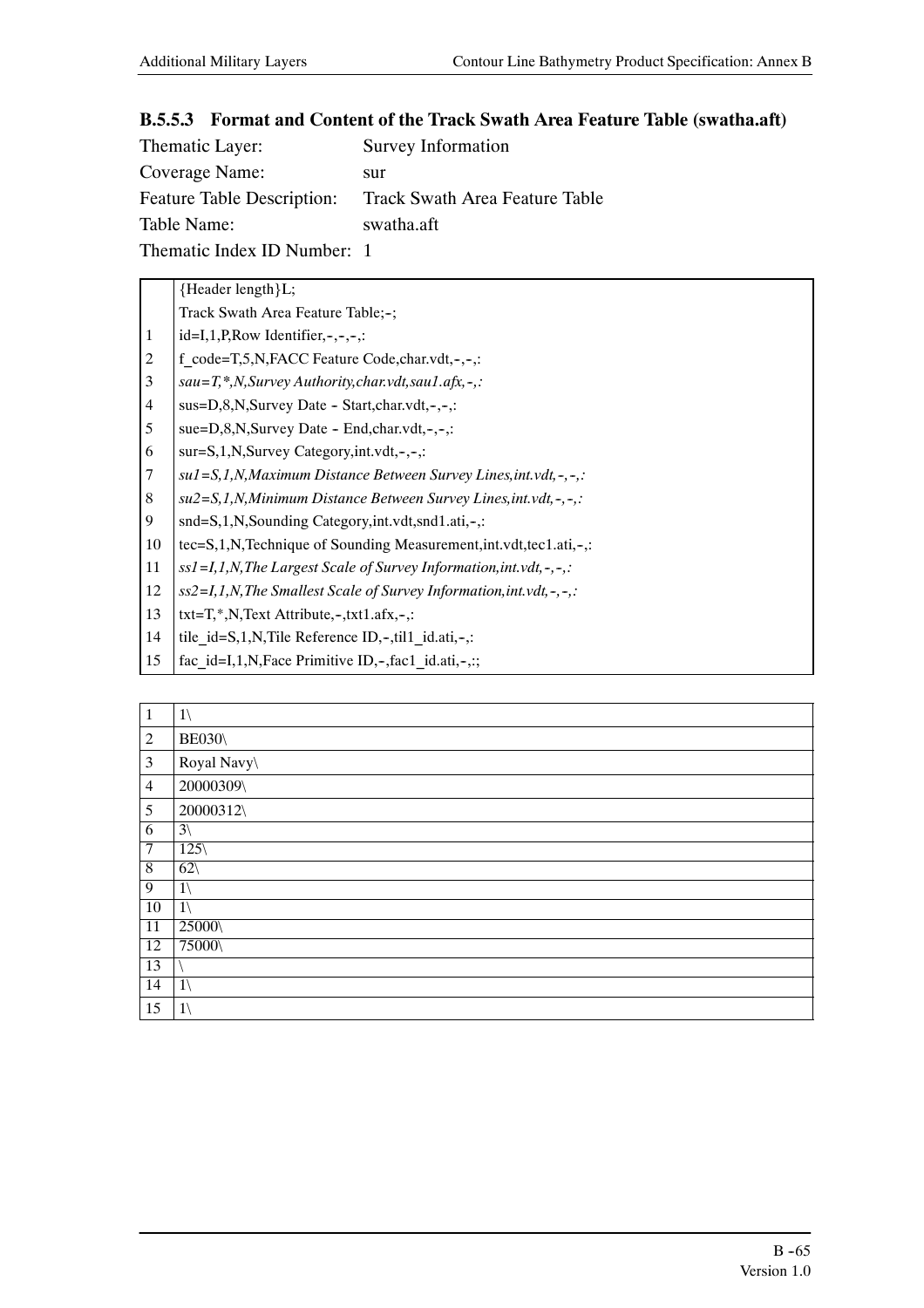### B.5.5.3 Format and Content of the Track Swath Area Feature Table (swatha.aft)

Thematic Layer: Survey Information

Coverage Name: sur

Feature Table Description: Track Swath Area Feature Table

Table Name: swatha.aft

Thematic Index ID Number: 1

| | |
|---|---|
| | {Header length}L; |
| | Track Swath Area Feature Table;-; |
| 1 | id=I,1,P,Row Identifier,-,-,-,: |
| 2 | f_code=T,5,N,FACC Feature Code,char.vdt,-,-,: |
| 3 | *sau=T,*,N,Survey Authority,char.vdt,sau1.afx,-,:* |
| 4 | sus=D,8,N,Survey Date - Start,char.vdt,-,-,: |
| 5 | sue=D,8,N,Survey Date - End,char.vdt,-,-,: |
| 6 | sur=S,1,N,Survey Category,int.vdt,-,-,: |
| 7 | *su1=S,1,N,Maximum Distance Between Survey Lines,int.vdt,-,-,:* |
| 8 | *su2=S,1,N,Minimum Distance Between Survey Lines,int.vdt,-,-,:* |
| 9 | snd=S,1,N,Sounding Category,int.vdt,snd1.ati,-,: |
| 10 | tec=S,1,N,Technique of Sounding Measurement,int.vdt,tec1.ati,-,: |
| 11 | *ss1=I,1,N,The Largest Scale of Survey Information,int.vdt,-,-,:* |
| 12 | *ss2=I,1,N,The Smallest Scale of Survey Information,int.vdt,-,-,:* |
| 13 | txt=T,*,N,Text Attribute,-,txt1.afx,-,: |
| 14 | tile_id=S,1,N,Tile Reference ID,-,til1_id.ati,-,: |
| 15 | fac_id=I,1,N,Face Primitive ID,-,fac1_id.ati,-,:; |

| | |
|---|---|
| 1 | 1\ |
| 2 | BE030\ |
| 3 | Royal Navy\ |
| 4 | 20000309\ |
| 5 | 20000312\ |
| 6 | 3\ |
| 7 | 125\ |
| 8 | 62\ |
| 9 | 1\ |
| 10 | 1\ |
| 11 | 25000\ |
| 12 | 75000\ |
| 13 | \ |
| 14 | 1\ |
| 15 | 1\ |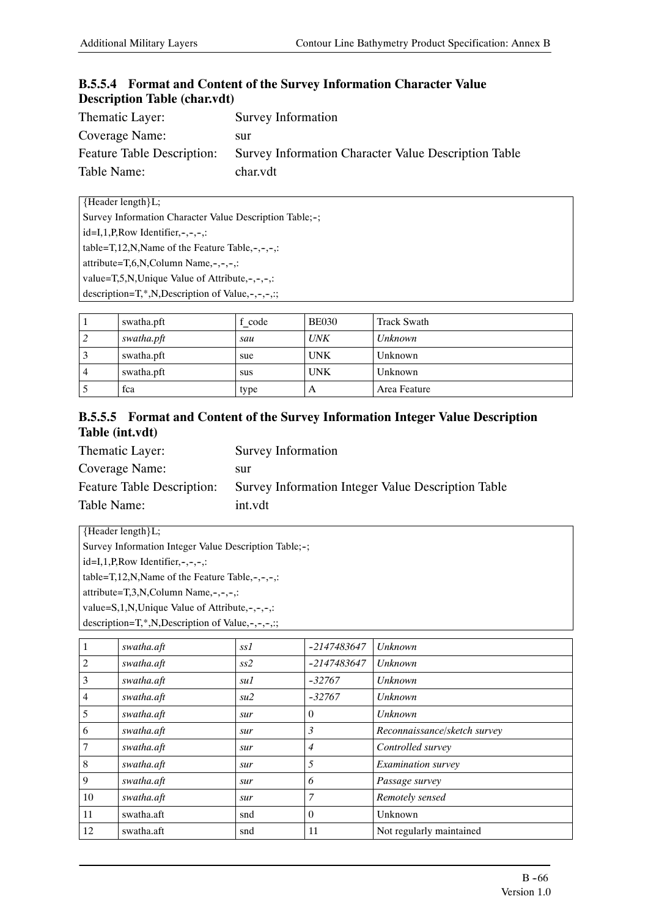### B.5.5.4 Format and Content of the Survey Information Character Value Description Table (char.vdt)

Thematic Layer: Survey Information
Coverage Name: sur
Feature Table Description: Survey Information Character Value Description Table
Table Name: char.vdt

```
{Header length}L;
Survey Information Character Value Description Table;-;
id=I,1,P,Row Identifier,-,-,-,:
table=T,12,N,Name of the Feature Table,-,-,-,:
attribute=T,6,N,Column Name,-,-,-,:
value=T,5,N,Unique Value of Attribute,-,-,-,:
description=T,*,N,Description of Value,-,-,-,:;
```

| | | | | |
|---|---|---|---|---|
| 1 | swatha.pft | f_code | BE030 | Track Swath |
| *2* | *swatha.pft* | *sau* | *UNK* | *Unknown* |
| 3 | swatha.pft | sue | UNK | Unknown |
| 4 | swatha.pft | sus | UNK | Unknown |
| 5 | fca | type | A | Area Feature |

### B.5.5.5 Format and Content of the Survey Information Integer Value Description Table (int.vdt)

Thematic Layer: Survey Information
Coverage Name: sur
Feature Table Description: Survey Information Integer Value Description Table
Table Name: int.vdt

```
{Header length}L;
Survey Information Integer Value Description Table;-;
id=I,1,P,Row Identifier,-,-,-,:
table=T,12,N,Name of the Feature Table,-,-,-,:
attribute=T,3,N,Column Name,-,-,-,:
value=S,1,N,Unique Value of Attribute,-,-,-,:
description=T,*,N,Description of Value,-,-,-,:;
```

| | | | | |
|---|---|---|---|---|
| 1 | *swatha.aft* | *ss1* | *-2147483647* | *Unknown* |
| 2 | *swatha.aft* | *ss2* | *-2147483647* | *Unknown* |
| 3 | *swatha.aft* | *su1* | *-32767* | *Unknown* |
| 4 | *swatha.aft* | *su2* | *-32767* | *Unknown* |
| 5 | *swatha.aft* | *sur* | 0 | *Unknown* |
| 6 | *swatha.aft* | *sur* | *3* | *Reconnaissance/sketch survey* |
| 7 | *swatha.aft* | *sur* | *4* | *Controlled survey* |
| 8 | *swatha.aft* | *sur* | *5* | *Examination survey* |
| 9 | *swatha.aft* | *sur* | *6* | *Passage survey* |
| 10 | *swatha.aft* | *sur* | *7* | *Remotely sensed* |
| 11 | swatha.aft | snd | 0 | Unknown |
| 12 | swatha.aft | snd | 11 | Not regularly maintained |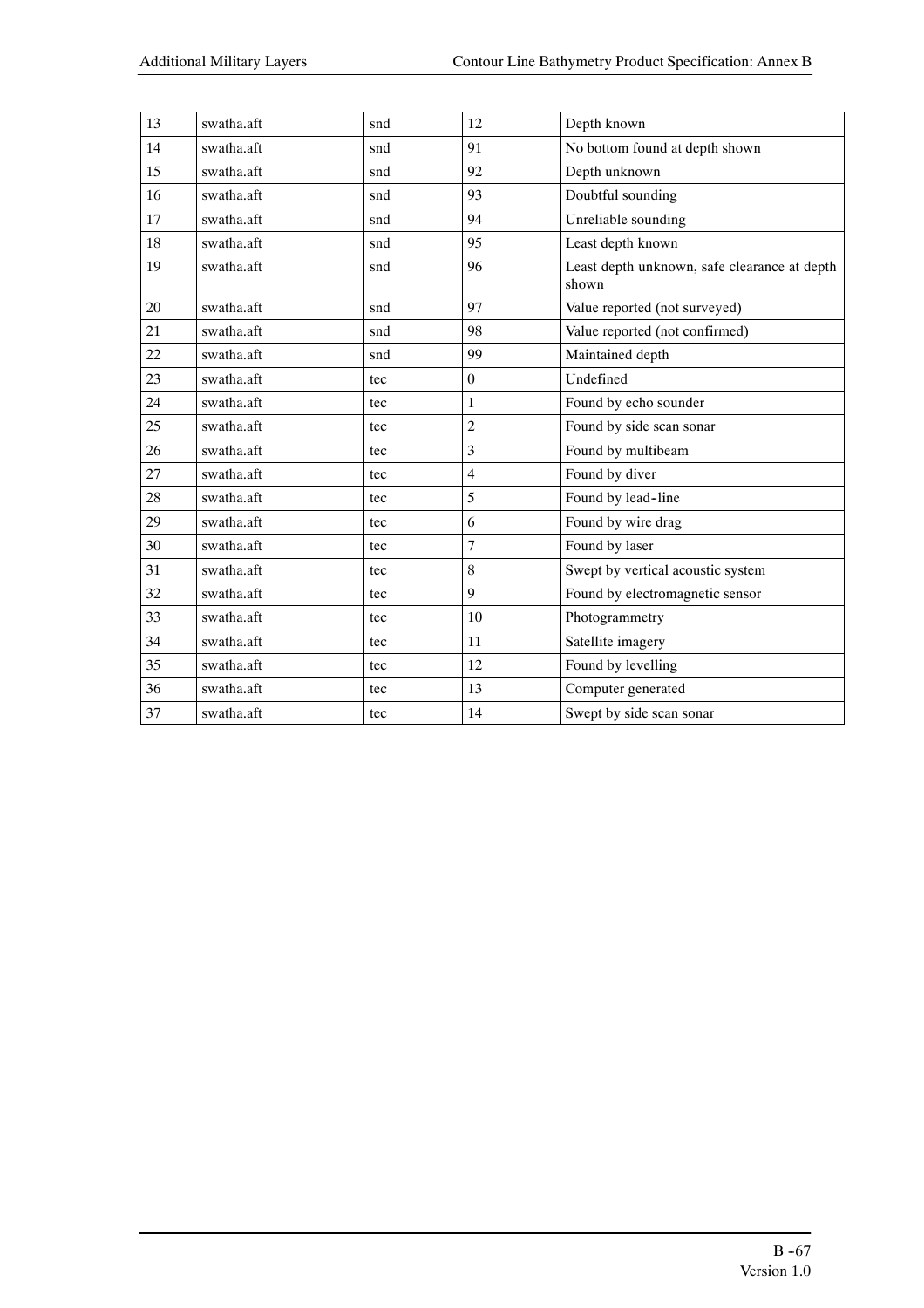| 13 | swatha.aft | snd | 12 | Depth known |
|---|---|---|---|---|
| 14 | swatha.aft | snd | 91 | No bottom found at depth shown |
| 15 | swatha.aft | snd | 92 | Depth unknown |
| 16 | swatha.aft | snd | 93 | Doubtful sounding |
| 17 | swatha.aft | snd | 94 | Unreliable sounding |
| 18 | swatha.aft | snd | 95 | Least depth known |
| 19 | swatha.aft | snd | 96 | Least depth unknown, safe clearance at depth shown |
| 20 | swatha.aft | snd | 97 | Value reported (not surveyed) |
| 21 | swatha.aft | snd | 98 | Value reported (not confirmed) |
| 22 | swatha.aft | snd | 99 | Maintained depth |
| 23 | swatha.aft | tec | 0 | Undefined |
| 24 | swatha.aft | tec | 1 | Found by echo sounder |
| 25 | swatha.aft | tec | 2 | Found by side scan sonar |
| 26 | swatha.aft | tec | 3 | Found by multibeam |
| 27 | swatha.aft | tec | 4 | Found by diver |
| 28 | swatha.aft | tec | 5 | Found by lead-line |
| 29 | swatha.aft | tec | 6 | Found by wire drag |
| 30 | swatha.aft | tec | 7 | Found by laser |
| 31 | swatha.aft | tec | 8 | Swept by vertical acoustic system |
| 32 | swatha.aft | tec | 9 | Found by electromagnetic sensor |
| 33 | swatha.aft | tec | 10 | Photogrammetry |
| 34 | swatha.aft | tec | 11 | Satellite imagery |
| 35 | swatha.aft | tec | 12 | Found by levelling |
| 36 | swatha.aft | tec | 13 | Computer generated |
| 37 | swatha.aft | tec | 14 | Swept by side scan sonar |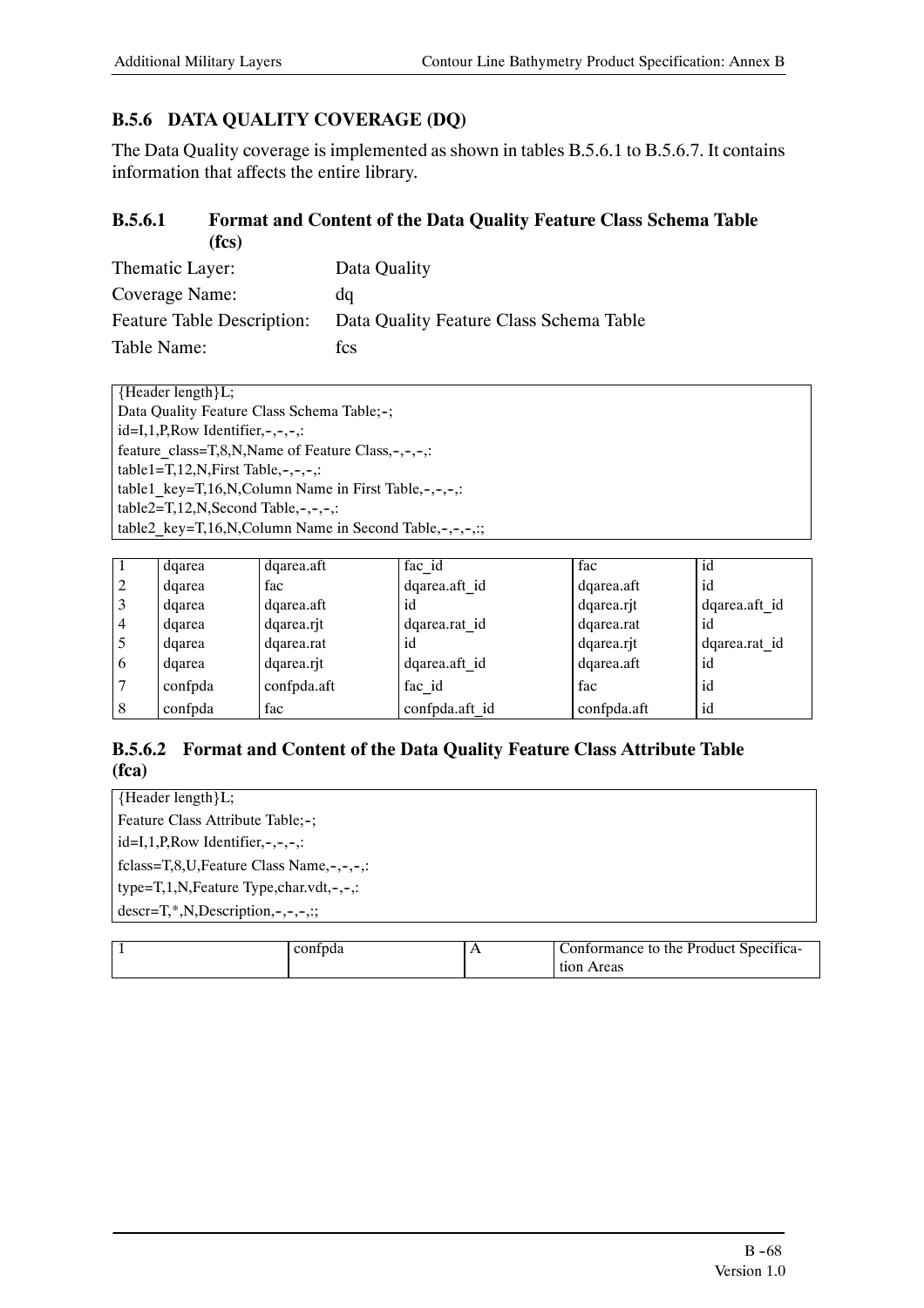### B.5.6 DATA QUALITY COVERAGE (DQ)

The Data Quality coverage is implemented as shown in tables B.5.6.1 to B.5.6.7. It contains information that affects the entire library.

#### B.5.6.1 Format and Content of the Data Quality Feature Class Schema Table (fcs)

Thematic Layer: Data Quality

Coverage Name: dq

Feature Table Description: Data Quality Feature Class Schema Table

Table Name: fcs

```
{Header length}L;
Data Quality Feature Class Schema Table;-;
id=I,1,P,Row Identifier,-,-,-,:
feature_class=T,8,N,Name of Feature Class,-,-,-,:
table1=T,12,N,First Table,-,-,-,:
table1_key=T,16,N,Column Name in First Table,-,-,-,:
table2=T,12,N,Second Table,-,-,-,:
table2_key=T,16,N,Column Name in Second Table,-,-,-,:;
```

| | | | | | |
|---|---|---|---|---|---|
| 1 | dqarea | dqarea.aft | fac_id | fac | id |
| 2 | dqarea | fac | dqarea.aft_id | dqarea.aft | id |
| 3 | dqarea | dqarea.aft | id | dqarea.rjt | dqarea.aft_id |
| 4 | dqarea | dqarea.rjt | dqarea.rat_id | dqarea.rat | id |
| 5 | dqarea | dqarea.rat | id | dqarea.rjt | dqarea.rat_id |
| 6 | dqarea | dqarea.rjt | dqarea.aft_id | dqarea.aft | id |
| 7 | confpda | confpda.aft | fac_id | fac | id |
| 8 | confpda | fac | confpda.aft_id | confpda.aft | id |

#### B.5.6.2 Format and Content of the Data Quality Feature Class Attribute Table (fca)

```
{Header length}L;
Feature Class Attribute Table;-;
id=I,1,P,Row Identifier,-,-,-,:
fclass=T,8,U,Feature Class Name,-,-,-,:
type=T,1,N,Feature Type,char.vdt,-,-,:
descr=T,*,N,Description,-,-,-,:;
```

| | | | |
|---|---|---|---|
| 1 | confpda | A | Conformance to the Product Specification Areas |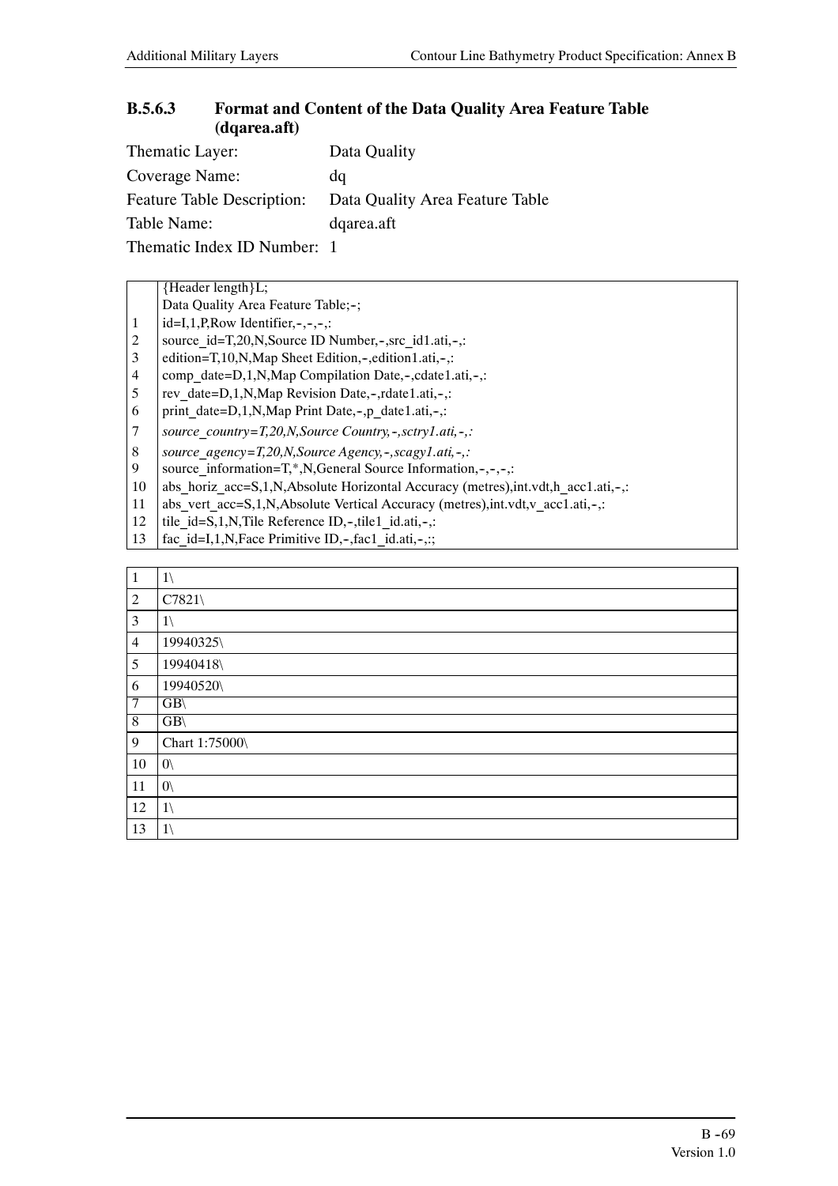### B.5.6.3 Format and Content of the Data Quality Area Feature Table (dqarea.aft)

Thematic Layer: Data Quality

Coverage Name: dq

Feature Table Description: Data Quality Area Feature Table

Table Name: dqarea.aft

Thematic Index ID Number: 1

| | |
|---|---|
| | {Header length}L; |
| | Data Quality Area Feature Table;-; |
| 1 | id=I,1,P,Row Identifier,-,-,-,: |
| 2 | source_id=T,20,N,Source ID Number,-,src_id1.ati,-,: |
| 3 | edition=T,10,N,Map Sheet Edition,-,edition1.ati,-,: |
| 4 | comp_date=D,1,N,Map Compilation Date,-,cdate1.ati,-,: |
| 5 | rev_date=D,1,N,Map Revision Date,-,rdate1.ati,-,: |
| 6 | print_date=D,1,N,Map Print Date,-,p_date1.ati,-,: |
| 7 | *source_country=T,20,N,Source Country,-,sctry1.ati,-,:* |
| 8 | *source_agency=T,20,N,Source Agency,-,scagy1.ati,-,:* |
| 9 | source_information=T,*,N,General Source Information,-,-,-,: |
| 10 | abs_horiz_acc=S,1,N,Absolute Horizontal Accuracy (metres),int.vdt,h_acc1.ati,-,: |
| 11 | abs_vert_acc=S,1,N,Absolute Vertical Accuracy (metres),int.vdt,v_acc1.ati,-,: |
| 12 | tile_id=S,1,N,Tile Reference ID,-,tile1_id.ati,-,: |
| 13 | fac_id=I,1,N,Face Primitive ID,-,fac1_id.ati,-,:; |

| | |
|---|---|
| 1 | 1\ |
| 2 | C7821\ |
| 3 | 1\ |
| 4 | 19940325\ |
| 5 | 19940418\ |
| 6 | 19940520\ |
| 7 | GB\ |
| 8 | GB\ |
| 9 | Chart 1:75000\ |
| 10 | 0\ |
| 11 | 0\ |
| 12 | 1\ |
| 13 | 1\ |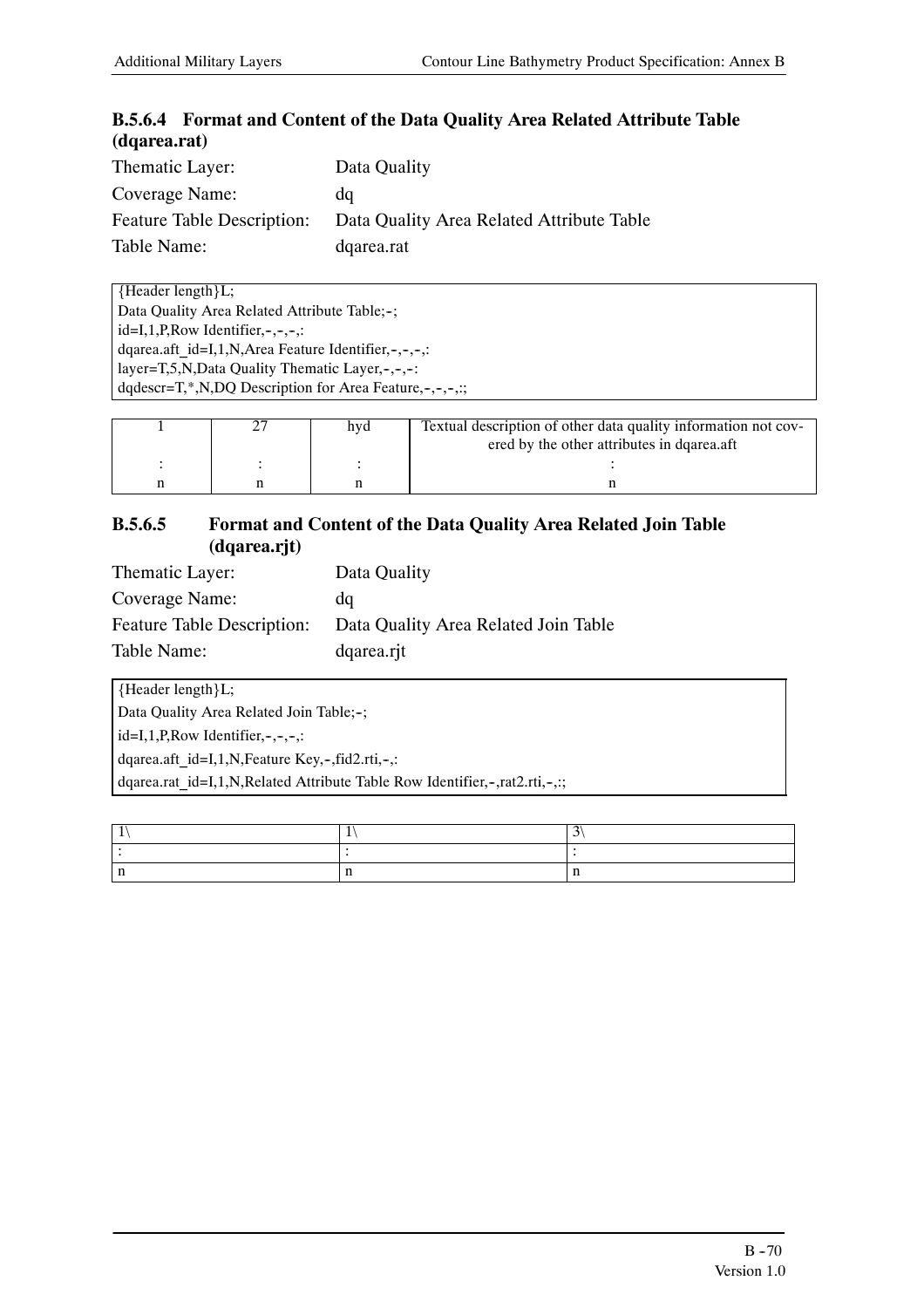### B.5.6.4 Format and Content of the Data Quality Area Related Attribute Table (dqarea.rat)

Thematic Layer: Data Quality

Coverage Name: dq

Feature Table Description: Data Quality Area Related Attribute Table

Table Name: dqarea.rat

```
{Header length}L;
Data Quality Area Related Attribute Table;-;
id=I,1,P,Row Identifier,-,-,-,:
dqarea.aft_id=I,1,N,Area Feature Identifier,-,-,-,:
layer=T,5,N,Data Quality Thematic Layer,-,-,-:
dqdescr=T,*,N,DQ Description for Area Feature,-,-,-,:;
```

| | | | |
|---|---|---|---|
| 1 | 27 | hyd | Textual description of other data quality information not covered by the other attributes in dqarea.aft |
| : | : | : | : |
| n | n | n | n |

### B.5.6.5 Format and Content of the Data Quality Area Related Join Table (dqarea.rjt)

Thematic Layer: Data Quality

Coverage Name: dq

Feature Table Description: Data Quality Area Related Join Table

Table Name: dqarea.rjt

```
{Header length}L;
Data Quality Area Related Join Table;-;
id=I,1,P,Row Identifier,-,-,-,:
dqarea.aft_id=I,1,N,Feature Key,-,fid2.rti,-,:
dqarea.rat_id=I,1,N,Related Attribute Table Row Identifier,-,rat2.rti,-,:;
```

| | | |
|---|---|---|
| 1\ | 1\ | 3\ |
| : | : | : |
| n | n | n |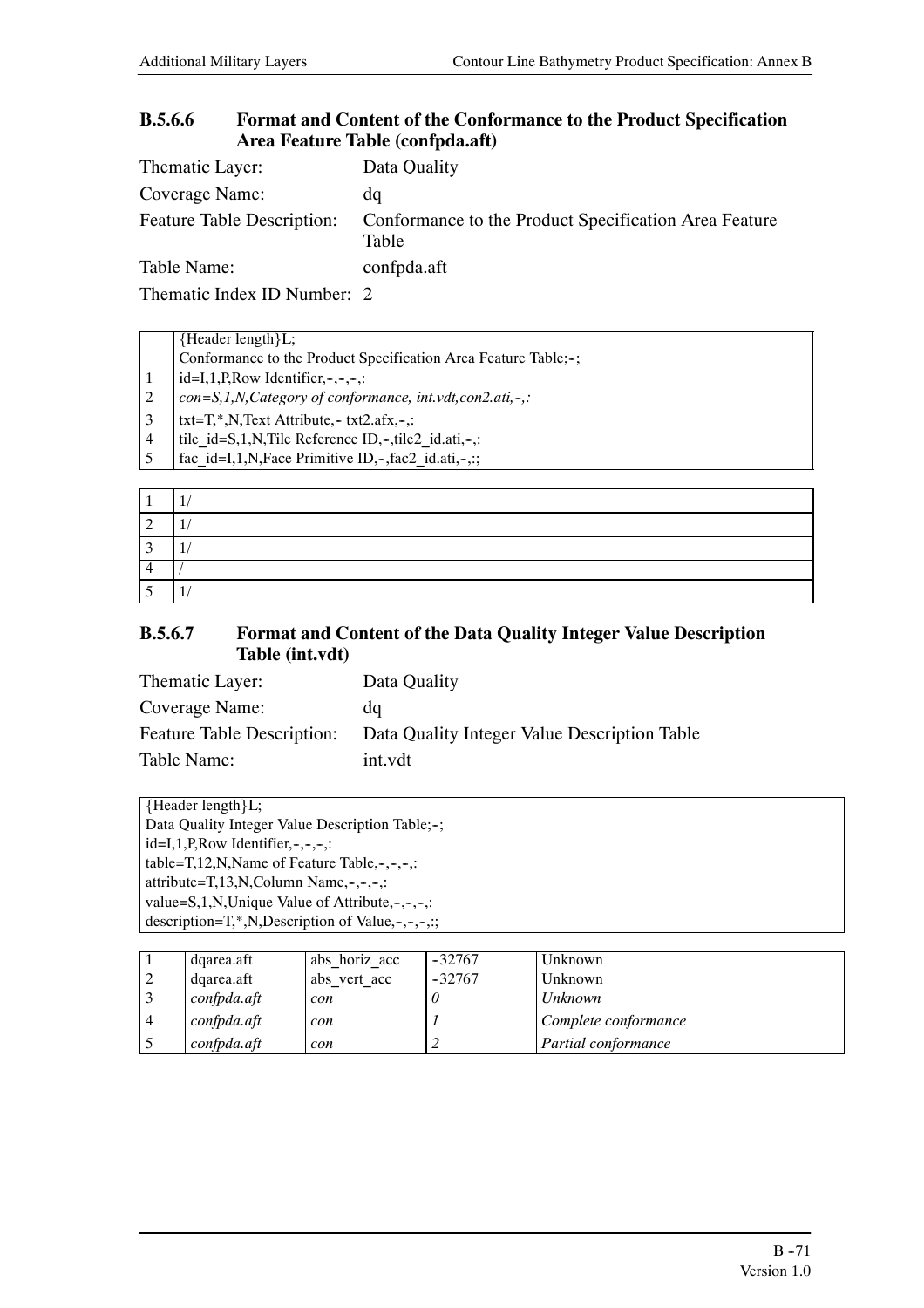### B.5.6.6 Format and Content of the Conformance to the Product Specification Area Feature Table (confpda.aft)

Thematic Layer: Data Quality

Coverage Name: dq

Feature Table Description: Conformance to the Product Specification Area Feature Table

Table Name: confpda.aft

Thematic Index ID Number: 2

| | |
|---|---|
| | {Header length}L; |
| | Conformance to the Product Specification Area Feature Table;-; |
| 1 | id=I,1,P,Row Identifier,-,-,-,: |
| 2 | *con=S,1,N,Category of conformance, int.vdt,con2.ati,-,:* |
| 3 | txt=T,*,N,Text Attribute,- txt2.afx,-,: |
| 4 | tile_id=S,1,N,Tile Reference ID,-,tile2_id.ati,-,: |
| 5 | fac_id=I,1,N,Face Primitive ID,-,fac2_id.ati,-,:; |

| | |
|---|---|
| 1 | 1/ |
| 2 | 1/ |
| 3 | 1/ |
| 4 | / |
| 5 | 1/ |

### B.5.6.7 Format and Content of the Data Quality Integer Value Description Table (int.vdt)

Thematic Layer: Data Quality

Coverage Name: dq

Feature Table Description: Data Quality Integer Value Description Table

Table Name: int.vdt

```
{Header length}L;
Data Quality Integer Value Description Table;-;
id=I,1,P,Row Identifier,-,-,-,:
table=T,12,N,Name of Feature Table,-,-,-,:
attribute=T,13,N,Column Name,-,-,-,:
value=S,1,N,Unique Value of Attribute,-,-,-,:
description=T,*,N,Description of Value,-,-,-,:;
```

| | | | | |
|---|---|---|---|---|
| 1 | dqarea.aft | abs_horiz_acc | -32767 | Unknown |
| 2 | dqarea.aft | abs_vert_acc | -32767 | Unknown |
| 3 | *confpda.aft* | *con* | *0* | *Unknown* |
| 4 | *confpda.aft* | *con* | *1* | *Complete conformance* |
| 5 | *confpda.aft* | *con* | *2* | *Partial conformance* |